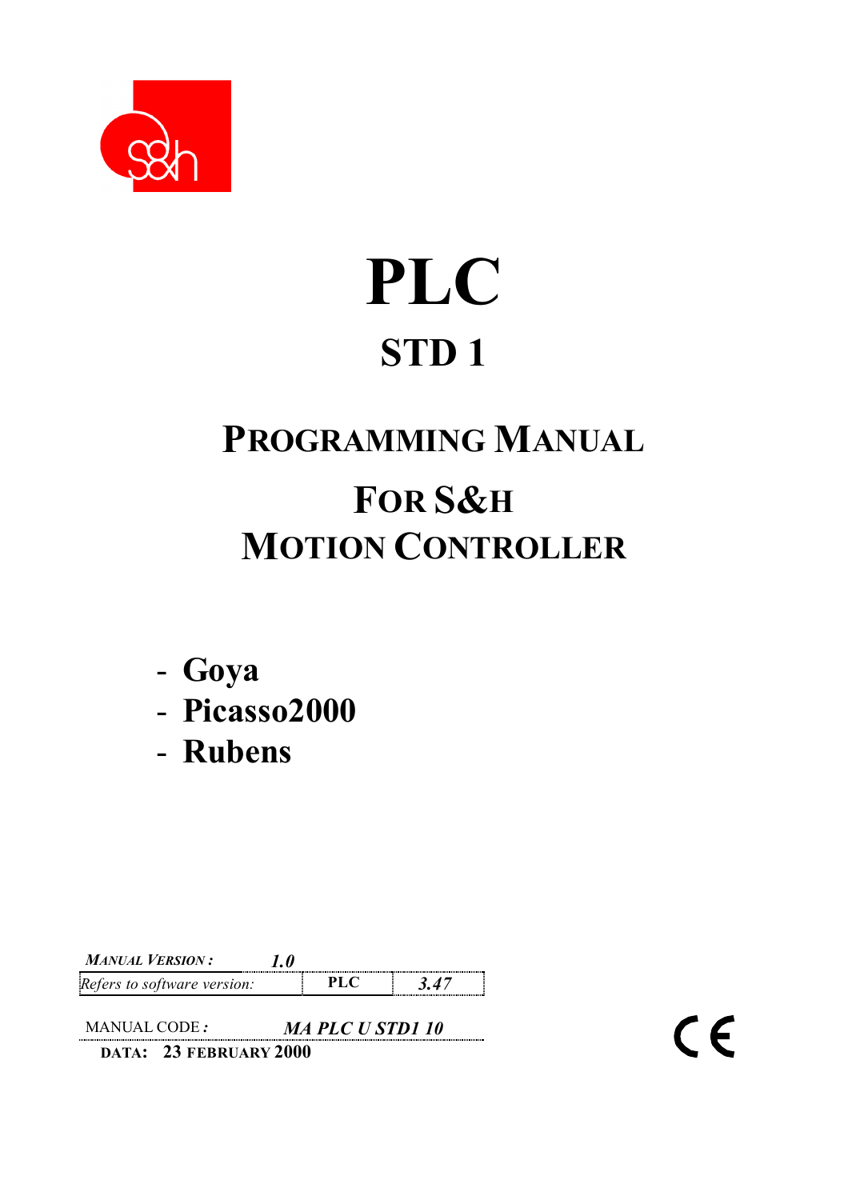# PLC

## STD 1

## PROGRAMMING MANUAL

## FOR S&H MOTION CONTROLLER

- **Goya**
- **Picasso2000**
- **Rubens**

| *MANUAL VERSION :* | *1.0* | |
|---|---|---|
| *Refers to software version:* | **PLC** | *3.47* |

MANUAL CODE **:** ***MA PLC U STD1 10***

**DATA: 23 FEBRUARY 2000**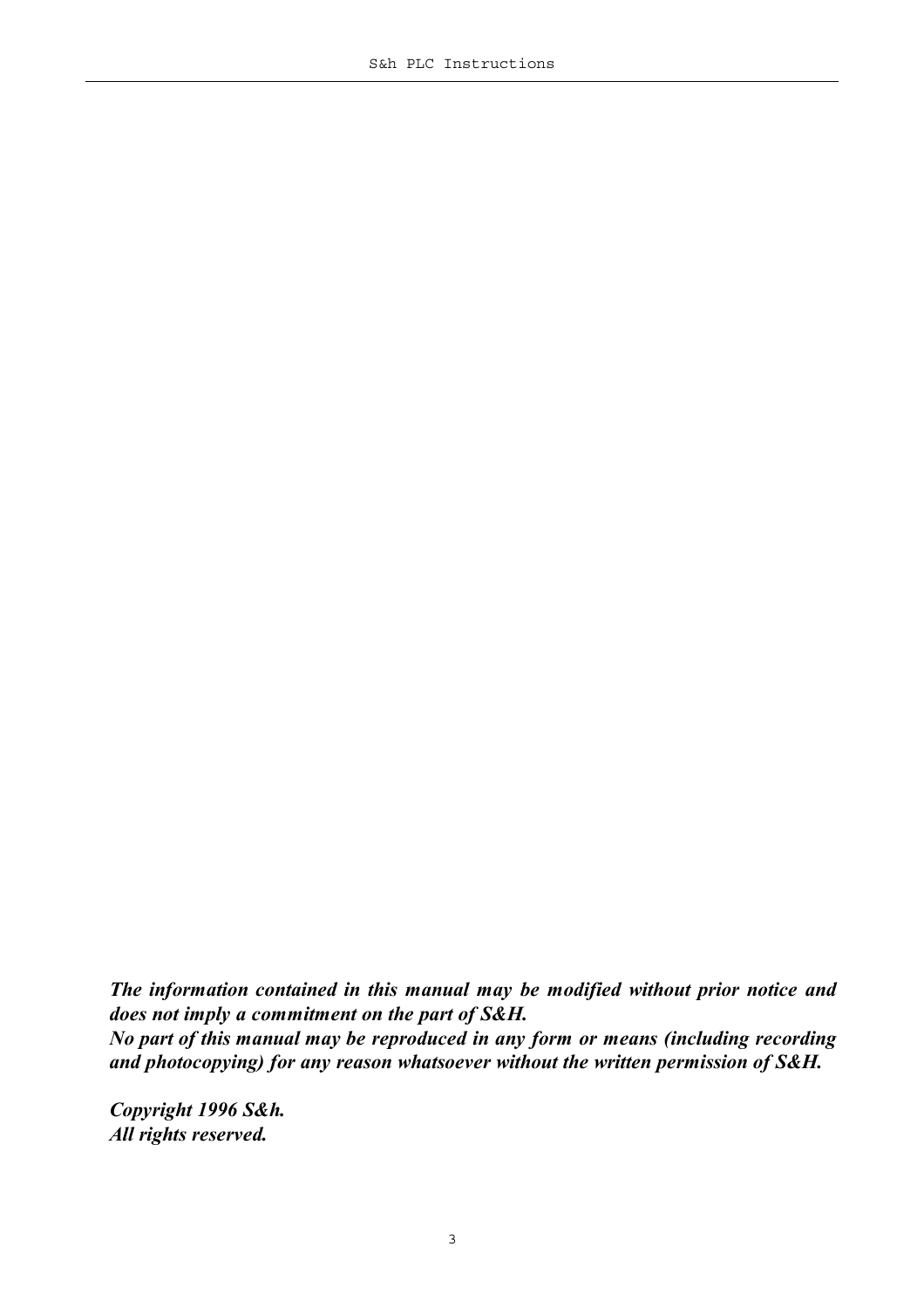***The information contained in this manual may be modified without prior notice and does not imply a commitment on the part of S&H.***
***No part of this manual may be reproduced in any form or means (including recording and photocopying) for any reason whatsoever without the written permission of S&H.***

***Copyright 1996 S&h.***
***All rights reserved.***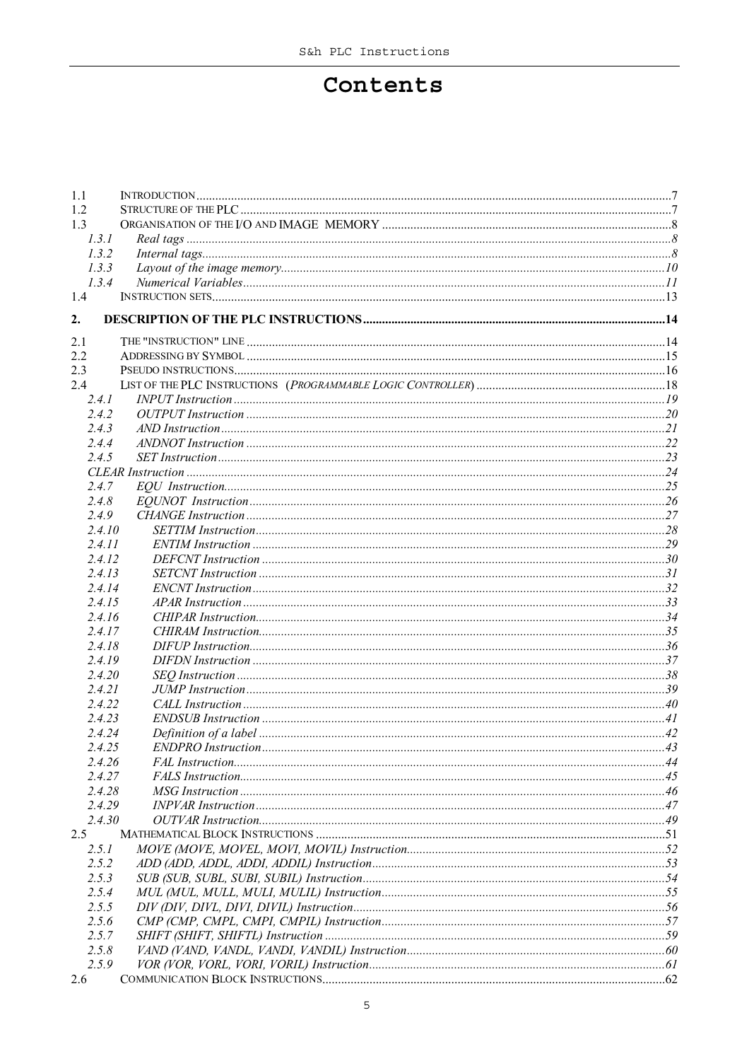# Contents

1.1 INTRODUCTION ....... 7
1.2 STRUCTURE OF THE PLC ....... 7
1.3 ORGANISATION OF THE I/O AND IMAGE MEMORY ....... 8
- 1.3.1 *Real tags* ....... 8
- 1.3.2 *Internal tags* ....... 8
- 1.3.3 *Layout of the image memory* ....... 10
- 1.3.4 *Numerical Variables* ....... 11

1.4 INSTRUCTION SETS ....... 13

**2. DESCRIPTION OF THE PLC INSTRUCTIONS ....... 14**

2.1 THE "INSTRUCTION" LINE ....... 14
2.2 ADDRESSING BY SYMBOL ....... 15
2.3 PSEUDO INSTRUCTIONS ....... 16
2.4 LIST OF THE PLC INSTRUCTIONS (*PROGRAMMABLE LOGIC CONTROLLER*) ....... 18
- 2.4.1 *INPUT Instruction* ....... 19
- 2.4.2 *OUTPUT Instruction* ....... 20
- 2.4.3 *AND Instruction* ....... 21
- 2.4.4 *ANDNOT Instruction* ....... 22
- 2.4.5 *SET Instruction* ....... 23
- *CLEAR Instruction* ....... 24
- 2.4.7 *EQU Instruction* ....... 25
- 2.4.8 *EQUNOT Instruction* ....... 26
- 2.4.9 *CHANGE Instruction* ....... 27
- 2.4.10 *SETTIM Instruction* ....... 28
- 2.4.11 *ENTIM Instruction* ....... 29
- 2.4.12 *DEFCNT Instruction* ....... 30
- 2.4.13 *SETCNT Instruction* ....... 31
- 2.4.14 *ENCNT Instruction* ....... 32
- 2.4.15 *APAR Instruction* ....... 33
- 2.4.16 *CHIPAR Instruction* ....... 34
- 2.4.17 *CHIRAM Instruction* ....... 35
- 2.4.18 *DIFUP Instruction* ....... 36
- 2.4.19 *DIFDN Instruction* ....... 37
- 2.4.20 *SEQ Instruction* ....... 38
- 2.4.21 *JUMP Instruction* ....... 39
- 2.4.22 *CALL Instruction* ....... 40
- 2.4.23 *ENDSUB Instruction* ....... 41
- 2.4.24 *Definition of a label* ....... 42
- 2.4.25 *ENDPRO Instruction* ....... 43
- 2.4.26 *FAL Instruction* ....... 44
- 2.4.27 *FALS Instruction* ....... 45
- 2.4.28 *MSG Instruction* ....... 46
- 2.4.29 *INPVAR Instruction* ....... 47
- 2.4.30 *OUTVAR Instruction* ....... 49

2.5 MATHEMATICAL BLOCK INSTRUCTIONS ....... 51
- 2.5.1 *MOVE (MOVE, MOVEL, MOVI, MOVIL) Instruction* ....... 52
- 2.5.2 *ADD (ADD, ADDL, ADDI, ADDIL) Instruction* ....... 53
- 2.5.3 *SUB (SUB, SUBL, SUBI, SUBIL) Instruction* ....... 54
- 2.5.4 *MUL (MUL, MULL, MULI, MULIL) Instruction* ....... 55
- 2.5.5 *DIV (DIV, DIVL, DIVI, DIVIL) Instruction* ....... 56
- 2.5.6 *CMP (CMP, CMPL, CMPI, CMPIL) Instruction* ....... 57
- 2.5.7 *SHIFT (SHIFT, SHIFTL) Instruction* ....... 59
- 2.5.8 *VAND (VAND, VANDL, VANDI, VANDIL) Instruction* ....... 60
- 2.5.9 *VOR (VOR, VORL, VORI, VORIL) Instruction* ....... 61

2.6 COMMUNICATION BLOCK INSTRUCTIONS ....... 62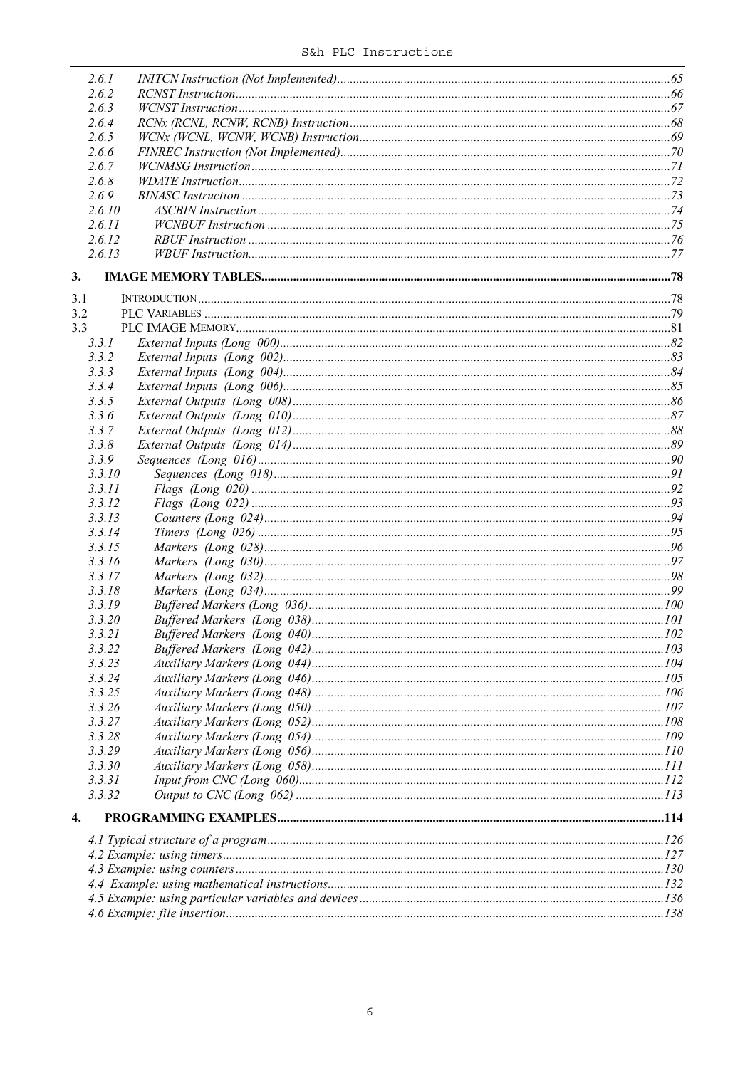2.6.1 INITCN Instruction (Not Implemented) ....... 65
2.6.2 RCNST Instruction ....... 66
2.6.3 WCNST Instruction ....... 67
2.6.4 RCNx (RCNL, RCNW, RCNB) Instruction ....... 68
2.6.5 WCNx (WCNL, WCNW, WCNB) Instruction ....... 69
2.6.6 FINREC Instruction (Not Implemented) ....... 70
2.6.7 WCNMSG Instruction ....... 71
2.6.8 WDATE Instruction ....... 72
2.6.9 BINASC Instruction ....... 73
2.6.10 ASCBIN Instruction ....... 74
2.6.11 WCNBUF Instruction ....... 75
2.6.12 RBUF Instruction ....... 76
2.6.13 WBUF Instruction ....... 77

**3. IMAGE MEMORY TABLES ....... 78**

3.1 INTRODUCTION ....... 78
3.2 PLC VARIABLES ....... 79
3.3 PLC IMAGE MEMORY ....... 81
3.3.1 External Inputs (Long 000) ....... 82
3.3.2 External Inputs (Long 002) ....... 83
3.3.3 External Inputs (Long 004) ....... 84
3.3.4 External Inputs (Long 006) ....... 85
3.3.5 External Outputs (Long 008) ....... 86
3.3.6 External Outputs (Long 010) ....... 87
3.3.7 External Outputs (Long 012) ....... 88
3.3.8 External Outputs (Long 014) ....... 89
3.3.9 Sequences (Long 016) ....... 90
3.3.10 Sequences (Long 018) ....... 91
3.3.11 Flags (Long 020) ....... 92
3.3.12 Flags (Long 022) ....... 93
3.3.13 Counters (Long 024) ....... 94
3.3.14 Timers (Long 026) ....... 95
3.3.15 Markers (Long 028) ....... 96
3.3.16 Markers (Long 030) ....... 97
3.3.17 Markers (Long 032) ....... 98
3.3.18 Markers (Long 034) ....... 99
3.3.19 Buffered Markers (Long 036) ....... 100
3.3.20 Buffered Markers (Long 038) ....... 101
3.3.21 Buffered Markers (Long 040) ....... 102
3.3.22 Buffered Markers (Long 042) ....... 103
3.3.23 Auxiliary Markers (Long 044) ....... 104
3.3.24 Auxiliary Markers (Long 046) ....... 105
3.3.25 Auxiliary Markers (Long 048) ....... 106
3.3.26 Auxiliary Markers (Long 050) ....... 107
3.3.27 Auxiliary Markers (Long 052) ....... 108
3.3.28 Auxiliary Markers (Long 054) ....... 109
3.3.29 Auxiliary Markers (Long 056) ....... 110
3.3.30 Auxiliary Markers (Long 058) ....... 111
3.3.31 Input from CNC (Long 060) ....... 112
3.3.32 Output to CNC (Long 062) ....... 113

**4. PROGRAMMING EXAMPLES ....... 114**

4.1 Typical structure of a program ....... 126
4.2 Example: using timers ....... 127
4.3 Example: using counters ....... 130
4.4 Example: using mathematical instructions ....... 132
4.5 Example: using particular variables and devices ....... 136
4.6 Example: file insertion ....... 138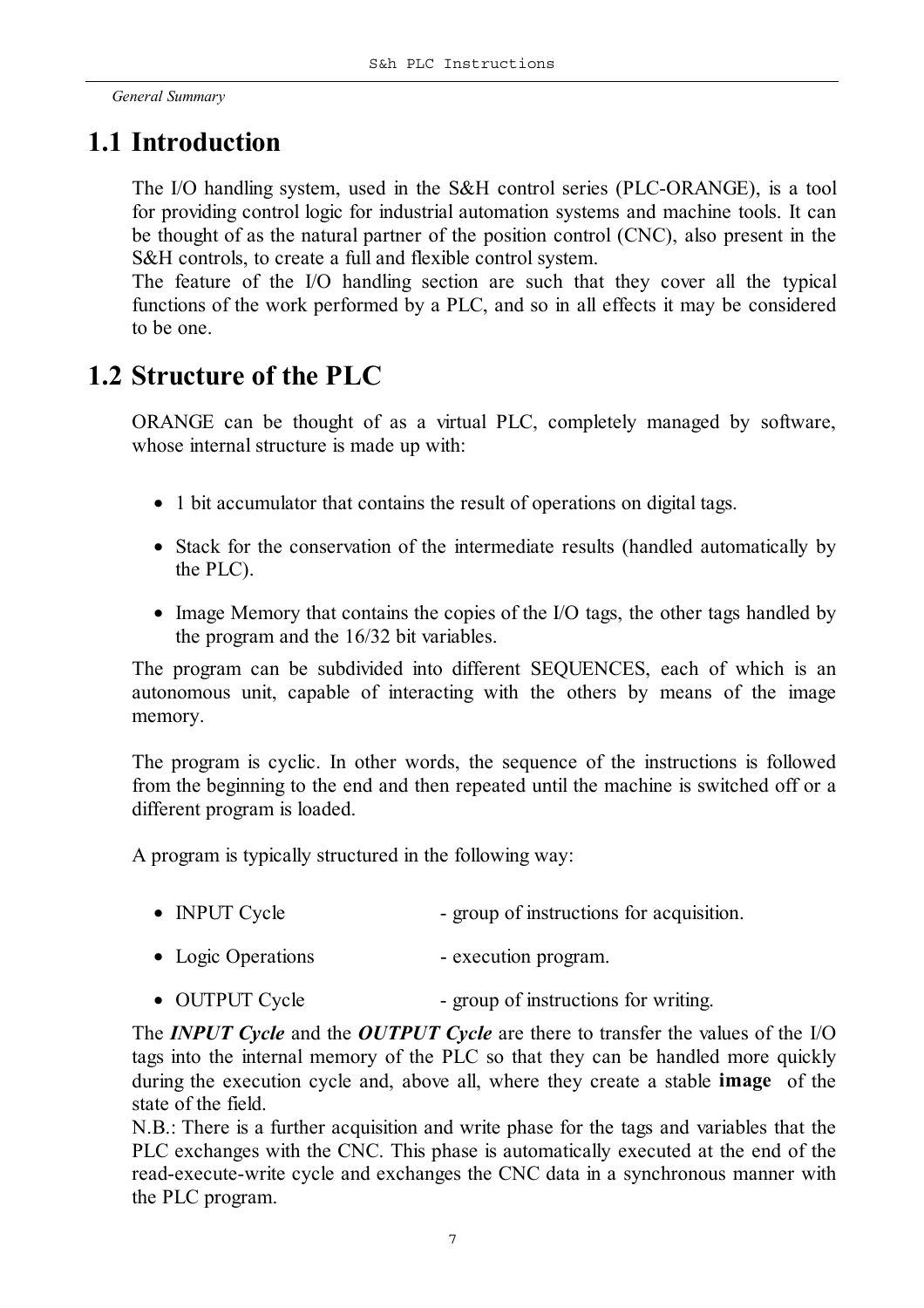## 1.1 Introduction

The I/O handling system, used in the S&H control series (PLC-ORANGE), is a tool for providing control logic for industrial automation systems and machine tools. It can be thought of as the natural partner of the position control (CNC), also present in the S&H controls, to create a full and flexible control system.
The feature of the I/O handling section are such that they cover all the typical functions of the work performed by a PLC, and so in all effects it may be considered to be one.

## 1.2 Structure of the PLC

ORANGE can be thought of as a virtual PLC, completely managed by software, whose internal structure is made up with:

- 1 bit accumulator that contains the result of operations on digital tags.
- Stack for the conservation of the intermediate results (handled automatically by the PLC).
- Image Memory that contains the copies of the I/O tags, the other tags handled by the program and the 16/32 bit variables.

The program can be subdivided into different SEQUENCES, each of which is an autonomous unit, capable of interacting with the others by means of the image memory.

The program is cyclic. In other words, the sequence of the instructions is followed from the beginning to the end and then repeated until the machine is switched off or a different program is loaded.

A program is typically structured in the following way:

- INPUT Cycle - group of instructions for acquisition.
- Logic Operations - execution program.
- OUTPUT Cycle - group of instructions for writing.

The ***INPUT Cycle*** and the ***OUTPUT Cycle*** are there to transfer the values of the I/O tags into the internal memory of the PLC so that they can be handled more quickly during the execution cycle and, above all, where they create a stable **image** of the state of the field.
N.B.: There is a further acquisition and write phase for the tags and variables that the PLC exchanges with the CNC. This phase is automatically executed at the end of the read-execute-write cycle and exchanges the CNC data in a synchronous manner with the PLC program.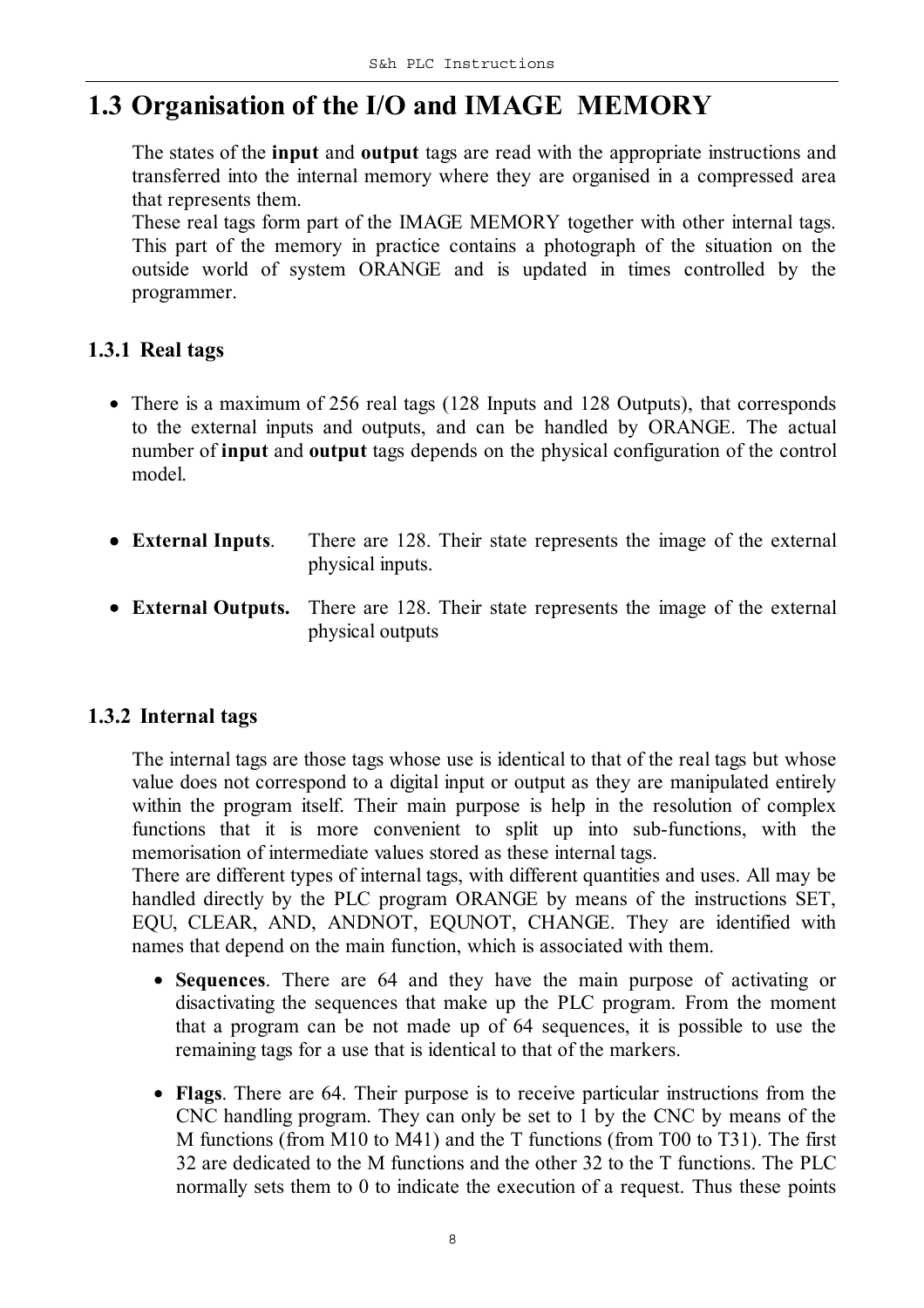# 1.3 Organisation of the I/O and IMAGE MEMORY

The states of the **input** and **output** tags are read with the appropriate instructions and transferred into the internal memory where they are organised in a compressed area that represents them.
These real tags form part of the IMAGE MEMORY together with other internal tags. This part of the memory in practice contains a photograph of the situation on the outside world of system ORANGE and is updated in times controlled by the programmer.

## 1.3.1 Real tags

- There is a maximum of 256 real tags (128 Inputs and 128 Outputs), that corresponds to the external inputs and outputs, and can be handled by ORANGE. The actual number of **input** and **output** tags depends on the physical configuration of the control model.

- **External Inputs**. There are 128. Their state represents the image of the external physical inputs.

- **External Outputs.** There are 128. Their state represents the image of the external physical outputs

## 1.3.2 Internal tags

The internal tags are those tags whose use is identical to that of the real tags but whose value does not correspond to a digital input or output as they are manipulated entirely within the program itself. Their main purpose is help in the resolution of complex functions that it is more convenient to split up into sub-functions, with the memorisation of intermediate values stored as these internal tags.
There are different types of internal tags, with different quantities and uses. All may be handled directly by the PLC program ORANGE by means of the instructions SET, EQU, CLEAR, AND, ANDNOT, EQUNOT, CHANGE. They are identified with names that depend on the main function, which is associated with them.

- **Sequences**. There are 64 and they have the main purpose of activating or disactivating the sequences that make up the PLC program. From the moment that a program can be not made up of 64 sequences, it is possible to use the remaining tags for a use that is identical to that of the markers.

- **Flags**. There are 64. Their purpose is to receive particular instructions from the CNC handling program. They can only be set to 1 by the CNC by means of the M functions (from M10 to M41) and the T functions (from T00 to T31). The first 32 are dedicated to the M functions and the other 32 to the T functions. The PLC normally sets them to 0 to indicate the execution of a request. Thus these points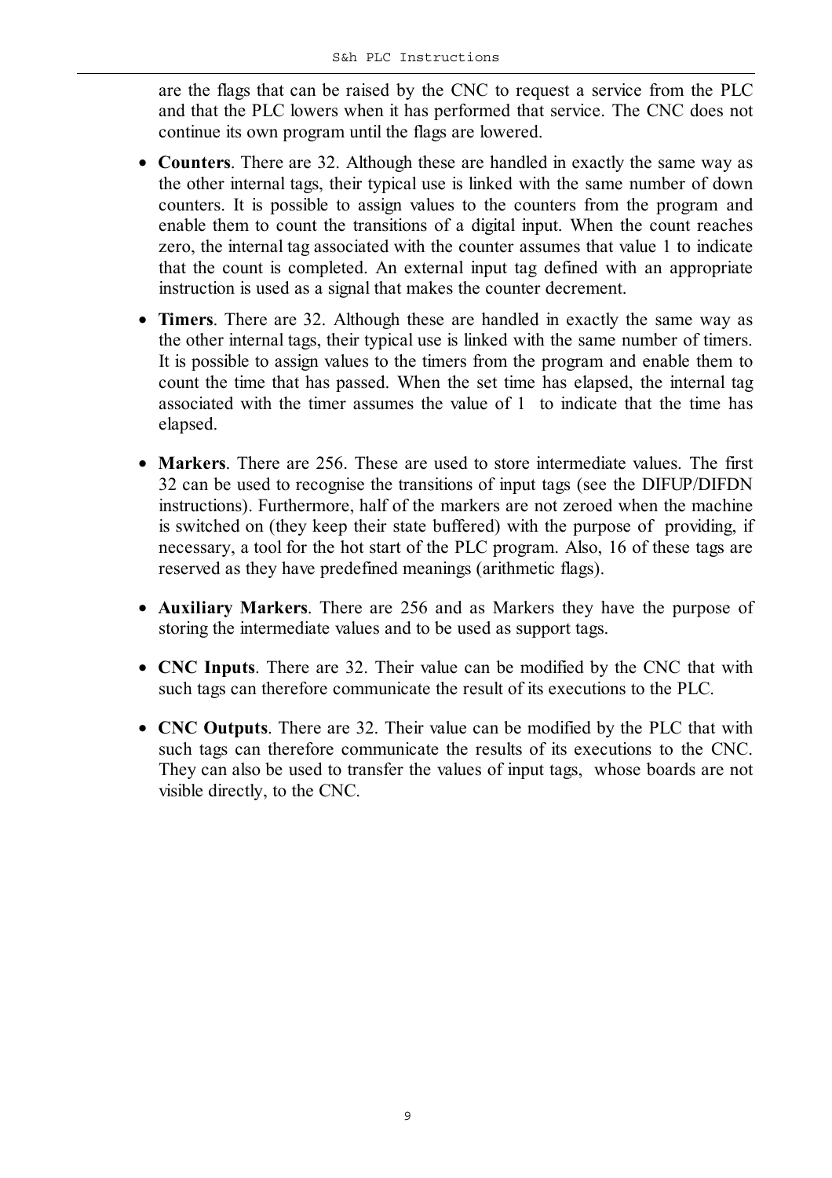are the flags that can be raised by the CNC to request a service from the PLC and that the PLC lowers when it has performed that service. The CNC does not continue its own program until the flags are lowered.

- **Counters**. There are 32. Although these are handled in exactly the same way as the other internal tags, their typical use is linked with the same number of down counters. It is possible to assign values to the counters from the program and enable them to count the transitions of a digital input. When the count reaches zero, the internal tag associated with the counter assumes that value 1 to indicate that the count is completed. An external input tag defined with an appropriate instruction is used as a signal that makes the counter decrement.

- **Timers**. There are 32. Although these are handled in exactly the same way as the other internal tags, their typical use is linked with the same number of timers. It is possible to assign values to the timers from the program and enable them to count the time that has passed. When the set time has elapsed, the internal tag associated with the timer assumes the value of 1 to indicate that the time has elapsed.

- **Markers**. There are 256. These are used to store intermediate values. The first 32 can be used to recognise the transitions of input tags (see the DIFUP/DIFDN instructions). Furthermore, half of the markers are not zeroed when the machine is switched on (they keep their state buffered) with the purpose of providing, if necessary, a tool for the hot start of the PLC program. Also, 16 of these tags are reserved as they have predefined meanings (arithmetic flags).

- **Auxiliary Markers**. There are 256 and as Markers they have the purpose of storing the intermediate values and to be used as support tags.

- **CNC Inputs**. There are 32. Their value can be modified by the CNC that with such tags can therefore communicate the result of its executions to the PLC.

- **CNC Outputs**. There are 32. Their value can be modified by the PLC that with such tags can therefore communicate the results of its executions to the CNC. They can also be used to transfer the values of input tags, whose boards are not visible directly, to the CNC.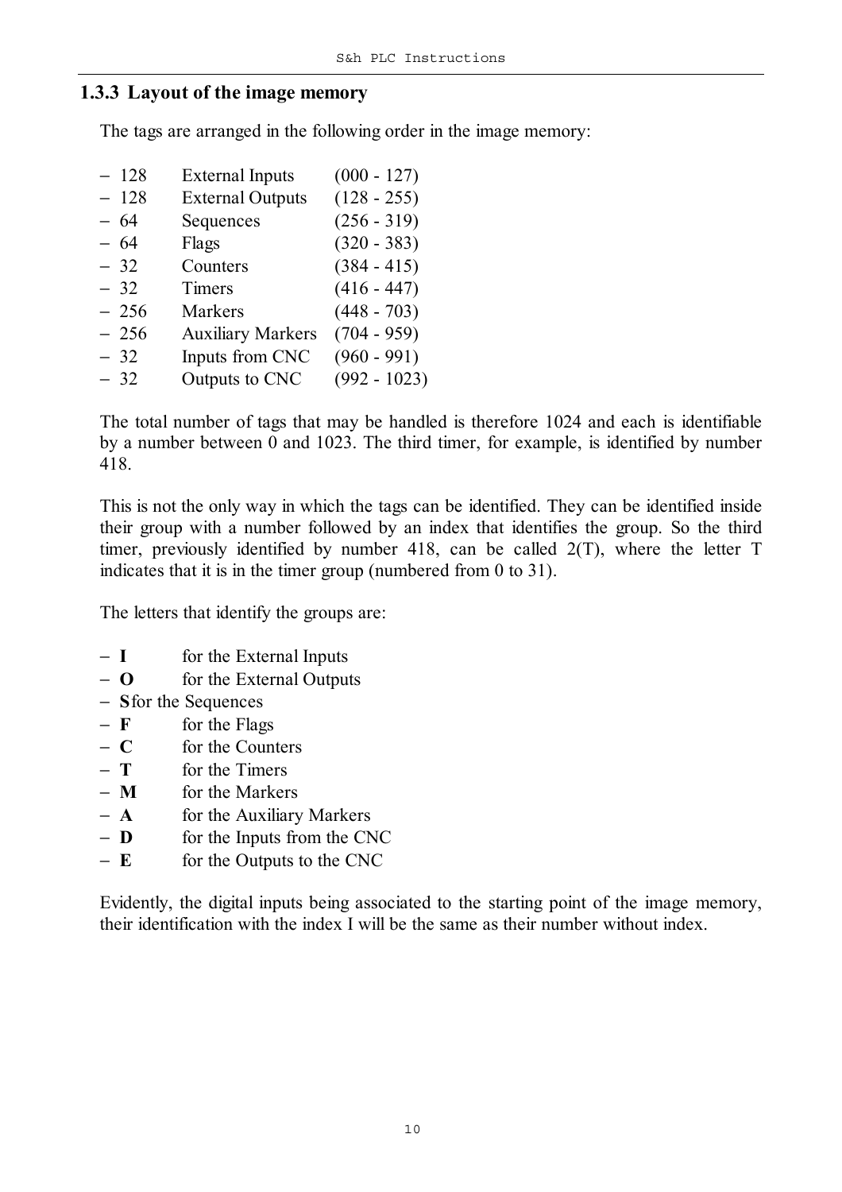### 1.3.3 Layout of the image memory

The tags are arranged in the following order in the image memory:

- 128 External Inputs (000 - 127)
- 128 External Outputs (128 - 255)
- 64 Sequences (256 - 319)
- 64 Flags (320 - 383)
- 32 Counters (384 - 415)
- 32 Timers (416 - 447)
- 256 Markers (448 - 703)
- 256 Auxiliary Markers (704 - 959)
- 32 Inputs from CNC (960 - 991)
- 32 Outputs to CNC (992 - 1023)

The total number of tags that may be handled is therefore 1024 and each is identifiable by a number between 0 and 1023. The third timer, for example, is identified by number 418.

This is not the only way in which the tags can be identified. They can be identified inside their group with a number followed by an index that identifies the group. So the third timer, previously identified by number 418, can be called 2(T), where the letter T indicates that it is in the timer group (numbered from 0 to 31).

The letters that identify the groups are:

- **I** for the External Inputs
- **O** for the External Outputs
- **S** for the Sequences
- **F** for the Flags
- **C** for the Counters
- **T** for the Timers
- **M** for the Markers
- **A** for the Auxiliary Markers
- **D** for the Inputs from the CNC
- **E** for the Outputs to the CNC

Evidently, the digital inputs being associated to the starting point of the image memory, their identification with the index I will be the same as their number without index.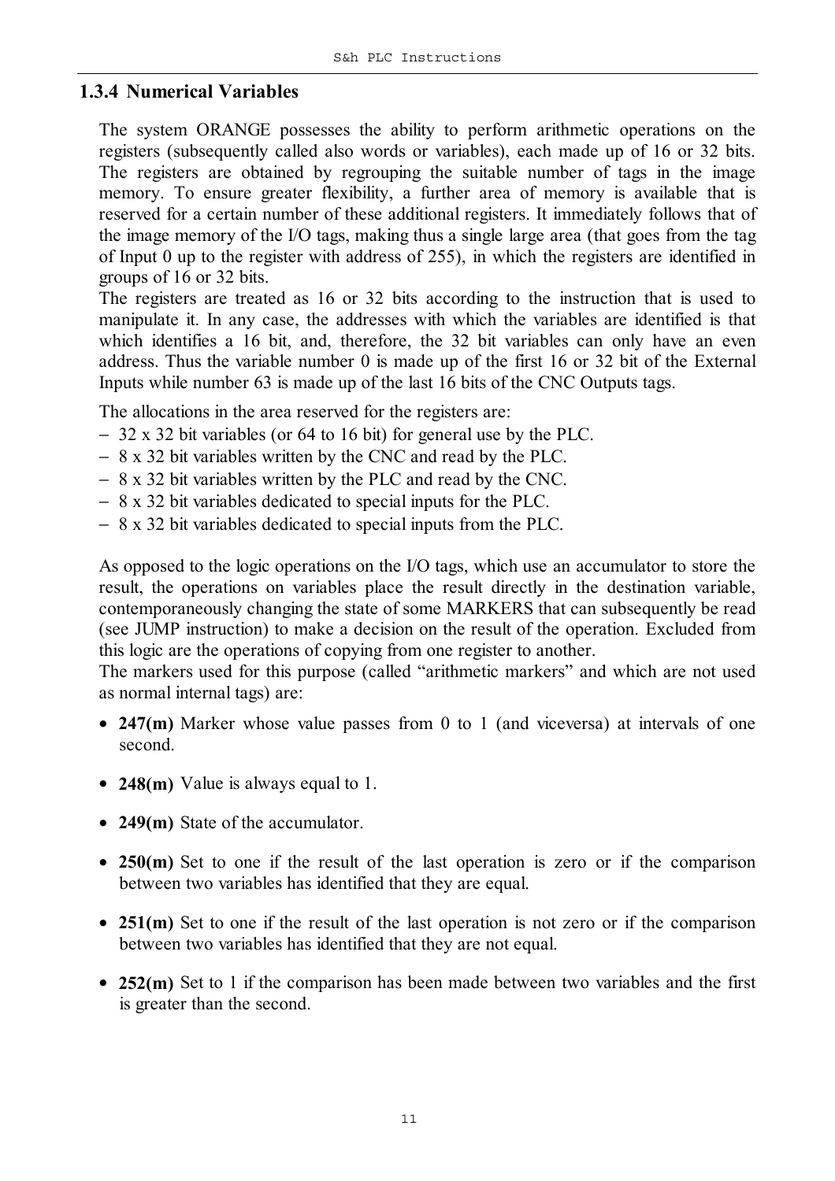### 1.3.4 Numerical Variables

The system ORANGE possesses the ability to perform arithmetic operations on the registers (subsequently called also words or variables), each made up of 16 or 32 bits. The registers are obtained by regrouping the suitable number of tags in the image memory. To ensure greater flexibility, a further area of memory is available that is reserved for a certain number of these additional registers. It immediately follows that of the image memory of the I/O tags, making thus a single large area (that goes from the tag of Input 0 up to the register with address of 255), in which the registers are identified in groups of 16 or 32 bits.

The registers are treated as 16 or 32 bits according to the instruction that is used to manipulate it. In any case, the addresses with which the variables are identified is that which identifies a 16 bit, and, therefore, the 32 bit variables can only have an even address. Thus the variable number 0 is made up of the first 16 or 32 bit of the External Inputs while number 63 is made up of the last 16 bits of the CNC Outputs tags.

The allocations in the area reserved for the registers are:

- 32 x 32 bit variables (or 64 to 16 bit) for general use by the PLC.
- 8 x 32 bit variables written by the CNC and read by the PLC.
- 8 x 32 bit variables written by the PLC and read by the CNC.
- 8 x 32 bit variables dedicated to special inputs for the PLC.
- 8 x 32 bit variables dedicated to special inputs from the PLC.

As opposed to the logic operations on the I/O tags, which use an accumulator to store the result, the operations on variables place the result directly in the destination variable, contemporaneously changing the state of some MARKERS that can subsequently be read (see JUMP instruction) to make a decision on the result of the operation. Excluded from this logic are the operations of copying from one register to another.

The markers used for this purpose (called "arithmetic markers" and which are not used as normal internal tags) are:

- **247(m)** Marker whose value passes from 0 to 1 (and viceversa) at intervals of one second.
- **248(m)** Value is always equal to 1.
- **249(m)** State of the accumulator.
- **250(m)** Set to one if the result of the last operation is zero or if the comparison between two variables has identified that they are equal.
- **251(m)** Set to one if the result of the last operation is not zero or if the comparison between two variables has identified that they are not equal.
- **252(m)** Set to 1 if the comparison has been made between two variables and the first is greater than the second.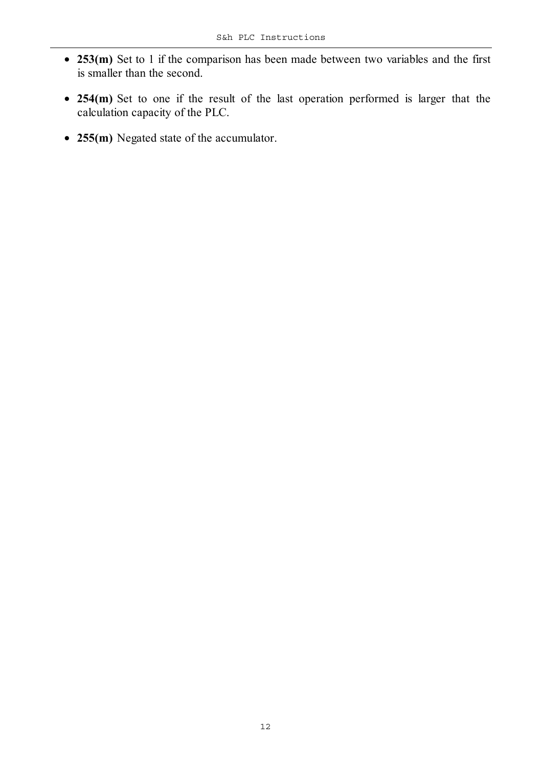- **253(m)** Set to 1 if the comparison has been made between two variables and the first is smaller than the second.

- **254(m)** Set to one if the result of the last operation performed is larger that the calculation capacity of the PLC.

- **255(m)** Negated state of the accumulator.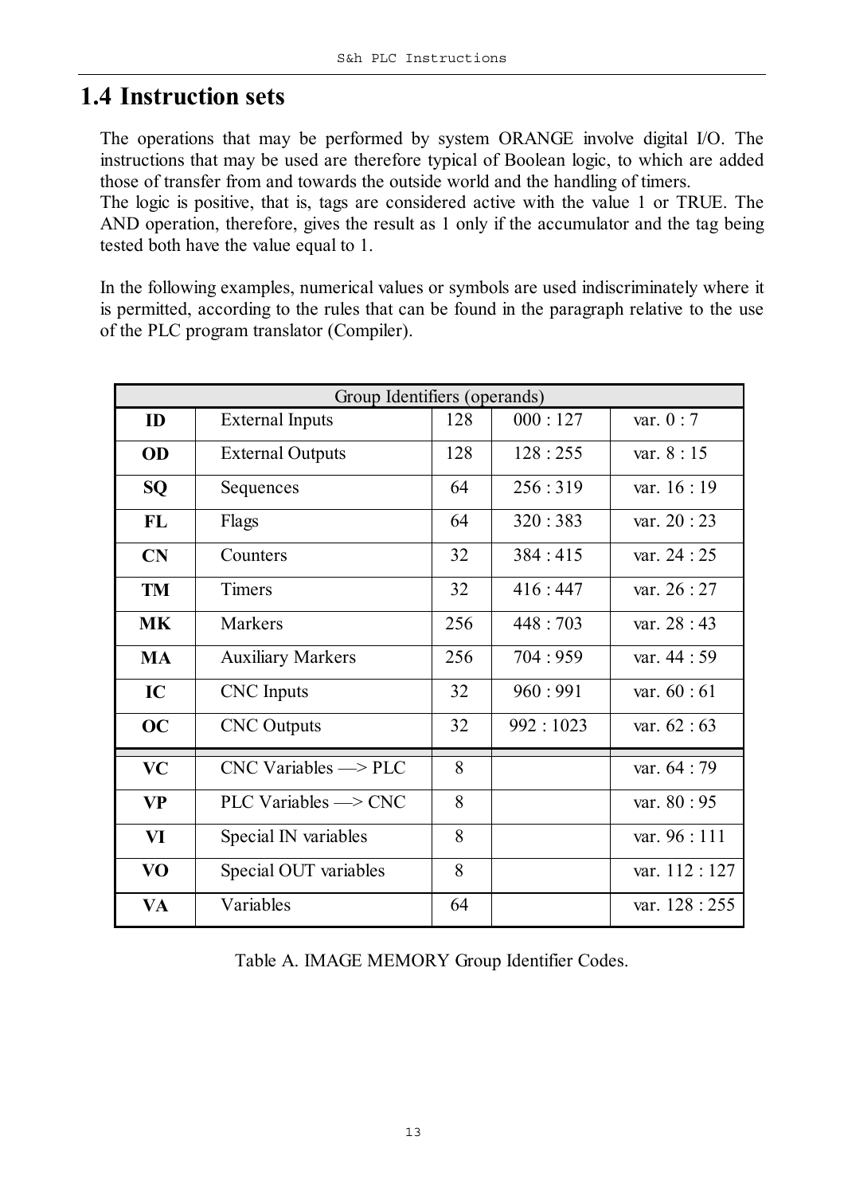## 1.4 Instruction sets

The operations that may be performed by system ORANGE involve digital I/O. The instructions that may be used are therefore typical of Boolean logic, to which are added those of transfer from and towards the outside world and the handling of timers.
The logic is positive, that is, tags are considered active with the value 1 or TRUE. The AND operation, therefore, gives the result as 1 only if the accumulator and the tag being tested both have the value equal to 1.

In the following examples, numerical values or symbols are used indiscriminately where it is permitted, according to the rules that can be found in the paragraph relative to the use of the PLC program translator (Compiler).

| Group Identifiers (operands) | | | | |
|---|---|---|---|---|
| **ID** | External Inputs | 128 | 000 : 127 | var. 0 : 7 |
| **OD** | External Outputs | 128 | 128 : 255 | var. 8 : 15 |
| **SQ** | Sequences | 64 | 256 : 319 | var. 16 : 19 |
| **FL** | Flags | 64 | 320 : 383 | var. 20 : 23 |
| **CN** | Counters | 32 | 384 : 415 | var. 24 : 25 |
| **TM** | Timers | 32 | 416 : 447 | var. 26 : 27 |
| **MK** | Markers | 256 | 448 : 703 | var. 28 : 43 |
| **MA** | Auxiliary Markers | 256 | 704 : 959 | var. 44 : 59 |
| **IC** | CNC Inputs | 32 | 960 : 991 | var. 60 : 61 |
| **OC** | CNC Outputs | 32 | 992 : 1023 | var. 62 : 63 |
| **VC** | CNC Variables —> PLC | 8 | | var. 64 : 79 |
| **VP** | PLC Variables —> CNC | 8 | | var. 80 : 95 |
| **VI** | Special IN variables | 8 | | var. 96 : 111 |
| **VO** | Special OUT variables | 8 | | var. 112 : 127 |
| **VA** | Variables | 64 | | var. 128 : 255 |

Table A. IMAGE MEMORY Group Identifier Codes.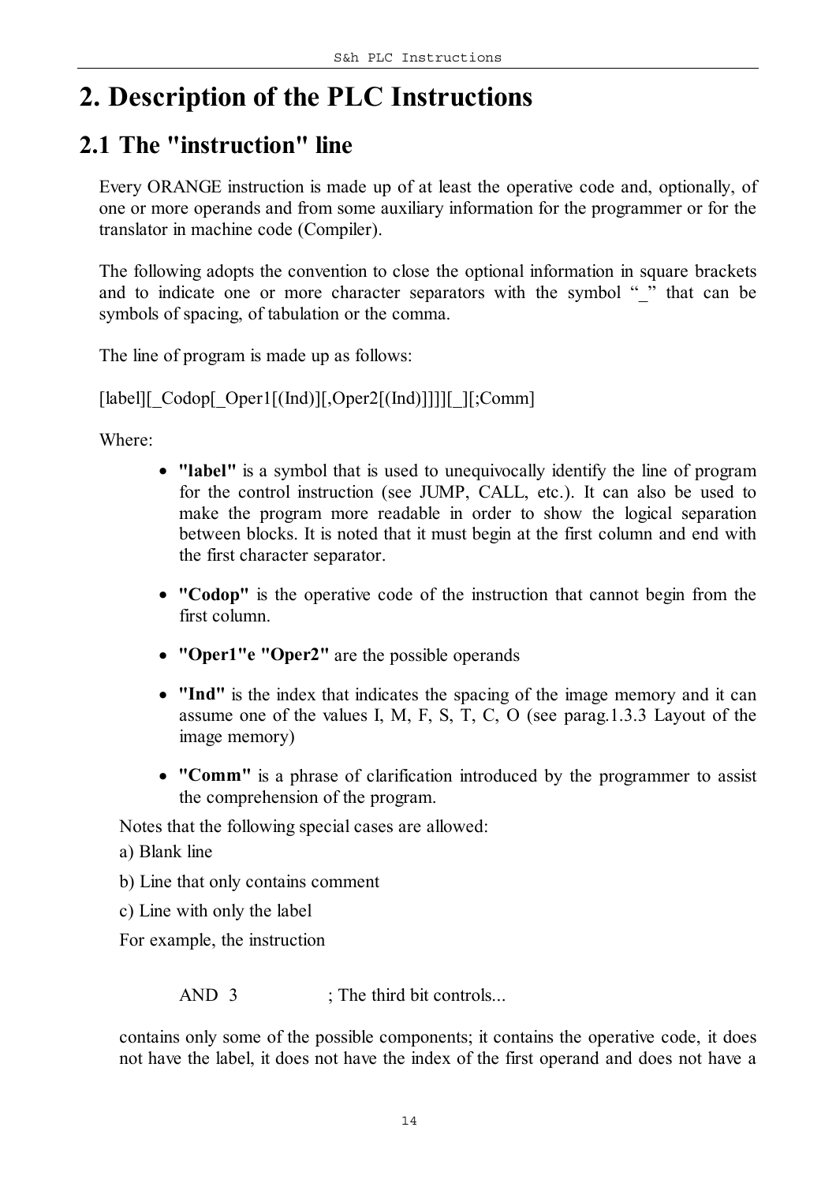# 2. Description of the PLC Instructions

## 2.1 The "instruction" line

Every ORANGE instruction is made up of at least the operative code and, optionally, of one or more operands and from some auxiliary information for the programmer or for the translator in machine code (Compiler).

The following adopts the convention to close the optional information in square brackets and to indicate one or more character separators with the symbol "_" that can be symbols of spacing, of tabulation or the comma.

The line of program is made up as follows:

[label][_Codop[_Oper1[(Ind)][,Oper2[(Ind)]]]][_][;Comm]

Where:

- **"label"** is a symbol that is used to unequivocally identify the line of program for the control instruction (see JUMP, CALL, etc.). It can also be used to make the program more readable in order to show the logical separation between blocks. It is noted that it must begin at the first column and end with the first character separator.
- **"Codop"** is the operative code of the instruction that cannot begin from the first column.
- **"Oper1"e "Oper2"** are the possible operands
- **"Ind"** is the index that indicates the spacing of the image memory and it can assume one of the values I, M, F, S, T, C, O (see parag.1.3.3 Layout of the image memory)
- **"Comm"** is a phrase of clarification introduced by the programmer to assist the comprehension of the program.

Notes that the following special cases are allowed:

a) Blank line

b) Line that only contains comment

c) Line with only the label

For example, the instruction

```
AND  3            ; The third bit controls...
```

contains only some of the possible components; it contains the operative code, it does not have the label, it does not have the index of the first operand and does not have a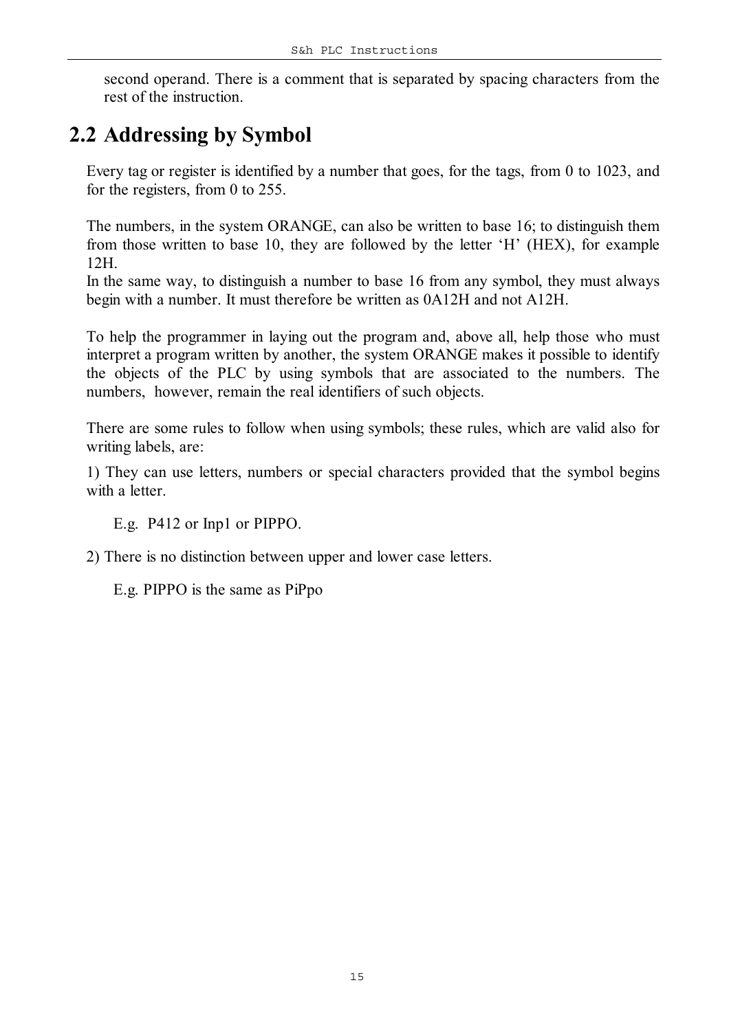second operand. There is a comment that is separated by spacing characters from the rest of the instruction.

## 2.2 Addressing by Symbol

Every tag or register is identified by a number that goes, for the tags, from 0 to 1023, and for the registers, from 0 to 255.

The numbers, in the system ORANGE, can also be written to base 16; to distinguish them from those written to base 10, they are followed by the letter 'H' (HEX), for example 12H.
In the same way, to distinguish a number to base 16 from any symbol, they must always begin with a number. It must therefore be written as 0A12H and not A12H.

To help the programmer in laying out the program and, above all, help those who must interpret a program written by another, the system ORANGE makes it possible to identify the objects of the PLC by using symbols that are associated to the numbers. The numbers, however, remain the real identifiers of such objects.

There are some rules to follow when using symbols; these rules, which are valid also for writing labels, are:

1) They can use letters, numbers or special characters provided that the symbol begins with a letter.

E.g. P412 or Inp1 or PIPPO.

2) There is no distinction between upper and lower case letters.

E.g. PIPPO is the same as PiPpo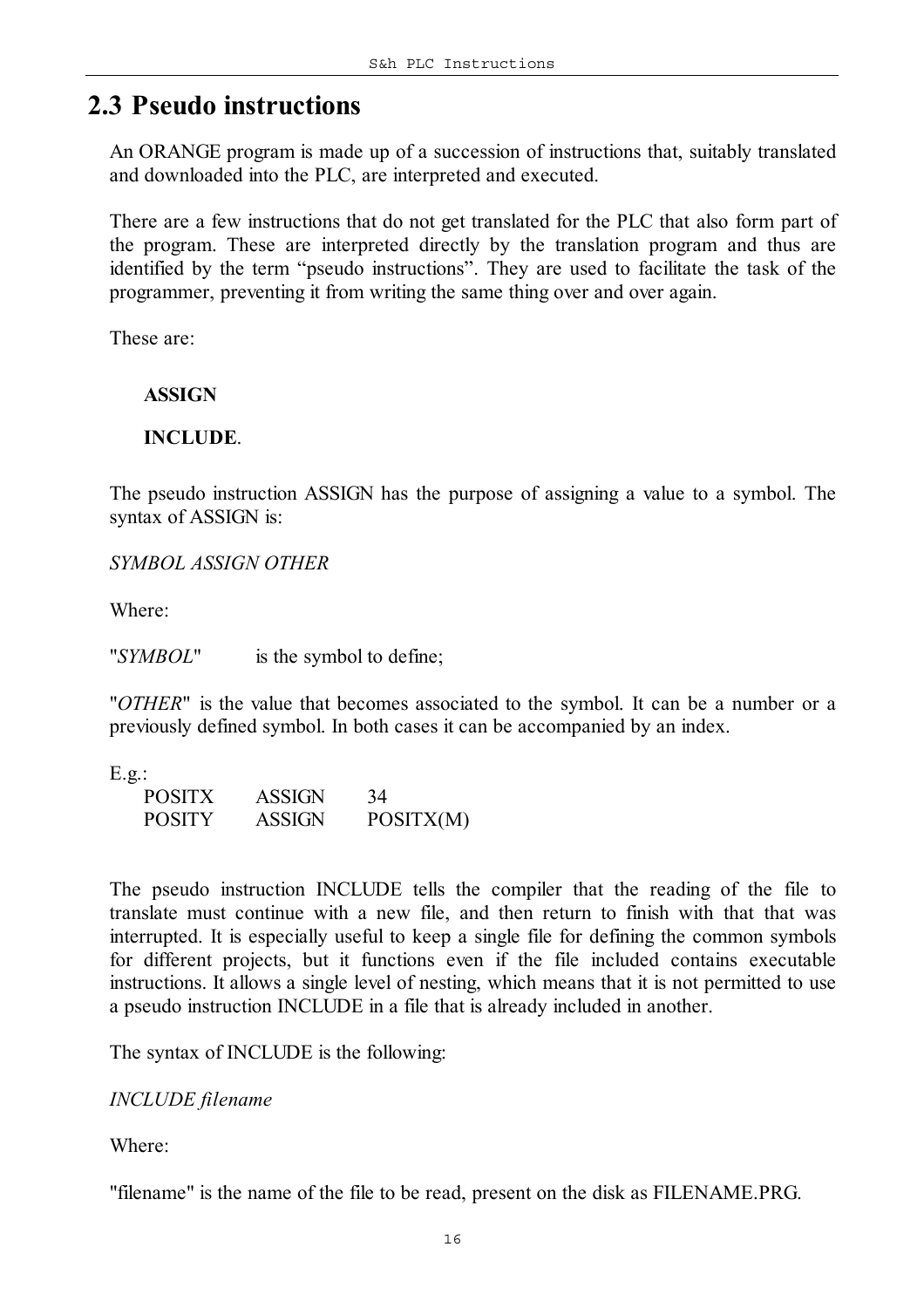## 2.3 Pseudo instructions

An ORANGE program is made up of a succession of instructions that, suitably translated and downloaded into the PLC, are interpreted and executed.

There are a few instructions that do not get translated for the PLC that also form part of the program. These are interpreted directly by the translation program and thus are identified by the term “pseudo instructions”. They are used to facilitate the task of the programmer, preventing it from writing the same thing over and over again.

These are:

**ASSIGN**

**INCLUDE**.

The pseudo instruction ASSIGN has the purpose of assigning a value to a symbol. The syntax of ASSIGN is:

*SYMBOL ASSIGN OTHER*

Where:

"*SYMBOL*" is the symbol to define;

"*OTHER*" is the value that becomes associated to the symbol. It can be a number or a previously defined symbol. In both cases it can be accompanied by an index.

E.g.:

```
POSITX    ASSIGN    34
POSITY    ASSIGN    POSITX(M)
```

The pseudo instruction INCLUDE tells the compiler that the reading of the file to translate must continue with a new file, and then return to finish with that that was interrupted. It is especially useful to keep a single file for defining the common symbols for different projects, but it functions even if the file included contains executable instructions. It allows a single level of nesting, which means that it is not permitted to use a pseudo instruction INCLUDE in a file that is already included in another.

The syntax of INCLUDE is the following:

*INCLUDE filename*

Where:

"filename" is the name of the file to be read, present on the disk as FILENAME.PRG.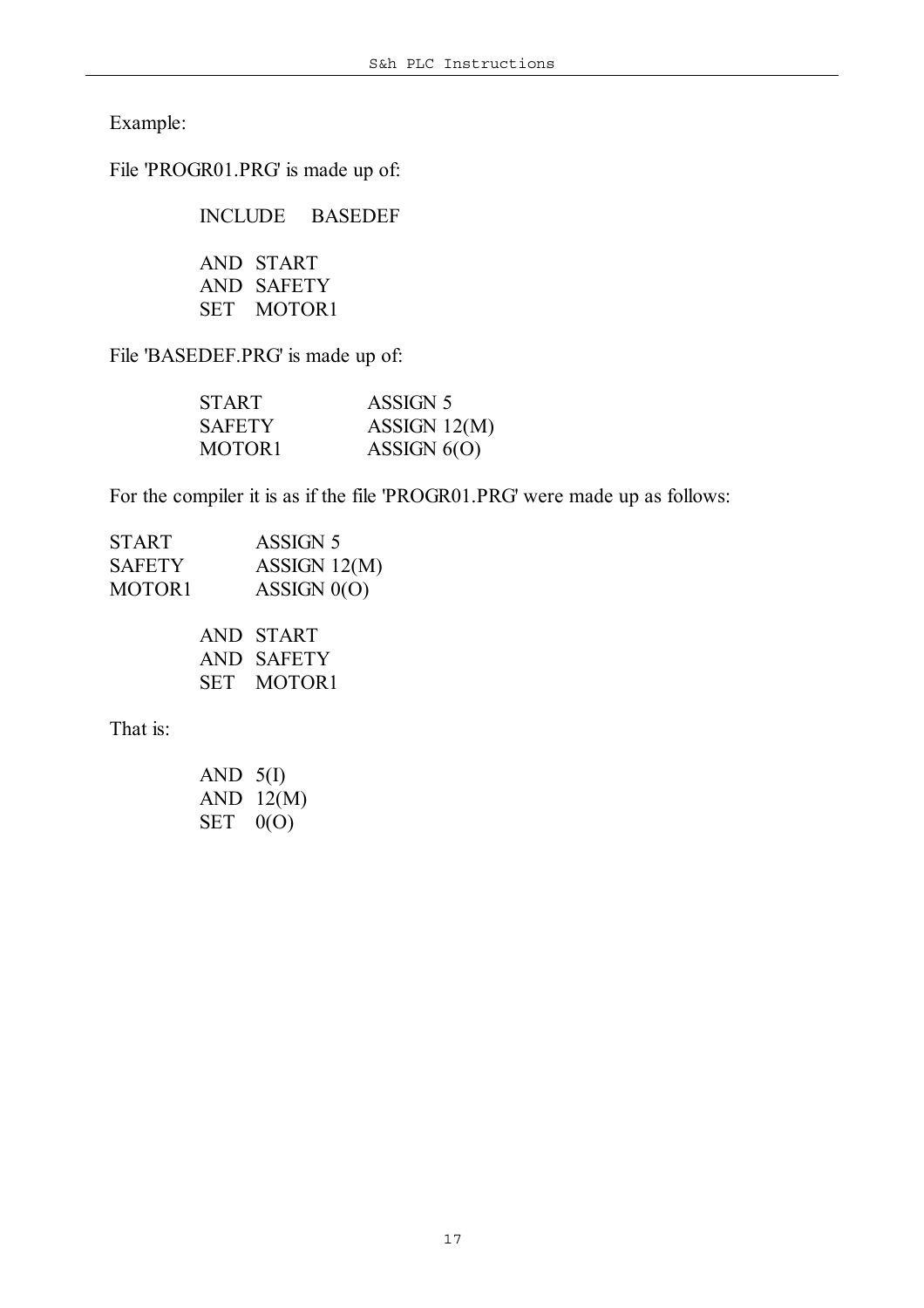Example:

File 'PROGR01.PRG' is made up of:

```
INCLUDE     BASEDEF

AND  START
AND  SAFETY
SET  MOTOR1
```

File 'BASEDEF.PRG' is made up of:

```
START           ASSIGN 5
SAFETY          ASSIGN 12(M)
MOTOR1          ASSIGN 6(O)
```

For the compiler it is as if the file 'PROGR01.PRG' were made up as follows:

```
START           ASSIGN 5
SAFETY          ASSIGN 12(M)
MOTOR1          ASSIGN 0(O)

            AND  START
            AND  SAFETY
            SET  MOTOR1
```

That is:

```
AND  5(I)
AND  12(M)
SET  0(O)
```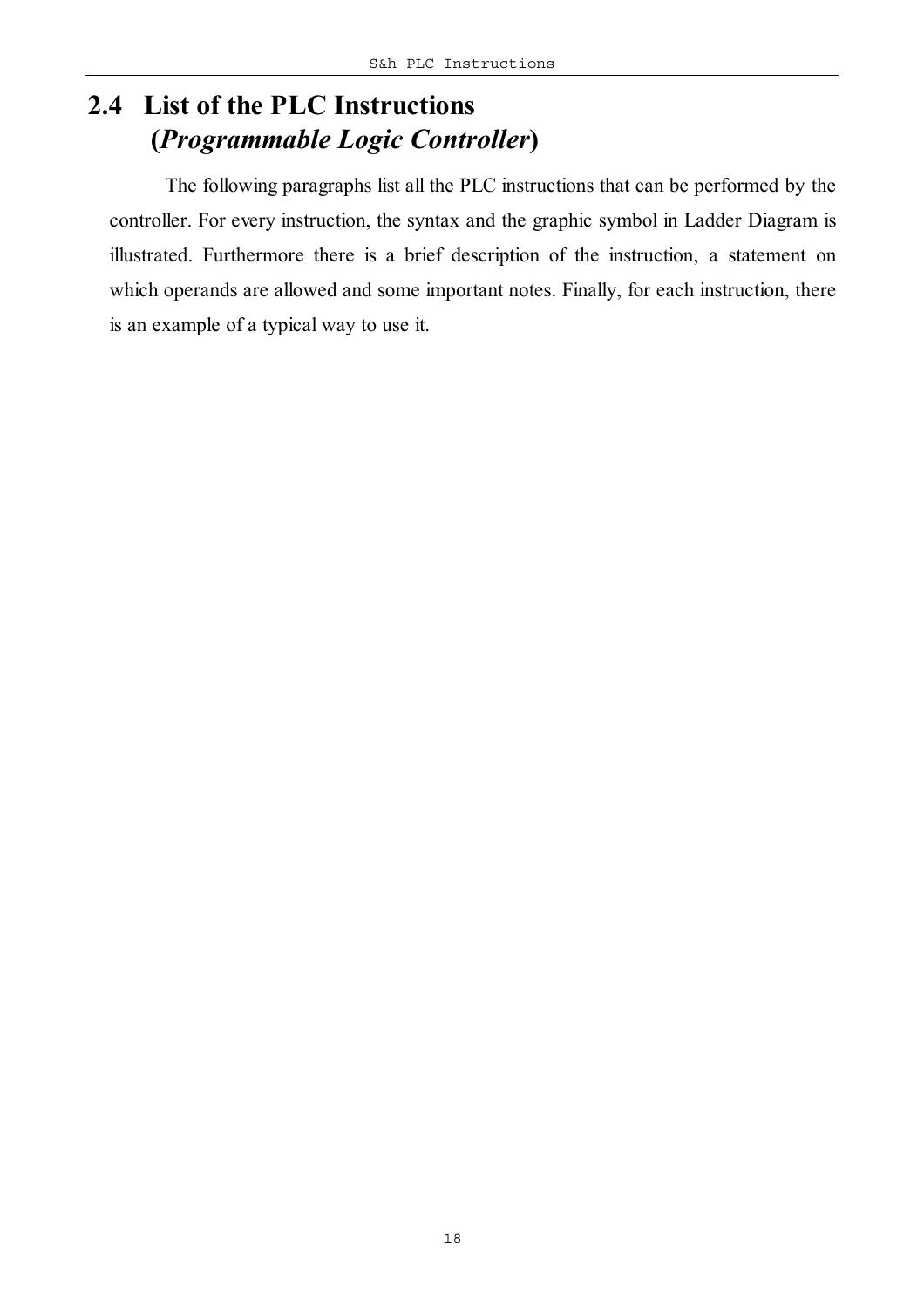## 2.4 List of the PLC Instructions (*Programmable Logic Controller*)

The following paragraphs list all the PLC instructions that can be performed by the controller. For every instruction, the syntax and the graphic symbol in Ladder Diagram is illustrated. Furthermore there is a brief description of the instruction, a statement on which operands are allowed and some important notes. Finally, for each instruction, there is an example of a typical way to use it.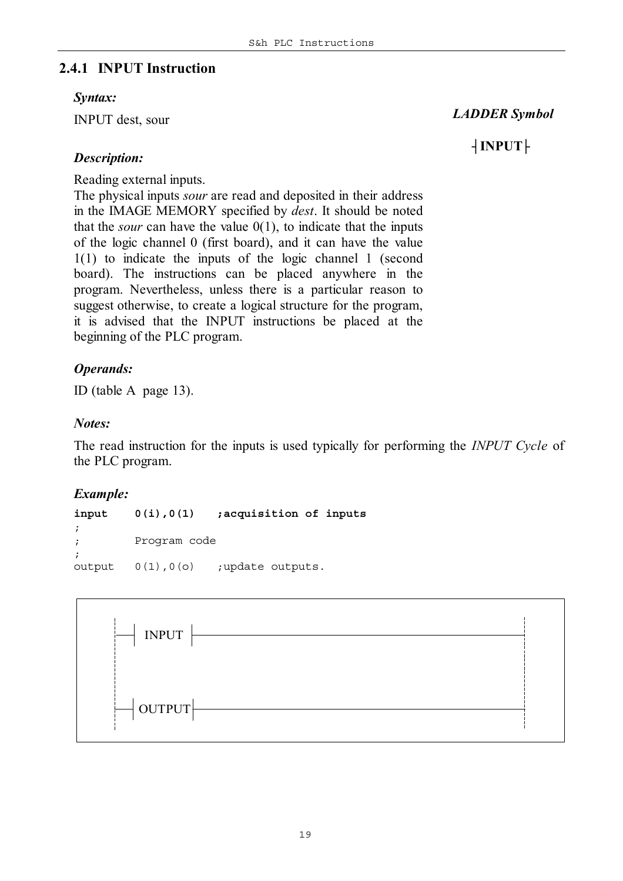## 2.4.1 INPUT Instruction

***Syntax:***

INPUT dest, sour

***LADDER Symbol***

**┤INPUT├**

***Description:***

Reading external inputs.
The physical inputs *sour* are read and deposited in their address in the IMAGE MEMORY specified by *dest*. It should be noted that the *sour* can have the value 0(1), to indicate that the inputs of the logic channel 0 (first board), and it can have the value 1(1) to indicate the inputs of the logic channel 1 (second board). The instructions can be placed anywhere in the program. Nevertheless, unless there is a particular reason to suggest otherwise, to create a logical structure for the program, it is advised that the INPUT instructions be placed at the beginning of the PLC program.

***Operands:***

ID (table A page 13).

***Notes:***

The read instruction for the inputs is used typically for performing the *INPUT Cycle* of the PLC program.

***Example:***

```
input    0(i),0(1)    ;acquisition of inputs
;
;        Program code
;
output   0(1),0(o)    ;update outputs.
```

```
 ┤ INPUT ├──────────────────────────────────

 ┤ OUTPUT├──────────────────────────────────
```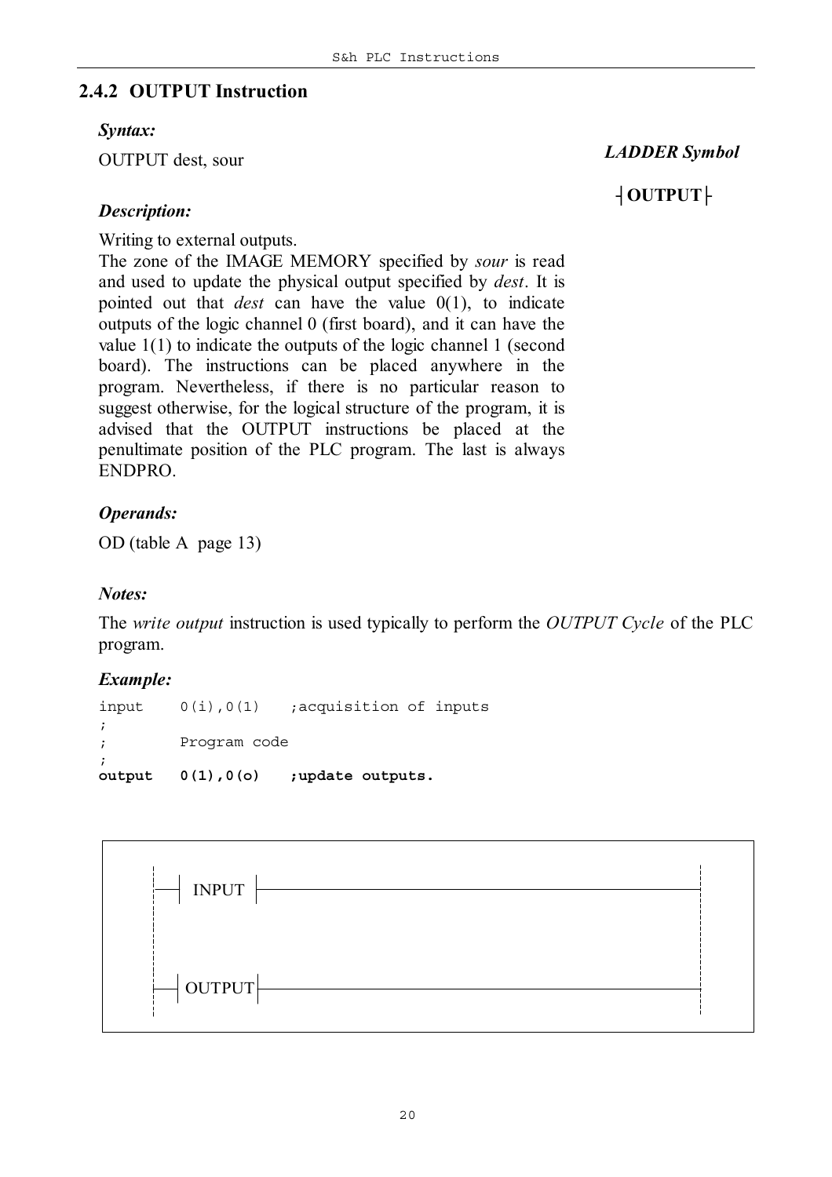### 2.4.2 OUTPUT Instruction

***Syntax:***

OUTPUT dest, sour

***LADDER Symbol***

**┤OUTPUT├**

***Description:***

Writing to external outputs.
The zone of the IMAGE MEMORY specified by *sour* is read and used to update the physical output specified by *dest*. It is pointed out that *dest* can have the value 0(1), to indicate outputs of the logic channel 0 (first board), and it can have the value 1(1) to indicate the outputs of the logic channel 1 (second board). The instructions can be placed anywhere in the program. Nevertheless, if there is no particular reason to suggest otherwise, for the logical structure of the program, it is advised that the OUTPUT instructions be placed at the penultimate position of the PLC program. The last is always ENDPRO.

***Operands:***

OD (table A page 13)

***Notes:***

The *write output* instruction is used typically to perform the *OUTPUT Cycle* of the PLC program.

***Example:***

```
input    0(i),0(1)   ;acquisition of inputs
;
;        Program code
;
output   0(1),0(o)   ;update outputs.
```

```
┤ INPUT ├──────────────────────────────

┤ OUTPUT├──────────────────────────────
```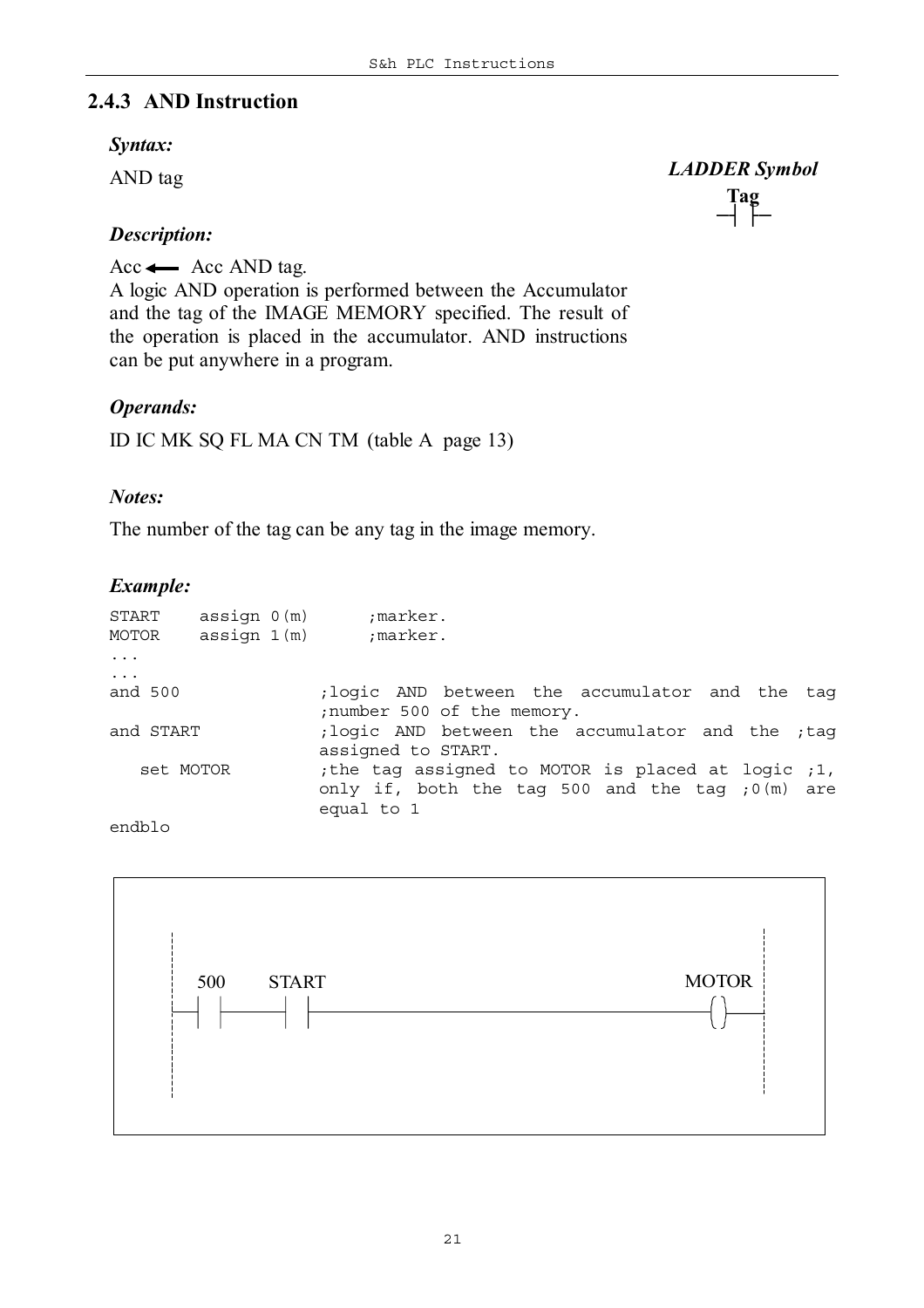### 2.4.3 AND Instruction

***Syntax:***

AND tag

***LADDER Symbol***

**Tag**

***Description:***

Acc ⟵ Acc AND tag.

A logic AND operation is performed between the Accumulator and the tag of the IMAGE MEMORY specified. The result of the operation is placed in the accumulator. AND instructions can be put anywhere in a program.

***Operands:***

ID IC MK SQ FL MA CN TM (table A page 13)

***Notes:***

The number of the tag can be any tag in the image memory.

***Example:***

```
START    assign 0(m)      ;marker.
MOTOR    assign 1(m)      ;marker.
...
...
and 500              ;logic AND between the accumulator and the tag
                     ;number 500 of the memory.
and START            ;logic AND between the accumulator and the ;tag
                     assigned to START.
   set MOTOR         ;the tag assigned to MOTOR is placed at logic ;1,
                     only if, both the tag 500 and the tag ;0(m) are
                     equal to 1
endblo
```

```
   500       START                                        MOTOR
|--| |-------| |-------------------------------------------( )--|
```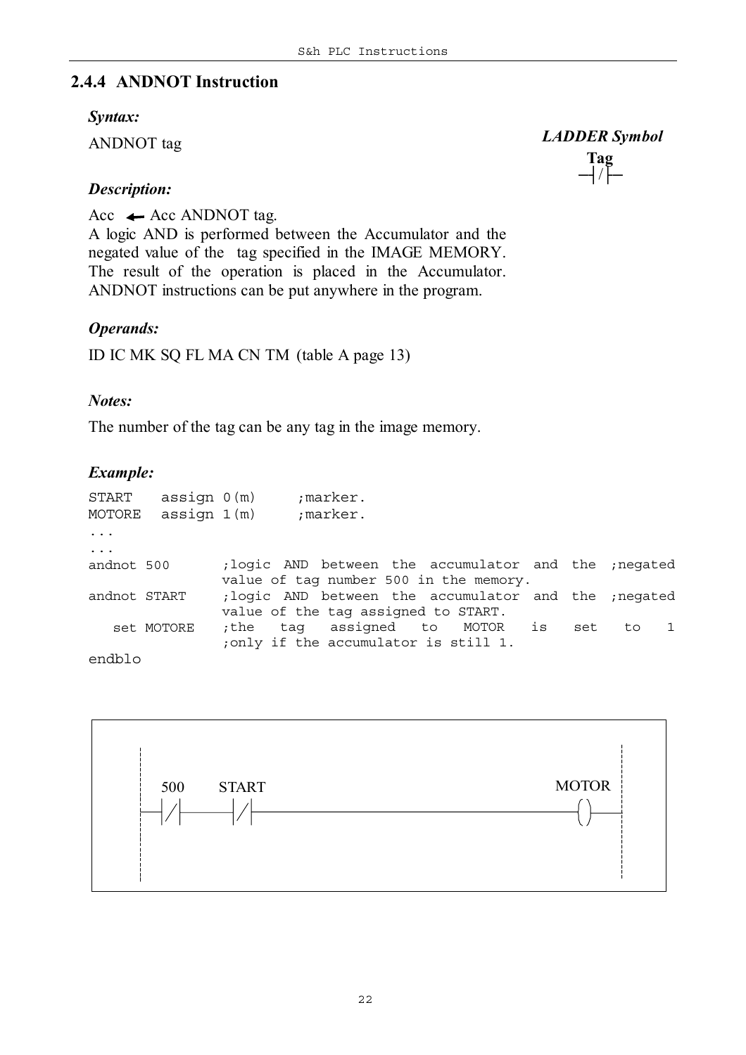## 2.4.4 ANDNOT Instruction

***Syntax:***

ANDNOT tag

***LADDER Symbol***

**Tag**

```
─┤/├─
```

***Description:***

Acc ← Acc ANDNOT tag.
A logic AND is performed between the Accumulator and the negated value of the tag specified in the IMAGE MEMORY. The result of the operation is placed in the Accumulator. ANDNOT instructions can be put anywhere in the program.

***Operands:***

ID IC MK SQ FL MA CN TM (table A page 13)

***Notes:***

The number of the tag can be any tag in the image memory.

***Example:***

```
START   assign 0(m)     ;marker.
MOTORE  assign 1(m)     ;marker.
...
...
andnot 500       ;logic AND between the accumulator and the ;negated
                 value of tag number 500 in the memory.
andnot START     ;logic AND between the accumulator and the ;negated
                 value of the tag assigned to START.
   set MOTORE    ;the tag assigned to MOTOR is set to 1
                 ;only if the accumulator is still 1.
endblo
```

```
   500      START                                      MOTOR
 ──┤/├──────┤/├──────────────────────────────────────────( )──
```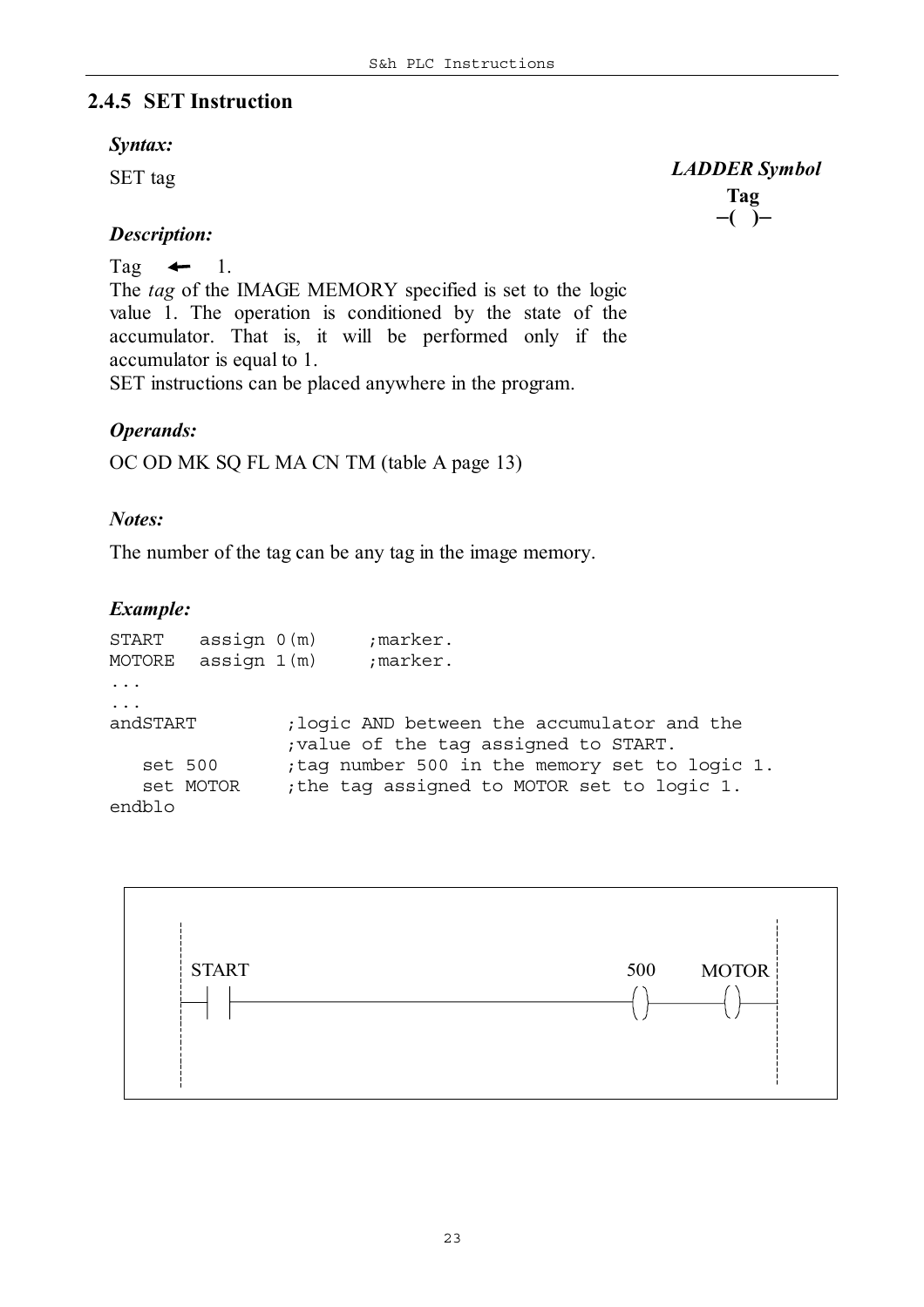### 2.4.5 SET Instruction

***Syntax:***

SET tag

***LADDER Symbol***

**Tag**
**–( )–**

***Description:***

Tag ← 1.
The *tag* of the IMAGE MEMORY specified is set to the logic value 1. The operation is conditioned by the state of the accumulator. That is, it will be performed only if the accumulator is equal to 1.
SET instructions can be placed anywhere in the program.

***Operands:***

OC OD MK SQ FL MA CN TM (table A page 13)

***Notes:***

The number of the tag can be any tag in the image memory.

***Example:***

```
START    assign 0(m)     ;marker.
MOTORE   assign 1(m)     ;marker.
...
...
andSTART          ;logic AND between the accumulator and the
                  ;value of the tag assigned to START.
   set 500        ;tag number 500 in the memory set to logic 1.
   set MOTOR      ;the tag assigned to MOTOR set to logic 1.
endblo
```

```
 START                                        500     MOTOR
--| |-----------------------------------------( )------( )--
```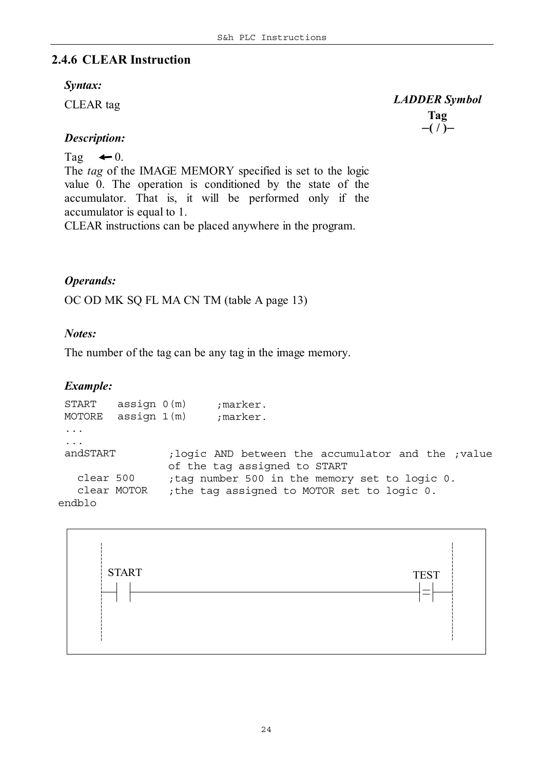## 2.4.6 CLEAR Instruction

***Syntax:***

CLEAR tag

***LADDER Symbol***

**Tag**
**–( / )–**

***Description:***

Tag ← 0.

The *tag* of the IMAGE MEMORY specified is set to the logic value 0. The operation is conditioned by the state of the accumulator. That is, it will be performed only if the accumulator is equal to 1.

CLEAR instructions can be placed anywhere in the program.

***Operands:***

OC OD MK SQ FL MA CN TM (table A page 13)

***Notes:***

The number of the tag can be any tag in the image memory.

***Example:***

```
START   assign 0(m)     ;marker.
MOTORE  assign 1(m)     ;marker.
...
...
andSTART        ;logic AND between the accumulator and the ;value
                of the tag assigned to START
  clear 500     ;tag number 500 in the memory set to logic 0.
  clear MOTOR   ;the tag assigned to MOTOR set to logic 0.
endblo
```

```
START                                              TEST
--| |----------------------------------------------|=|--
```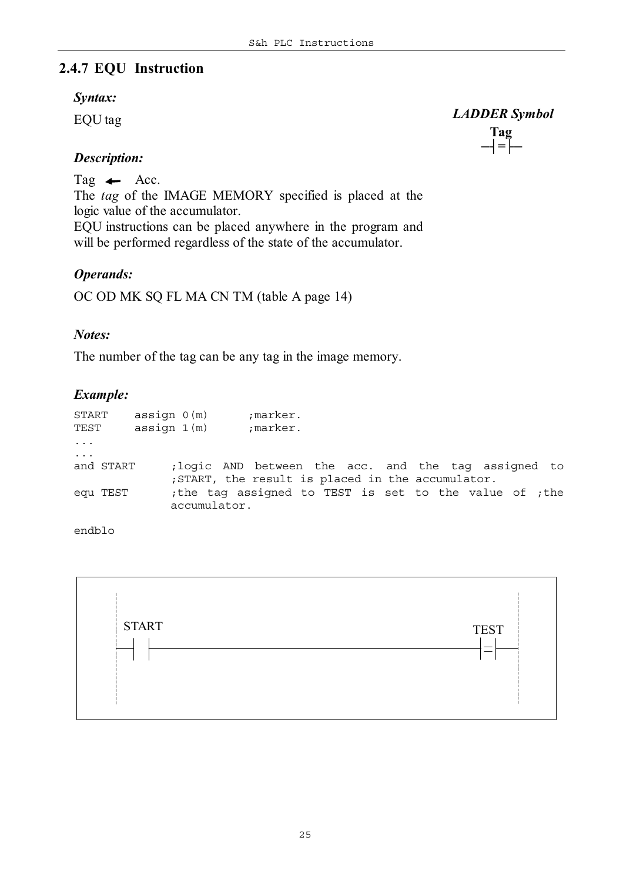## 2.4.7 EQU Instruction

***Syntax:***

EQU tag

***LADDER Symbol***

**Tag**

```
─┤=├─
```

***Description:***

Tag ← Acc.

The *tag* of the IMAGE MEMORY specified is placed at the logic value of the accumulator.

EQU instructions can be placed anywhere in the program and will be performed regardless of the state of the accumulator.

***Operands:***

OC OD MK SQ FL MA CN TM (table A page 14)

***Notes:***

The number of the tag can be any tag in the image memory.

***Example:***

```
START    assign 0(m)      ;marker.
TEST     assign 1(m)      ;marker.
...
...
and START        ;logic AND between the acc. and the tag assigned to
                 ;START, the result is placed in the accumulator.
equ TEST         ;the tag assigned to TEST is set to the value of ;the
                 accumulator.

endblo
```

```
 START                                                    TEST
─┤ ├─────────────────────────────────────────────────────┤=├─
```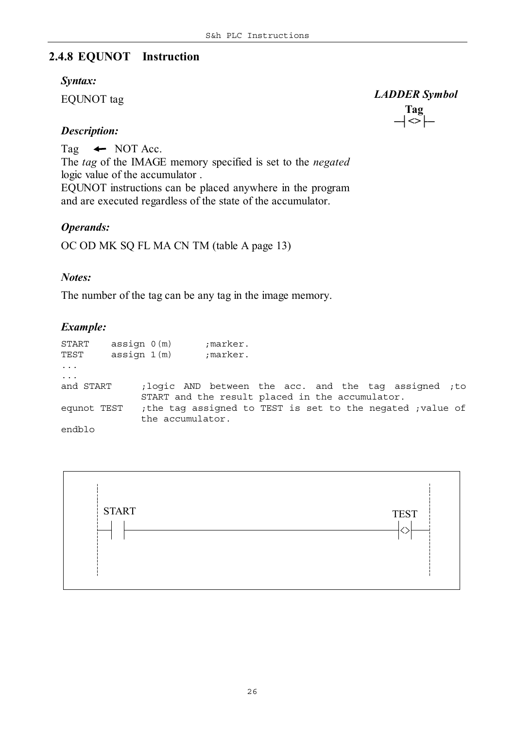## 2.4.8 EQUNOT Instruction

***Syntax:***

EQUNOT tag

***LADDER Symbol***

**Tag**

```
─┤<>├─
```

***Description:***

Tag ← NOT Acc.

The *tag* of the IMAGE memory specified is set to the *negated* logic value of the accumulator .

EQUNOT instructions can be placed anywhere in the program and are executed regardless of the state of the accumulator.

***Operands:***

OC OD MK SQ FL MA CN TM (table A page 13)

***Notes:***

The number of the tag can be any tag in the image memory.

***Example:***

```
START    assign 0(m)      ;marker.
TEST     assign 1(m)      ;marker.
...
...
and START      ;logic AND between the acc. and the tag assigned ;to
               START and the result placed in the accumulator.
equnot TEST    ;the tag assigned to TEST is set to the negated ;value of
               the accumulator.
endblo
```

```
START                                                TEST
─┤ ├────────────────────────────────────────────────┤<>├─
```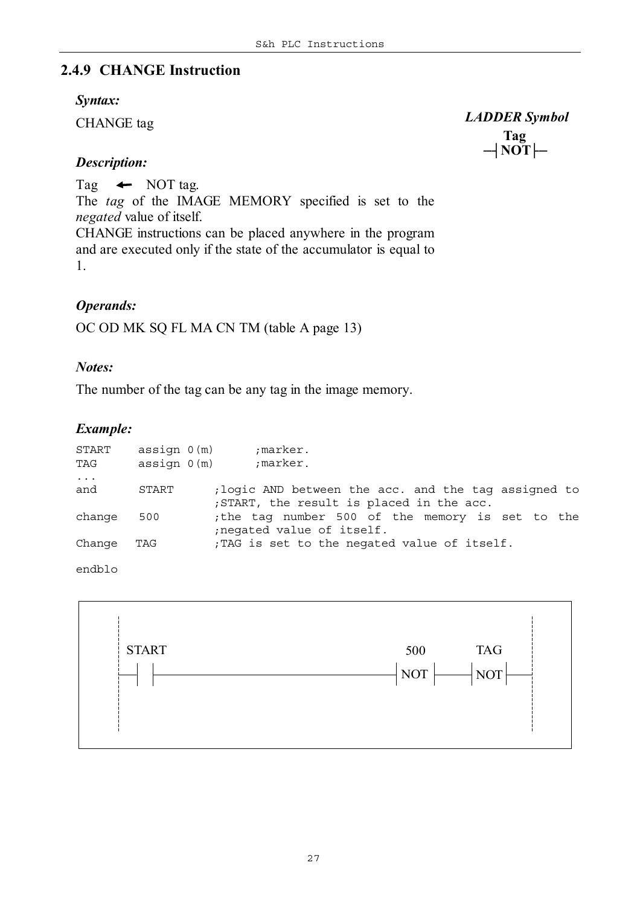### 2.4.9 CHANGE Instruction

***Syntax:***

CHANGE tag

***LADDER Symbol***

```
  Tag
─┤NOT├─
```

***Description:***

Tag ← NOT tag.

The *tag* of the IMAGE MEMORY specified is set to the *negated* value of itself.

CHANGE instructions can be placed anywhere in the program and are executed only if the state of the accumulator is equal to 1.

***Operands:***

OC OD MK SQ FL MA CN TM (table A page 13)

***Notes:***

The number of the tag can be any tag in the image memory.

***Example:***

```
START    assign 0(m)       ;marker.
TAG      assign 0(m)       ;marker.
...
and      START        ;logic AND between the acc. and the tag assigned to
                      ;START, the result is placed in the acc.
change   500          ;the tag number 500 of the memory is set to the
                      ;negated value of itself.
Change   TAG          ;TAG is set to the negated value of itself.

endblo
```

```
   START                                      500        TAG
 ──┤ ├────────────────────────────────────┤NOT├──────┤NOT├──
```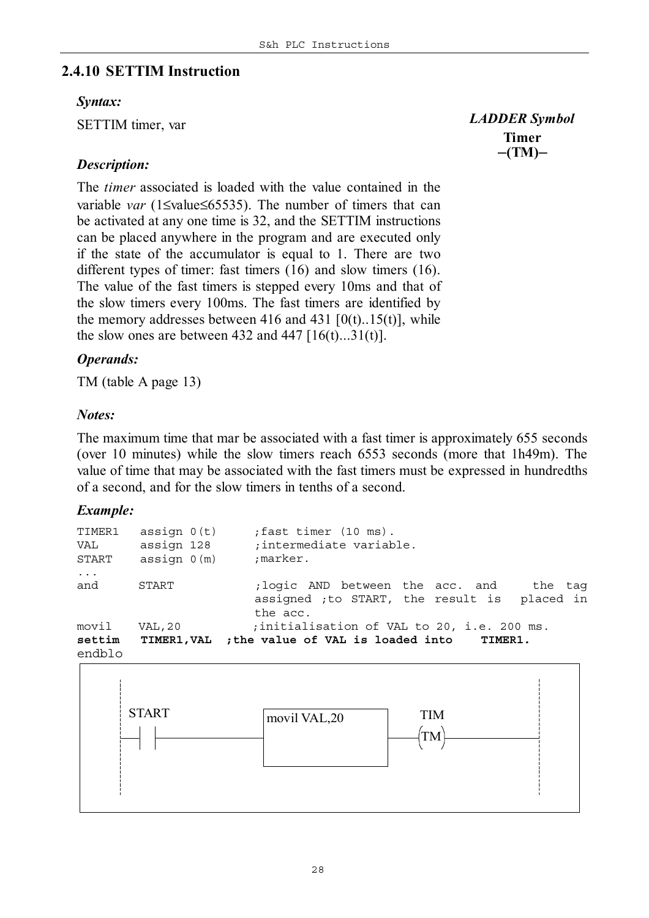## 2.4.10 SETTIM Instruction

***Syntax:***

SETTIM timer, var

***LADDER Symbol***

**Timer**

**–(TM)–**

***Description:***

The *timer* associated is loaded with the value contained in the variable *var* (1≤value≤65535). The number of timers that can be activated at any one time is 32, and the SETTIM instructions can be placed anywhere in the program and are executed only if the state of the accumulator is equal to 1. There are two different types of timer: fast timers (16) and slow timers (16). The value of the fast timers is stepped every 10ms and that of the slow timers every 100ms. The fast timers are identified by the memory addresses between 416 and 431 [0(t)..15(t)], while the slow ones are between 432 and 447 [16(t)...31(t)].

***Operands:***

TM (table A page 13)

***Notes:***

The maximum time that mar be associated with a fast timer is approximately 655 seconds (over 10 minutes) while the slow timers reach 6553 seconds (more that 1h49m). The value of time that may be associated with the fast timers must be expressed in hundredths of a second, and for the slow timers in tenths of a second.

***Example:***

```
TIMER1   assign 0(t)     ;fast timer (10 ms).
VAL      assign 128      ;intermediate variable.
START    assign 0(m)     ;marker.
...
and      START           ;logic AND between the acc. and the tag
                         assigned ;to START, the result is placed in
                         the acc.
movil    VAL,20          ;initialisation of VAL to 20, i.e. 200 ms.
settim   TIMER1,VAL  ;the value of VAL is loaded into  TIMER1.
endblo
```

```
   START                  +--------------+    TIM
---| |--------------------| movil VAL,20 |----(TM)----
                          +--------------+
```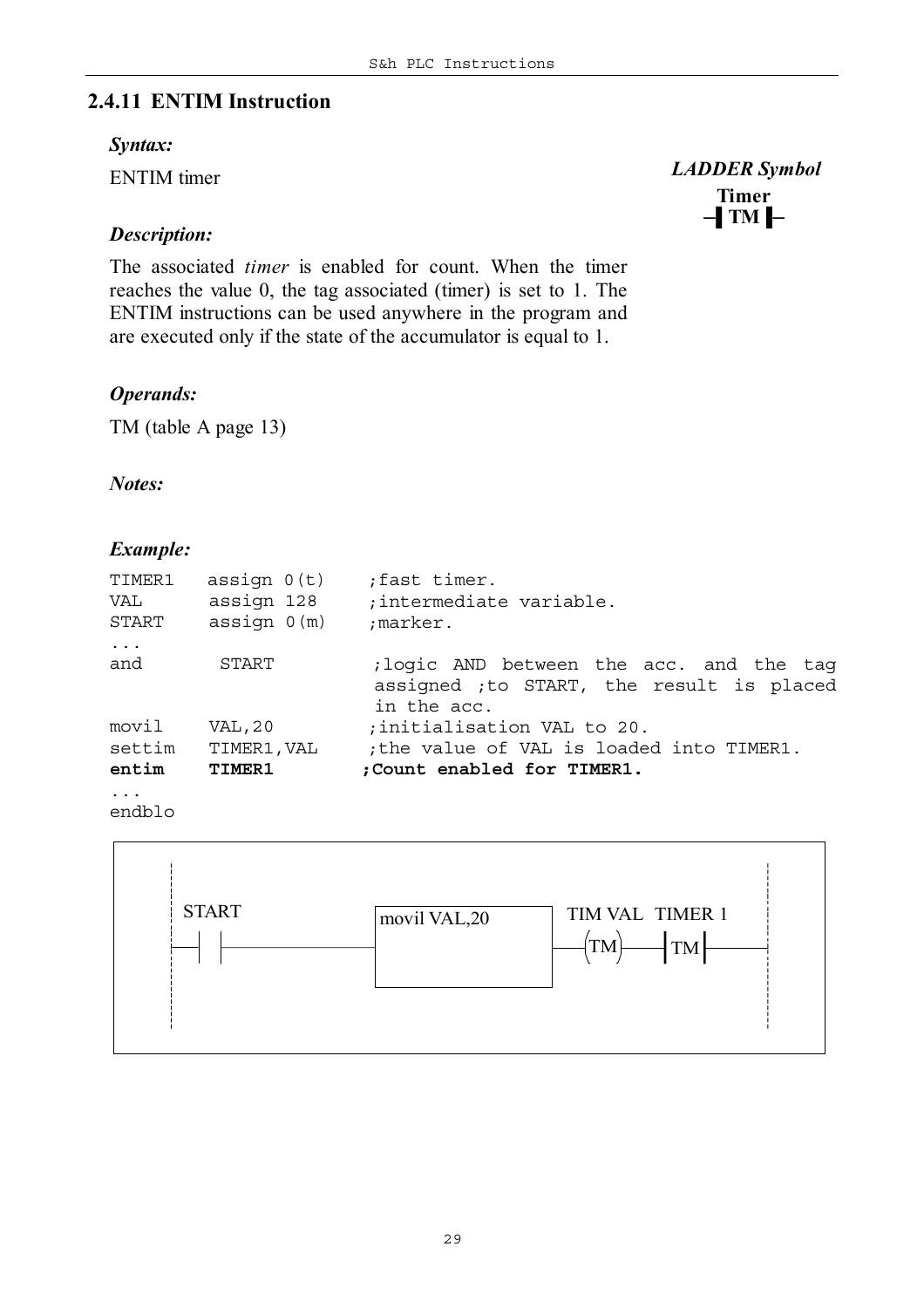## 2.4.11 ENTIM Instruction

*LADDER Symbol*

**Timer**
**–▌TM ▌–**

### *Syntax:*

ENTIM timer

### *Description:*

The associated *timer* is enabled for count. When the timer reaches the value 0, the tag associated (timer) is set to 1. The ENTIM instructions can be used anywhere in the program and are executed only if the state of the accumulator is equal to 1.

### *Operands:*

TM (table A page 13)

### *Notes:*

### *Example:*

```
TIMER1   assign 0(t)    ;fast timer.
VAL      assign 128     ;intermediate variable.
START    assign 0(m)    ;marker.
...
and       START          ;logic AND between the acc. and the tag
                         assigned ;to START, the result is placed
                         in the acc.
movil    VAL,20         ;initialisation VAL to 20.
settim   TIMER1,VAL     ;the value of VAL is loaded into TIMER1.
entim    TIMER1         ;Count enabled for TIMER1.
...
endblo
```

```
 START              movil VAL,20     TIM VAL  TIMER 1
--| |--------------[            ]----(TM)-----|TM|------
```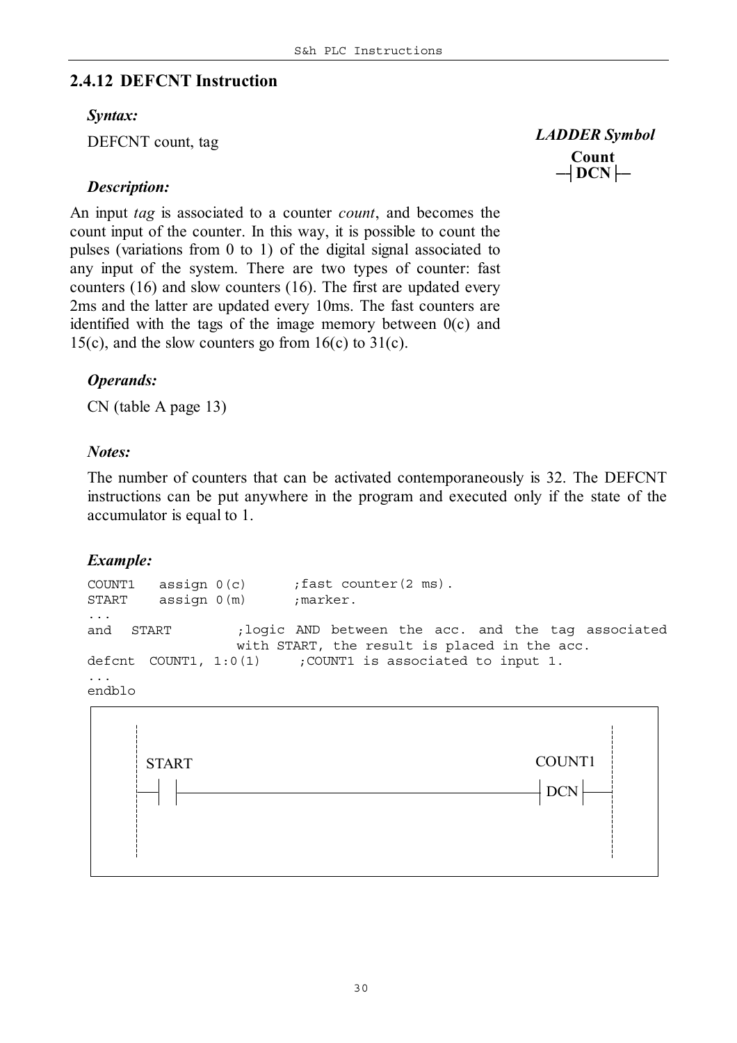## 2.4.12 DEFCNT Instruction

***Syntax:***

DEFCNT count, tag

***LADDER Symbol***

**Count**
**—| DCN |—**

***Description:***

An input *tag* is associated to a counter *count*, and becomes the count input of the counter. In this way, it is possible to count the pulses (variations from 0 to 1) of the digital signal associated to any input of the system. There are two types of counter: fast counters (16) and slow counters (16). The first are updated every 2ms and the latter are updated every 10ms. The fast counters are identified with the tags of the image memory between 0(c) and 15(c), and the slow counters go from 16(c) to 31(c).

***Operands:***

CN (table A page 13)

***Notes:***

The number of counters that can be activated contemporaneously is 32. The DEFCNT instructions can be put anywhere in the program and executed only if the state of the accumulator is equal to 1.

***Example:***

```
COUNT1   assign 0(c)      ;fast counter(2 ms).
START    assign 0(m)      ;marker.
...
and  START          ;logic AND between the acc. and the tag associated
                    with START, the result is placed in the acc.
defcnt  COUNT1, 1:0(1)     ;COUNT1 is associated to input 1.
...
endblo
```

```
   START                                        COUNT1
 --| |-----------------------------------------| DCN |--
```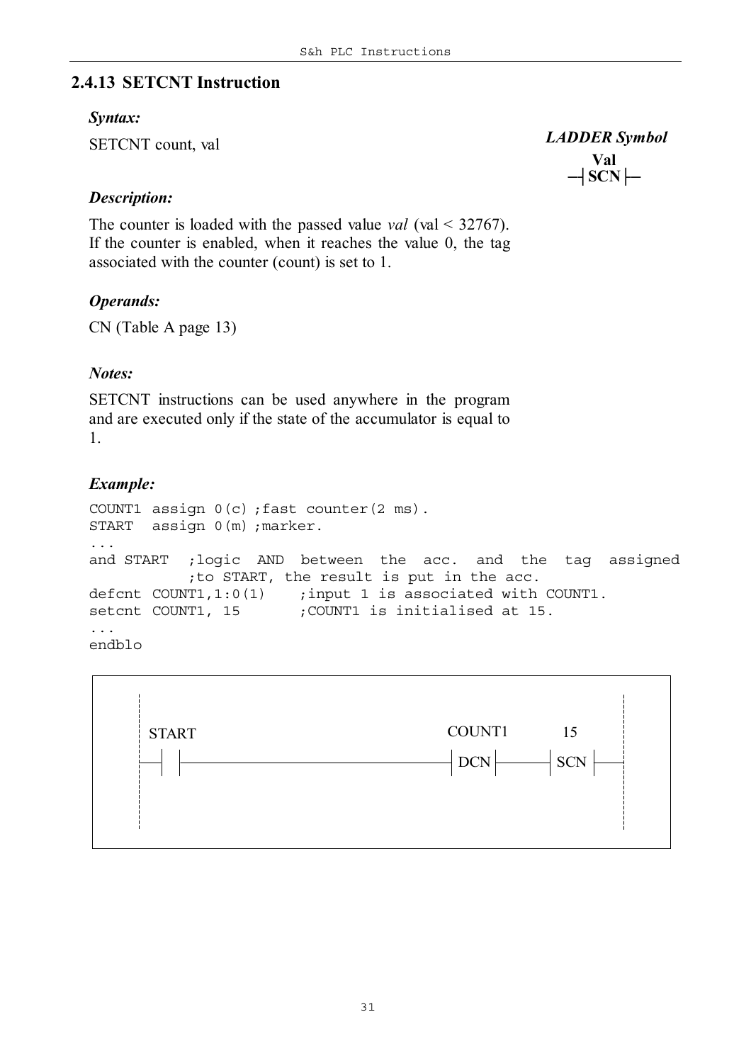### 2.4.13 SETCNT Instruction

***Syntax:***

SETCNT count, val

***LADDER Symbol***

```
  Val
─┤ SCN ├─
```

***Description:***

The counter is loaded with the passed value *val* (val < 32767). If the counter is enabled, when it reaches the value 0, the tag associated with the counter (count) is set to 1.

***Operands:***

CN (Table A page 13)

***Notes:***

SETCNT instructions can be used anywhere in the program and are executed only if the state of the accumulator is equal to 1.

***Example:***

```
COUNT1 assign 0(c) ;fast counter(2 ms).
START  assign 0(m) ;marker.
...
and START  ;logic  AND  between  the  acc.  and  the  tag  assigned
           ;to START, the result is put in the acc.
defcnt COUNT1,1:0(1)    ;input 1 is associated with COUNT1.
setcnt COUNT1, 15       ;COUNT1 is initialised at 15.
...
endblo
```

```
 ¦                                                          ¦
 ¦ START                          COUNT1        15          ¦
 ├──┤ ├──────────────────────────┤ DCN ├──────┤ SCN ├───────┤
 ¦                                                          ¦
 ¦                                                          ¦
```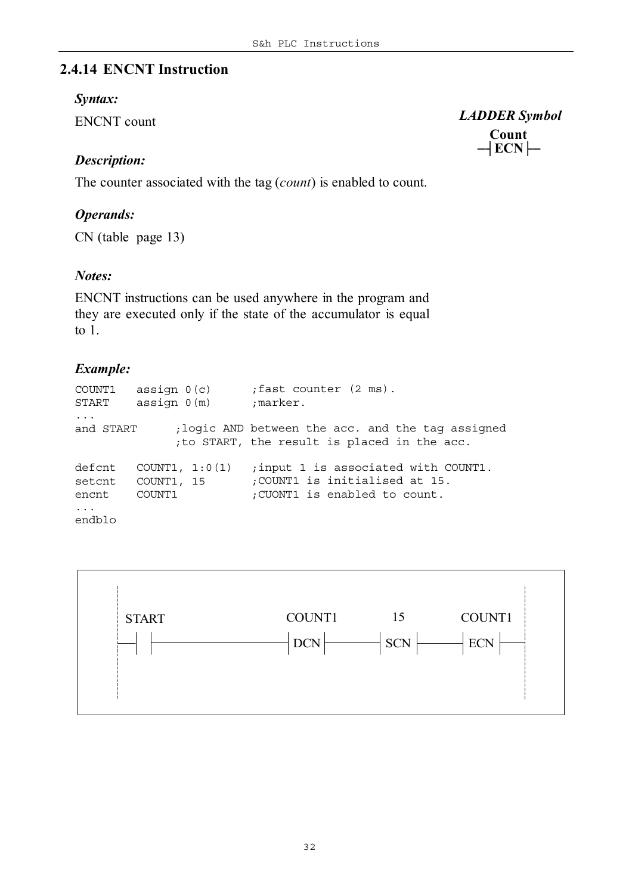### 2.4.14 ENCNT Instruction

***Syntax:***

ENCNT count

***LADDER Symbol***

**Count**
**—| ECN |—**

***Description:***

The counter associated with the tag (*count*) is enabled to count.

***Operands:***

CN (table page 13)

***Notes:***

ENCNT instructions can be used anywhere in the program and they are executed only if the state of the accumulator is equal to 1.

***Example:***

```
COUNT1   assign 0(c)      ;fast counter (2 ms).
START    assign 0(m)      ;marker.
...
and START      ;logic AND between the acc. and the tag assigned
               ;to START, the result is placed in the acc.

defcnt   COUNT1, 1:0(1)   ;input 1 is associated with COUNT1.
setcnt   COUNT1, 15       ;COUNT1 is initialised at 15.
encnt    COUNT1           ;CUONT1 is enabled to count.
...
endblo
```

```
 START                        COUNT1         15         COUNT1
--| |------------------------| DCN |------| SCN |------| ECN |--
```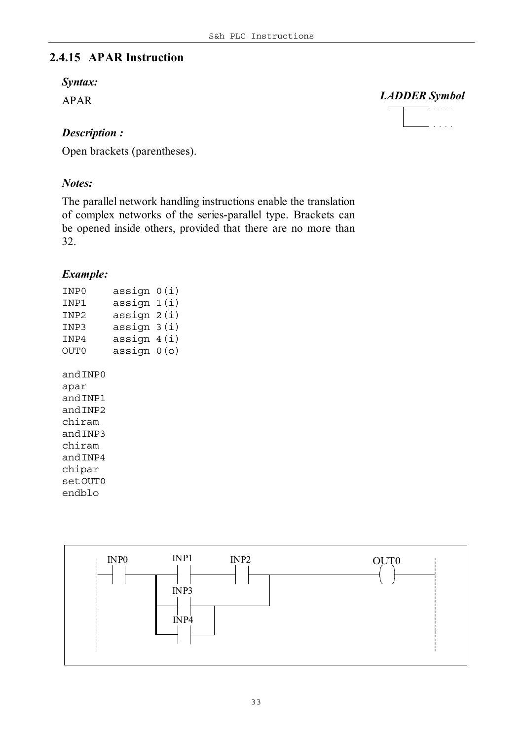### 2.4.15 APAR Instruction

***Syntax:***

APAR

***LADDER Symbol***

***Description :***

Open brackets (parentheses).

***Notes:***

The parallel network handling instructions enable the translation of complex networks of the series-parallel type. Brackets can be opened inside others, provided that there are no more than 32.

***Example:***

```
INP0    assign 0(i)
INP1    assign 1(i)
INP2    assign 2(i)
INP3    assign 3(i)
INP4    assign 4(i)
OUT0    assign 0(o)

andINP0
apar
andINP1
andINP2
chiram
andINP3
chiram
andINP4
chipar
setOUT0
endblo
```

INP0 INP1 INP2 OUT0 INP3 INP4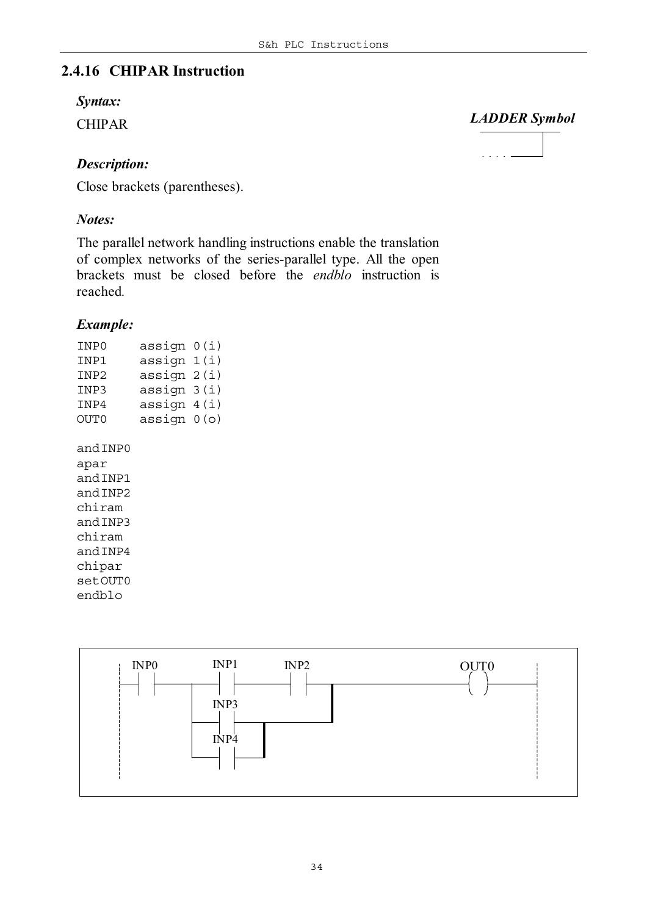### 2.4.16 CHIPAR Instruction

***Syntax:***

CHIPAR

***LADDER Symbol***

***Description:***

Close brackets (parentheses).

***Notes:***

The parallel network handling instructions enable the translation of complex networks of the series-parallel type. All the open brackets must be closed before the *endblo* instruction is reached.

***Example:***

```
INP0     assign 0(i)
INP1     assign 1(i)
INP2     assign 2(i)
INP3     assign 3(i)
INP4     assign 4(i)
OUT0     assign 0(o)

and INP0
apar
and INP1
and INP2
chiram
and INP3
chiram
and INP4
chipar
set OUT0
endblo
```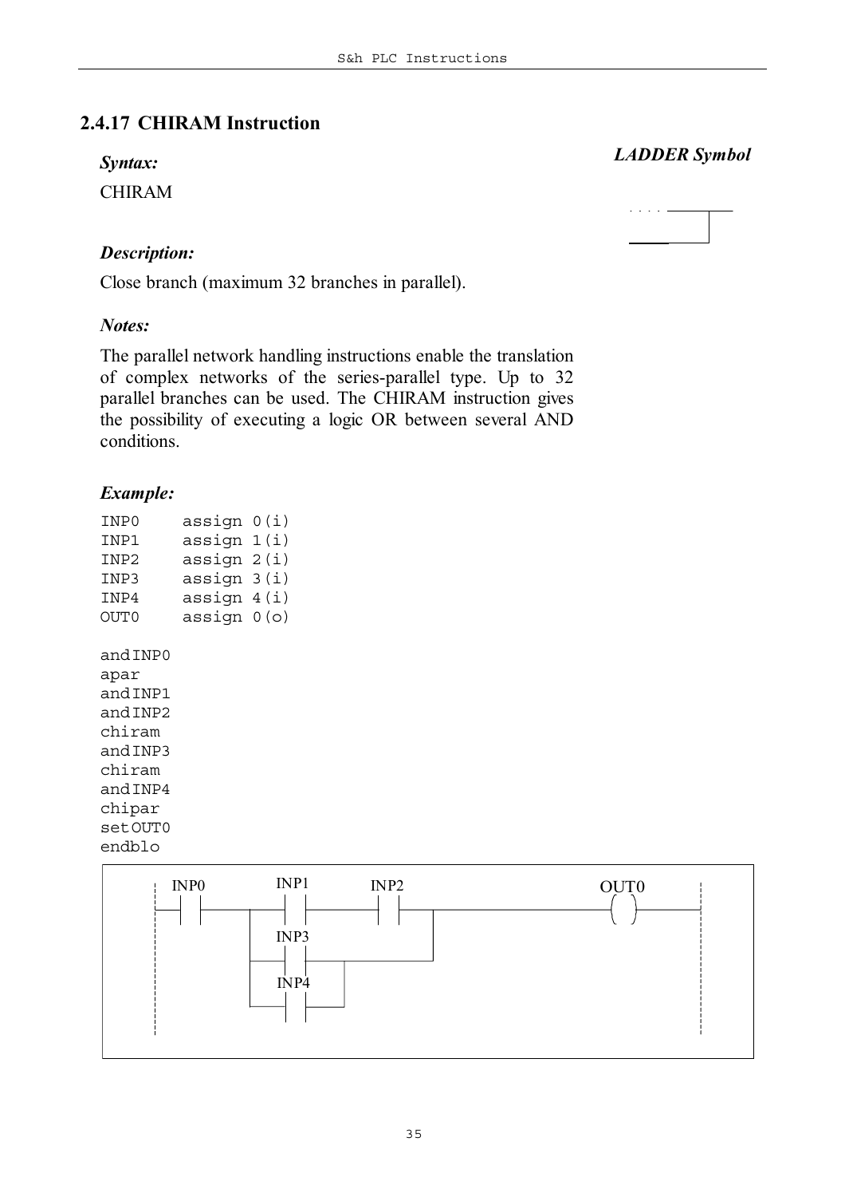### 2.4.17 CHIRAM Instruction

*Syntax:*

CHIRAM

*LADDER Symbol*

*Description:*

Close branch (maximum 32 branches in parallel).

*Notes:*

The parallel network handling instructions enable the translation of complex networks of the series-parallel type. Up to 32 parallel branches can be used. The CHIRAM instruction gives the possibility of executing a logic OR between several AND conditions.

*Example:*

```
INP0     assign 0(i)
INP1     assign 1(i)
INP2     assign 2(i)
INP3     assign 3(i)
INP4     assign 4(i)
OUT0     assign 0(o)

and INP0
apar
and INP1
and INP2
chiram
and INP3
chiram
and INP4
chipar
set OUT0
endblo
```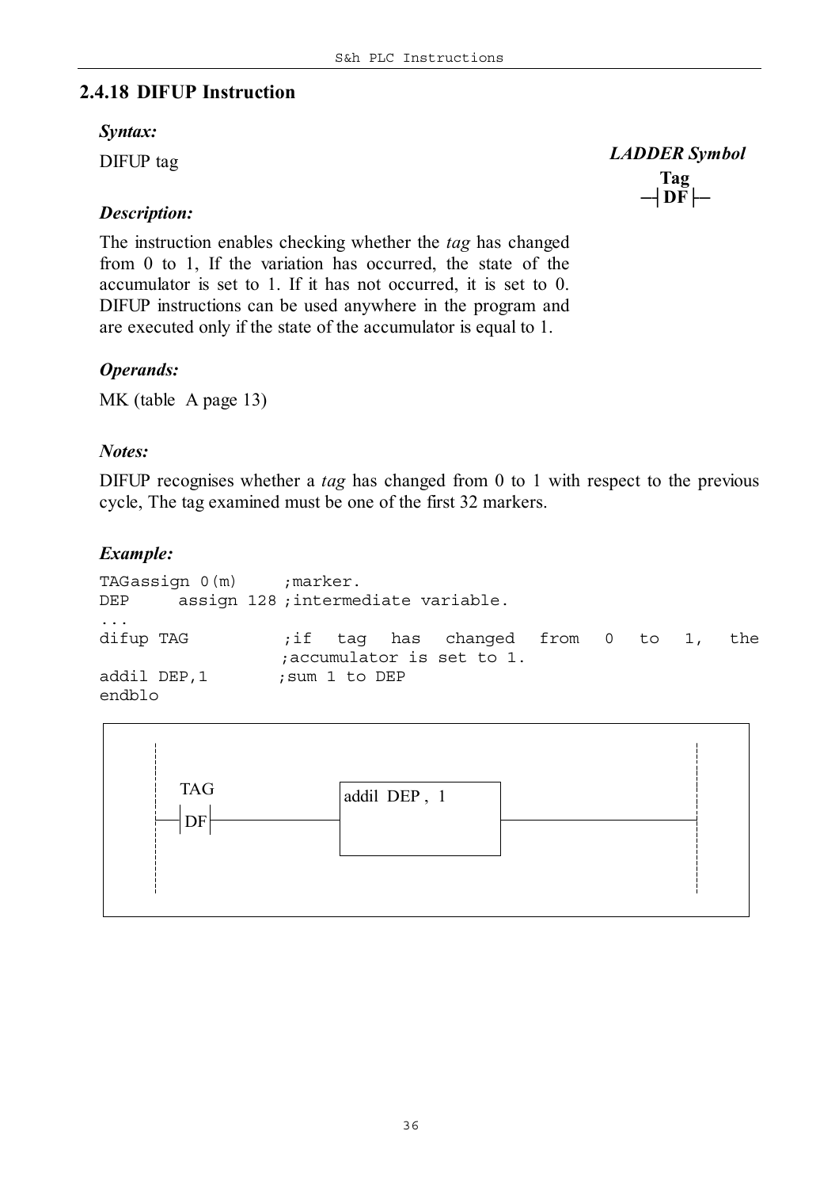### 2.4.18 DIFUP Instruction

***Syntax:***

DIFUP tag

***LADDER Symbol***

```
 Tag
─┤DF├─
```

***Description:***

The instruction enables checking whether the *tag* has changed from 0 to 1, If the variation has occurred, the state of the accumulator is set to 1. If it has not occurred, it is set to 0. DIFUP instructions can be used anywhere in the program and are executed only if the state of the accumulator is equal to 1.

***Operands:***

MK (table A page 13)

***Notes:***

DIFUP recognises whether a *tag* has changed from 0 to 1 with respect to the previous cycle, The tag examined must be one of the first 32 markers.

***Example:***

```
TAGassign 0(m)     ;marker.
DEP     assign 128 ;intermediate variable.
...
difup TAG           ;if  tag  has  changed  from  0  to  1,  the
                    ;accumulator is set to 1.
addil DEP,1        ;sum 1 to DEP
endblo
```

```
  TAG
──┤DF├──────────[ addil DEP , 1 ]──────────
```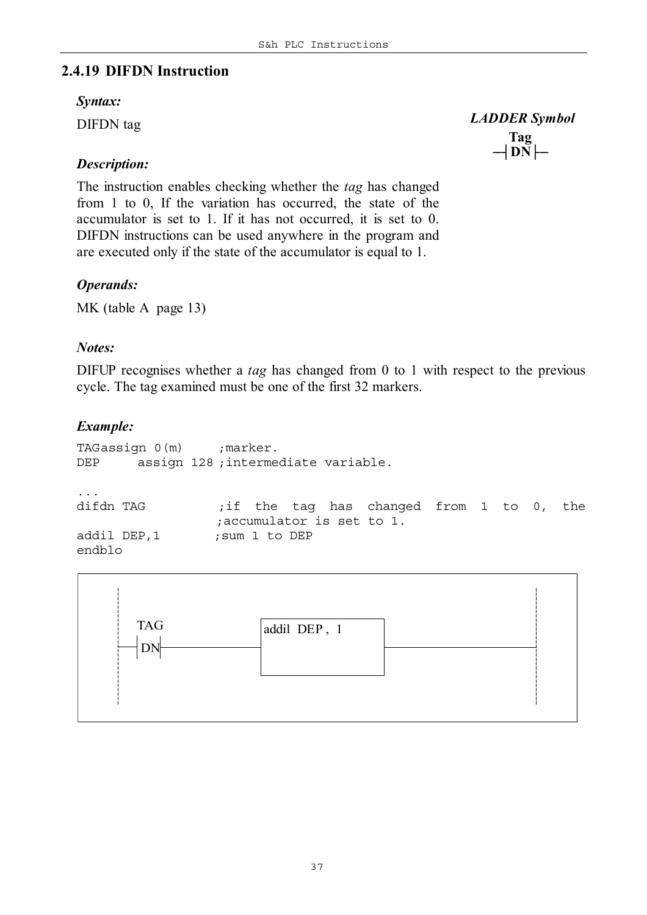### 2.4.19 DIFDN Instruction

***Syntax:***

DIFDN tag

***LADDER Symbol***

**Tag**
**─┤DN├─**

***Description:***

The instruction enables checking whether the *tag* has changed from 1 to 0, If the variation has occurred, the state of the accumulator is set to 1. If it has not occurred, it is set to 0. DIFDN instructions can be used anywhere in the program and are executed only if the state of the accumulator is equal to 1.

***Operands:***

MK (table A page 13)

***Notes:***

DIFUP recognises whether a *tag* has changed from 0 to 1 with respect to the previous cycle. The tag examined must be one of the first 32 markers.

***Example:***

```
TAGassign 0(m)     ;marker.
DEP     assign 128 ;intermediate variable.

...
difdn TAG          ;if the tag has changed from 1 to 0, the
                   ;accumulator is set to 1.
addil DEP,1       ;sum 1 to DEP
endblo
```

```
   TAG              ┌────────────┐
──┤DN├──────────────┤ addil DEP,1├──────────────
                    └────────────┘
```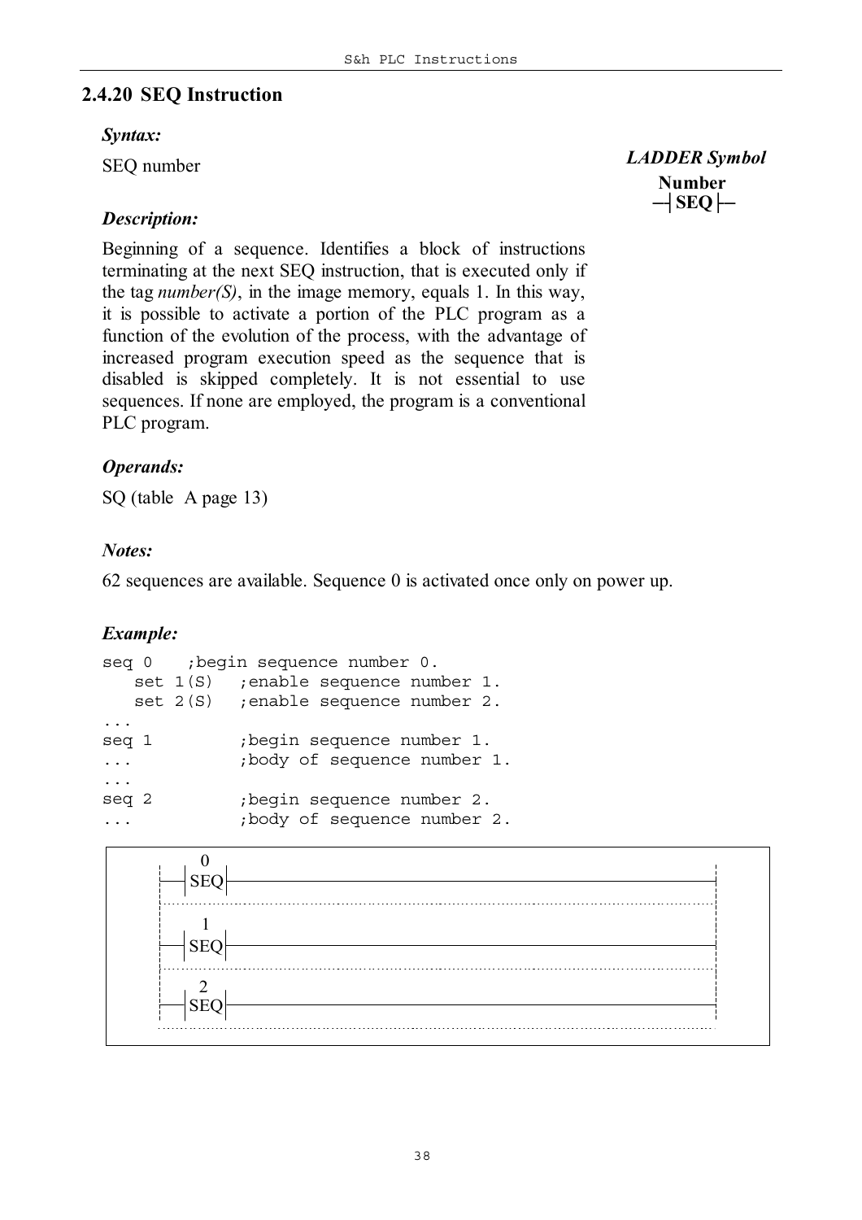## 2.4.20 SEQ Instruction

***Syntax:***

SEQ number

***LADDER Symbol***

**Number**
**─┤SEQ├─**

***Description:***

Beginning of a sequence. Identifies a block of instructions terminating at the next SEQ instruction, that is executed only if the tag *number(S)*, in the image memory, equals 1. In this way, it is possible to activate a portion of the PLC program as a function of the evolution of the process, with the advantage of increased program execution speed as the sequence that is disabled is skipped completely. It is not essential to use sequences. If none are employed, the program is a conventional PLC program.

***Operands:***

SQ (table A page 13)

***Notes:***

62 sequences are available. Sequence 0 is activated once only on power up.

***Example:***

```
seq 0    ;begin sequence number 0.
   set 1(S)   ;enable sequence number 1.
   set 2(S)   ;enable sequence number 2.
...
seq 1         ;begin sequence number 1.
...           ;body of sequence number 1.
...
seq 2         ;begin sequence number 2.
...           ;body of sequence number 2.
```

```
   0
─┤SEQ├──────────────────────────────

   1
─┤SEQ├──────────────────────────────

   2
─┤SEQ├──────────────────────────────
```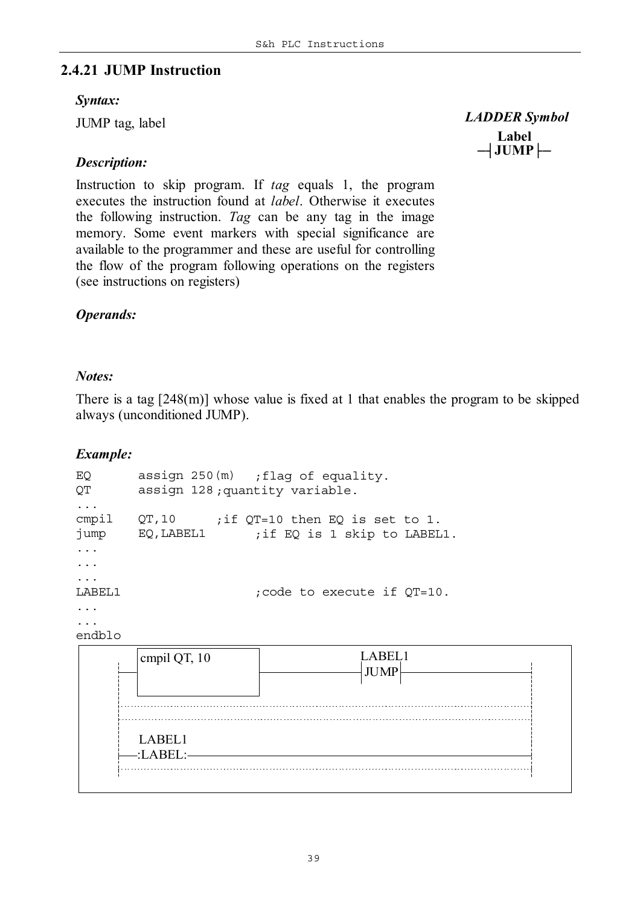### 2.4.21 JUMP Instruction

***Syntax:***

JUMP tag, label

***LADDER Symbol***

```
   Label
─┤ JUMP ├─
```

***Description:***

Instruction to skip program. If *tag* equals 1, the program executes the instruction found at *label*. Otherwise it executes the following instruction. *Tag* can be any tag in the image memory. Some event markers with special significance are available to the programmer and these are useful for controlling the flow of the program following operations on the registers (see instructions on registers)

***Operands:***

***Notes:***

There is a tag [248(m)] whose value is fixed at 1 that enables the program to be skipped always (unconditioned JUMP).

***Example:***

```
EQ       assign 250(m)   ;flag of equality.
QT       assign 128;quantity variable.
...
cmpil    QT,10      ;if QT=10 then EQ is set to 1.
jump     EQ,LABEL1       ;if EQ is 1 skip to LABEL1.
...
...
...
LABEL1                   ;code to execute if QT=10.
...
...
endblo
```

```
  ┌──────────────┐                  LABEL1
──┤ cmpil QT, 10 ├─────────────────┤JUMP├──────────
  └──────────────┘
..................................................
..................................................
   LABEL1
──:LABEL:─────────────────────────────────────────
..................................................
```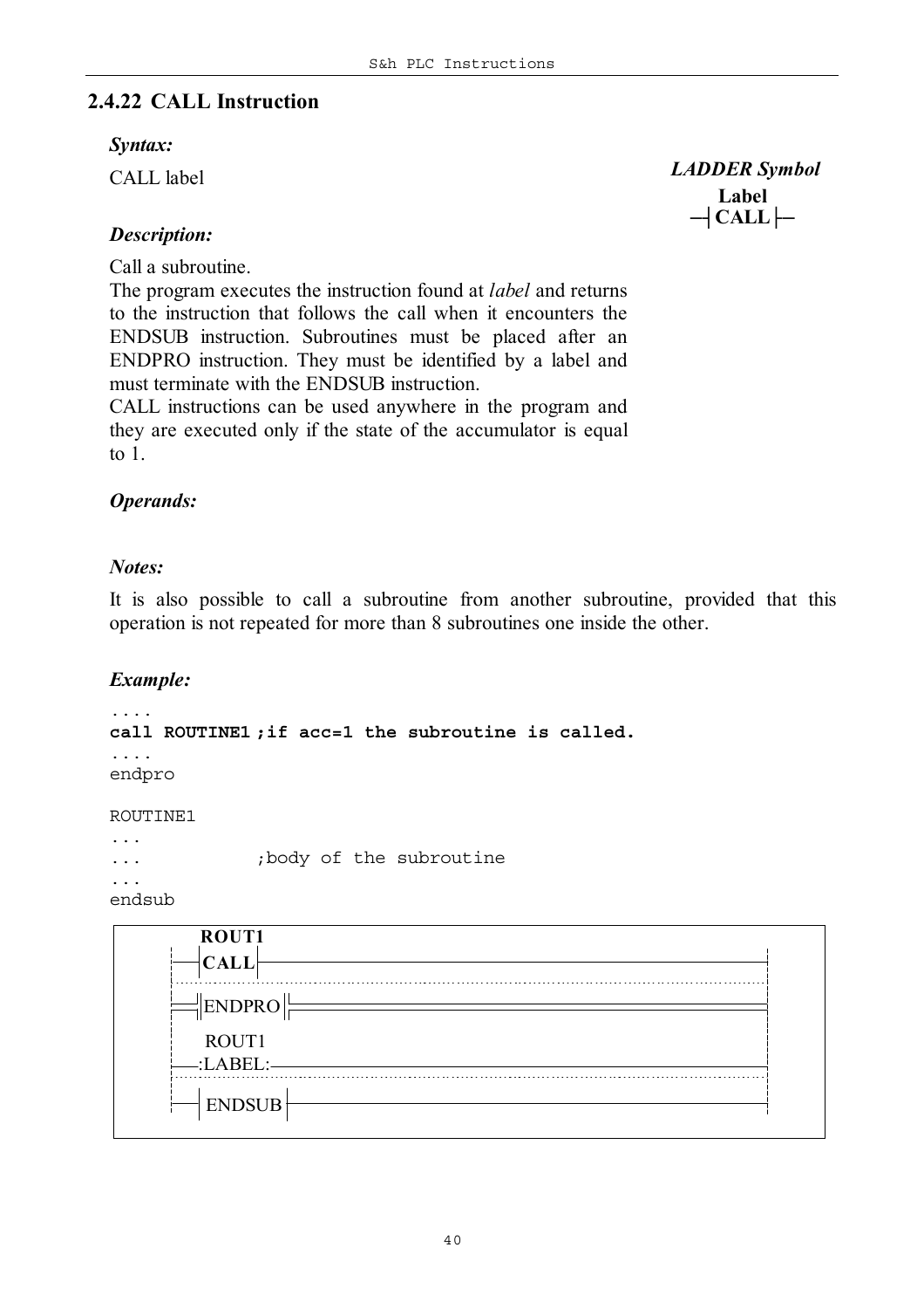## 2.4.22 CALL Instruction

***Syntax:***

CALL label

***LADDER Symbol***

**Label**
**─┤CALL├─**

***Description:***

Call a subroutine.
The program executes the instruction found at *label* and returns to the instruction that follows the call when it encounters the ENDSUB instruction. Subroutines must be placed after an ENDPRO instruction. They must be identified by a label and must terminate with the ENDSUB instruction.
CALL instructions can be used anywhere in the program and they are executed only if the state of the accumulator is equal to 1.

***Operands:***

***Notes:***

It is also possible to call a subroutine from another subroutine, provided that this operation is not repeated for more than 8 subroutines one inside the other.

***Example:***

```
....
call ROUTINE1 ;if acc=1 the subroutine is called.
....
endpro

ROUTINE1
...
...           ;body of the subroutine
...
endsub
```

```
   ROUT1
──┤CALL├──────────────────────────────

══╡ENDPRO╞════════════════════════════

   ROUT1
──:LABEL:─────────────────────────────

──┤ENDSUB├────────────────────────────
```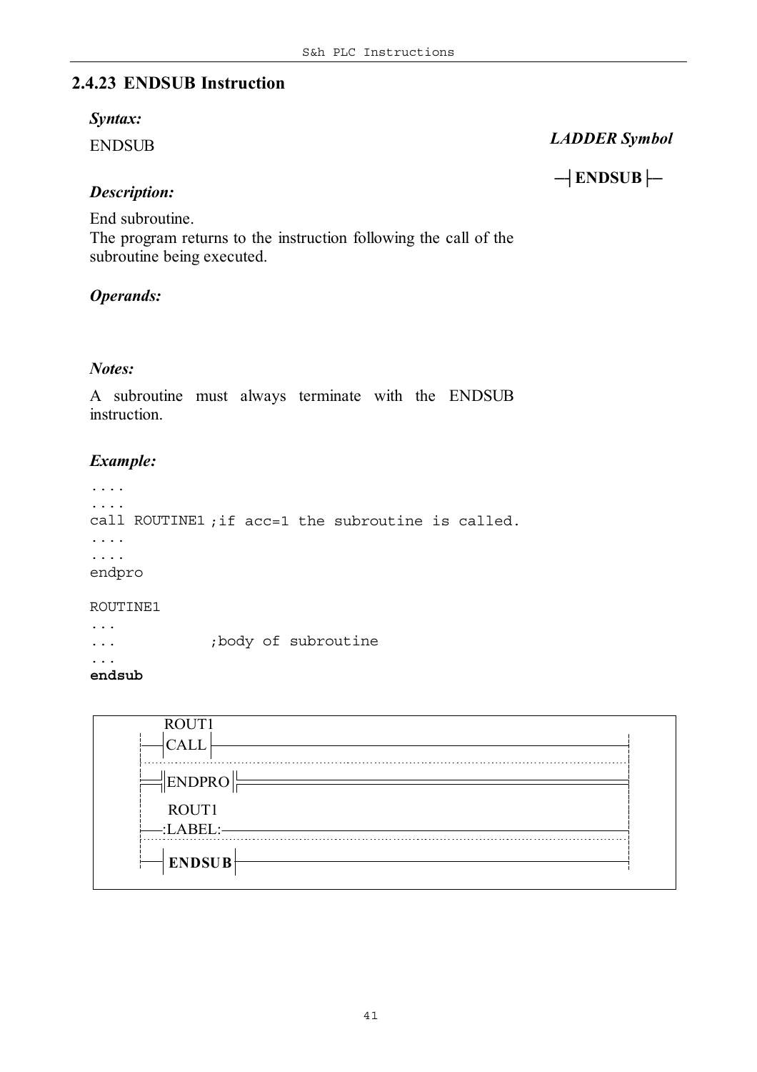## 2.4.23 ENDSUB Instruction

***Syntax:***

ENDSUB

***LADDER Symbol***

**—| ENDSUB |—**

***Description:***

End subroutine.
The program returns to the instruction following the call of the subroutine being executed.

***Operands:***

***Notes:***

A subroutine must always terminate with the ENDSUB instruction.

***Example:***

```
....
....
call ROUTINE1 ;if acc=1 the subroutine is called.
....
....
endpro

ROUTINE1
...
...          ;body of subroutine
...
endsub
```

```
      ROUT1
  ——| CALL |————————————————————————————————
  
  ══|| ENDPRO ||══════════════════════════════
  
      ROUT1
  ——:LABEL:——————————————————————————————————
  
  ——| ENDSUB |———————————————————————————————
```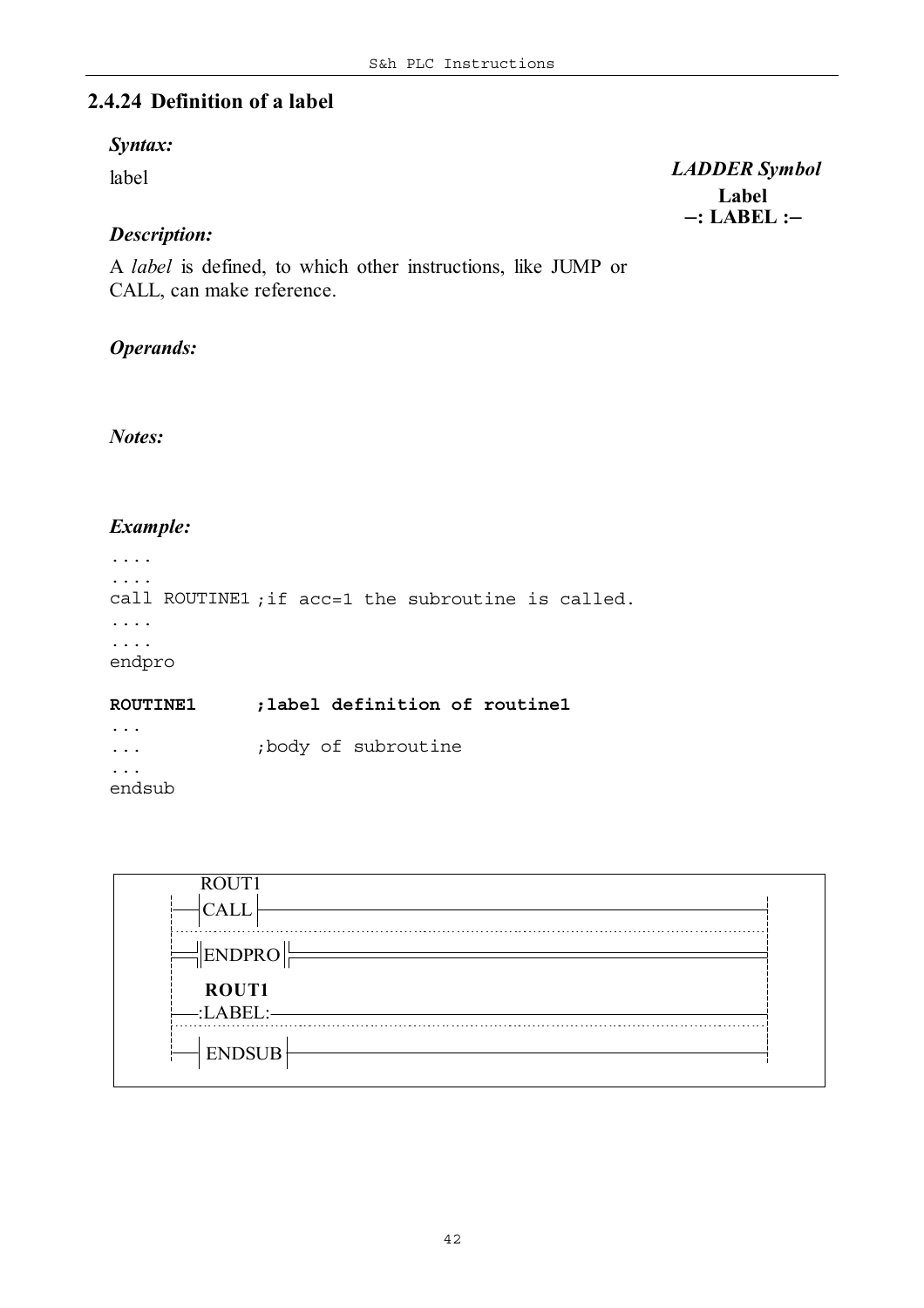## 2.4.24 Definition of a label

***Syntax:***

label

***LADDER Symbol***

**Label**

**─: LABEL :─**

***Description:***

A *label* is defined, to which other instructions, like JUMP or CALL, can make reference.

***Operands:***

***Notes:***

***Example:***

```
....
....
call ROUTINE1 ;if acc=1 the subroutine is called.
....
....
endpro

ROUTINE1      ;label definition of routine1
...
...           ;body of subroutine
...
endsub
```

```
    ROUTINE1
──┤CALL├──────────────────────────────
══╣ENDPRO╠════════════════════════════
    ROUT1
──:LABEL:─────────────────────────────
──┤ENDSUB├────────────────────────────
```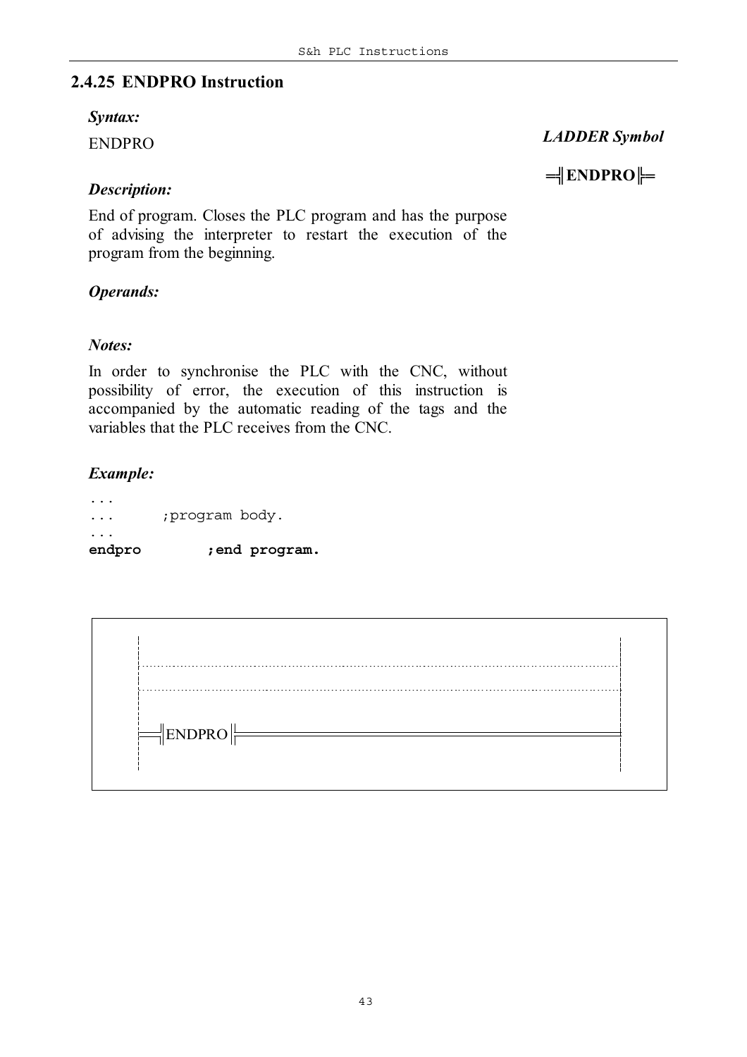## 2.4.25 ENDPRO Instruction

***Syntax:***

ENDPRO

***LADDER Symbol***

**═╢ENDPRO╟═**

***Description:***

End of program. Closes the PLC program and has the purpose of advising the interpreter to restart the execution of the program from the beginning.

***Operands:***

***Notes:***

In order to synchronise the PLC with the CNC, without possibility of error, the execution of this instruction is accompanied by the automatic reading of the tags and the variables that the PLC receives from the CNC.

***Example:***

```
...
...      ;program body.
...
endpro         ;end program.
```

```
═╢ENDPRO╟══════════════════════════════════
```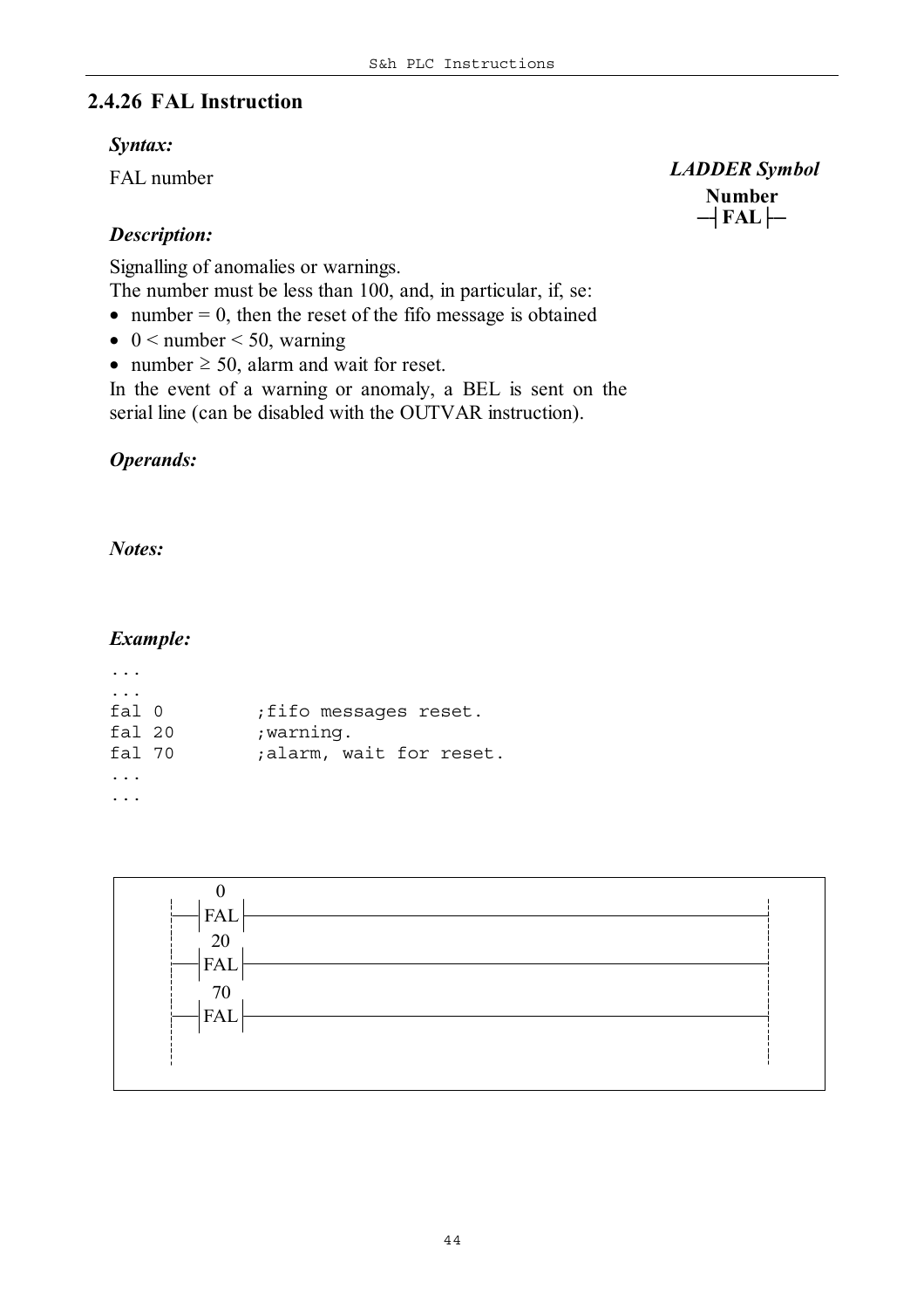### 2.4.26 FAL Instruction

***Syntax:***

FAL number

***LADDER Symbol***

**Number**
**—| FAL |—**

***Description:***

Signalling of anomalies or warnings.
The number must be less than 100, and, in particular, if, se:

- number = 0, then the reset of the fifo message is obtained
- 0 < number < 50, warning
- number ≥ 50, alarm and wait for reset.

In the event of a warning or anomaly, a BEL is sent on the serial line (can be disabled with the OUTVAR instruction).

***Operands:***

***Notes:***

***Example:***

```
...
...
fal 0        ;fifo messages reset.
fal 20       ;warning.
fal 70       ;alarm, wait for reset.
...
...
```

```
     0
 ---| FAL |----------------------------------------
     20
 ---| FAL |----------------------------------------
     70
 ---| FAL |----------------------------------------
```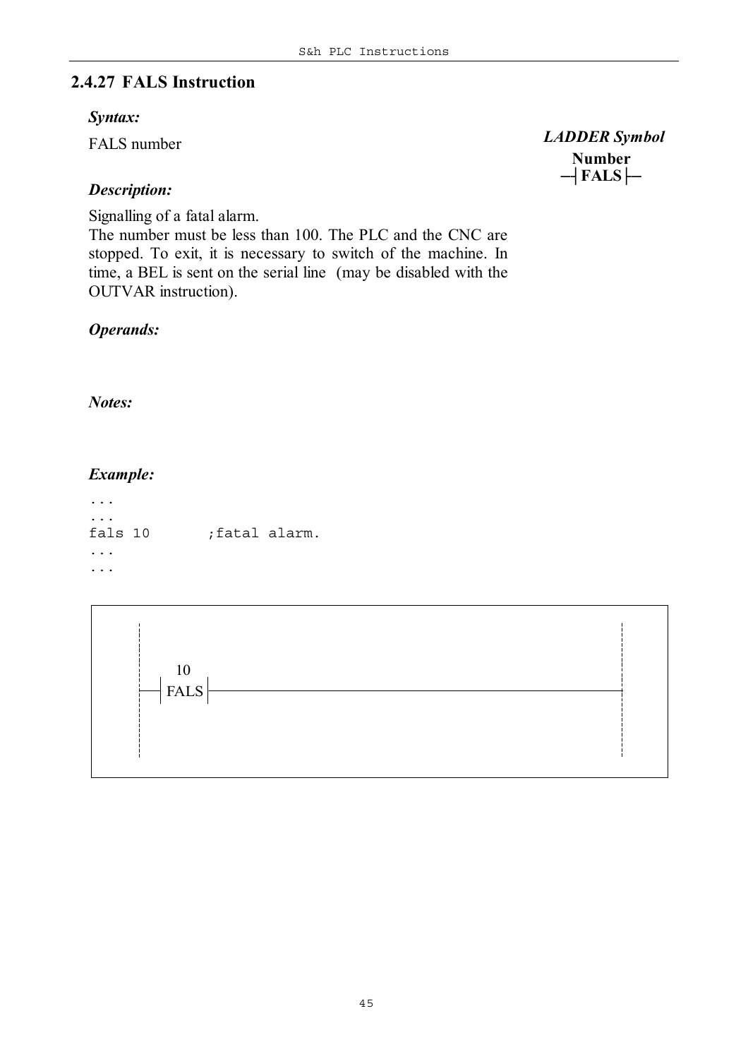## 2.4.27 FALS Instruction

***Syntax:***

FALS number

***LADDER Symbol***

```
 Number
─┤FALS├─
```

***Description:***

Signalling of a fatal alarm.
The number must be less than 100. The PLC and the CNC are stopped. To exit, it is necessary to switch of the machine. In time, a BEL is sent on the serial line (may be disabled with the OUTVAR instruction).

***Operands:***

***Notes:***

***Example:***

```
...
...
fals 10       ;fatal alarm.
...
...
```

```
    10
──┤FALS├──────────────────────────────────────────
```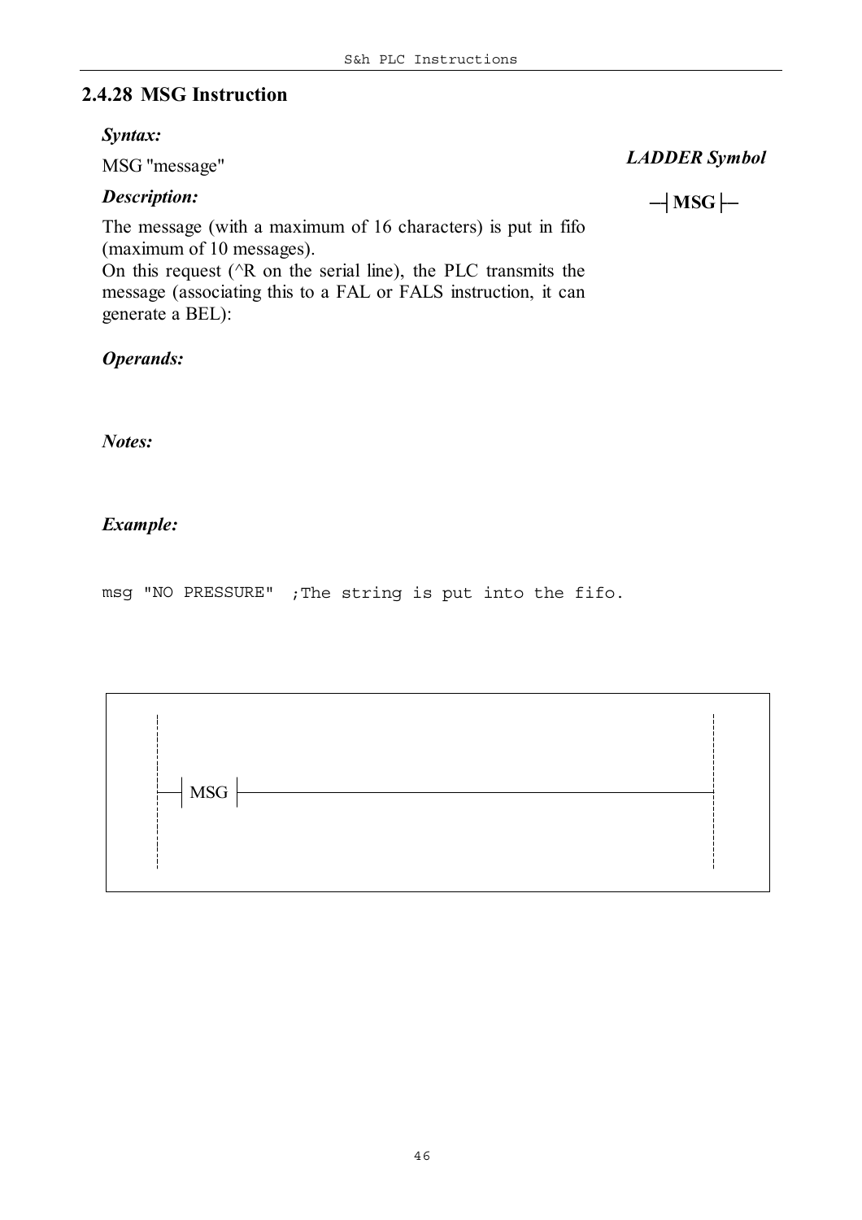## 2.4.28 MSG Instruction

***Syntax:***

MSG "message"

***LADDER Symbol***

**─┤MSG├─**

***Description:***

The message (with a maximum of 16 characters) is put in fifo (maximum of 10 messages).
On this request (^R on the serial line), the PLC transmits the message (associating this to a FAL or FALS instruction, it can generate a BEL):

***Operands:***

***Notes:***

***Example:***

```
msg "NO PRESSURE"  ;The string is put into the fifo.
```

```
┤ MSG ├──────────────────────────────
```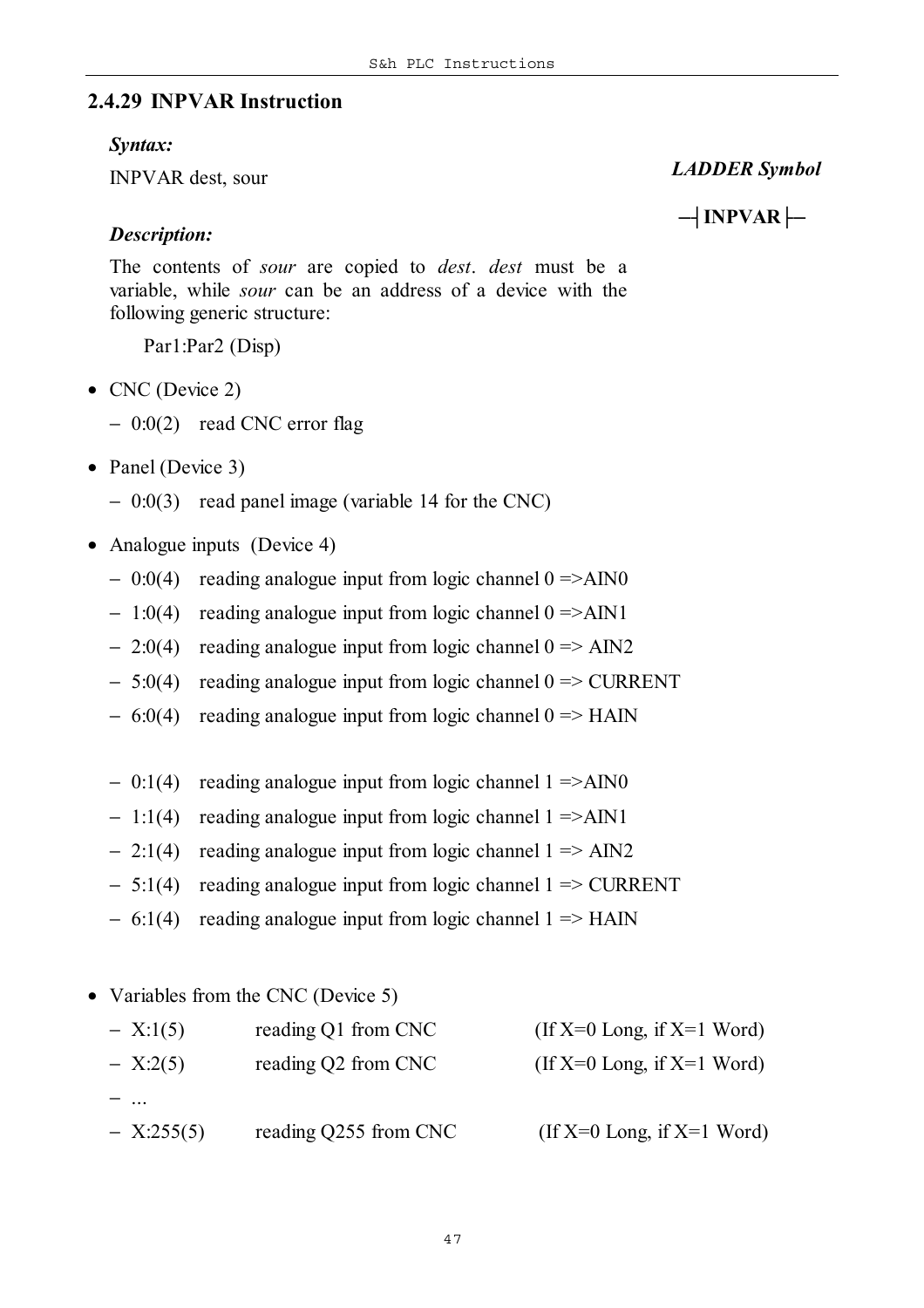## 2.4.29 INPVAR Instruction

***Syntax:***

INPVAR dest, sour

***LADDER Symbol***

**─┤INPVAR├─**

***Description:***

The contents of *sour* are copied to *dest*. *dest* must be a variable, while *sour* can be an address of a device with the following generic structure:

Par1:Par2 (Disp)

- CNC (Device 2)
  - 0:0(2) read CNC error flag
- Panel (Device 3)
  - 0:0(3) read panel image (variable 14 for the CNC)
- Analogue inputs (Device 4)
  - 0:0(4) reading analogue input from logic channel 0 =>AIN0
  - 1:0(4) reading analogue input from logic channel 0 =>AIN1
  - 2:0(4) reading analogue input from logic channel 0 => AIN2
  - 5:0(4) reading analogue input from logic channel 0 => CURRENT
  - 6:0(4) reading analogue input from logic channel 0 => HAIN

  - 0:1(4) reading analogue input from logic channel 1 =>AIN0
  - 1:1(4) reading analogue input from logic channel 1 =>AIN1
  - 2:1(4) reading analogue input from logic channel 1 => AIN2
  - 5:1(4) reading analogue input from logic channel 1 => CURRENT
  - 6:1(4) reading analogue input from logic channel 1 => HAIN
- Variables from the CNC (Device 5)
  - X:1(5) reading Q1 from CNC (If X=0 Long, if X=1 Word)
  - X:2(5) reading Q2 from CNC (If X=0 Long, if X=1 Word)
  - ...
  - X:255(5) reading Q255 from CNC (If X=0 Long, if X=1 Word)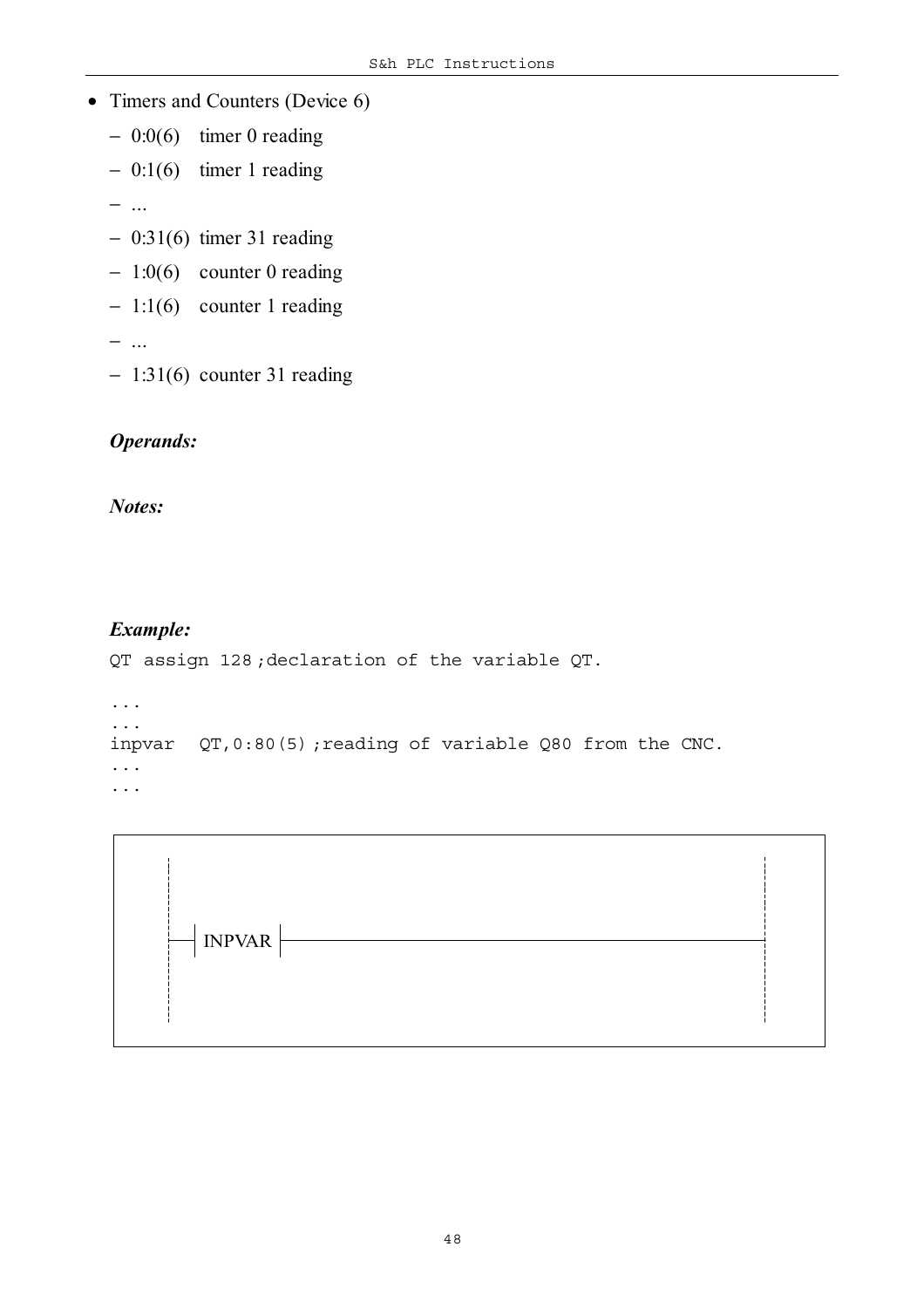- Timers and Counters (Device 6)
  - 0:0(6) timer 0 reading
  - 0:1(6) timer 1 reading
  - ...
  - 0:31(6) timer 31 reading
  - 1:0(6) counter 0 reading
  - 1:1(6) counter 1 reading
  - ...
  - 1:31(6) counter 31 reading

***Operands:***

***Notes:***

***Example:***

```
QT assign 128 ;declaration of the variable QT.

...
...
inpvar  QT,0:80(5) ;reading of variable Q80 from the CNC.
...
...
```

```
    |                                              |
    |                                              |
    |--| INPVAR |----------------------------------|
    |                                              |
    |                                              |
```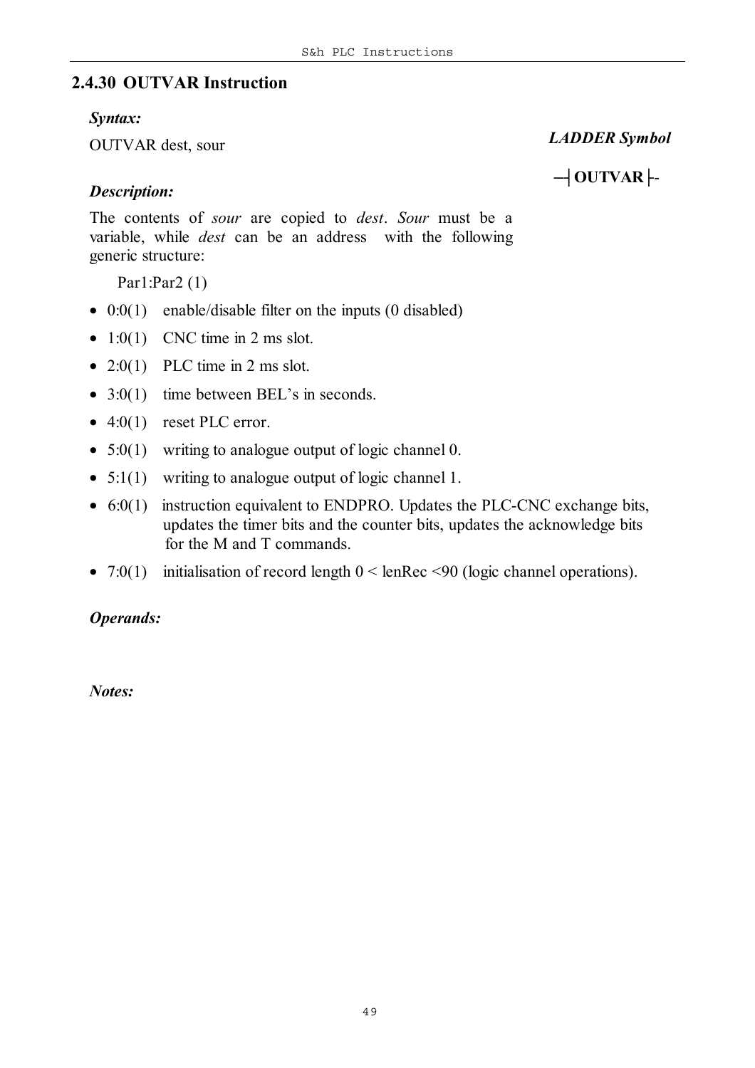### 2.4.30 OUTVAR Instruction

***Syntax:***

OUTVAR dest, sour

***LADDER Symbol***

**─┤ OUTVAR ├-**

***Description:***

The contents of *sour* are copied to *dest*. *Sour* must be a variable, while *dest* can be an address with the following generic structure:

Par1:Par2 (1)

- 0:0(1) enable/disable filter on the inputs (0 disabled)
- 1:0(1) CNC time in 2 ms slot.
- 2:0(1) PLC time in 2 ms slot.
- 3:0(1) time between BEL's in seconds.
- 4:0(1) reset PLC error.
- 5:0(1) writing to analogue output of logic channel 0.
- 5:1(1) writing to analogue output of logic channel 1.
- 6:0(1) instruction equivalent to ENDPRO. Updates the PLC-CNC exchange bits, updates the timer bits and the counter bits, updates the acknowledge bits for the M and T commands.
- 7:0(1) initialisation of record length 0 < lenRec <90 (logic channel operations).

***Operands:***

***Notes:***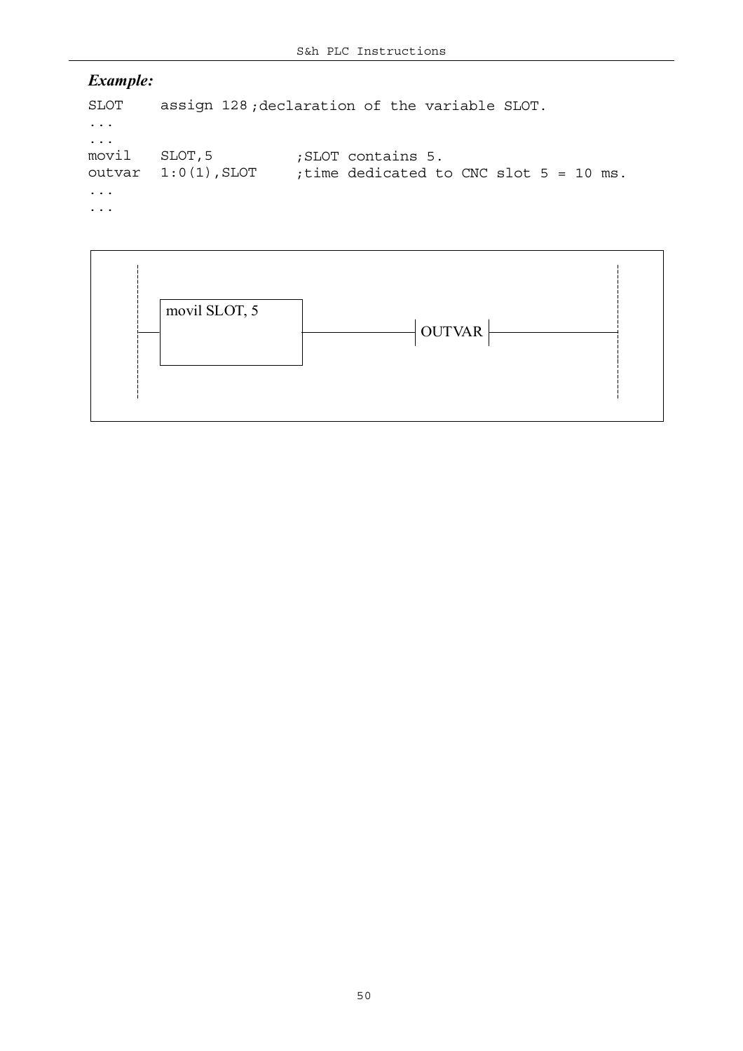***Example:***

```
SLOT    assign 128 ;declaration of the variable SLOT.
...
...
movil   SLOT,5          ;SLOT contains 5.
outvar  1:0(1),SLOT     ;time dedicated to CNC slot 5 = 10 ms.
...
...
```

```
 ¦                                                      ¦
 ¦   +-------------+                                    ¦
 ¦   |movil SLOT, 5|                                    ¦
 +---+             +--------------| OUTVAR |------------+
 ¦   |             |                                    ¦
 ¦   +-------------+                                    ¦
 ¦                                                      ¦
```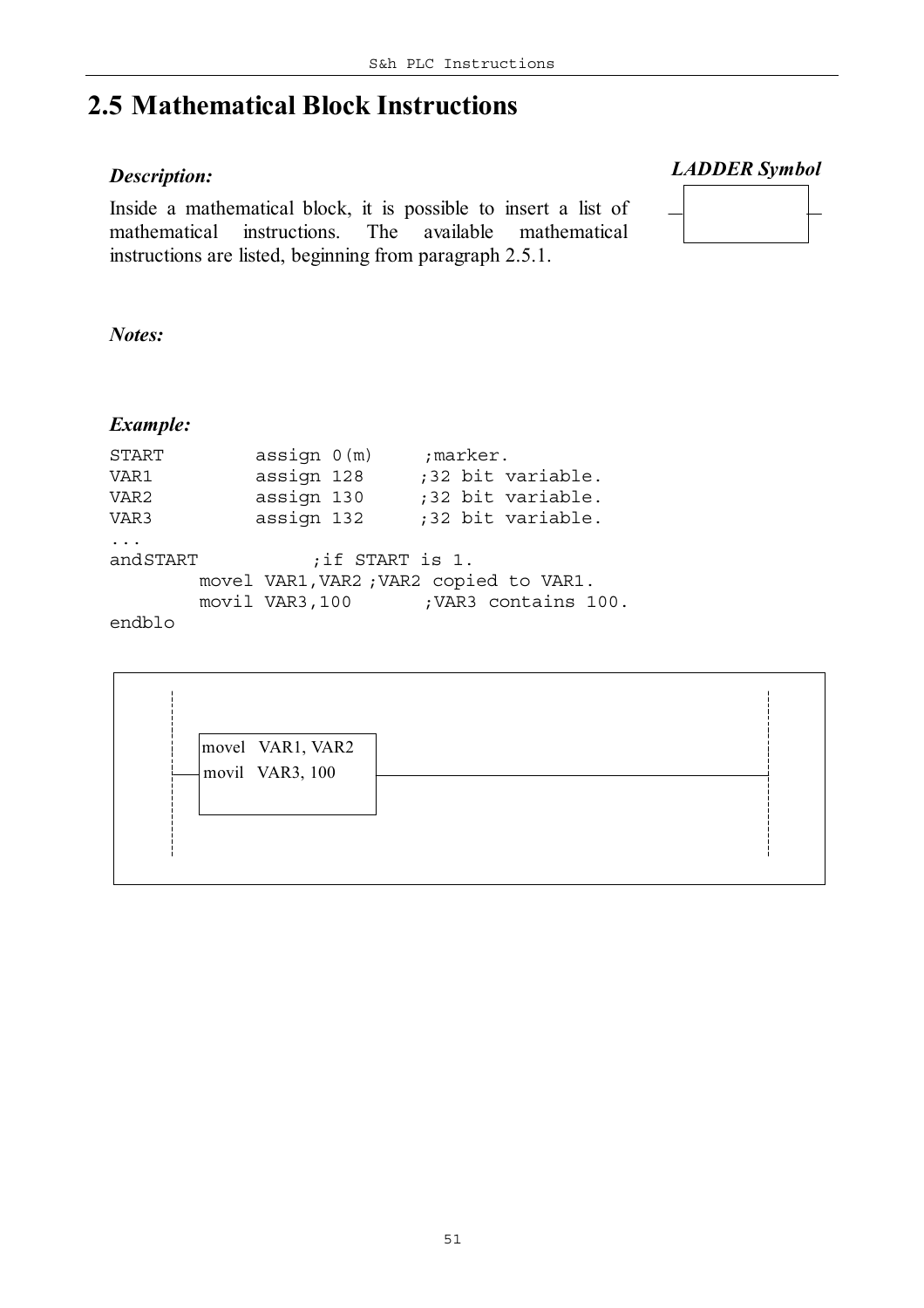## 2.5 Mathematical Block Instructions

***Description:***

Inside a mathematical block, it is possible to insert a list of mathematical instructions. The available mathematical instructions are listed, beginning from paragraph 2.5.1.

***LADDER Symbol***

***Notes:***

***Example:***

```
START         assign 0(m)     ;marker.
VAR1          assign 128     ;32 bit variable.
VAR2          assign 130     ;32 bit variable.
VAR3          assign 132     ;32 bit variable.
...
andSTART           ;if START is 1.
        movel VAR1,VAR2 ;VAR2 copied to VAR1.
        movil VAR3,100       ;VAR3 contains 100.
endblo
```

```
movel   VAR1, VAR2
movil   VAR3, 100
```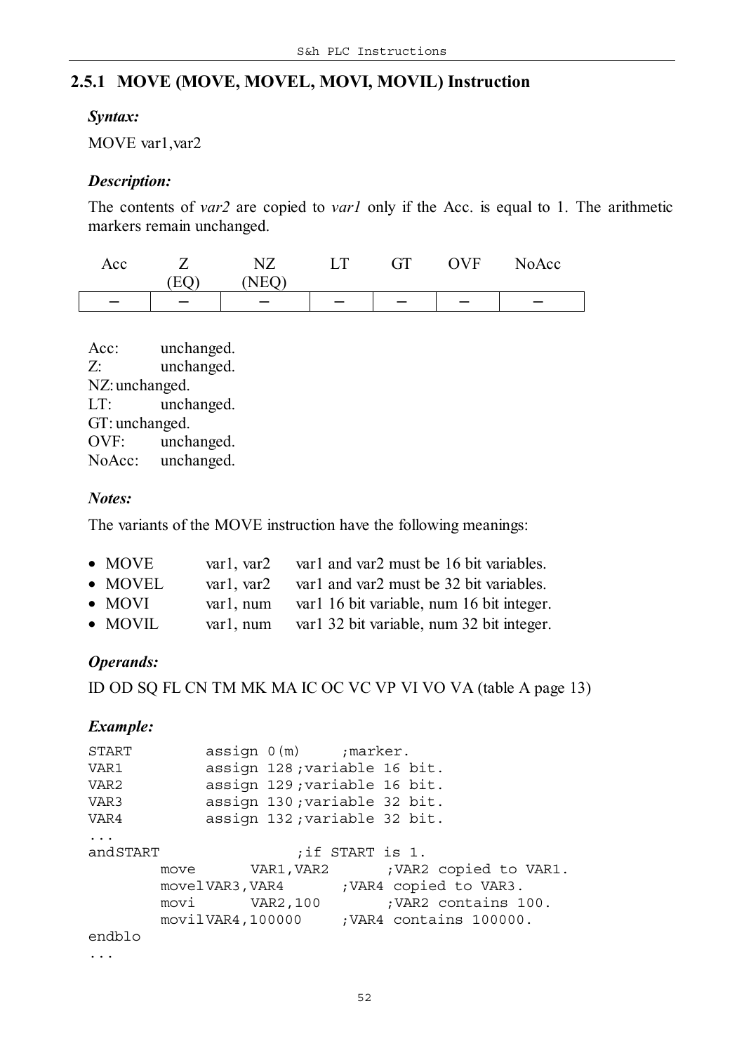## 2.5.1 MOVE (MOVE, MOVEL, MOVI, MOVIL) Instruction

***Syntax:***

MOVE var1,var2

***Description:***

The contents of *var2* are copied to *var1* only if the Acc. is equal to 1. The arithmetic markers remain unchanged.

| Acc | Z (EQ) | NZ (NEQ) | LT | GT | OVF | NoAcc |
|---|---|---|---|---|---|---|
| – | – | – | – | – | – | – |

Acc: unchanged.
Z: unchanged.
NZ: unchanged.
LT: unchanged.
GT: unchanged.
OVF: unchanged.
NoAcc: unchanged.

***Notes:***

The variants of the MOVE instruction have the following meanings:

- MOVE var1, var2 var1 and var2 must be 16 bit variables.
- MOVEL var1, var2 var1 and var2 must be 32 bit variables.
- MOVI var1, num var1 16 bit variable, num 16 bit integer.
- MOVIL var1, num var1 32 bit variable, num 32 bit integer.

***Operands:***

ID OD SQ FL CN TM MK MA IC OC VC VP VI VO VA (table A page 13)

***Example:***

```
START         assign 0(m)     ;marker.
VAR1          assign 128 ;variable 16 bit.
VAR2          assign 129 ;variable 16 bit.
VAR3          assign 130 ;variable 32 bit.
VAR4          assign 132 ;variable 32 bit.
...
andSTART                 ;if START is 1.
        move      VAR1,VAR2       ;VAR2 copied to VAR1.
        movelVAR3,VAR4       ;VAR4 copied to VAR3.
        movi      VAR2,100        ;VAR2 contains 100.
        movilVAR4,100000     ;VAR4 contains 100000.
endblo
...
```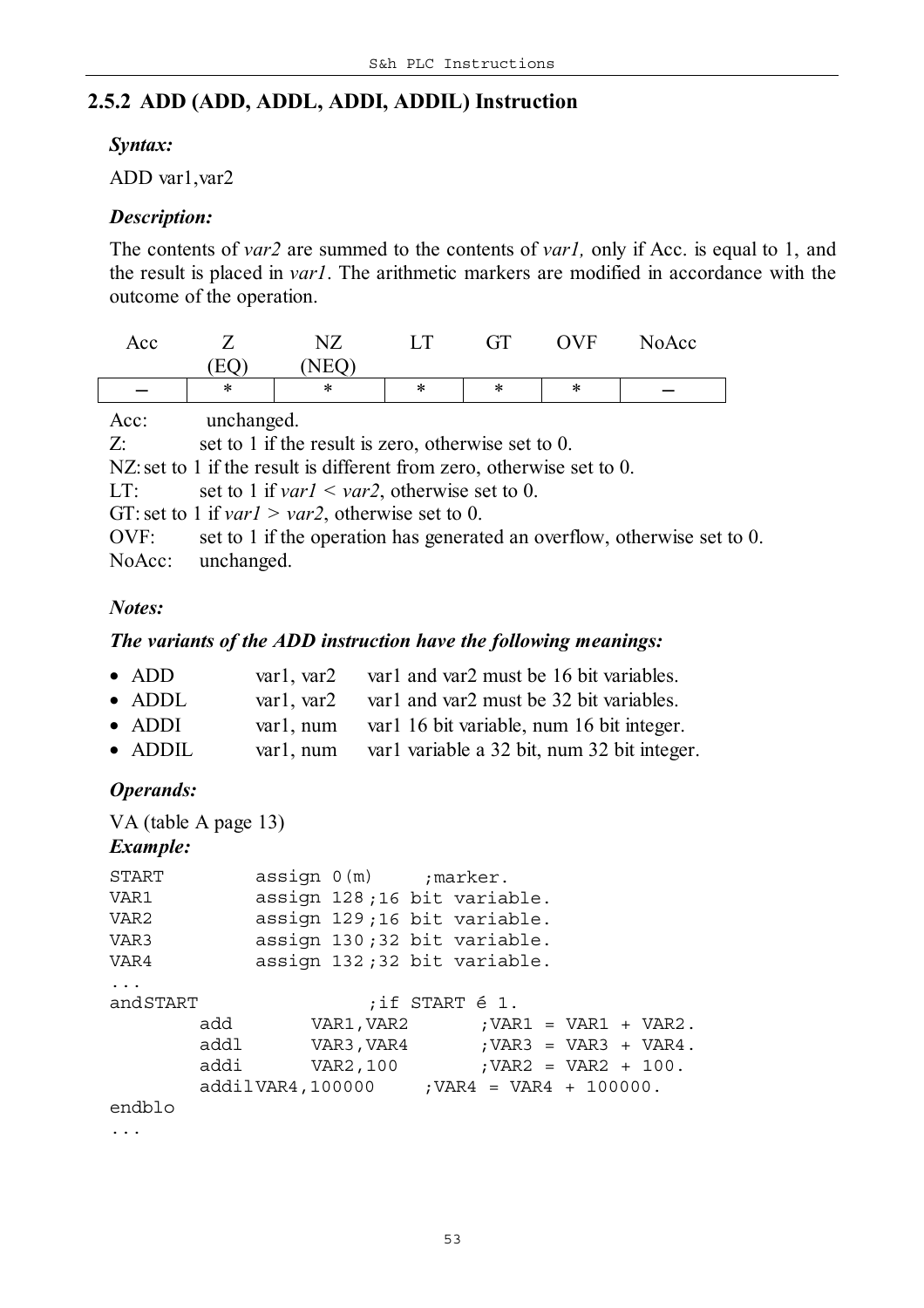## 2.5.2 ADD (ADD, ADDL, ADDI, ADDIL) Instruction

***Syntax:***

ADD var1,var2

***Description:***

The contents of *var2* are summed to the contents of *var1,* only if Acc. is equal to 1, and the result is placed in *var1*. The arithmetic markers are modified in accordance with the outcome of the operation.

| Acc | Z (EQ) | NZ (NEQ) | LT | GT | OVF | NoAcc |
|---|---|---|---|---|---|---|
| – | * | * | * | * | * | – |

Acc: unchanged.
Z: set to 1 if the result is zero, otherwise set to 0.
NZ: set to 1 if the result is different from zero, otherwise set to 0.
LT: set to 1 if *var1* < *var2*, otherwise set to 0.
GT: set to 1 if *var1* > *var2*, otherwise set to 0.
OVF: set to 1 if the operation has generated an overflow, otherwise set to 0.
NoAcc: unchanged.

***Notes:***

***The variants of the ADD instruction have the following meanings:***

- ADD var1, var2 var1 and var2 must be 16 bit variables.
- ADDL var1, var2 var1 and var2 must be 32 bit variables.
- ADDI var1, num var1 16 bit variable, num 16 bit integer.
- ADDIL var1, num var1 variable a 32 bit, num 32 bit integer.

***Operands:***

VA (table A page 13)

***Example:***

```
START         assign 0(m)     ;marker.
VAR1          assign 128 ;16 bit variable.
VAR2          assign 129 ;16 bit variable.
VAR3          assign 130 ;32 bit variable.
VAR4          assign 132 ;32 bit variable.
...
andSTART                ;if START é 1.
        add       VAR1,VAR2       ;VAR1 = VAR1 + VAR2.
        addl      VAR3,VAR4       ;VAR3 = VAR3 + VAR4.
        addi      VAR2,100        ;VAR2 = VAR2 + 100.
        addilVAR4,100000    ;VAR4 = VAR4 + 100000.
endblo
...
```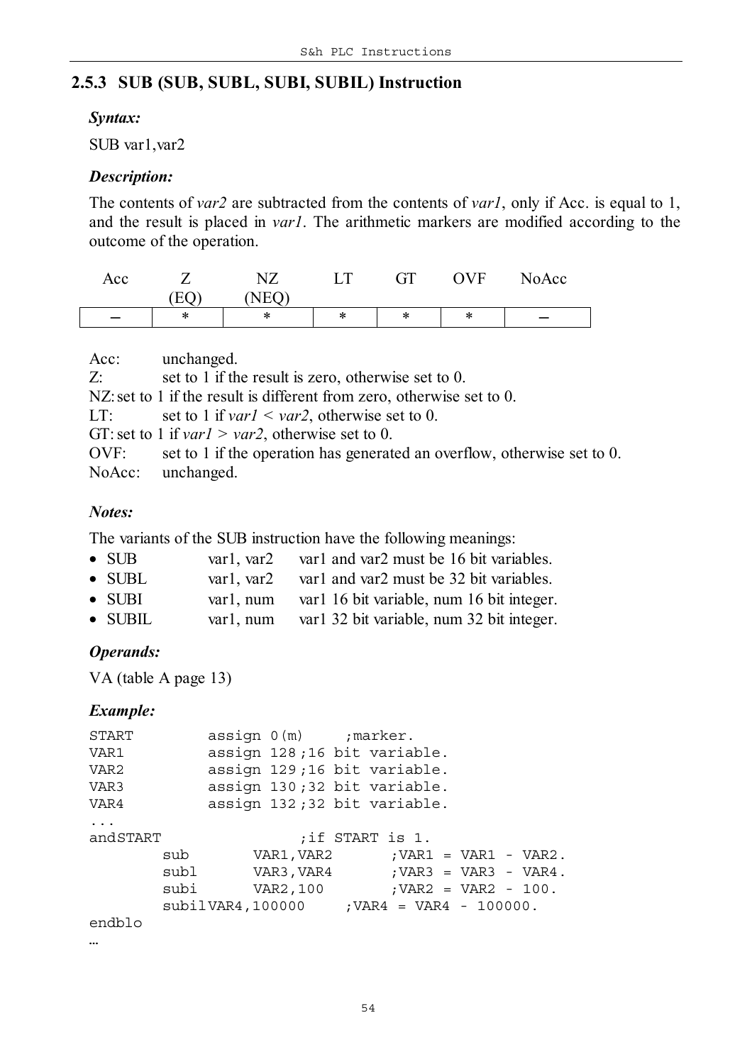### 2.5.3 SUB (SUB, SUBL, SUBI, SUBIL) Instruction

***Syntax:***

SUB var1,var2

***Description:***

The contents of *var2* are subtracted from the contents of *var1*, only if Acc. is equal to 1, and the result is placed in *var1*. The arithmetic markers are modified according to the outcome of the operation.

| Acc | Z (EQ) | NZ (NEQ) | LT | GT | OVF | NoAcc |
|---|---|---|---|---|---|---|
| – | * | * | * | * | * | – |

Acc: unchanged.
Z: set to 1 if the result is zero, otherwise set to 0.
NZ: set to 1 if the result is different from zero, otherwise set to 0.
LT: set to 1 if *var1* < *var2*, otherwise set to 0.
GT: set to 1 if *var1* > *var2*, otherwise set to 0.
OVF: set to 1 if the operation has generated an overflow, otherwise set to 0.
NoAcc: unchanged.

***Notes:***

The variants of the SUB instruction have the following meanings:

- SUB var1, var2 var1 and var2 must be 16 bit variables.
- SUBL var1, var2 var1 and var2 must be 32 bit variables.
- SUBI var1, num var1 16 bit variable, num 16 bit integer.
- SUBIL var1, num var1 32 bit variable, num 32 bit integer.

***Operands:***

VA (table A page 13)

***Example:***

```
START        assign 0(m)     ;marker.
VAR1         assign 128 ;16 bit variable.
VAR2         assign 129 ;16 bit variable.
VAR3         assign 130 ;32 bit variable.
VAR4         assign 132 ;32 bit variable.
...
andSTART                ;if START is 1.
        sub      VAR1,VAR2      ;VAR1 = VAR1 - VAR2.
        subl     VAR3,VAR4      ;VAR3 = VAR3 - VAR4.
        subi     VAR2,100       ;VAR2 = VAR2 - 100.
        subilVAR4,100000     ;VAR4 = VAR4 - 100000.
endblo
…
```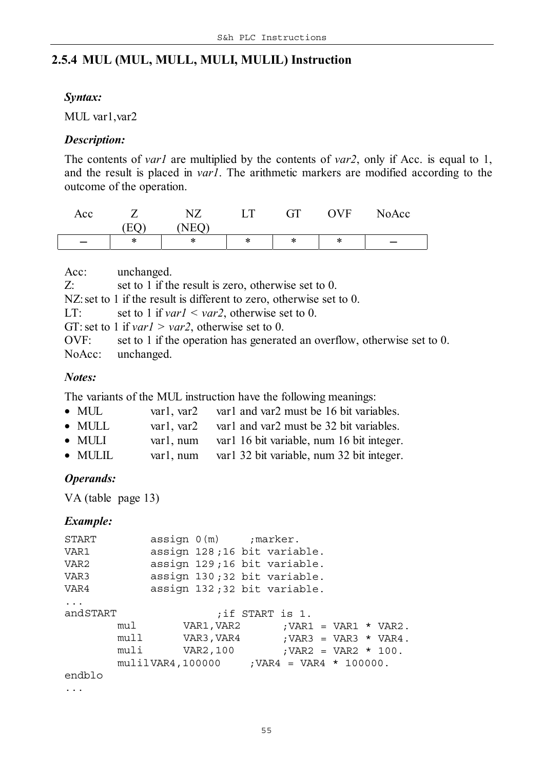## 2.5.4 MUL (MUL, MULL, MULI, MULIL) Instruction

***Syntax:***

MUL var1,var2

***Description:***

The contents of *var1* are multiplied by the contents of *var2*, only if Acc. is equal to 1, and the result is placed in *var1*. The arithmetic markers are modified according to the outcome of the operation.

| Acc | Z (EQ) | NZ (NEQ) | LT | GT | OVF | NoAcc |
|---|---|---|---|---|---|---|
| – | * | * | * | * | * | – |

Acc: unchanged.
Z: set to 1 if the result is zero, otherwise set to 0.
NZ: set to 1 if the result is different to zero, otherwise set to 0.
LT: set to 1 if *var1* < *var2*, otherwise set to 0.
GT: set to 1 if *var1* > *var2*, otherwise set to 0.
OVF: set to 1 if the operation has generated an overflow, otherwise set to 0.
NoAcc: unchanged.

***Notes:***

The variants of the MUL instruction have the following meanings:

- MUL var1, var2 var1 and var2 must be 16 bit variables.
- MULL var1, var2 var1 and var2 must be 32 bit variables.
- MULI var1, num var1 16 bit variable, num 16 bit integer.
- MULIL var1, num var1 32 bit variable, num 32 bit integer.

***Operands:***

VA (table page 13)

***Example:***

```
START       assign 0(m)     ;marker.
VAR1        assign 128 ;16 bit variable.
VAR2        assign 129 ;16 bit variable.
VAR3        assign 130 ;32 bit variable.
VAR4        assign 132 ;32 bit variable.
...
andSTART                ;if START is 1.
        mul      VAR1,VAR2      ;VAR1 = VAR1 * VAR2.
        mull     VAR3,VAR4      ;VAR3 = VAR3 * VAR4.
        muli     VAR2,100       ;VAR2 = VAR2 * 100.
        mulilVAR4,100000     ;VAR4 = VAR4 * 100000.
endblo
...
```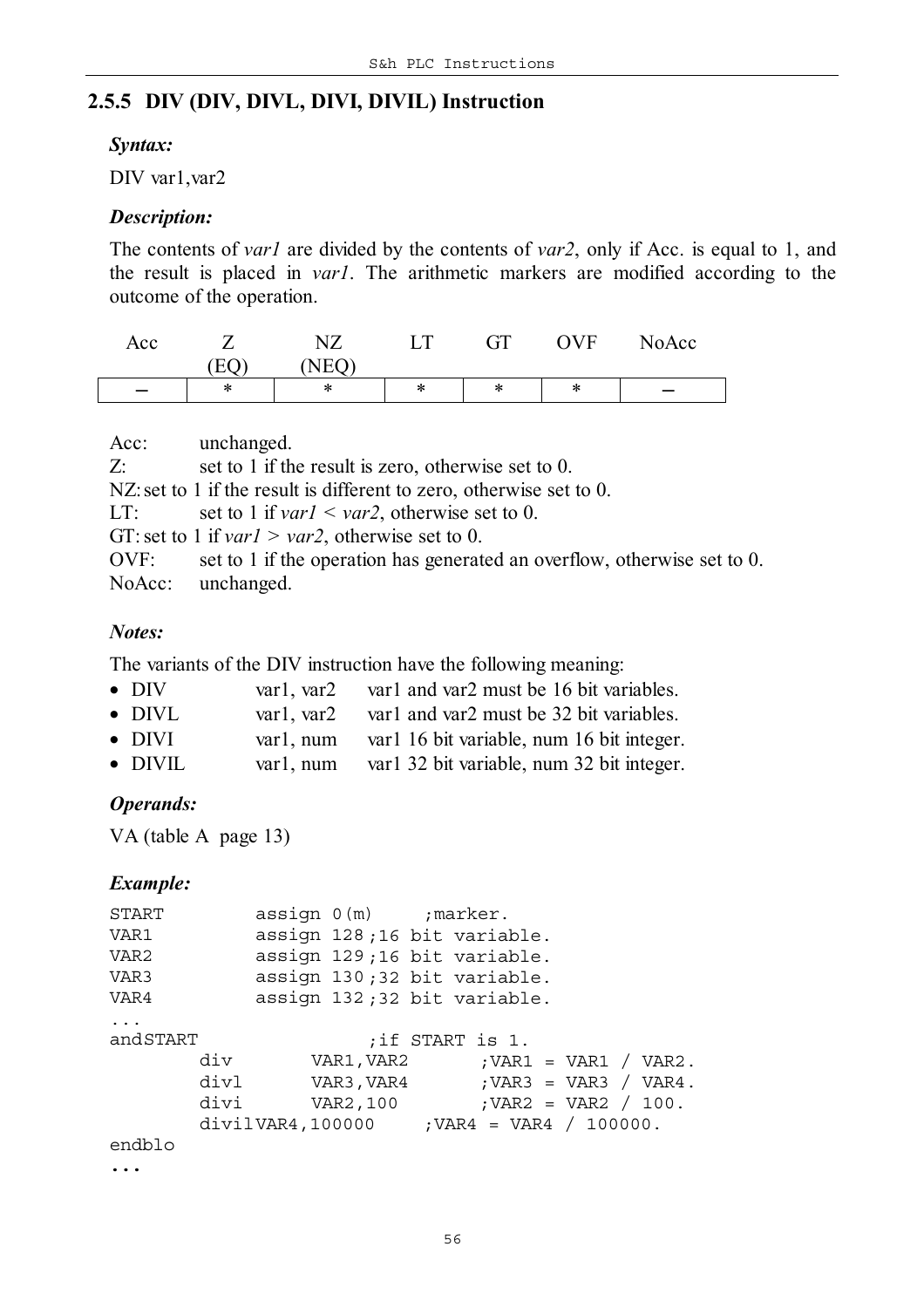## 2.5.5 DIV (DIV, DIVL, DIVI, DIVIL) Instruction

***Syntax:***

DIV var1,var2

***Description:***

The contents of *var1* are divided by the contents of *var2*, only if Acc. is equal to 1, and the result is placed in *var1*. The arithmetic markers are modified according to the outcome of the operation.

| Acc | Z (EQ) | NZ (NEQ) | LT | GT | OVF | NoAcc |
|---|---|---|---|---|---|---|
| – | * | * | * | * | * | – |

Acc: unchanged.
Z: set to 1 if the result is zero, otherwise set to 0.
NZ: set to 1 if the result is different to zero, otherwise set to 0.
LT: set to 1 if *var1* < *var2*, otherwise set to 0.
GT: set to 1 if *var1* > *var2*, otherwise set to 0.
OVF: set to 1 if the operation has generated an overflow, otherwise set to 0.
NoAcc: unchanged.

***Notes:***

The variants of the DIV instruction have the following meaning:

- DIV var1, var2 var1 and var2 must be 16 bit variables.
- DIVL var1, var2 var1 and var2 must be 32 bit variables.
- DIVI var1, num var1 16 bit variable, num 16 bit integer.
- DIVIL var1, num var1 32 bit variable, num 32 bit integer.

***Operands:***

VA (table A page 13)

***Example:***

```
START        assign 0(m)     ;marker.
VAR1         assign 128 ;16 bit variable.
VAR2         assign 129 ;16 bit variable.
VAR3         assign 130 ;32 bit variable.
VAR4         assign 132 ;32 bit variable.
...
andSTART                ;if START is 1.
        div       VAR1,VAR2       ;VAR1 = VAR1 / VAR2.
        divl      VAR3,VAR4       ;VAR3 = VAR3 / VAR4.
        divi      VAR2,100        ;VAR2 = VAR2 / 100.
        divilVAR4,100000     ;VAR4 = VAR4 / 100000.
endblo
...
```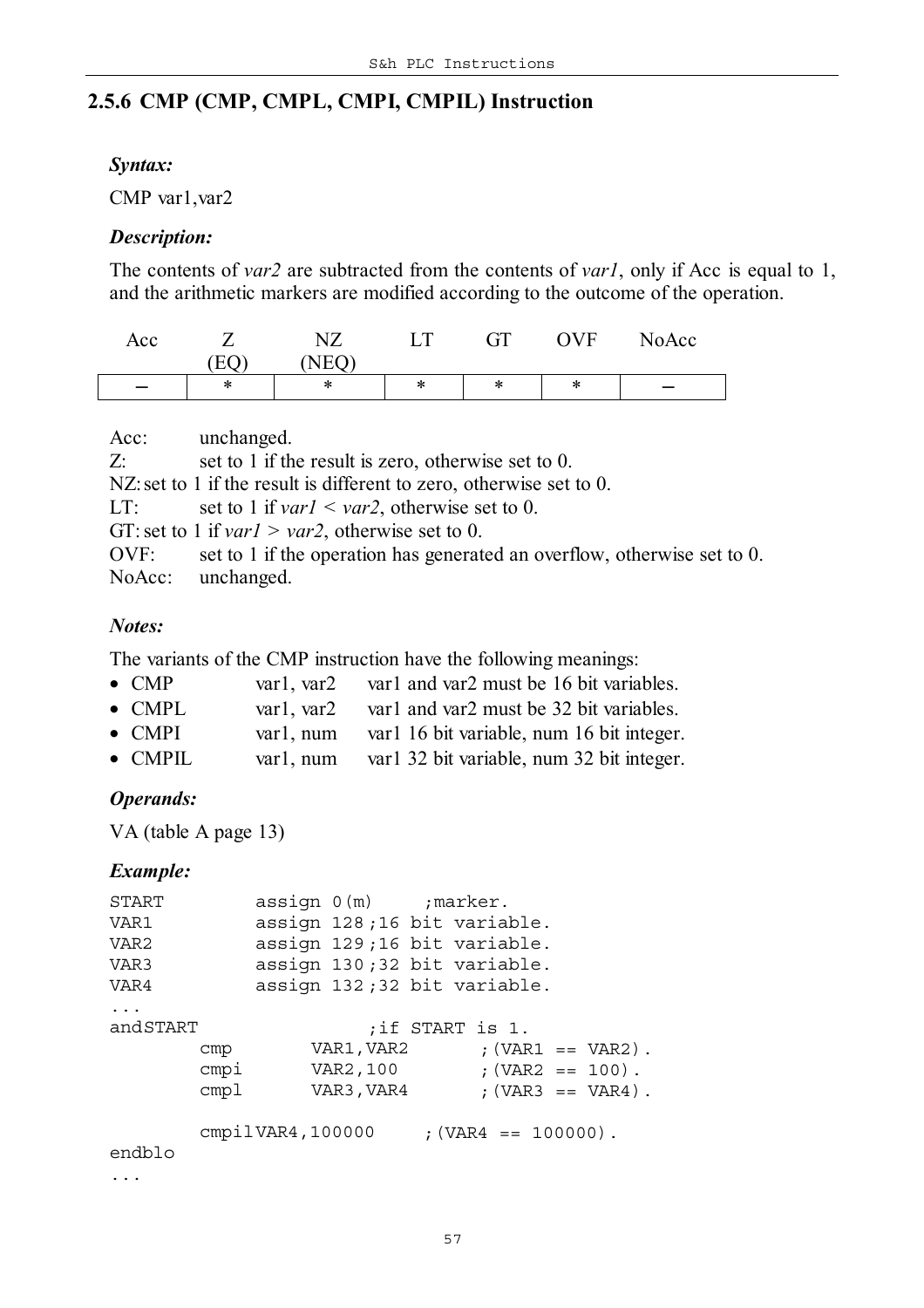## 2.5.6 CMP (CMP, CMPL, CMPI, CMPIL) Instruction

***Syntax:***

CMP var1,var2

***Description:***

The contents of *var2* are subtracted from the contents of *var1*, only if Acc is equal to 1, and the arithmetic markers are modified according to the outcome of the operation.

| Acc | Z (EQ) | NZ (NEQ) | LT | GT | OVF | NoAcc |
|---|---|---|---|---|---|---|
| – | * | * | * | * | * | – |

Acc: unchanged.
Z: set to 1 if the result is zero, otherwise set to 0.
NZ: set to 1 if the result is different to zero, otherwise set to 0.
LT: set to 1 if *var1* < *var2*, otherwise set to 0.
GT: set to 1 if *var1* > *var2*, otherwise set to 0.
OVF: set to 1 if the operation has generated an overflow, otherwise set to 0.
NoAcc: unchanged.

***Notes:***

The variants of the CMP instruction have the following meanings:

- CMP var1, var2 var1 and var2 must be 16 bit variables.
- CMPL var1, var2 var1 and var2 must be 32 bit variables.
- CMPI var1, num var1 16 bit variable, num 16 bit integer.
- CMPIL var1, num var1 32 bit variable, num 32 bit integer.

***Operands:***

VA (table A page 13)

***Example:***

```
START         assign 0(m)     ;marker.
VAR1          assign 128;16 bit variable.
VAR2          assign 129;16 bit variable.
VAR3          assign 130;32 bit variable.
VAR4          assign 132;32 bit variable.
...
andSTART                  ;if START is 1.
        cmp       VAR1,VAR2       ;(VAR1 == VAR2).
        cmpi      VAR2,100        ;(VAR2 == 100).
        cmpl      VAR3,VAR4       ;(VAR3 == VAR4).

        cmpilVAR4,100000     ;(VAR4 == 100000).
endblo
...
```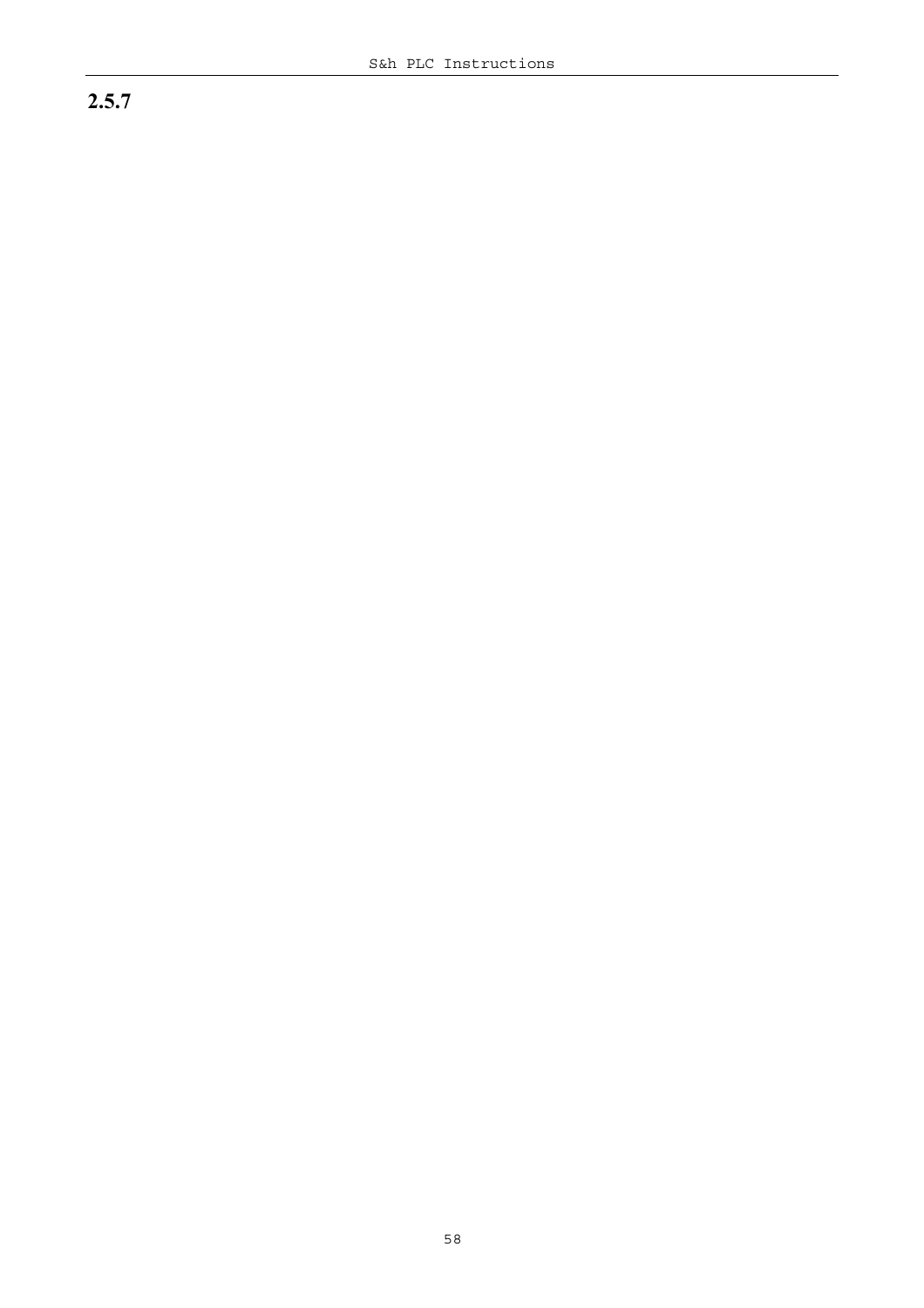## 2.5.7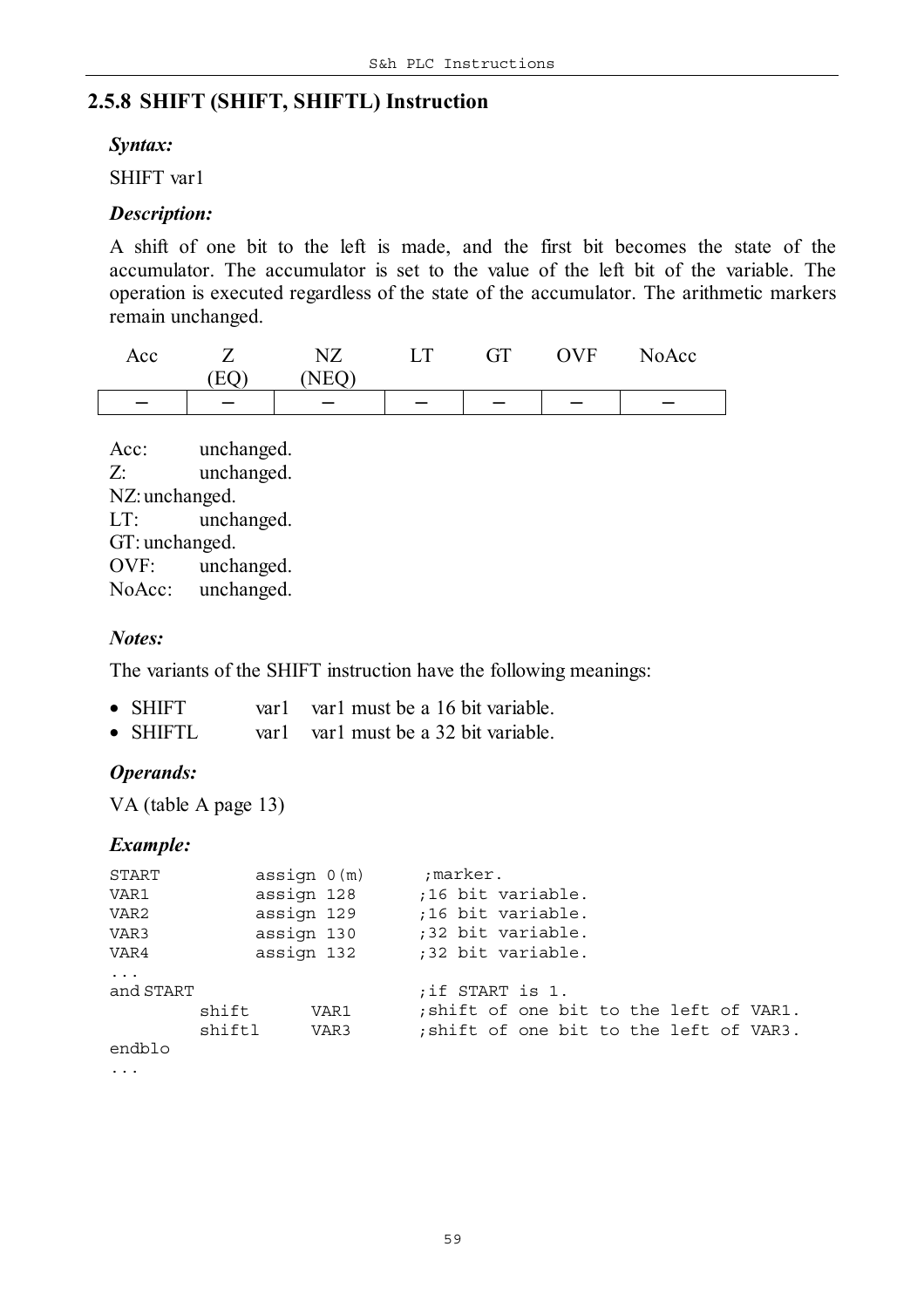## 2.5.8 SHIFT (SHIFT, SHIFTL) Instruction

***Syntax:***

SHIFT var1

***Description:***

A shift of one bit to the left is made, and the first bit becomes the state of the accumulator. The accumulator is set to the value of the left bit of the variable. The operation is executed regardless of the state of the accumulator. The arithmetic markers remain unchanged.

| Acc | Z (EQ) | NZ (NEQ) | LT | GT | OVF | NoAcc |
|---|---|---|---|---|---|---|
| – | – | – | – | – | – | – |

Acc: unchanged.
Z: unchanged.
NZ: unchanged.
LT: unchanged.
GT: unchanged.
OVF: unchanged.
NoAcc: unchanged.

***Notes:***

The variants of the SHIFT instruction have the following meanings:

- SHIFT var1 var1 must be a 16 bit variable.
- SHIFTL var1 var1 must be a 32 bit variable.

***Operands:***

VA (table A page 13)

***Example:***

```
START          assign 0(m)      ;marker.
VAR1           assign 128      ;16 bit variable.
VAR2           assign 129      ;16 bit variable.
VAR3           assign 130      ;32 bit variable.
VAR4           assign 132      ;32 bit variable.
...
and START                      ;if START is 1.
         shift      VAR1       ;shift of one bit to the left of VAR1.
         shiftl     VAR3       ;shift of one bit to the left of VAR3.
endblo
...
```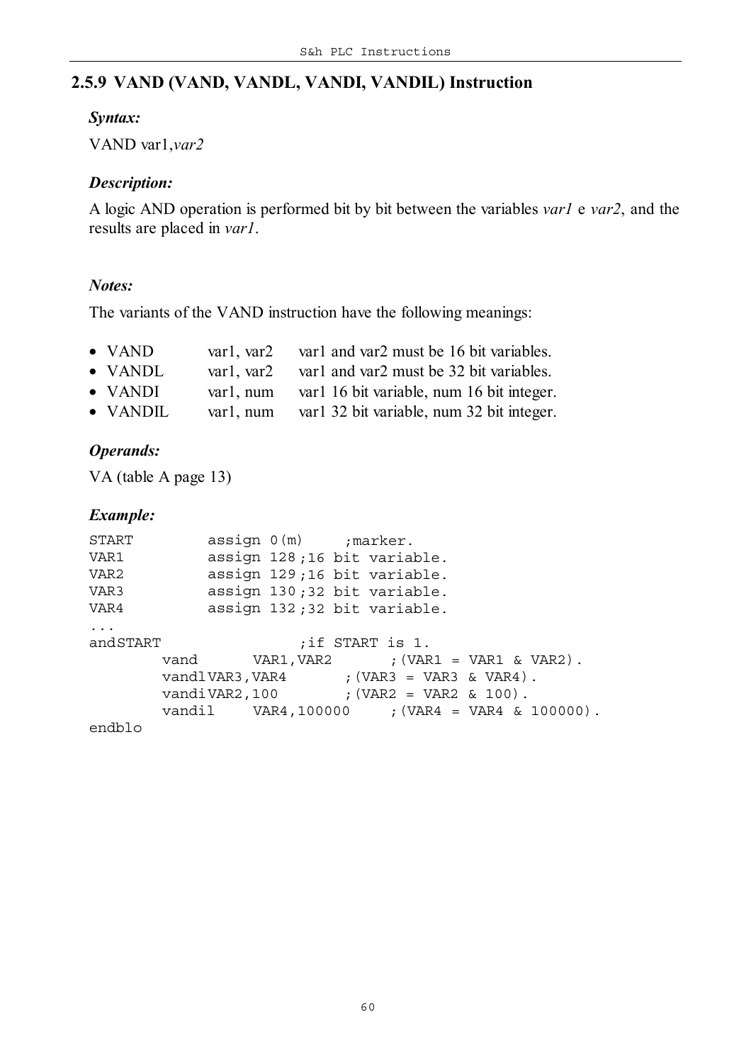## 2.5.9 VAND (VAND, VANDL, VANDI, VANDIL) Instruction

### *Syntax:*

VAND var1,*var2*

### *Description:*

A logic AND operation is performed bit by bit between the variables *var1* e *var2*, and the results are placed in *var1*.

### *Notes:*

The variants of the VAND instruction have the following meanings:

- VAND var1, var2 var1 and var2 must be 16 bit variables.
- VANDL var1, var2 var1 and var2 must be 32 bit variables.
- VANDI var1, num var1 16 bit variable, num 16 bit integer.
- VANDIL var1, num var1 32 bit variable, num 32 bit integer.

### *Operands:*

VA (table A page 13)

### *Example:*

```
START         assign 0(m)     ;marker.
VAR1          assign 128 ;16 bit variable.
VAR2          assign 129 ;16 bit variable.
VAR3          assign 130 ;32 bit variable.
VAR4          assign 132 ;32 bit variable.
...
andSTART                 ;if START is 1.
        vand      VAR1,VAR2       ;(VAR1 = VAR1 & VAR2).
        vandl VAR3,VAR4       ;(VAR3 = VAR3 & VAR4).
        vandi VAR2,100        ;(VAR2 = VAR2 & 100).
        vandil    VAR4,100000     ;(VAR4 = VAR4 & 100000).
endblo
```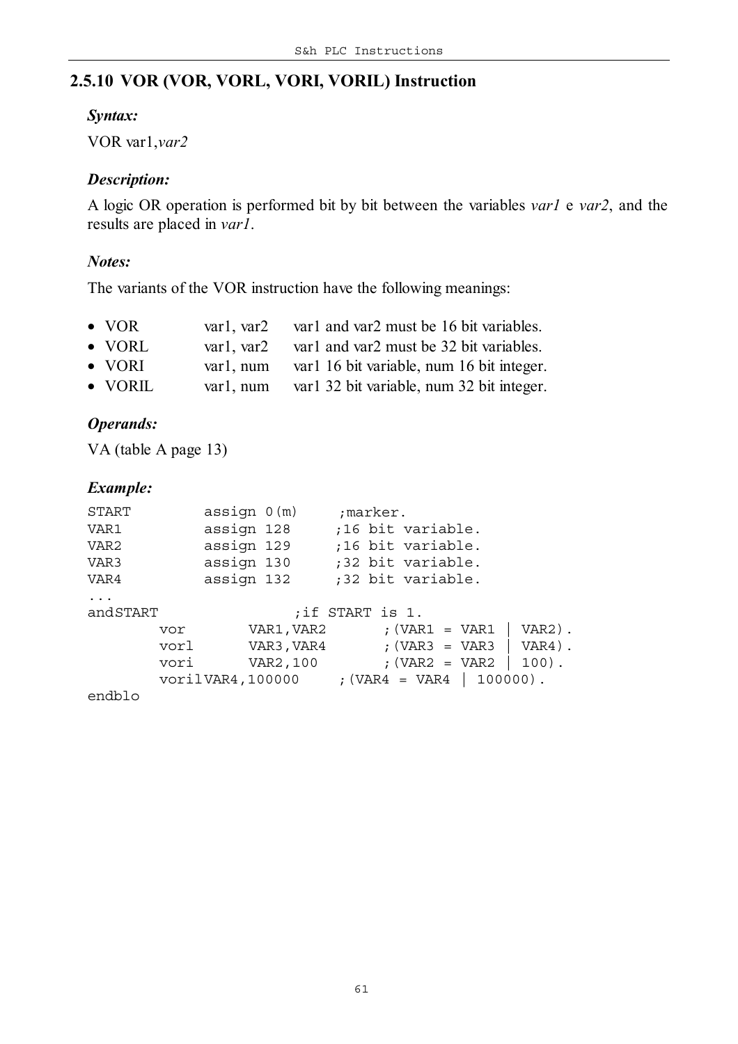## 2.5.10 VOR (VOR, VORL, VORI, VORIL) Instruction

### *Syntax:*

VOR var1,*var2*

### *Description:*

A logic OR operation is performed bit by bit between the variables *var1* e *var2*, and the results are placed in *var1*.

### *Notes:*

The variants of the VOR instruction have the following meanings:

- VOR  var1, var2  var1 and var2 must be 16 bit variables.
- VORL  var1, var2  var1 and var2 must be 32 bit variables.
- VORI  var1, num  var1 16 bit variable, num 16 bit integer.
- VORIL  var1, num  var1 32 bit variable, num 32 bit integer.

### *Operands:*

VA (table A page 13)

### *Example:*

```
START        assign 0(m)     ;marker.
VAR1         assign 128     ;16 bit variable.
VAR2         assign 129     ;16 bit variable.
VAR3         assign 130     ;32 bit variable.
VAR4         assign 132     ;32 bit variable.
...
andSTART               ;if START is 1.
        vor       VAR1,VAR2       ;(VAR1 = VAR1 | VAR2).
        vorl      VAR3,VAR4       ;(VAR3 = VAR3 | VAR4).
        vori      VAR2,100        ;(VAR2 = VAR2 | 100).
        vorilVAR4,100000     ;(VAR4 = VAR4 | 100000).
endblo
```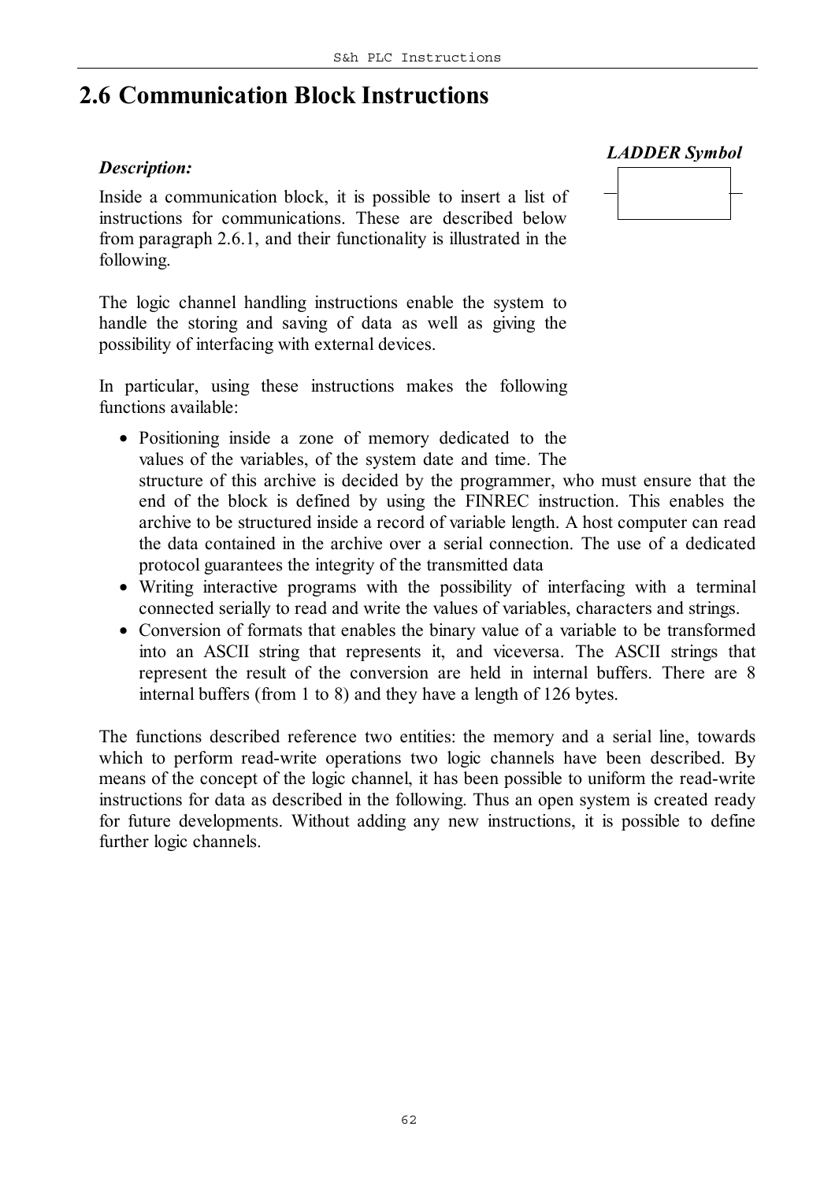## 2.6 Communication Block Instructions

*LADDER Symbol*

*Description:*

Inside a communication block, it is possible to insert a list of instructions for communications. These are described below from paragraph 2.6.1, and their functionality is illustrated in the following.

The logic channel handling instructions enable the system to handle the storing and saving of data as well as giving the possibility of interfacing with external devices.

In particular, using these instructions makes the following functions available:

- Positioning inside a zone of memory dedicated to the values of the variables, of the system date and time. The structure of this archive is decided by the programmer, who must ensure that the end of the block is defined by using the FINREC instruction. This enables the archive to be structured inside a record of variable length. A host computer can read the data contained in the archive over a serial connection. The use of a dedicated protocol guarantees the integrity of the transmitted data
- Writing interactive programs with the possibility of interfacing with a terminal connected serially to read and write the values of variables, characters and strings.
- Conversion of formats that enables the binary value of a variable to be transformed into an ASCII string that represents it, and viceversa. The ASCII strings that represent the result of the conversion are held in internal buffers. There are 8 internal buffers (from 1 to 8) and they have a length of 126 bytes.

The functions described reference two entities: the memory and a serial line, towards which to perform read-write operations two logic channels have been described. By means of the concept of the logic channel, it has been possible to uniform the read-write instructions for data as described in the following. Thus an open system is created ready for future developments. Without adding any new instructions, it is possible to define further logic channels.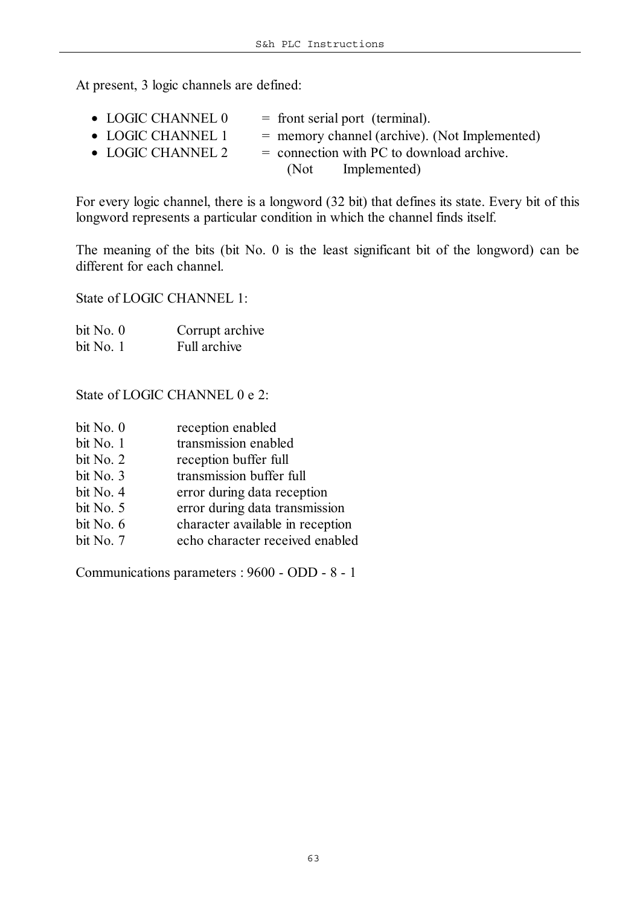At present, 3 logic channels are defined:

- LOGIC CHANNEL 0 = front serial port (terminal).
- LOGIC CHANNEL 1 = memory channel (archive). (Not Implemented)
- LOGIC CHANNEL 2 = connection with PC to download archive. (Not Implemented)

For every logic channel, there is a longword (32 bit) that defines its state. Every bit of this longword represents a particular condition in which the channel finds itself.

The meaning of the bits (bit No. 0 is the least significant bit of the longword) can be different for each channel.

State of LOGIC CHANNEL 1:

| | |
|---|---|
| bit No. 0 | Corrupt archive |
| bit No. 1 | Full archive |

State of LOGIC CHANNEL 0 e 2:

| | |
|---|---|
| bit No. 0 | reception enabled |
| bit No. 1 | transmission enabled |
| bit No. 2 | reception buffer full |
| bit No. 3 | transmission buffer full |
| bit No. 4 | error during data reception |
| bit No. 5 | error during data transmission |
| bit No. 6 | character available in reception |
| bit No. 7 | echo character received enabled |

Communications parameters : 9600 - ODD - 8 - 1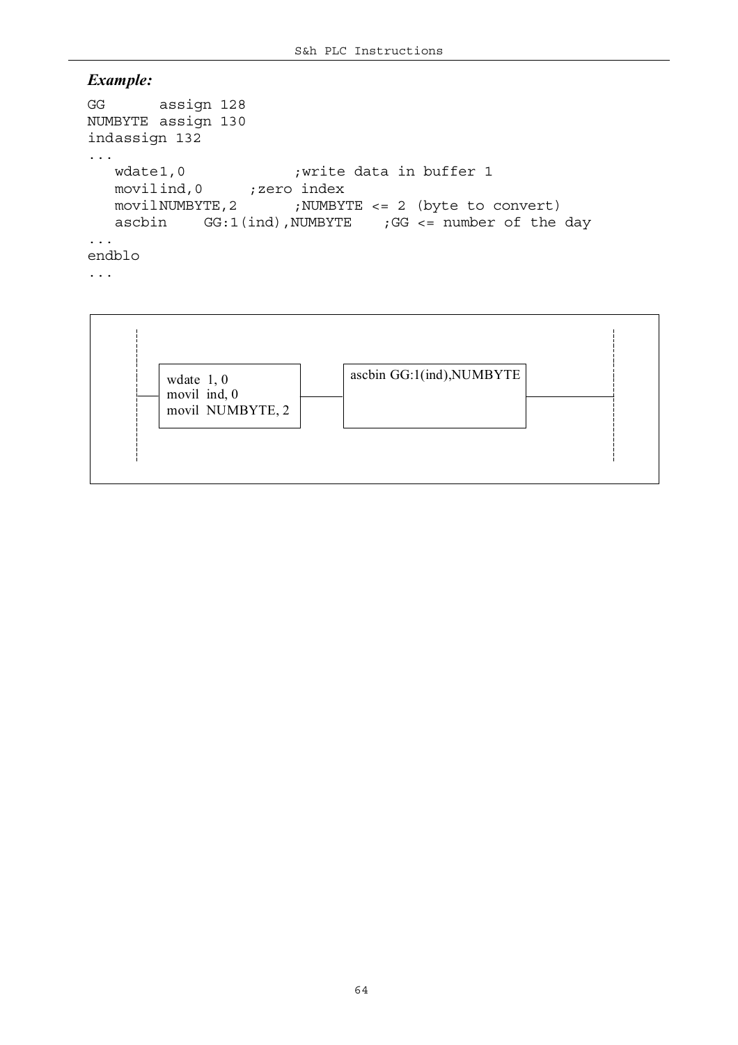***Example:***

```
GG      assign 128
NUMBYTE assign 130
indassign 132
...
   wdate1,0            ;write data in buffer 1
   movilind,0     ;zero index
   movilNUMBYTE,2       ;NUMBYTE <= 2 (byte to convert)
   ascbin    GG:1(ind),NUMBYTE    ;GG <= number of the day
...
endblo
...
```

```
wdate 1, 0
movil ind, 0
movil NUMBYTE, 2
```

```
ascbin GG:1(ind),NUMBYTE
```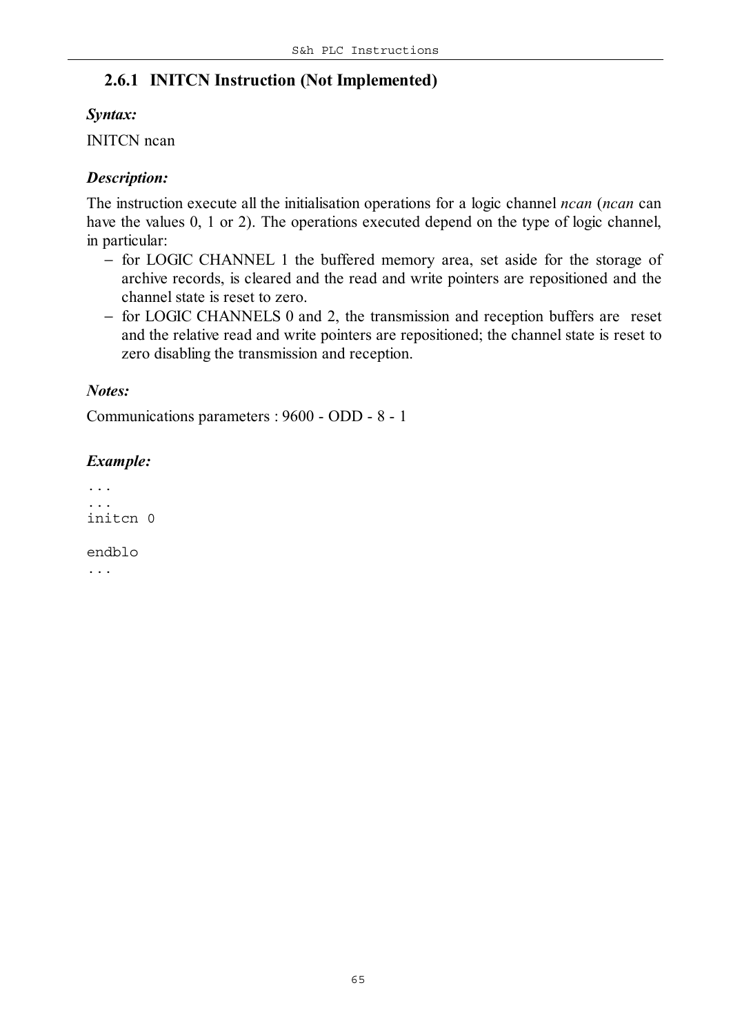### 2.6.1 INITCN Instruction (Not Implemented)

***Syntax:***

INITCN ncan

***Description:***

The instruction execute all the initialisation operations for a logic channel *ncan* (*ncan* can have the values 0, 1 or 2). The operations executed depend on the type of logic channel, in particular:

- for LOGIC CHANNEL 1 the buffered memory area, set aside for the storage of archive records, is cleared and the read and write pointers are repositioned and the channel state is reset to zero.
- for LOGIC CHANNELS 0 and 2, the transmission and reception buffers are reset and the relative read and write pointers are repositioned; the channel state is reset to zero disabling the transmission and reception.

***Notes:***

Communications parameters : 9600 - ODD - 8 - 1

***Example:***

```
...
...
initcn 0

endblo
...
```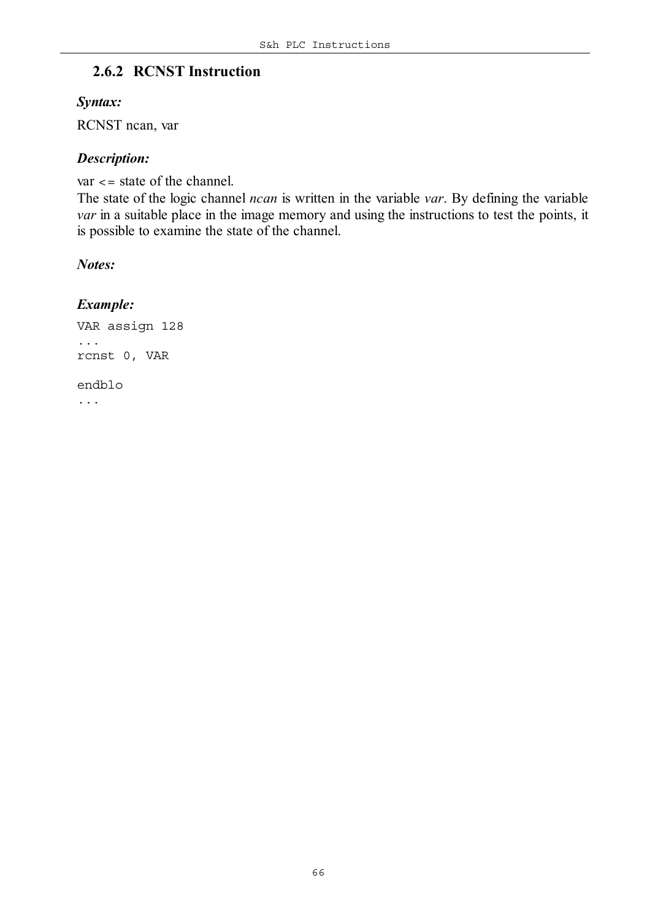### 2.6.2 RCNST Instruction

***Syntax:***

RCNST ncan, var

***Description:***

var <= state of the channel.

The state of the logic channel *ncan* is written in the variable *var*. By defining the variable *var* in a suitable place in the image memory and using the instructions to test the points, it is possible to examine the state of the channel.

***Notes:***

***Example:***

```
VAR assign 128
...
rcnst 0, VAR

endblo
...
```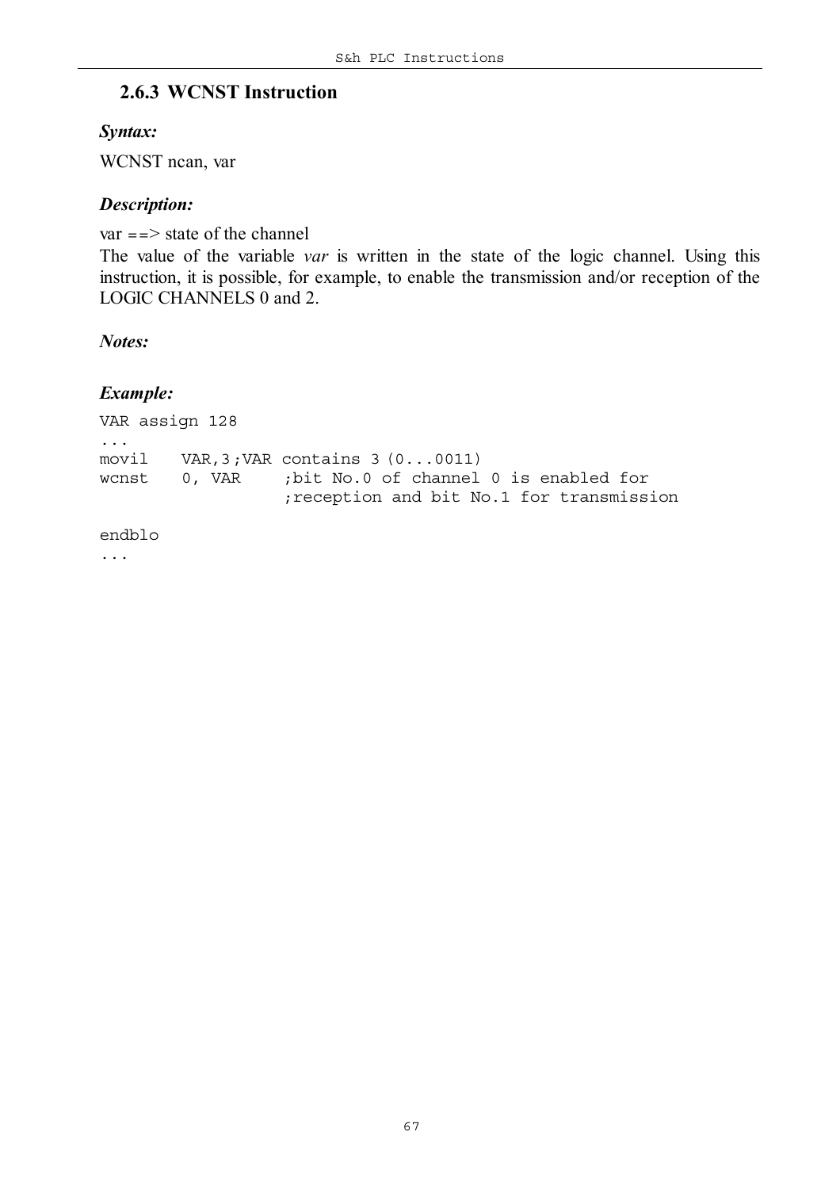### 2.6.3 WCNST Instruction

***Syntax:***

WCNST ncan, var

***Description:***

var ==> state of the channel

The value of the variable *var* is written in the state of the logic channel. Using this instruction, it is possible, for example, to enable the transmission and/or reception of the LOGIC CHANNELS 0 and 2.

***Notes:***

***Example:***

```
VAR assign 128
...
movil    VAR,3;VAR contains 3 (0...0011)
wcnst    0, VAR     ;bit No.0 of channel 0 is enabled for
                    ;reception and bit No.1 for transmission

endblo
...
```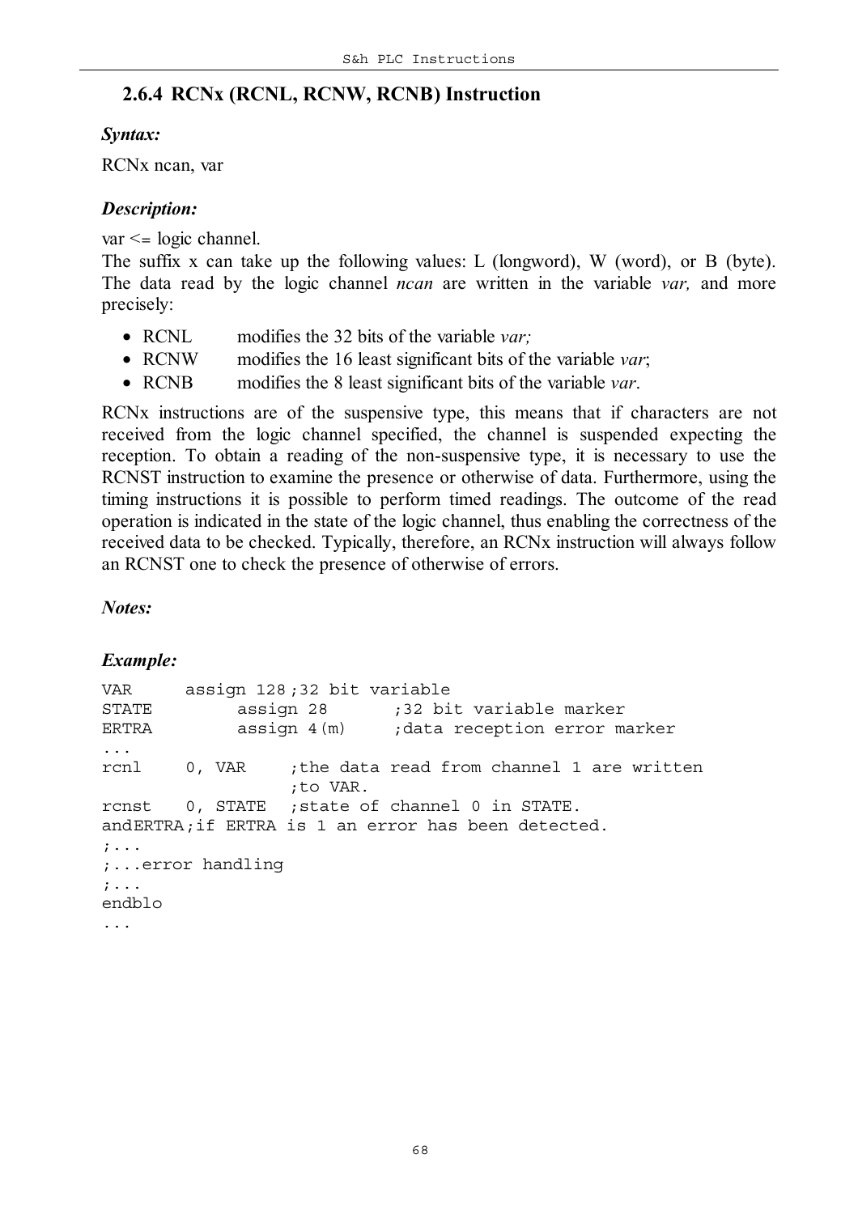## 2.6.4 RCNx (RCNL, RCNW, RCNB) Instruction

***Syntax:***

RCNx ncan, var

***Description:***

var <= logic channel.

The suffix x can take up the following values: L (longword), W (word), or B (byte). The data read by the logic channel *ncan* are written in the variable *var,* and more precisely:

- RCNL modifies the 32 bits of the variable *var;*
- RCNW modifies the 16 least significant bits of the variable *var*;
- RCNB modifies the 8 least significant bits of the variable *var*.

RCNx instructions are of the suspensive type, this means that if characters are not received from the logic channel specified, the channel is suspended expecting the reception. To obtain a reading of the non-suspensive type, it is necessary to use the RCNST instruction to examine the presence or otherwise of data. Furthermore, using the timing instructions it is possible to perform timed readings. The outcome of the read operation is indicated in the state of the logic channel, thus enabling the correctness of the received data to be checked. Typically, therefore, an RCNx instruction will always follow an RCNST one to check the presence of otherwise of errors.

***Notes:***

***Example:***

```
VAR     assign 128;32 bit variable
STATE        assign 28      ;32 bit variable marker
ERTRA        assign 4(m)    ;data reception error marker
...
rcnl    0, VAR     ;the data read from channel 1 are written
                   ;to VAR.
rcnst   0, STATE   ;state of channel 0 in STATE.
andERTRA;if ERTRA is 1 an error has been detected.
;...
;...error handling
;...
endblo
...
```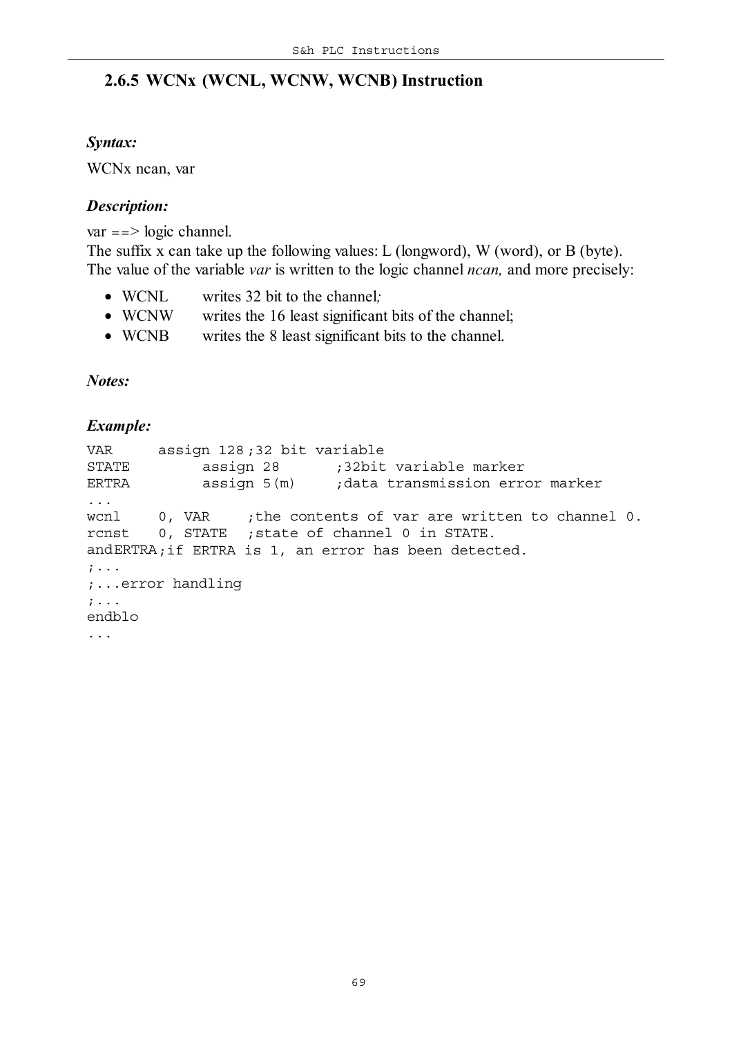### 2.6.5 WCNx (WCNL, WCNW, WCNB) Instruction

***Syntax:***

WCNx ncan, var

***Description:***

var ==> logic channel.
The suffix x can take up the following values: L (longword), W (word), or B (byte).
The value of the variable *var* is written to the logic channel *ncan,* and more precisely:

- WCNL  writes 32 bit to the channel;
- WCNW  writes the 16 least significant bits of the channel;
- WCNB  writes the 8 least significant bits to the channel.

***Notes:***

***Example:***

```
VAR     assign 128 ;32 bit variable
STATE        assign 28      ;32bit variable marker
ERTRA        assign 5(m)    ;data transmission error marker
...
wcnl    0, VAR    ;the contents of var are written to channel 0.
rcnst   0, STATE  ;state of channel 0 in STATE.
andERTRA;if ERTRA is 1, an error has been detected.
;...
;...error handling
;...
endblo
...
```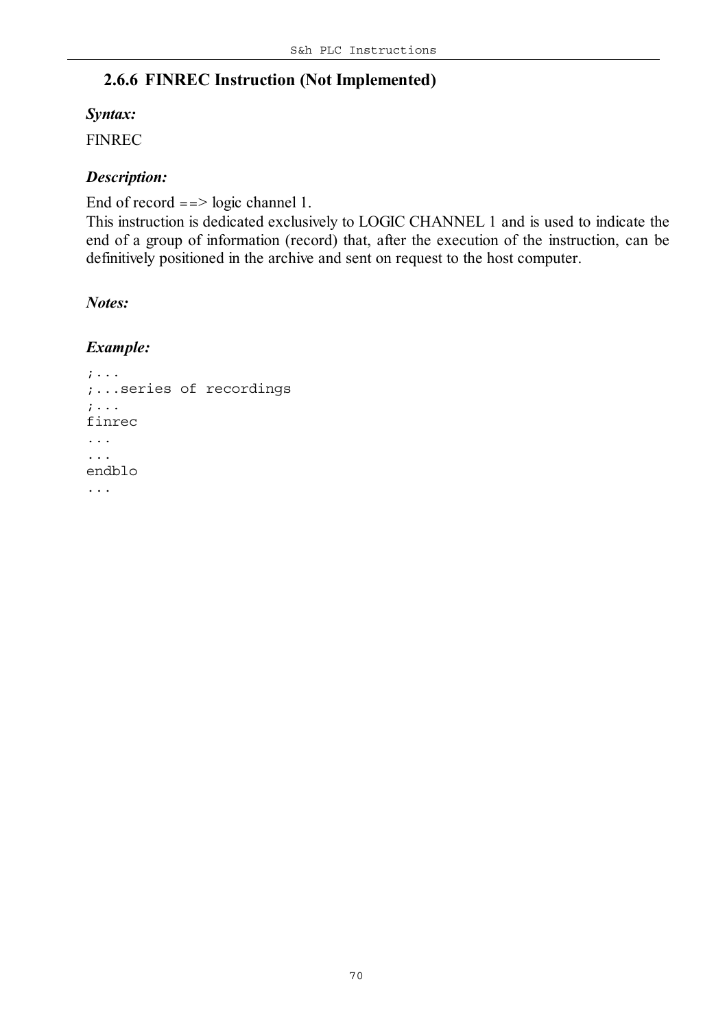### 2.6.6 FINREC Instruction (Not Implemented)

***Syntax:***

FINREC

***Description:***

End of record ==> logic channel 1.
This instruction is dedicated exclusively to LOGIC CHANNEL 1 and is used to indicate the end of a group of information (record) that, after the execution of the instruction, can be definitively positioned in the archive and sent on request to the host computer.

***Notes:***

***Example:***

```
;...
;...series of recordings
;...
finrec
...
...
endblo
...
```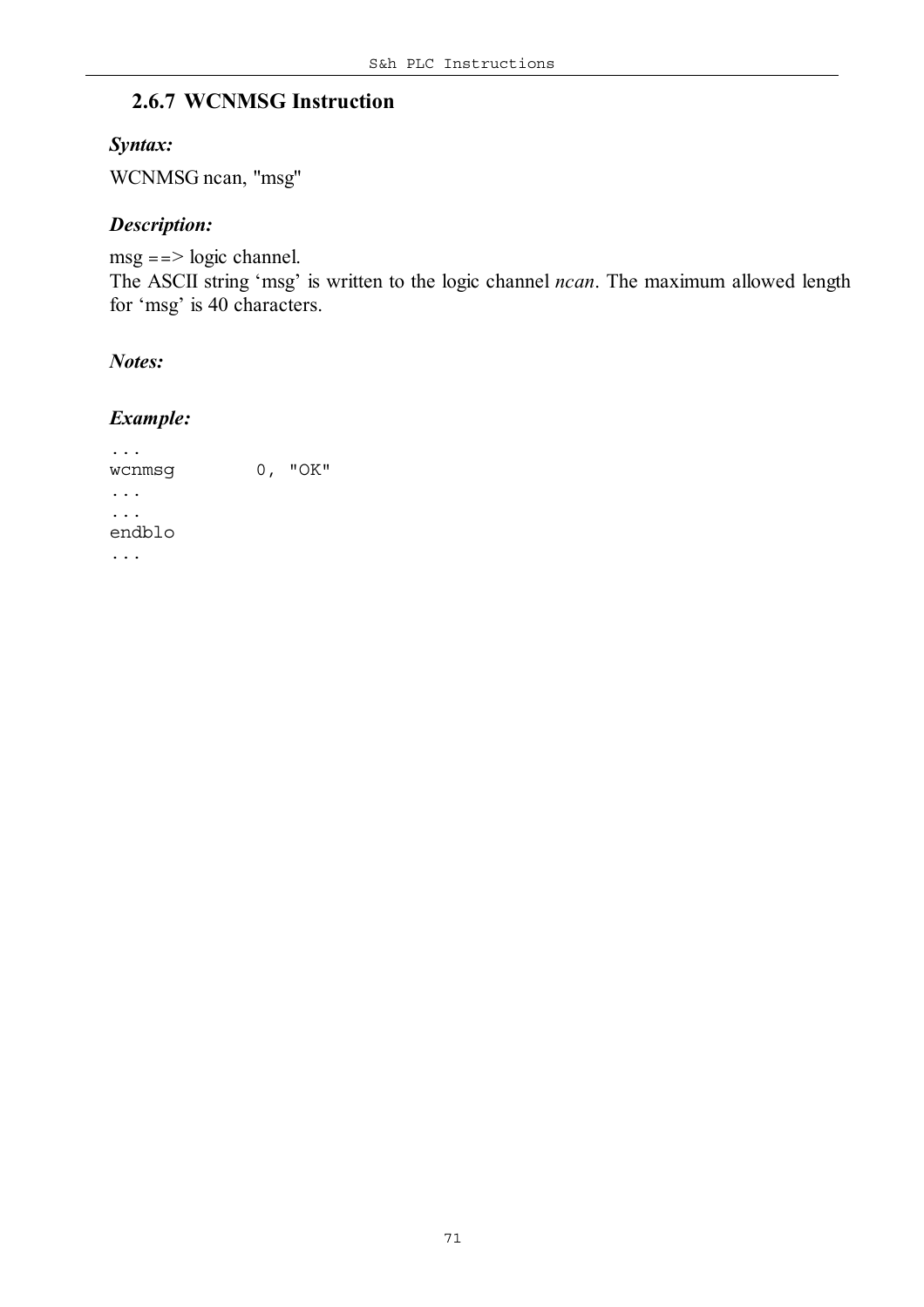### 2.6.7 WCNMSG Instruction

***Syntax:***

WCNMSG ncan, "msg"

***Description:***

msg ==> logic channel.
The ASCII string 'msg' is written to the logic channel *ncan*. The maximum allowed length for 'msg' is 40 characters.

***Notes:***

***Example:***

```
...
wcnmsg        0, "OK"
...
...
endblo
...
```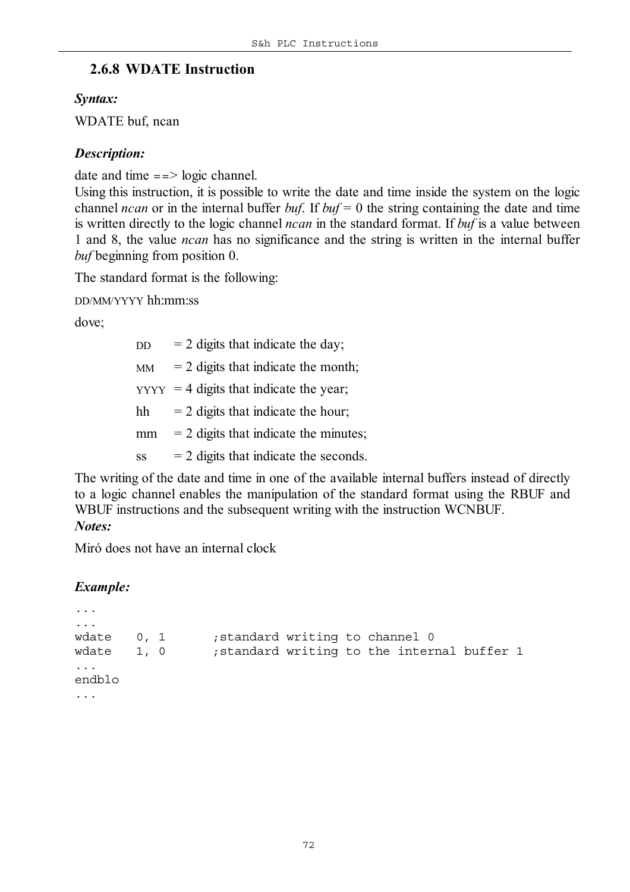### 2.6.8 WDATE Instruction

***Syntax:***

WDATE buf, ncan

***Description:***

date and time ==> logic channel.
Using this instruction, it is possible to write the date and time inside the system on the logic channel *ncan* or in the internal buffer *buf*. If *buf* = 0 the string containing the date and time is written directly to the logic channel *ncan* in the standard format. If *buf* is a value between 1 and 8, the value *ncan* has no significance and the string is written in the internal buffer *buf* beginning from position 0.

The standard format is the following:

DD/MM/YYYY hh:mm:ss

dove;

| | |
|---|---|
| DD | = 2 digits that indicate the day; |
| MM | = 2 digits that indicate the month; |
| YYYY | = 4 digits that indicate the year; |
| hh | = 2 digits that indicate the hour; |
| mm | = 2 digits that indicate the minutes; |
| ss | = 2 digits that indicate the seconds. |

The writing of the date and time in one of the available internal buffers instead of directly to a logic channel enables the manipulation of the standard format using the RBUF and WBUF instructions and the subsequent writing with the instruction WCNBUF.

***Notes:***

Miró does not have an internal clock

***Example:***

```
...
...
wdate   0, 1       ;standard writing to channel 0
wdate   1, 0       ;standard writing to the internal buffer 1
...
endblo
...
```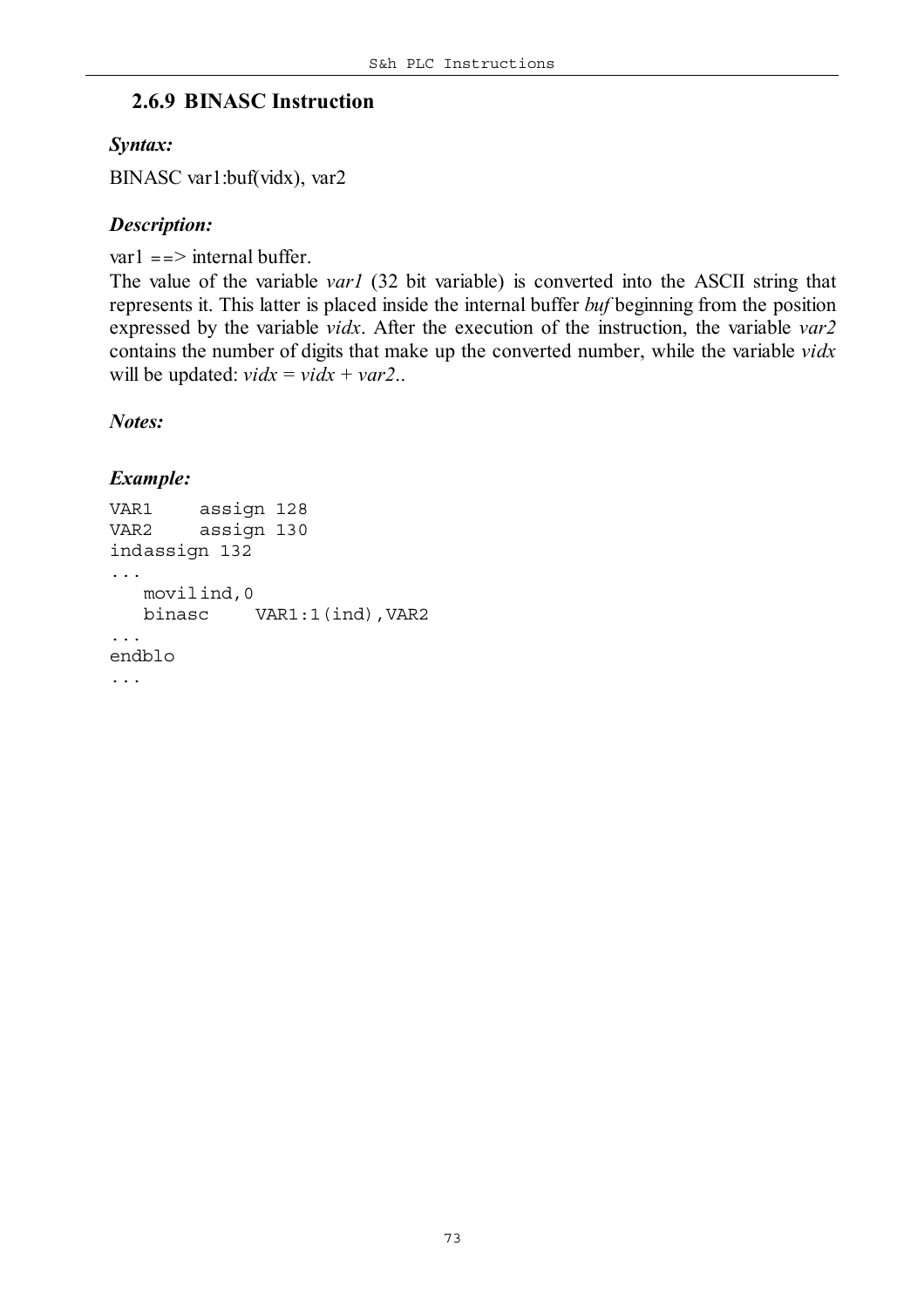### 2.6.9 BINASC Instruction

***Syntax:***

BINASC var1:buf(vidx), var2

***Description:***

var1 ==> internal buffer.

The value of the variable *var1* (32 bit variable) is converted into the ASCII string that represents it. This latter is placed inside the internal buffer *buf* beginning from the position expressed by the variable *vidx*. After the execution of the instruction, the variable *var2* contains the number of digits that make up the converted number, while the variable *vidx* will be updated: *vidx = vidx + var2*..

***Notes:***

***Example:***

```
VAR1    assign 128
VAR2    assign 130
indassign 132
...
   movilind,0
   binasc    VAR1:1(ind),VAR2
...
endblo
...
```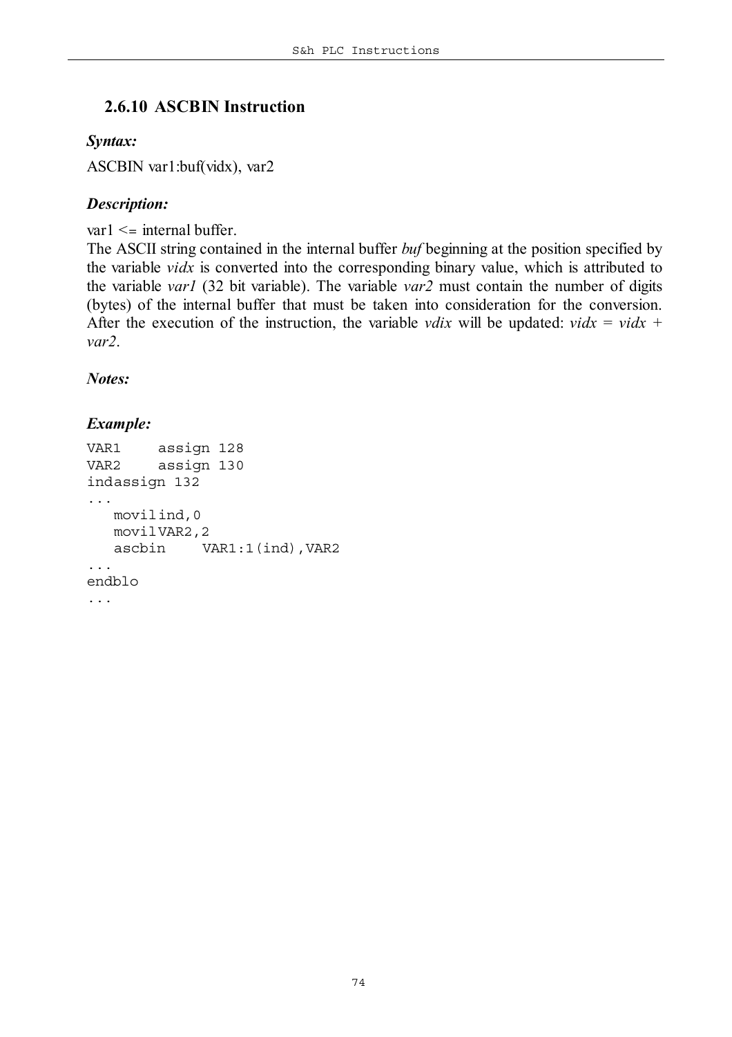### 2.6.10 ASCBIN Instruction

***Syntax:***

ASCBIN var1:buf(vidx), var2

***Description:***

var1 <= internal buffer.

The ASCII string contained in the internal buffer *buf* beginning at the position specified by the variable *vidx* is converted into the corresponding binary value, which is attributed to the variable *var1* (32 bit variable). The variable *var2* must contain the number of digits (bytes) of the internal buffer that must be taken into consideration for the conversion. After the execution of the instruction, the variable *vdix* will be updated: *vidx = vidx + var2*.

***Notes:***

***Example:***

```
VAR1    assign 128
VAR2    assign 130
indassign 132
...
   movilind,0
   movilVAR2,2
   ascbin     VAR1:1(ind),VAR2
...
endblo
...
```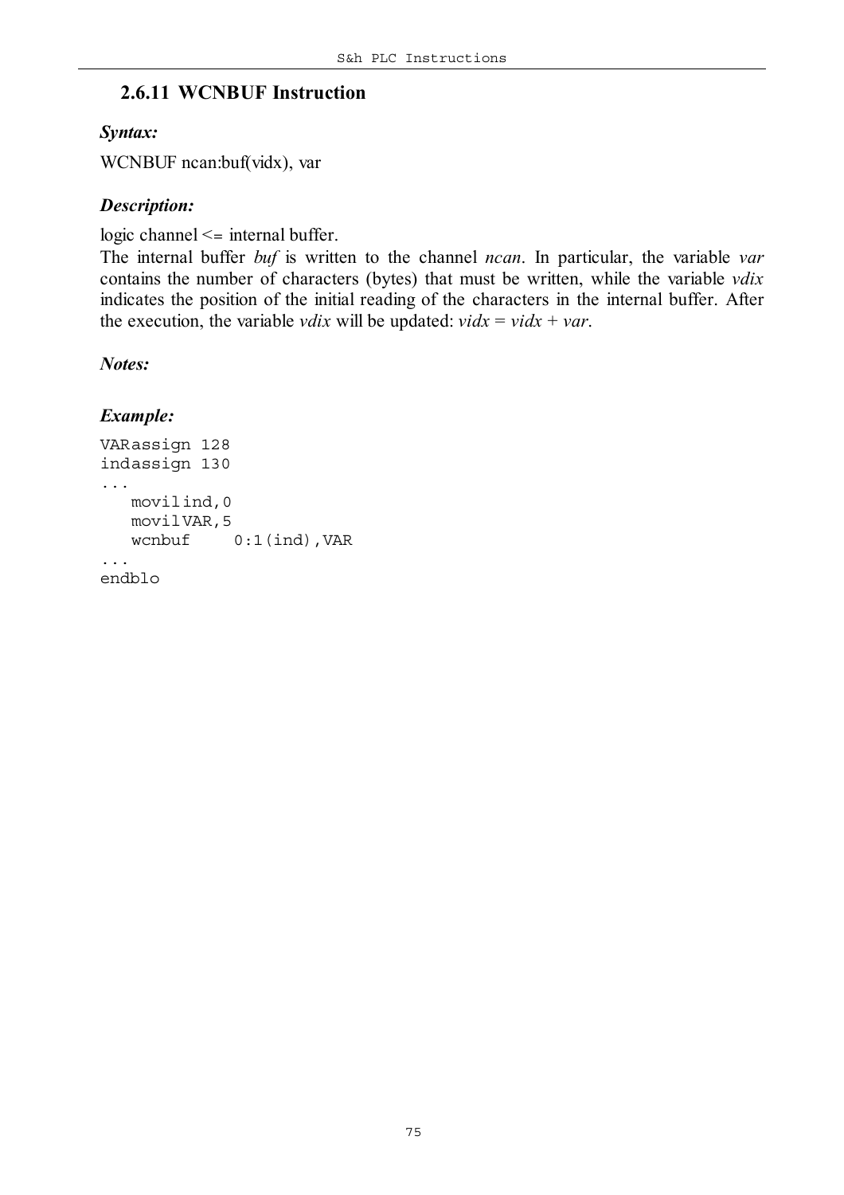### 2.6.11 WCNBUF Instruction

***Syntax:***

WCNBUF ncan:buf(vidx), var

***Description:***

logic channel <= internal buffer.
The internal buffer *buf* is written to the channel *ncan*. In particular, the variable *var* contains the number of characters (bytes) that must be written, while the variable *vdix* indicates the position of the initial reading of the characters in the internal buffer. After the execution, the variable *vdix* will be updated: *vidx* = *vidx* + *var*.

***Notes:***

***Example:***

```
VARassign 128
indassign 130
...
   movilind,0
   movilVAR,5
   wcnbuf     0:1(ind),VAR
...
endblo
```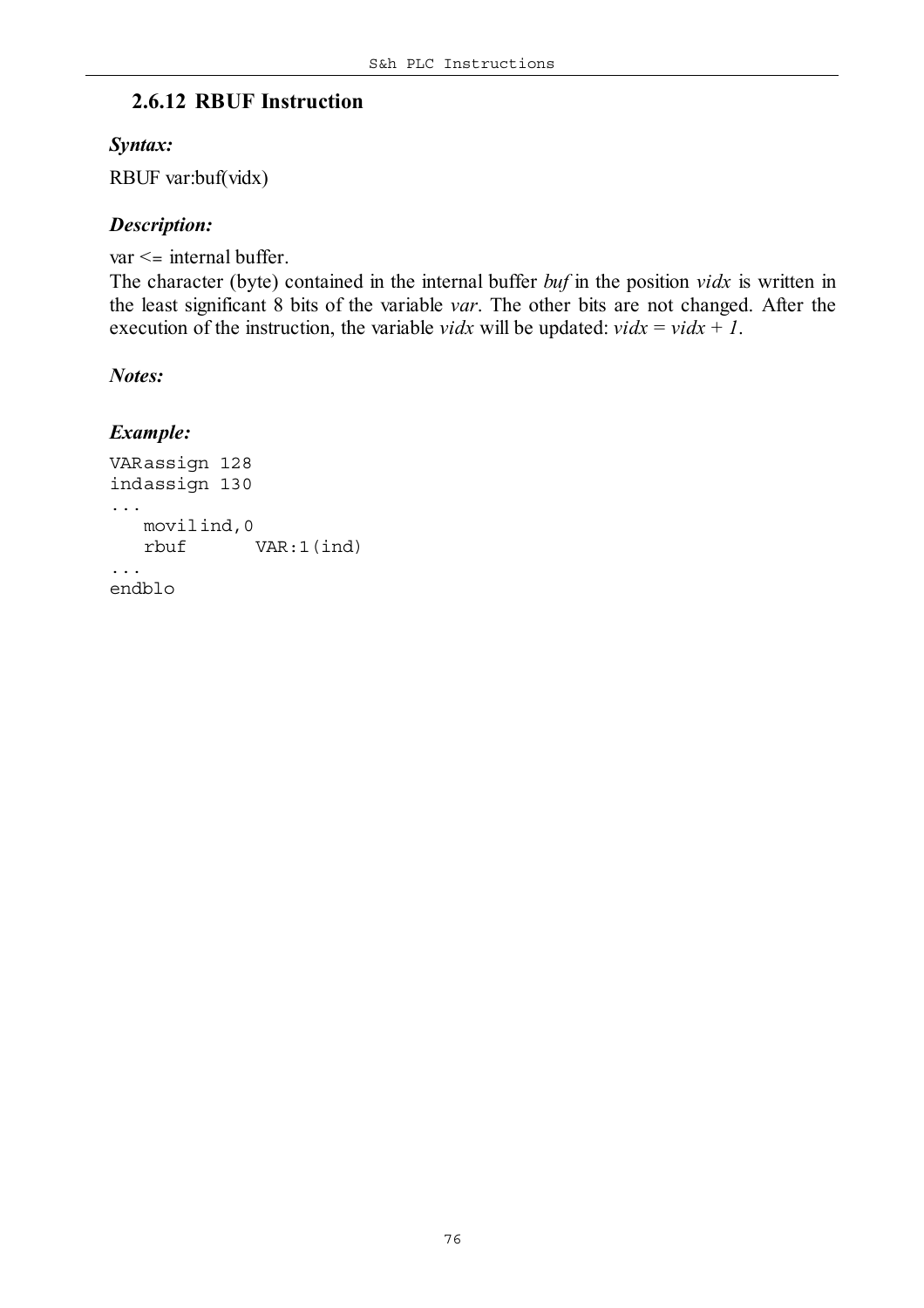### 2.6.12 RBUF Instruction

***Syntax:***

RBUF var:buf(vidx)

***Description:***

var <= internal buffer.

The character (byte) contained in the internal buffer *buf* in the position *vidx* is written in the least significant 8 bits of the variable *var*. The other bits are not changed. After the execution of the instruction, the variable *vidx* will be updated: *vidx = vidx + 1*.

***Notes:***

***Example:***

```
VARassign 128
indassign 130
...
   movilind,0
   rbuf      VAR:1(ind)
...
endblo
```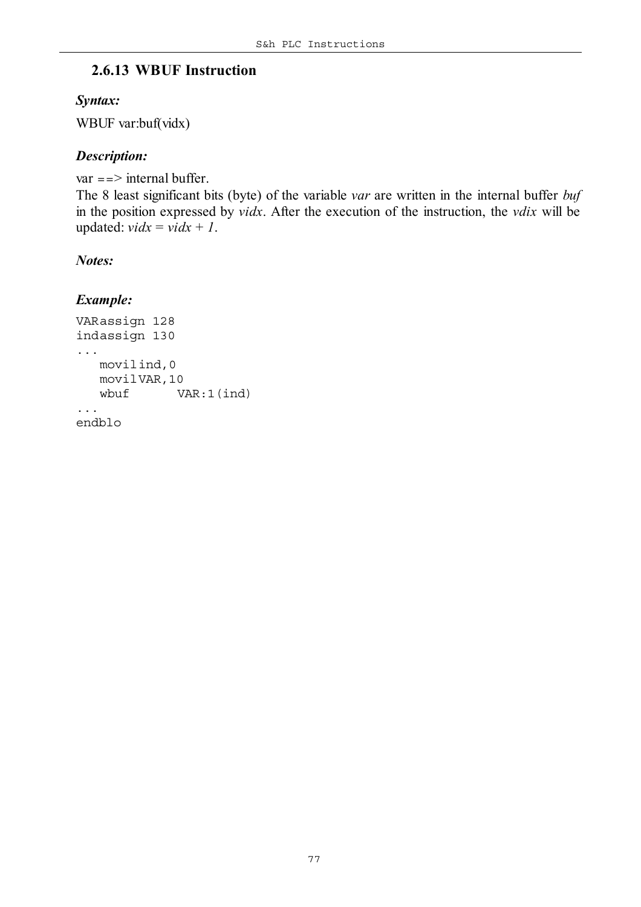## 2.6.13 WBUF Instruction

***Syntax:***

WBUF var:buf(vidx)

***Description:***

var ==> internal buffer.

The 8 least significant bits (byte) of the variable *var* are written in the internal buffer *buf* in the position expressed by *vidx*. After the execution of the instruction, the *vdix* will be updated: *vidx = vidx + 1*.

***Notes:***

***Example:***

```
VARassign 128
indassign 130
...
   movilind,0
   movilVAR,10
   wbuf      VAR:1(ind)
...
endblo
```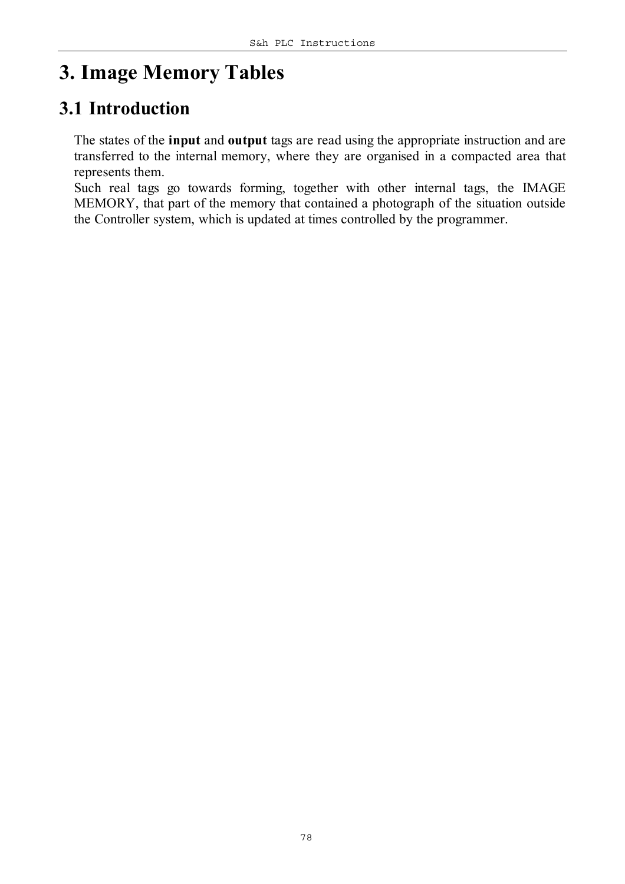# 3. Image Memory Tables

## 3.1 Introduction

The states of the **input** and **output** tags are read using the appropriate instruction and are transferred to the internal memory, where they are organised in a compacted area that represents them.

Such real tags go towards forming, together with other internal tags, the IMAGE MEMORY, that part of the memory that contained a photograph of the situation outside the Controller system, which is updated at times controlled by the programmer.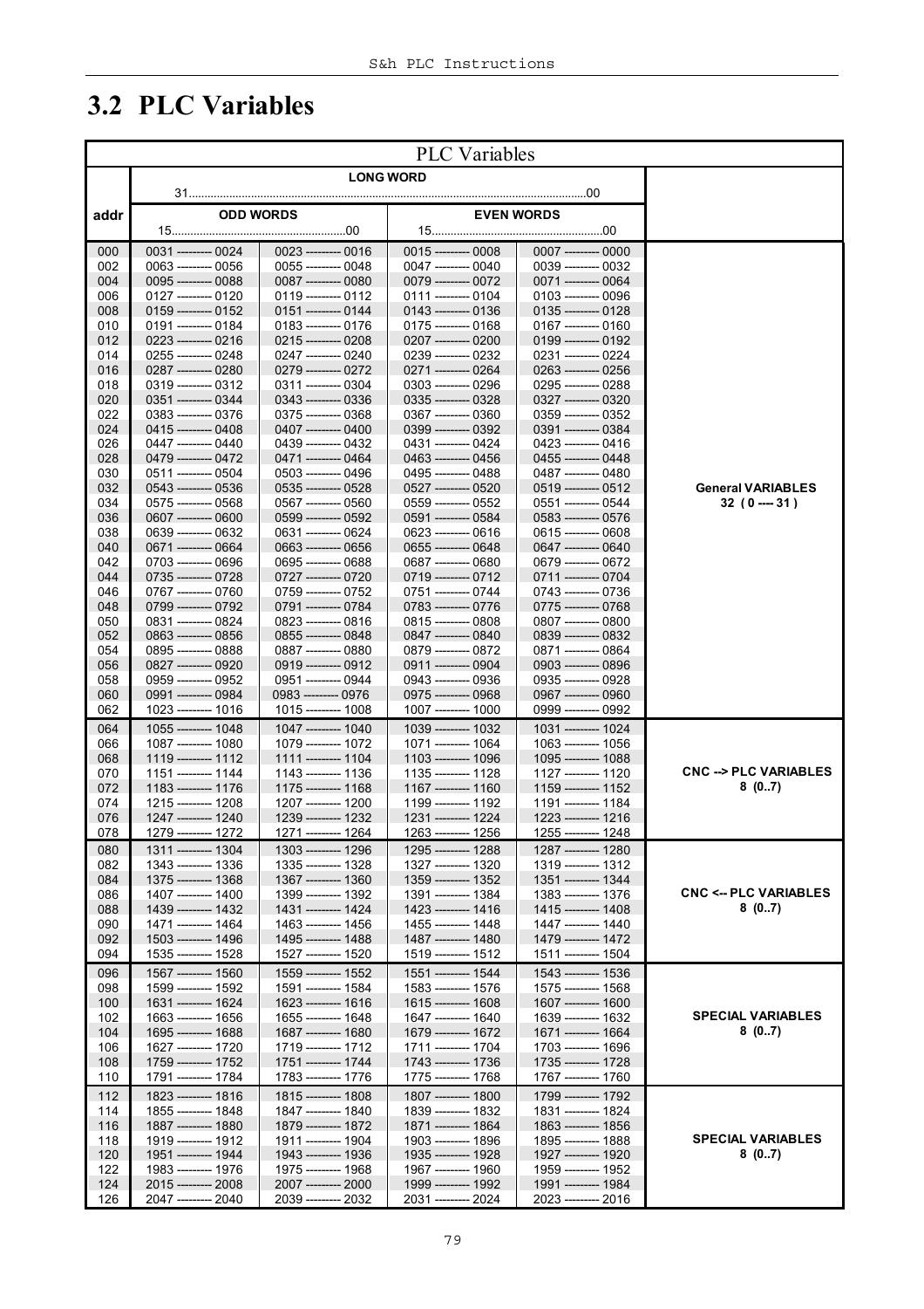## 3.2 PLC Variables

| PLC Variables | | | | | |
|---|---|---|---|---|---|
| | LONG WORD 31......00 | | | | |
| addr | ODD WORDS 15......00 | | EVEN WORDS 15......00 | | |
| 000 | 0031 --------- 0024 | 0023 --------- 0016 | 0015 --------- 0008 | 0007 --------- 0000 | General VARIABLES 32 ( 0 ---- 31 ) |
| 002 | 0063 --------- 0056 | 0055 --------- 0048 | 0047 --------- 0040 | 0039 --------- 0032 | |
| 004 | 0095 --------- 0088 | 0087 --------- 0080 | 0079 --------- 0072 | 0071 --------- 0064 | |
| 006 | 0127 --------- 0120 | 0119 --------- 0112 | 0111 --------- 0104 | 0103 --------- 0096 | |
| 008 | 0159 --------- 0152 | 0151 --------- 0144 | 0143 --------- 0136 | 0135 --------- 0128 | |
| 010 | 0191 --------- 0184 | 0183 --------- 0176 | 0175 --------- 0168 | 0167 --------- 0160 | |
| 012 | 0223 --------- 0216 | 0215 --------- 0208 | 0207 --------- 0200 | 0199 --------- 0192 | |
| 014 | 0255 --------- 0248 | 0247 --------- 0240 | 0239 --------- 0232 | 0231 --------- 0224 | |
| 016 | 0287 --------- 0280 | 0279 --------- 0272 | 0271 --------- 0264 | 0263 --------- 0256 | |
| 018 | 0319 --------- 0312 | 0311 --------- 0304 | 0303 --------- 0296 | 0295 --------- 0288 | |
| 020 | 0351 --------- 0344 | 0343 --------- 0336 | 0335 --------- 0328 | 0327 --------- 0320 | |
| 022 | 0383 --------- 0376 | 0375 --------- 0368 | 0367 --------- 0360 | 0359 --------- 0352 | |
| 024 | 0415 --------- 0408 | 0407 --------- 0400 | 0399 --------- 0392 | 0391 --------- 0384 | |
| 026 | 0447 --------- 0440 | 0439 --------- 0432 | 0431 --------- 0424 | 0423 --------- 0416 | |
| 028 | 0479 --------- 0472 | 0471 --------- 0464 | 0463 --------- 0456 | 0455 --------- 0448 | |
| 030 | 0511 --------- 0504 | 0503 --------- 0496 | 0495 --------- 0488 | 0487 --------- 0480 | |
| 032 | 0543 --------- 0536 | 0535 --------- 0528 | 0527 --------- 0520 | 0519 --------- 0512 | |
| 034 | 0575 --------- 0568 | 0567 --------- 0560 | 0559 --------- 0552 | 0551 --------- 0544 | |
| 036 | 0607 --------- 0600 | 0599 --------- 0592 | 0591 --------- 0584 | 0583 --------- 0576 | |
| 038 | 0639 --------- 0632 | 0631 --------- 0624 | 0623 --------- 0616 | 0615 --------- 0608 | |
| 040 | 0671 --------- 0664 | 0663 --------- 0656 | 0655 --------- 0648 | 0647 --------- 0640 | |
| 042 | 0703 --------- 0696 | 0695 --------- 0688 | 0687 --------- 0680 | 0679 --------- 0672 | |
| 044 | 0735 --------- 0728 | 0727 --------- 0720 | 0719 --------- 0712 | 0711 --------- 0704 | |
| 046 | 0767 --------- 0760 | 0759 --------- 0752 | 0751 --------- 0744 | 0743 --------- 0736 | |
| 048 | 0799 --------- 0792 | 0791 --------- 0784 | 0783 --------- 0776 | 0775 --------- 0768 | |
| 050 | 0831 --------- 0824 | 0823 --------- 0816 | 0815 --------- 0808 | 0807 --------- 0800 | |
| 052 | 0863 --------- 0856 | 0855 --------- 0848 | 0847 --------- 0840 | 0839 --------- 0832 | |
| 054 | 0895 --------- 0888 | 0887 --------- 0880 | 0879 --------- 0872 | 0871 --------- 0864 | |
| 056 | 0827 --------- 0920 | 0919 --------- 0912 | 0911 --------- 0904 | 0903 --------- 0896 | |
| 058 | 0959 --------- 0952 | 0951 --------- 0944 | 0943 --------- 0936 | 0935 --------- 0928 | |
| 060 | 0991 --------- 0984 | 0983 --------- 0976 | 0975 --------- 0968 | 0967 --------- 0960 | |
| 062 | 1023 --------- 1016 | 1015 --------- 1008 | 1007 --------- 1000 | 0999 --------- 0992 | |
| 064 | 1055 --------- 1048 | 1047 --------- 1040 | 1039 --------- 1032 | 1031 --------- 1024 | CNC --> PLC VARIABLES 8 (0..7) |
| 066 | 1087 --------- 1080 | 1079 --------- 1072 | 1071 --------- 1064 | 1063 --------- 1056 | |
| 068 | 1119 --------- 1112 | 1111 --------- 1104 | 1103 --------- 1096 | 1095 --------- 1088 | |
| 070 | 1151 --------- 1144 | 1143 --------- 1136 | 1135 --------- 1128 | 1127 --------- 1120 | |
| 072 | 1183 --------- 1176 | 1175 --------- 1168 | 1167 --------- 1160 | 1159 --------- 1152 | |
| 074 | 1215 --------- 1208 | 1207 --------- 1200 | 1199 --------- 1192 | 1191 --------- 1184 | |
| 076 | 1247 --------- 1240 | 1239 --------- 1232 | 1231 --------- 1224 | 1223 --------- 1216 | |
| 078 | 1279 --------- 1272 | 1271 --------- 1264 | 1263 --------- 1256 | 1255 --------- 1248 | |
| 080 | 1311 --------- 1304 | 1303 --------- 1296 | 1295 --------- 1288 | 1287 --------- 1280 | CNC <-- PLC VARIABLES 8 (0..7) |
| 082 | 1343 --------- 1336 | 1335 --------- 1328 | 1327 --------- 1320 | 1319 --------- 1312 | |
| 084 | 1375 --------- 1368 | 1367 --------- 1360 | 1359 --------- 1352 | 1351 --------- 1344 | |
| 086 | 1407 --------- 1400 | 1399 --------- 1392 | 1391 --------- 1384 | 1383 --------- 1376 | |
| 088 | 1439 --------- 1432 | 1431 --------- 1424 | 1423 --------- 1416 | 1415 --------- 1408 | |
| 090 | 1471 --------- 1464 | 1463 --------- 1456 | 1455 --------- 1448 | 1447 --------- 1440 | |
| 092 | 1503 --------- 1496 | 1495 --------- 1488 | 1487 --------- 1480 | 1479 --------- 1472 | |
| 094 | 1535 --------- 1528 | 1527 --------- 1520 | 1519 --------- 1512 | 1511 --------- 1504 | |
| 096 | 1567 --------- 1560 | 1559 --------- 1552 | 1551 --------- 1544 | 1543 --------- 1536 | SPECIAL VARIABLES 8 (0..7) |
| 098 | 1599 --------- 1592 | 1591 --------- 1584 | 1583 --------- 1576 | 1575 --------- 1568 | |
| 100 | 1631 --------- 1624 | 1623 --------- 1616 | 1615 --------- 1608 | 1607 --------- 1600 | |
| 102 | 1663 --------- 1656 | 1655 --------- 1648 | 1647 --------- 1640 | 1639 --------- 1632 | |
| 104 | 1695 --------- 1688 | 1687 --------- 1680 | 1679 --------- 1672 | 1671 --------- 1664 | |
| 106 | 1627 --------- 1720 | 1719 --------- 1712 | 1711 --------- 1704 | 1703 --------- 1696 | |
| 108 | 1759 --------- 1752 | 1751 --------- 1744 | 1743 --------- 1736 | 1735 --------- 1728 | |
| 110 | 1791 --------- 1784 | 1783 --------- 1776 | 1775 --------- 1768 | 1767 --------- 1760 | |
| 112 | 1823 --------- 1816 | 1815 --------- 1808 | 1807 --------- 1800 | 1799 --------- 1792 | SPECIAL VARIABLES 8 (0..7) |
| 114 | 1855 --------- 1848 | 1847 --------- 1840 | 1839 --------- 1832 | 1831 --------- 1824 | |
| 116 | 1887 --------- 1880 | 1879 --------- 1872 | 1871 --------- 1864 | 1863 --------- 1856 | |
| 118 | 1919 --------- 1912 | 1911 --------- 1904 | 1903 --------- 1896 | 1895 --------- 1888 | |
| 120 | 1951 --------- 1944 | 1943 --------- 1936 | 1935 --------- 1928 | 1927 --------- 1920 | |
| 122 | 1983 --------- 1976 | 1975 --------- 1968 | 1967 --------- 1960 | 1959 --------- 1952 | |
| 124 | 2015 --------- 2008 | 2007 --------- 2000 | 1999 --------- 1992 | 1991 --------- 1984 | |
| 126 | 2047 --------- 2040 | 2039 --------- 2032 | 2031 --------- 2024 | 2023 --------- 2016 | |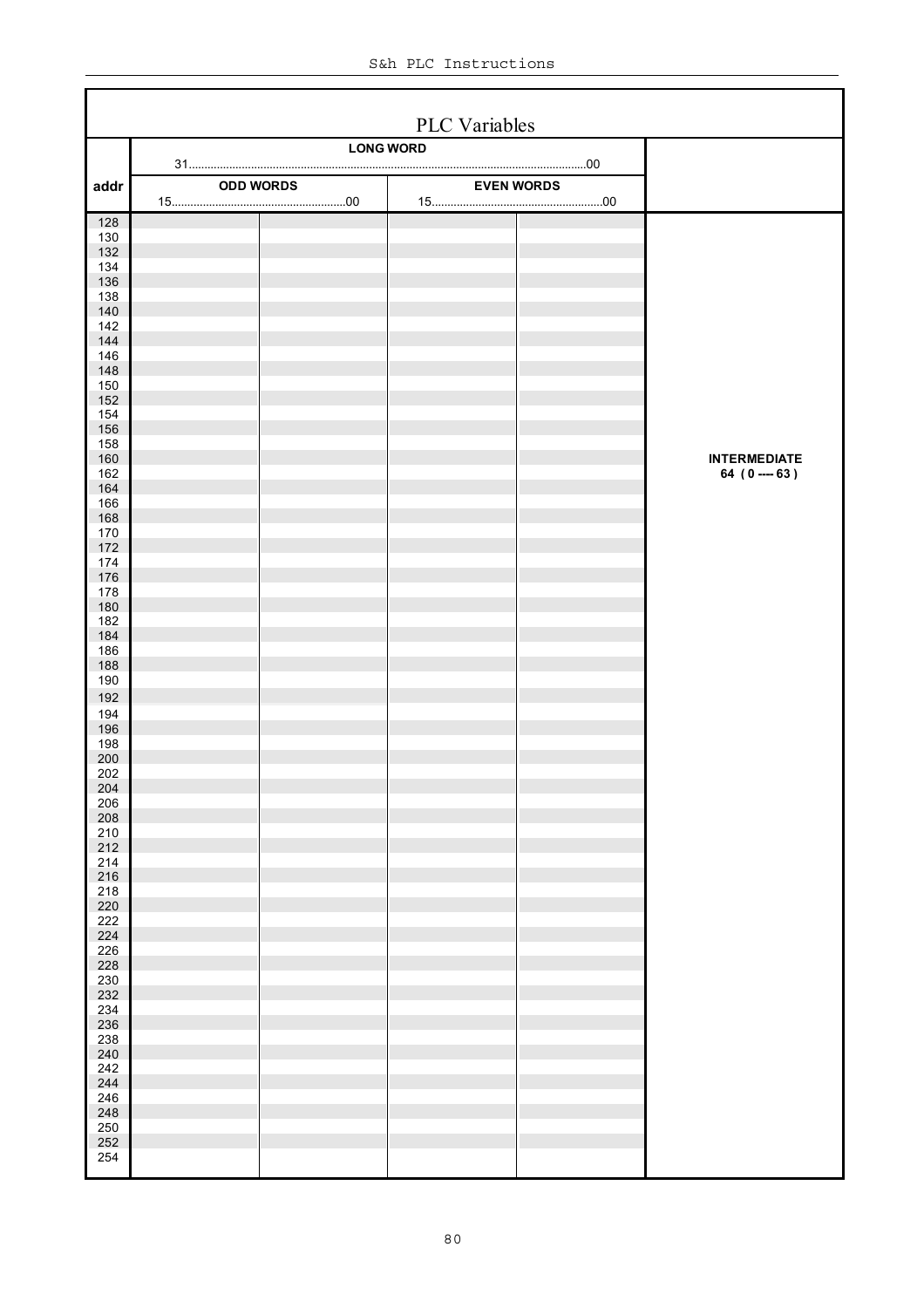# PLC Variables

| addr | LONG WORD 31.....00 | | | | |
|---|---|---|---|---|---|
| | ODD WORDS 15.....00 | | EVEN WORDS 15.....00 | | |
| 128 | | | | | |
| 130 | | | | | |
| 132 | | | | | |
| 134 | | | | | |
| 136 | | | | | |
| 138 | | | | | |
| 140 | | | | | |
| 142 | | | | | |
| 144 | | | | | |
| 146 | | | | | |
| 148 | | | | | |
| 150 | | | | | |
| 152 | | | | | |
| 154 | | | | | |
| 156 | | | | | |
| 158 | | | | | |
| 160 | | | | | **INTERMEDIATE** |
| 162 | | | | | **64 ( 0 ---- 63 )** |
| 164 | | | | | |
| 166 | | | | | |
| 168 | | | | | |
| 170 | | | | | |
| 172 | | | | | |
| 174 | | | | | |
| 176 | | | | | |
| 178 | | | | | |
| 180 | | | | | |
| 182 | | | | | |
| 184 | | | | | |
| 186 | | | | | |
| 188 | | | | | |
| 190 | | | | | |
| 192 | | | | | |
| 194 | | | | | |
| 196 | | | | | |
| 198 | | | | | |
| 200 | | | | | |
| 202 | | | | | |
| 204 | | | | | |
| 206 | | | | | |
| 208 | | | | | |
| 210 | | | | | |
| 212 | | | | | |
| 214 | | | | | |
| 216 | | | | | |
| 218 | | | | | |
| 220 | | | | | |
| 222 | | | | | |
| 224 | | | | | |
| 226 | | | | | |
| 228 | | | | | |
| 230 | | | | | |
| 232 | | | | | |
| 234 | | | | | |
| 236 | | | | | |
| 238 | | | | | |
| 240 | | | | | |
| 242 | | | | | |
| 244 | | | | | |
| 246 | | | | | |
| 248 | | | | | |
| 250 | | | | | |
| 252 | | | | | |
| 254 | | | | | |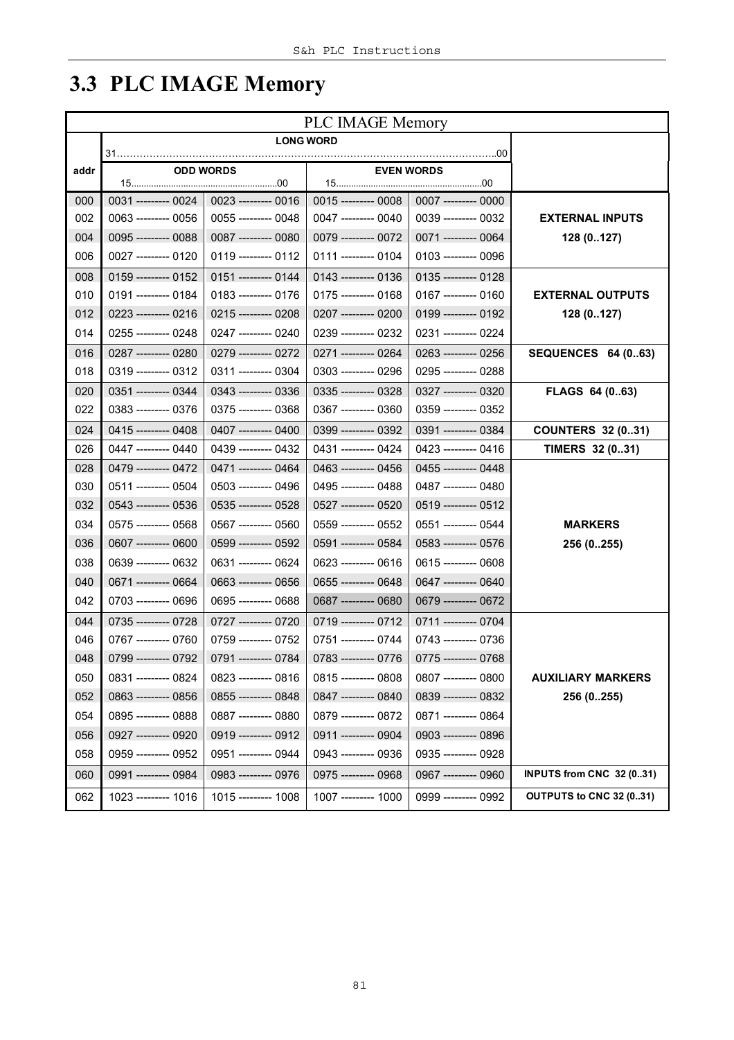## 3.3 PLC IMAGE Memory

| PLC IMAGE Memory | | | | | |
|---|---|---|---|---|---|
| | LONG WORD 31........00 | | | | |
| addr | ODD WORDS 15........00 | | EVEN WORDS 15........00 | | |
| 000 | 0031 --------- 0024 | 0023 --------- 0016 | 0015 --------- 0008 | 0007 --------- 0000 | **EXTERNAL INPUTS 128 (0..127)** |
| 002 | 0063 --------- 0056 | 0055 --------- 0048 | 0047 --------- 0040 | 0039 --------- 0032 | |
| 004 | 0095 --------- 0088 | 0087 --------- 0080 | 0079 --------- 0072 | 0071 --------- 0064 | |
| 006 | 0027 --------- 0120 | 0119 --------- 0112 | 0111 --------- 0104 | 0103 --------- 0096 | |
| 008 | 0159 --------- 0152 | 0151 --------- 0144 | 0143 --------- 0136 | 0135 --------- 0128 | **EXTERNAL OUTPUTS 128 (0..127)** |
| 010 | 0191 --------- 0184 | 0183 --------- 0176 | 0175 --------- 0168 | 0167 --------- 0160 | |
| 012 | 0223 --------- 0216 | 0215 --------- 0208 | 0207 --------- 0200 | 0199 --------- 0192 | |
| 014 | 0255 --------- 0248 | 0247 --------- 0240 | 0239 --------- 0232 | 0231 --------- 0224 | |
| 016 | 0287 --------- 0280 | 0279 --------- 0272 | 0271 --------- 0264 | 0263 --------- 0256 | **SEQUENCES 64 (0..63)** |
| 018 | 0319 --------- 0312 | 0311 --------- 0304 | 0303 --------- 0296 | 0295 --------- 0288 | |
| 020 | 0351 --------- 0344 | 0343 --------- 0336 | 0335 --------- 0328 | 0327 --------- 0320 | **FLAGS 64 (0..63)** |
| 022 | 0383 --------- 0376 | 0375 --------- 0368 | 0367 --------- 0360 | 0359 --------- 0352 | |
| 024 | 0415 --------- 0408 | 0407 --------- 0400 | 0399 --------- 0392 | 0391 --------- 0384 | **COUNTERS 32 (0..31)** |
| 026 | 0447 --------- 0440 | 0439 --------- 0432 | 0431 --------- 0424 | 0423 --------- 0416 | **TIMERS 32 (0..31)** |
| 028 | 0479 --------- 0472 | 0471 --------- 0464 | 0463 --------- 0456 | 0455 --------- 0448 | **MARKERS 256 (0..255)** |
| 030 | 0511 --------- 0504 | 0503 --------- 0496 | 0495 --------- 0488 | 0487 --------- 0480 | |
| 032 | 0543 --------- 0536 | 0535 --------- 0528 | 0527 --------- 0520 | 0519 --------- 0512 | |
| 034 | 0575 --------- 0568 | 0567 --------- 0560 | 0559 --------- 0552 | 0551 --------- 0544 | |
| 036 | 0607 --------- 0600 | 0599 --------- 0592 | 0591 --------- 0584 | 0583 --------- 0576 | |
| 038 | 0639 --------- 0632 | 0631 --------- 0624 | 0623 --------- 0616 | 0615 --------- 0608 | |
| 040 | 0671 --------- 0664 | 0663 --------- 0656 | 0655 --------- 0648 | 0647 --------- 0640 | |
| 042 | 0703 --------- 0696 | 0695 --------- 0688 | 0687 --------- 0680 | 0679 --------- 0672 | |
| 044 | 0735 --------- 0728 | 0727 --------- 0720 | 0719 --------- 0712 | 0711 --------- 0704 | **AUXILIARY MARKERS 256 (0..255)** |
| 046 | 0767 --------- 0760 | 0759 --------- 0752 | 0751 --------- 0744 | 0743 --------- 0736 | |
| 048 | 0799 --------- 0792 | 0791 --------- 0784 | 0783 --------- 0776 | 0775 --------- 0768 | |
| 050 | 0831 --------- 0824 | 0823 --------- 0816 | 0815 --------- 0808 | 0807 --------- 0800 | |
| 052 | 0863 --------- 0856 | 0855 --------- 0848 | 0847 --------- 0840 | 0839 --------- 0832 | |
| 054 | 0895 --------- 0888 | 0887 --------- 0880 | 0879 --------- 0872 | 0871 --------- 0864 | |
| 056 | 0927 --------- 0920 | 0919 --------- 0912 | 0911 --------- 0904 | 0903 --------- 0896 | |
| 058 | 0959 --------- 0952 | 0951 --------- 0944 | 0943 --------- 0936 | 0935 --------- 0928 | |
| 060 | 0991 --------- 0984 | 0983 --------- 0976 | 0975 --------- 0968 | 0967 --------- 0960 | **INPUTS from CNC 32 (0..31)** |
| 062 | 1023 --------- 1016 | 1015 --------- 1008 | 1007 --------- 1000 | 0999 --------- 0992 | **OUTPUTS to CNC 32 (0..31)** |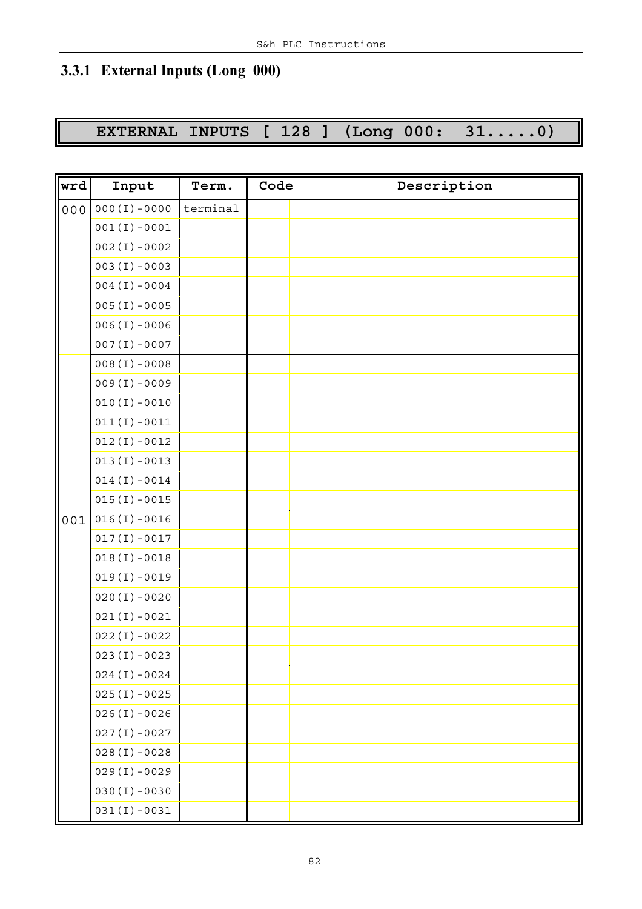### 3.3.1 External Inputs (Long 000)

**EXTERNAL INPUTS [ 128 ] (Long 000: 31.....0)**

| wrd | Input | Term. | Code | Description |
|---|---|---|---|---|
| 000 | 000(I)-0000 | terminal | | |
| | 001(I)-0001 | | | |
| | 002(I)-0002 | | | |
| | 003(I)-0003 | | | |
| | 004(I)-0004 | | | |
| | 005(I)-0005 | | | |
| | 006(I)-0006 | | | |
| | 007(I)-0007 | | | |
| | 008(I)-0008 | | | |
| | 009(I)-0009 | | | |
| | 010(I)-0010 | | | |
| | 011(I)-0011 | | | |
| | 012(I)-0012 | | | |
| | 013(I)-0013 | | | |
| | 014(I)-0014 | | | |
| | 015(I)-0015 | | | |
| 001 | 016(I)-0016 | | | |
| | 017(I)-0017 | | | |
| | 018(I)-0018 | | | |
| | 019(I)-0019 | | | |
| | 020(I)-0020 | | | |
| | 021(I)-0021 | | | |
| | 022(I)-0022 | | | |
| | 023(I)-0023 | | | |
| | 024(I)-0024 | | | |
| | 025(I)-0025 | | | |
| | 026(I)-0026 | | | |
| | 027(I)-0027 | | | |
| | 028(I)-0028 | | | |
| | 029(I)-0029 | | | |
| | 030(I)-0030 | | | |
| | 031(I)-0031 | | | |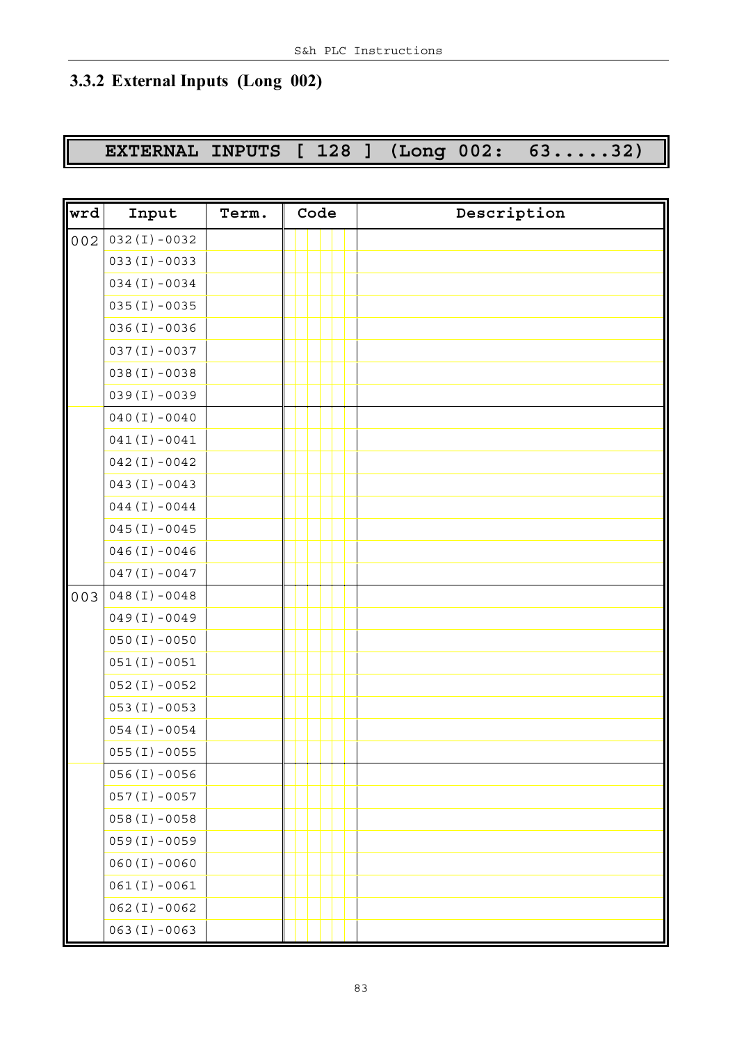### 3.3.2 External Inputs (Long 002)

**EXTERNAL INPUTS [ 128 ] (Long 002: 63.....32)**

| wrd | Input | Term. | Code | Description |
|---|---|---|---|---|
| 002 | 032(I)-0032 | | | |
| | 033(I)-0033 | | | |
| | 034(I)-0034 | | | |
| | 035(I)-0035 | | | |
| | 036(I)-0036 | | | |
| | 037(I)-0037 | | | |
| | 038(I)-0038 | | | |
| | 039(I)-0039 | | | |
| | 040(I)-0040 | | | |
| | 041(I)-0041 | | | |
| | 042(I)-0042 | | | |
| | 043(I)-0043 | | | |
| | 044(I)-0044 | | | |
| | 045(I)-0045 | | | |
| | 046(I)-0046 | | | |
| | 047(I)-0047 | | | |
| 003 | 048(I)-0048 | | | |
| | 049(I)-0049 | | | |
| | 050(I)-0050 | | | |
| | 051(I)-0051 | | | |
| | 052(I)-0052 | | | |
| | 053(I)-0053 | | | |
| | 054(I)-0054 | | | |
| | 055(I)-0055 | | | |
| | 056(I)-0056 | | | |
| | 057(I)-0057 | | | |
| | 058(I)-0058 | | | |
| | 059(I)-0059 | | | |
| | 060(I)-0060 | | | |
| | 061(I)-0061 | | | |
| | 062(I)-0062 | | | |
| | 063(I)-0063 | | | |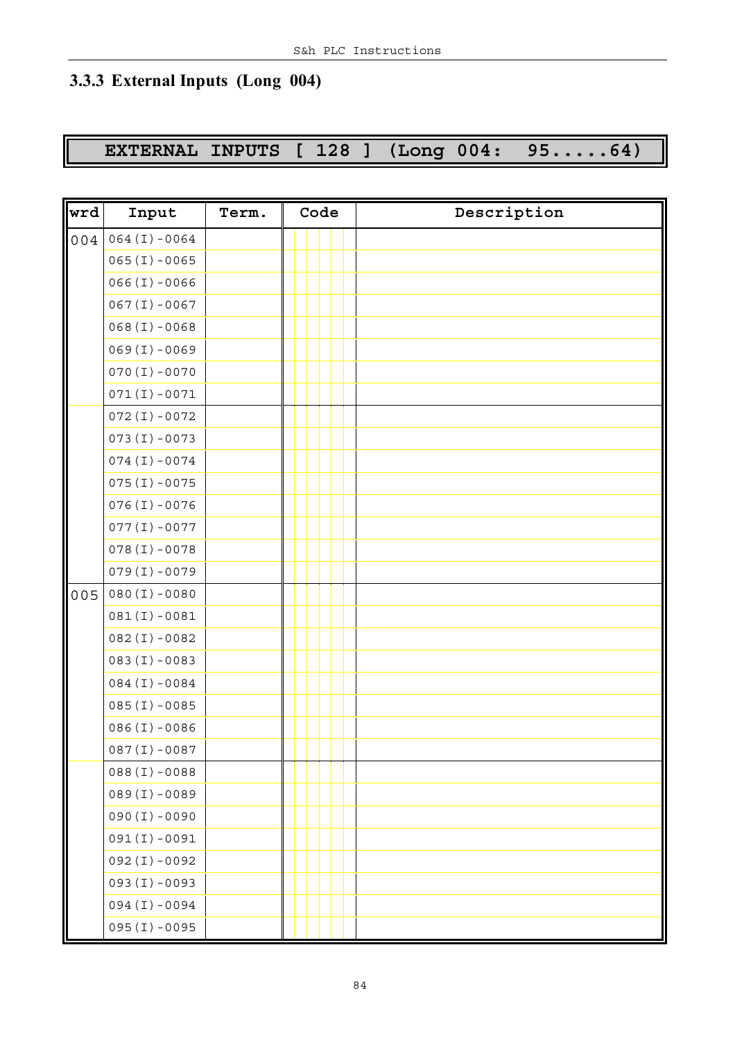## 3.3.3 External Inputs (Long 004)

**EXTERNAL INPUTS [ 128 ] (Long 004: 95.....64)**

| wrd | Input | Term. | Code | Description |
|---|---|---|---|---|
| 004 | 064(I)-0064 | | | |
| | 065(I)-0065 | | | |
| | 066(I)-0066 | | | |
| | 067(I)-0067 | | | |
| | 068(I)-0068 | | | |
| | 069(I)-0069 | | | |
| | 070(I)-0070 | | | |
| | 071(I)-0071 | | | |
| | 072(I)-0072 | | | |
| | 073(I)-0073 | | | |
| | 074(I)-0074 | | | |
| | 075(I)-0075 | | | |
| | 076(I)-0076 | | | |
| | 077(I)-0077 | | | |
| | 078(I)-0078 | | | |
| | 079(I)-0079 | | | |
| 005 | 080(I)-0080 | | | |
| | 081(I)-0081 | | | |
| | 082(I)-0082 | | | |
| | 083(I)-0083 | | | |
| | 084(I)-0084 | | | |
| | 085(I)-0085 | | | |
| | 086(I)-0086 | | | |
| | 087(I)-0087 | | | |
| | 088(I)-0088 | | | |
| | 089(I)-0089 | | | |
| | 090(I)-0090 | | | |
| | 091(I)-0091 | | | |
| | 092(I)-0092 | | | |
| | 093(I)-0093 | | | |
| | 094(I)-0094 | | | |
| | 095(I)-0095 | | | |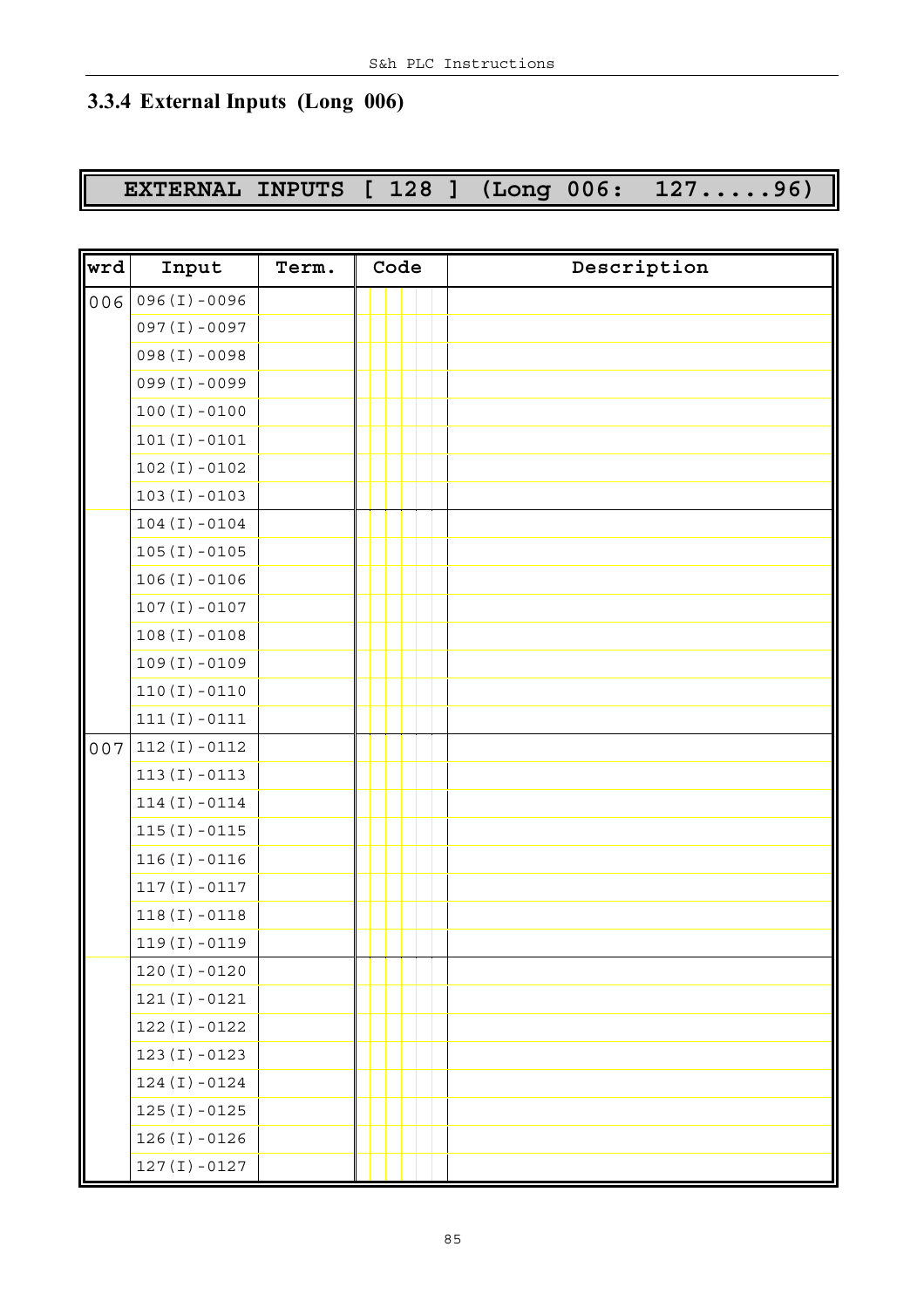## 3.3.4 External Inputs (Long 006)

**EXTERNAL INPUTS [ 128 ] (Long 006: 127.....96)**

| wrd | Input | Term. | Code | Description |
|---|---|---|---|---|
| 006 | 096(I)-0096 | | | |
| | 097(I)-0097 | | | |
| | 098(I)-0098 | | | |
| | 099(I)-0099 | | | |
| | 100(I)-0100 | | | |
| | 101(I)-0101 | | | |
| | 102(I)-0102 | | | |
| | 103(I)-0103 | | | |
| | 104(I)-0104 | | | |
| | 105(I)-0105 | | | |
| | 106(I)-0106 | | | |
| | 107(I)-0107 | | | |
| | 108(I)-0108 | | | |
| | 109(I)-0109 | | | |
| | 110(I)-0110 | | | |
| | 111(I)-0111 | | | |
| 007 | 112(I)-0112 | | | |
| | 113(I)-0113 | | | |
| | 114(I)-0114 | | | |
| | 115(I)-0115 | | | |
| | 116(I)-0116 | | | |
| | 117(I)-0117 | | | |
| | 118(I)-0118 | | | |
| | 119(I)-0119 | | | |
| | 120(I)-0120 | | | |
| | 121(I)-0121 | | | |
| | 122(I)-0122 | | | |
| | 123(I)-0123 | | | |
| | 124(I)-0124 | | | |
| | 125(I)-0125 | | | |
| | 126(I)-0126 | | | |
| | 127(I)-0127 | | | |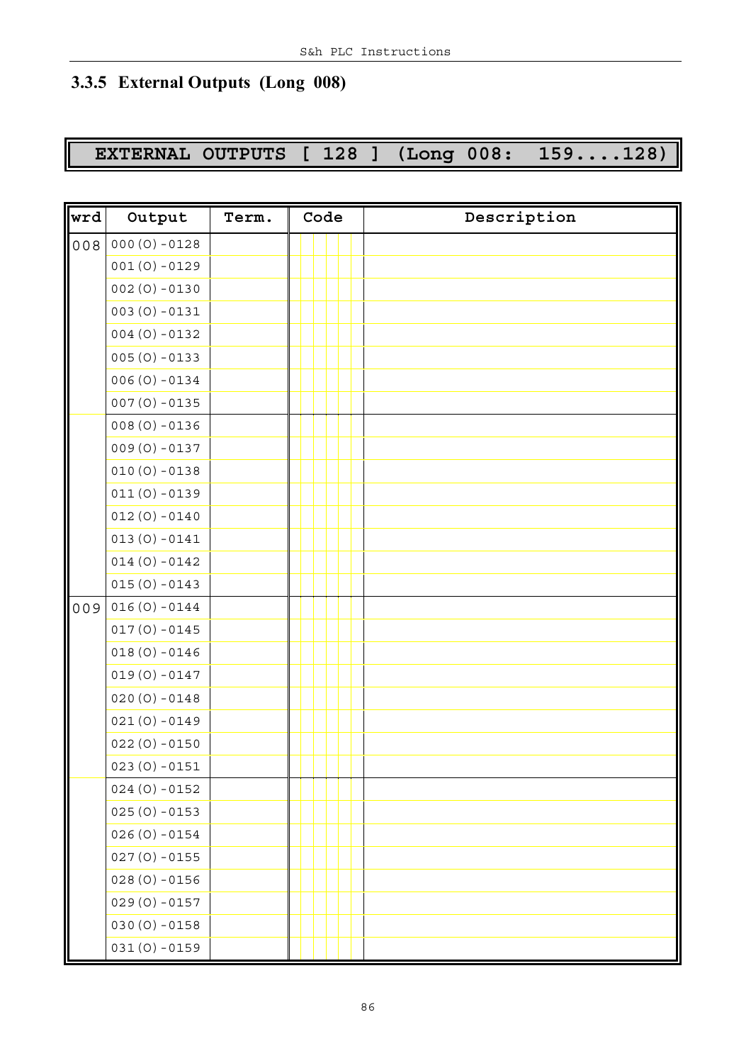## 3.3.5 External Outputs (Long 008)

**EXTERNAL OUTPUTS [ 128 ] (Long 008: 159....128)**

| wrd | Output | Term. | Code | Description |
|---|---|---|---|---|
| 008 | 000(O)-0128 | | | |
| | 001(O)-0129 | | | |
| | 002(O)-0130 | | | |
| | 003(O)-0131 | | | |
| | 004(O)-0132 | | | |
| | 005(O)-0133 | | | |
| | 006(O)-0134 | | | |
| | 007(O)-0135 | | | |
| | 008(O)-0136 | | | |
| | 009(O)-0137 | | | |
| | 010(O)-0138 | | | |
| | 011(O)-0139 | | | |
| | 012(O)-0140 | | | |
| | 013(O)-0141 | | | |
| | 014(O)-0142 | | | |
| | 015(O)-0143 | | | |
| 009 | 016(O)-0144 | | | |
| | 017(O)-0145 | | | |
| | 018(O)-0146 | | | |
| | 019(O)-0147 | | | |
| | 020(O)-0148 | | | |
| | 021(O)-0149 | | | |
| | 022(O)-0150 | | | |
| | 023(O)-0151 | | | |
| | 024(O)-0152 | | | |
| | 025(O)-0153 | | | |
| | 026(O)-0154 | | | |
| | 027(O)-0155 | | | |
| | 028(O)-0156 | | | |
| | 029(O)-0157 | | | |
| | 030(O)-0158 | | | |
| | 031(O)-0159 | | | |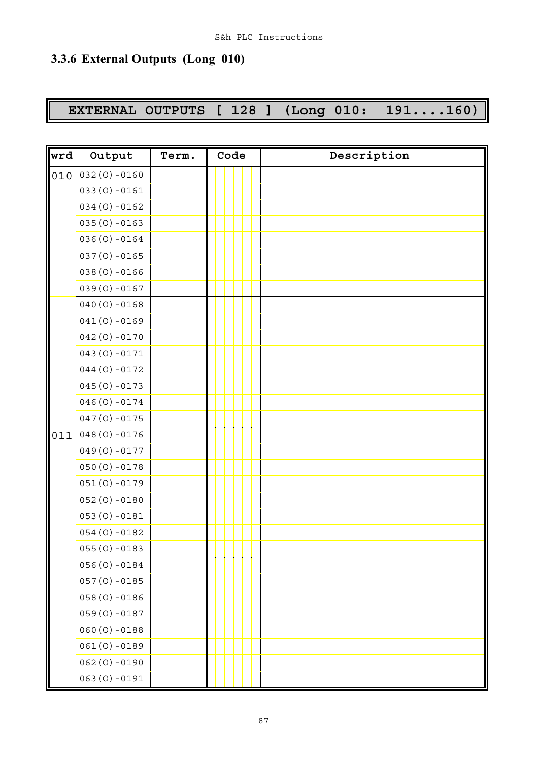### 3.3.6 External Outputs (Long 010)

**EXTERNAL OUTPUTS [ 128 ] (Long 010: 191....160)**

| wrd | Output | Term. | Code | Description |
|---|---|---|---|---|
| 010 | 032(O)-0160 | | | |
| | 033(O)-0161 | | | |
| | 034(O)-0162 | | | |
| | 035(O)-0163 | | | |
| | 036(O)-0164 | | | |
| | 037(O)-0165 | | | |
| | 038(O)-0166 | | | |
| | 039(O)-0167 | | | |
| | 040(O)-0168 | | | |
| | 041(O)-0169 | | | |
| | 042(O)-0170 | | | |
| | 043(O)-0171 | | | |
| | 044(O)-0172 | | | |
| | 045(O)-0173 | | | |
| | 046(O)-0174 | | | |
| | 047(O)-0175 | | | |
| 011 | 048(O)-0176 | | | |
| | 049(O)-0177 | | | |
| | 050(O)-0178 | | | |
| | 051(O)-0179 | | | |
| | 052(O)-0180 | | | |
| | 053(O)-0181 | | | |
| | 054(O)-0182 | | | |
| | 055(O)-0183 | | | |
| | 056(O)-0184 | | | |
| | 057(O)-0185 | | | |
| | 058(O)-0186 | | | |
| | 059(O)-0187 | | | |
| | 060(O)-0188 | | | |
| | 061(O)-0189 | | | |
| | 062(O)-0190 | | | |
| | 063(O)-0191 | | | |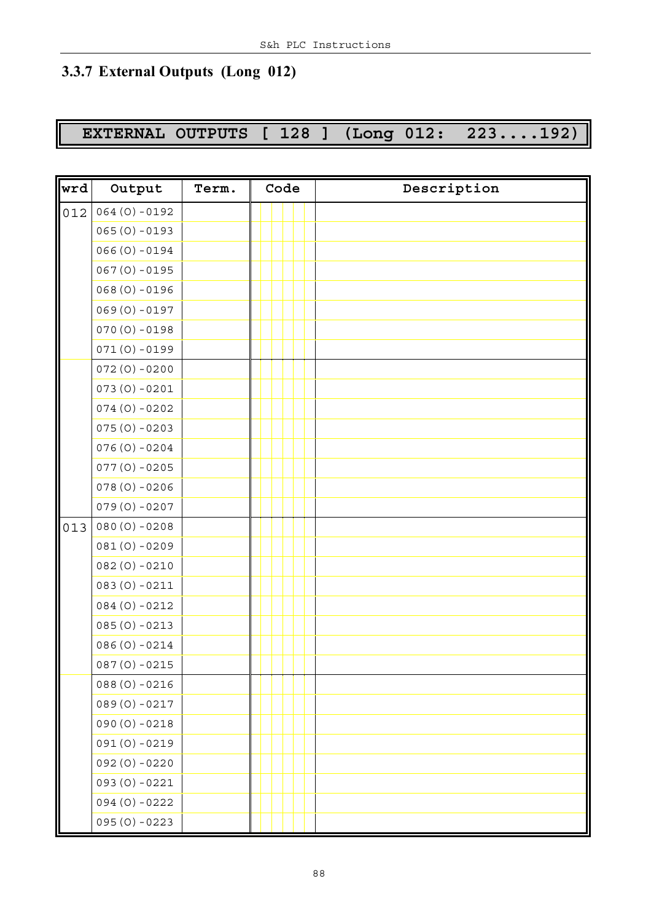### 3.3.7 External Outputs (Long 012)

**EXTERNAL OUTPUTS [ 128 ] (Long 012: 223....192)**

| wrd | Output | Term. | Code | Description |
|---|---|---|---|---|
| 012 | 064(O)-0192 | | | |
| | 065(O)-0193 | | | |
| | 066(O)-0194 | | | |
| | 067(O)-0195 | | | |
| | 068(O)-0196 | | | |
| | 069(O)-0197 | | | |
| | 070(O)-0198 | | | |
| | 071(O)-0199 | | | |
| | 072(O)-0200 | | | |
| | 073(O)-0201 | | | |
| | 074(O)-0202 | | | |
| | 075(O)-0203 | | | |
| | 076(O)-0204 | | | |
| | 077(O)-0205 | | | |
| | 078(O)-0206 | | | |
| | 079(O)-0207 | | | |
| 013 | 080(O)-0208 | | | |
| | 081(O)-0209 | | | |
| | 082(O)-0210 | | | |
| | 083(O)-0211 | | | |
| | 084(O)-0212 | | | |
| | 085(O)-0213 | | | |
| | 086(O)-0214 | | | |
| | 087(O)-0215 | | | |
| | 088(O)-0216 | | | |
| | 089(O)-0217 | | | |
| | 090(O)-0218 | | | |
| | 091(O)-0219 | | | |
| | 092(O)-0220 | | | |
| | 093(O)-0221 | | | |
| | 094(O)-0222 | | | |
| | 095(O)-0223 | | | |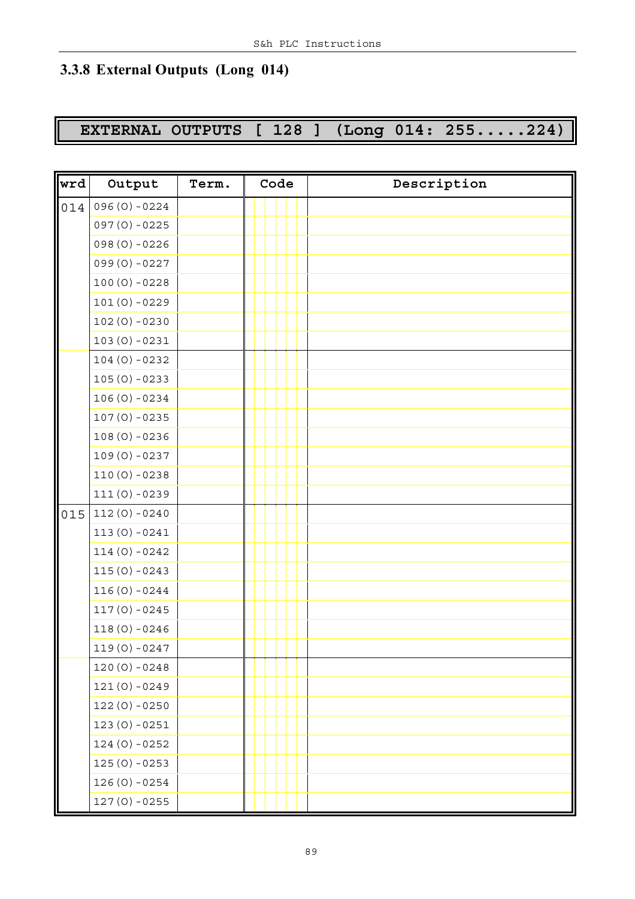## 3.3.8 External Outputs (Long 014)

**EXTERNAL OUTPUTS [ 128 ] (Long 014: 255.....224)**

| wrd | Output | Term. | Code | Description |
|---|---|---|---|---|
| 014 | 096(O)-0224 | | | |
| | 097(O)-0225 | | | |
| | 098(O)-0226 | | | |
| | 099(O)-0227 | | | |
| | 100(O)-0228 | | | |
| | 101(O)-0229 | | | |
| | 102(O)-0230 | | | |
| | 103(O)-0231 | | | |
| | 104(O)-0232 | | | |
| | 105(O)-0233 | | | |
| | 106(O)-0234 | | | |
| | 107(O)-0235 | | | |
| | 108(O)-0236 | | | |
| | 109(O)-0237 | | | |
| | 110(O)-0238 | | | |
| | 111(O)-0239 | | | |
| 015 | 112(O)-0240 | | | |
| | 113(O)-0241 | | | |
| | 114(O)-0242 | | | |
| | 115(O)-0243 | | | |
| | 116(O)-0244 | | | |
| | 117(O)-0245 | | | |
| | 118(O)-0246 | | | |
| | 119(O)-0247 | | | |
| | 120(O)-0248 | | | |
| | 121(O)-0249 | | | |
| | 122(O)-0250 | | | |
| | 123(O)-0251 | | | |
| | 124(O)-0252 | | | |
| | 125(O)-0253 | | | |
| | 126(O)-0254 | | | |
| | 127(O)-0255 | | | |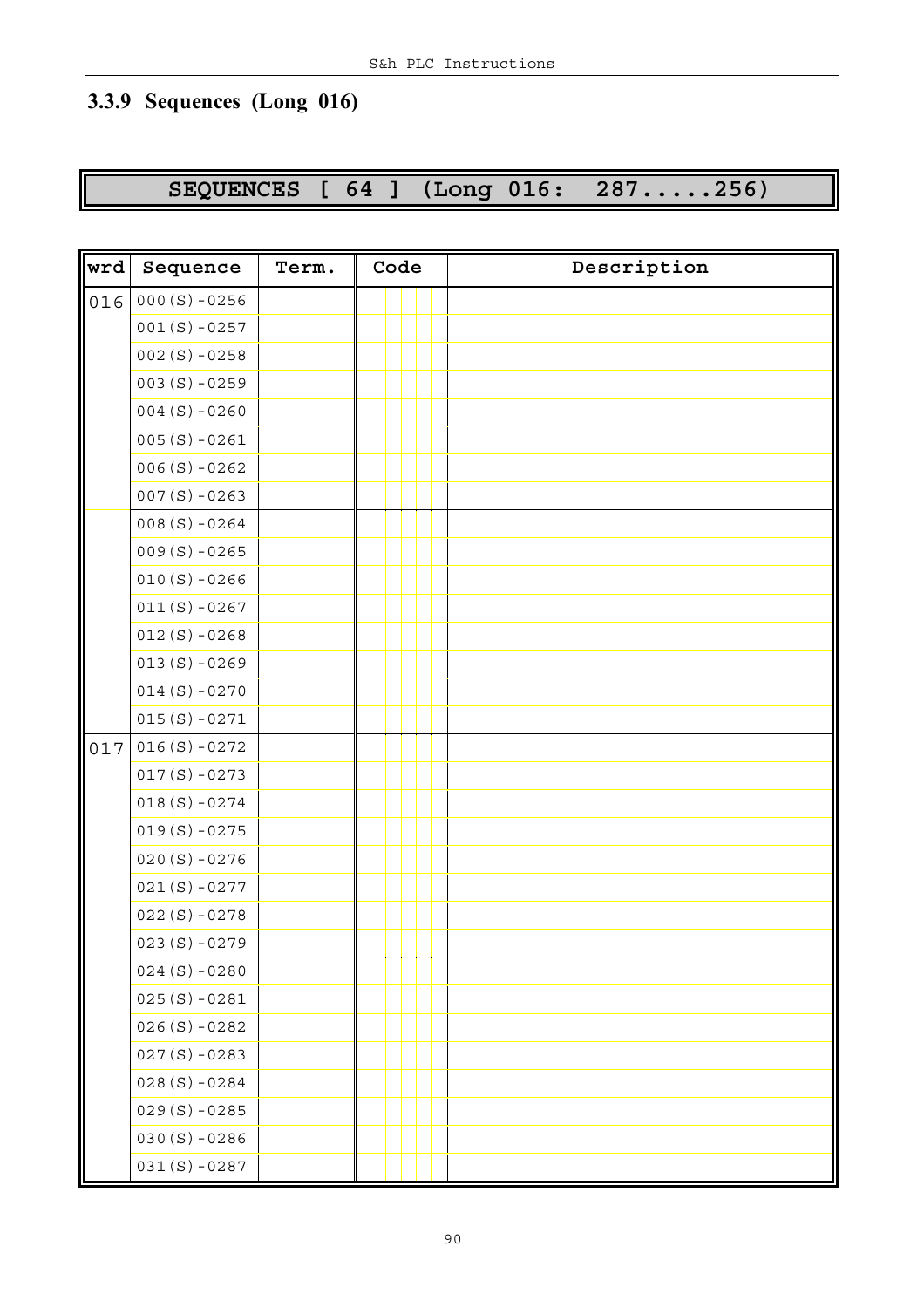### 3.3.9 Sequences (Long 016)

**SEQUENCES [ 64 ] (Long 016: 287.....256)**

| wrd | Sequence | Term. | Code | Description |
|---|---|---|---|---|
| 016 | 000(S)-0256 | | | |
| | 001(S)-0257 | | | |
| | 002(S)-0258 | | | |
| | 003(S)-0259 | | | |
| | 004(S)-0260 | | | |
| | 005(S)-0261 | | | |
| | 006(S)-0262 | | | |
| | 007(S)-0263 | | | |
| | 008(S)-0264 | | | |
| | 009(S)-0265 | | | |
| | 010(S)-0266 | | | |
| | 011(S)-0267 | | | |
| | 012(S)-0268 | | | |
| | 013(S)-0269 | | | |
| | 014(S)-0270 | | | |
| | 015(S)-0271 | | | |
| 017 | 016(S)-0272 | | | |
| | 017(S)-0273 | | | |
| | 018(S)-0274 | | | |
| | 019(S)-0275 | | | |
| | 020(S)-0276 | | | |
| | 021(S)-0277 | | | |
| | 022(S)-0278 | | | |
| | 023(S)-0279 | | | |
| | 024(S)-0280 | | | |
| | 025(S)-0281 | | | |
| | 026(S)-0282 | | | |
| | 027(S)-0283 | | | |
| | 028(S)-0284 | | | |
| | 029(S)-0285 | | | |
| | 030(S)-0286 | | | |
| | 031(S)-0287 | | | |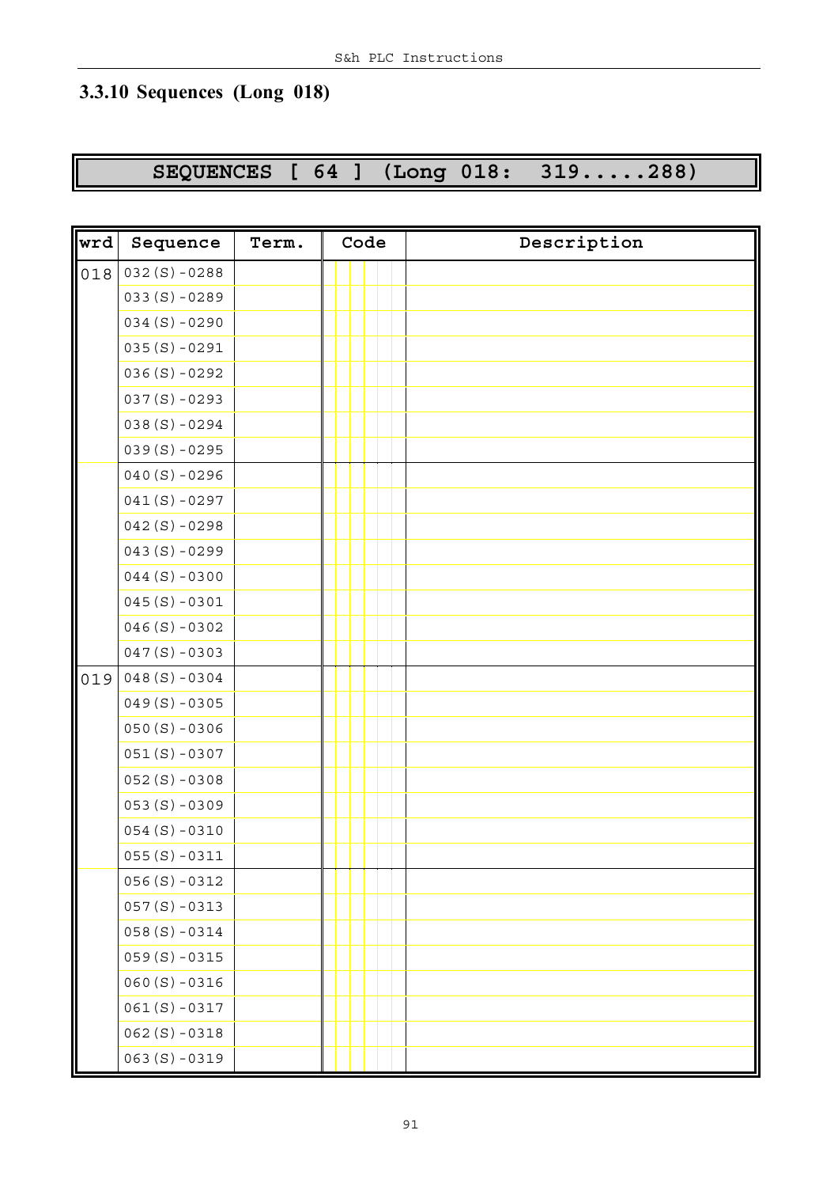### 3.3.10 Sequences (Long 018)

**SEQUENCES [ 64 ] (Long 018: 319.....288)**

| wrd | Sequence | Term. | Code | Description |
|---|---|---|---|---|
| 018 | 032(S)-0288 | | | |
| | 033(S)-0289 | | | |
| | 034(S)-0290 | | | |
| | 035(S)-0291 | | | |
| | 036(S)-0292 | | | |
| | 037(S)-0293 | | | |
| | 038(S)-0294 | | | |
| | 039(S)-0295 | | | |
| | 040(S)-0296 | | | |
| | 041(S)-0297 | | | |
| | 042(S)-0298 | | | |
| | 043(S)-0299 | | | |
| | 044(S)-0300 | | | |
| | 045(S)-0301 | | | |
| | 046(S)-0302 | | | |
| | 047(S)-0303 | | | |
| 019 | 048(S)-0304 | | | |
| | 049(S)-0305 | | | |
| | 050(S)-0306 | | | |
| | 051(S)-0307 | | | |
| | 052(S)-0308 | | | |
| | 053(S)-0309 | | | |
| | 054(S)-0310 | | | |
| | 055(S)-0311 | | | |
| | 056(S)-0312 | | | |
| | 057(S)-0313 | | | |
| | 058(S)-0314 | | | |
| | 059(S)-0315 | | | |
| | 060(S)-0316 | | | |
| | 061(S)-0317 | | | |
| | 062(S)-0318 | | | |
| | 063(S)-0319 | | | |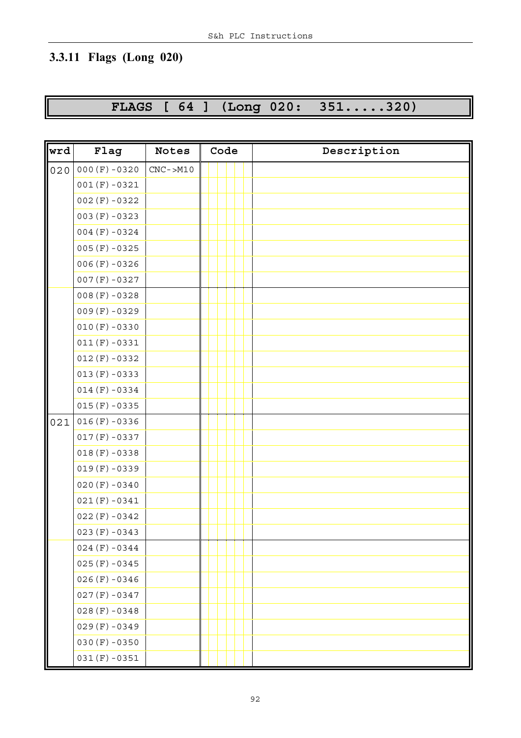### 3.3.11 Flags (Long 020)

**FLAGS [ 64 ] (Long 020: 351.....320)**

| wrd | Flag | Notes | Code | Description |
|---|---|---|---|---|
| 020 | 000(F)-0320 | CNC->M10 | | |
| | 001(F)-0321 | | | |
| | 002(F)-0322 | | | |
| | 003(F)-0323 | | | |
| | 004(F)-0324 | | | |
| | 005(F)-0325 | | | |
| | 006(F)-0326 | | | |
| | 007(F)-0327 | | | |
| | 008(F)-0328 | | | |
| | 009(F)-0329 | | | |
| | 010(F)-0330 | | | |
| | 011(F)-0331 | | | |
| | 012(F)-0332 | | | |
| | 013(F)-0333 | | | |
| | 014(F)-0334 | | | |
| | 015(F)-0335 | | | |
| 021 | 016(F)-0336 | | | |
| | 017(F)-0337 | | | |
| | 018(F)-0338 | | | |
| | 019(F)-0339 | | | |
| | 020(F)-0340 | | | |
| | 021(F)-0341 | | | |
| | 022(F)-0342 | | | |
| | 023(F)-0343 | | | |
| | 024(F)-0344 | | | |
| | 025(F)-0345 | | | |
| | 026(F)-0346 | | | |
| | 027(F)-0347 | | | |
| | 028(F)-0348 | | | |
| | 029(F)-0349 | | | |
| | 030(F)-0350 | | | |
| | 031(F)-0351 | | | |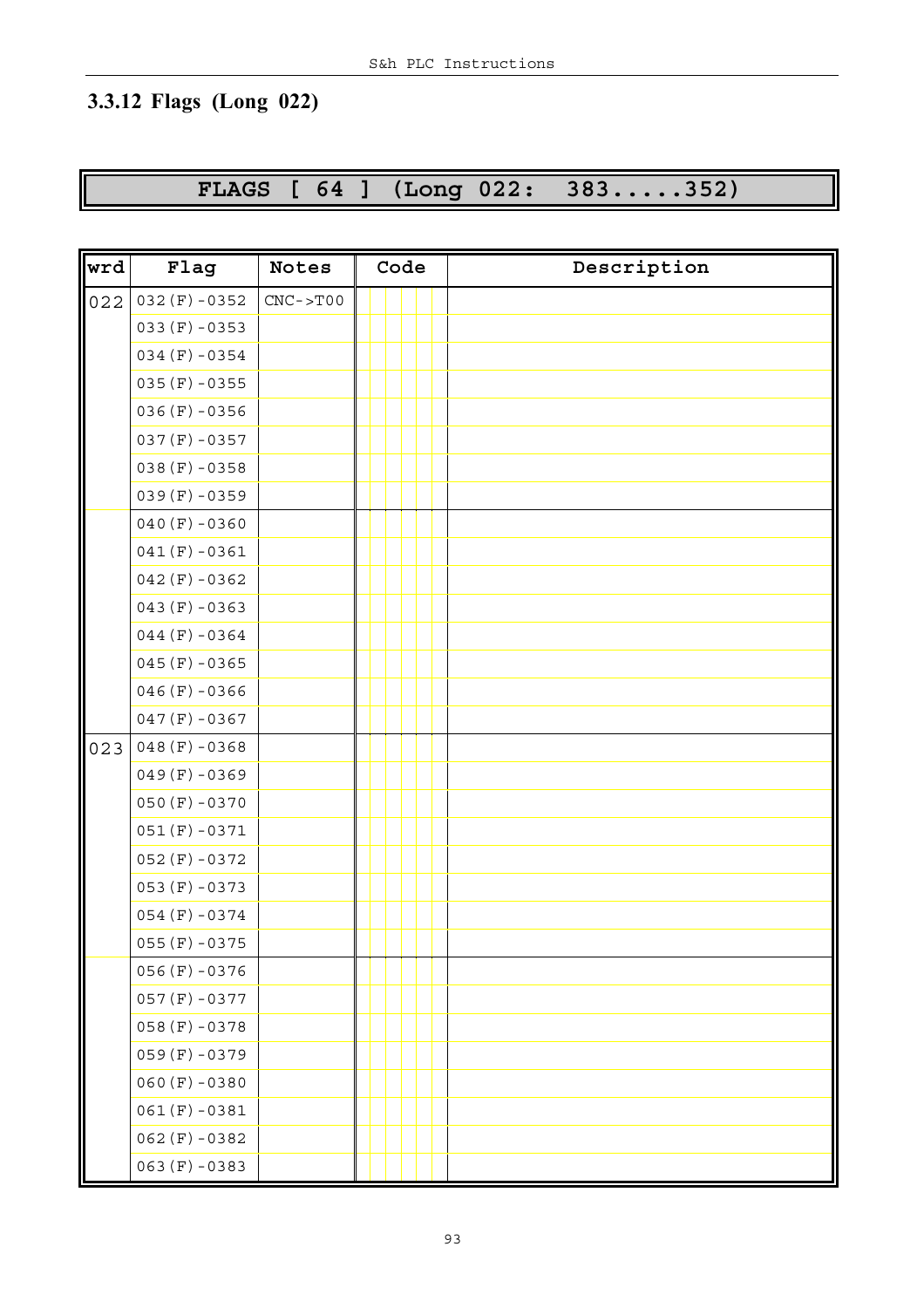### 3.3.12 Flags (Long 022)

**FLAGS [ 64 ] (Long 022: 383.....352)**

| wrd | Flag | Notes | Code | Description |
|---|---|---|---|---|
| 022 | 032(F)-0352 | CNC->T00 | | |
| | 033(F)-0353 | | | |
| | 034(F)-0354 | | | |
| | 035(F)-0355 | | | |
| | 036(F)-0356 | | | |
| | 037(F)-0357 | | | |
| | 038(F)-0358 | | | |
| | 039(F)-0359 | | | |
| | 040(F)-0360 | | | |
| | 041(F)-0361 | | | |
| | 042(F)-0362 | | | |
| | 043(F)-0363 | | | |
| | 044(F)-0364 | | | |
| | 045(F)-0365 | | | |
| | 046(F)-0366 | | | |
| | 047(F)-0367 | | | |
| 023 | 048(F)-0368 | | | |
| | 049(F)-0369 | | | |
| | 050(F)-0370 | | | |
| | 051(F)-0371 | | | |
| | 052(F)-0372 | | | |
| | 053(F)-0373 | | | |
| | 054(F)-0374 | | | |
| | 055(F)-0375 | | | |
| | 056(F)-0376 | | | |
| | 057(F)-0377 | | | |
| | 058(F)-0378 | | | |
| | 059(F)-0379 | | | |
| | 060(F)-0380 | | | |
| | 061(F)-0381 | | | |
| | 062(F)-0382 | | | |
| | 063(F)-0383 | | | |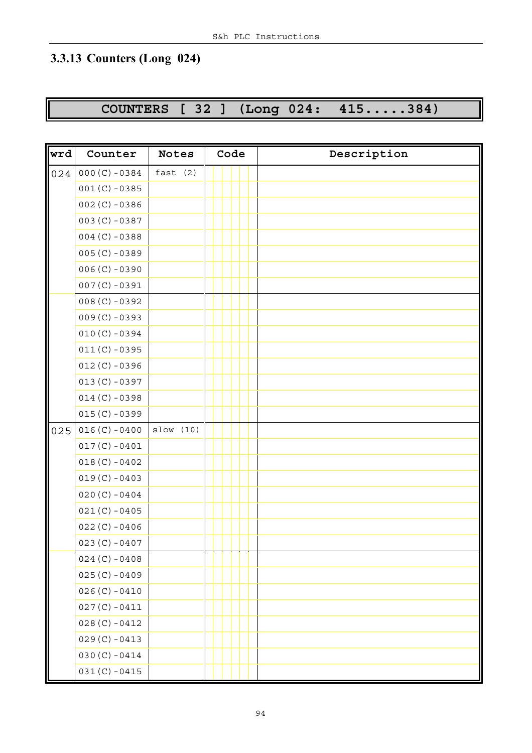## 3.3.13 Counters (Long 024)

| COUNTERS [ 32 ] (Long 024: 415.....384) | | | | |
|---|---|---|---|---|
| **wrd** | **Counter** | **Notes** | **Code** | **Description** |
| 024 | 000(C)-0384 | fast (2) | | |
| | 001(C)-0385 | | | |
| | 002(C)-0386 | | | |
| | 003(C)-0387 | | | |
| | 004(C)-0388 | | | |
| | 005(C)-0389 | | | |
| | 006(C)-0390 | | | |
| | 007(C)-0391 | | | |
| | 008(C)-0392 | | | |
| | 009(C)-0393 | | | |
| | 010(C)-0394 | | | |
| | 011(C)-0395 | | | |
| | 012(C)-0396 | | | |
| | 013(C)-0397 | | | |
| | 014(C)-0398 | | | |
| | 015(C)-0399 | | | |
| 025 | 016(C)-0400 | slow (10) | | |
| | 017(C)-0401 | | | |
| | 018(C)-0402 | | | |
| | 019(C)-0403 | | | |
| | 020(C)-0404 | | | |
| | 021(C)-0405 | | | |
| | 022(C)-0406 | | | |
| | 023(C)-0407 | | | |
| | 024(C)-0408 | | | |
| | 025(C)-0409 | | | |
| | 026(C)-0410 | | | |
| | 027(C)-0411 | | | |
| | 028(C)-0412 | | | |
| | 029(C)-0413 | | | |
| | 030(C)-0414 | | | |
| | 031(C)-0415 | | | |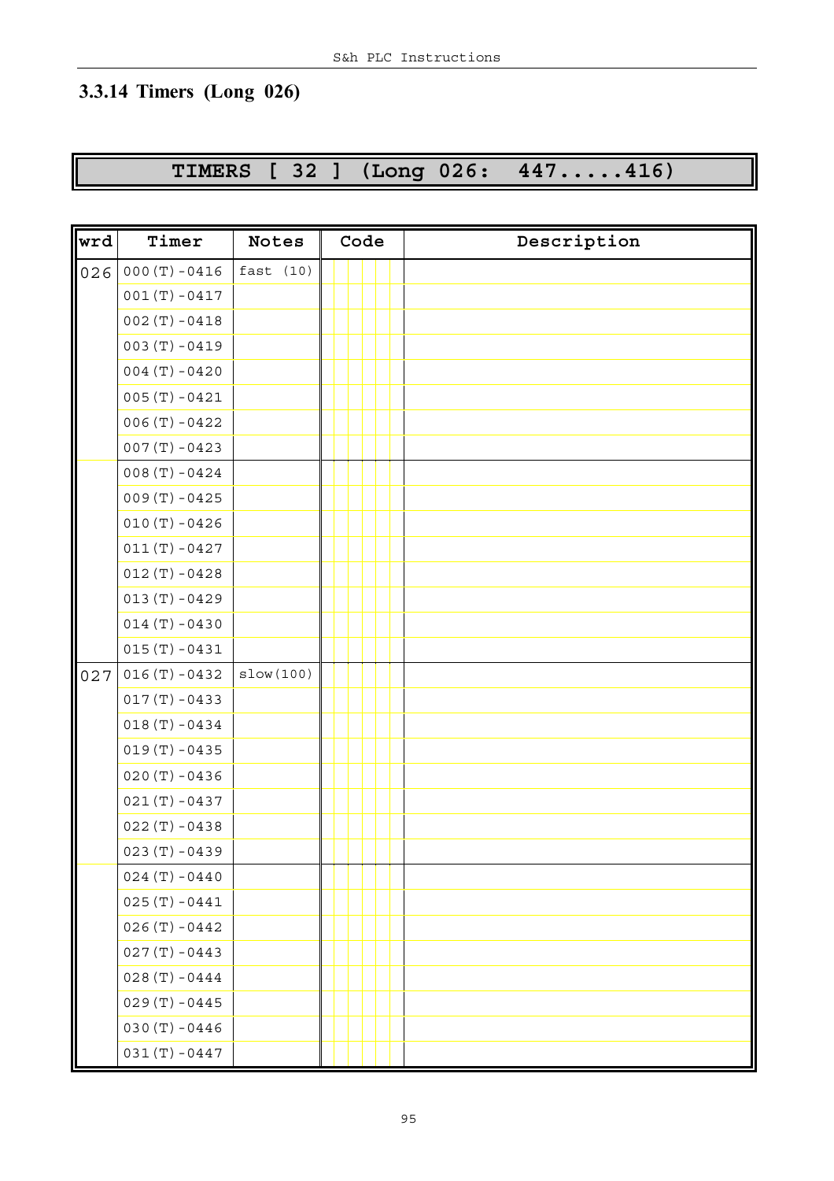## 3.3.14 Timers (Long 026)

**TIMERS [ 32 ] (Long 026: 447.....416)**

| wrd | Timer | Notes | Code | Description |
|---|---|---|---|---|
| 026 | 000(T)-0416 | fast (10) | | |
| | 001(T)-0417 | | | |
| | 002(T)-0418 | | | |
| | 003(T)-0419 | | | |
| | 004(T)-0420 | | | |
| | 005(T)-0421 | | | |
| | 006(T)-0422 | | | |
| | 007(T)-0423 | | | |
| | 008(T)-0424 | | | |
| | 009(T)-0425 | | | |
| | 010(T)-0426 | | | |
| | 011(T)-0427 | | | |
| | 012(T)-0428 | | | |
| | 013(T)-0429 | | | |
| | 014(T)-0430 | | | |
| | 015(T)-0431 | | | |
| 027 | 016(T)-0432 | slow(100) | | |
| | 017(T)-0433 | | | |
| | 018(T)-0434 | | | |
| | 019(T)-0435 | | | |
| | 020(T)-0436 | | | |
| | 021(T)-0437 | | | |
| | 022(T)-0438 | | | |
| | 023(T)-0439 | | | |
| | 024(T)-0440 | | | |
| | 025(T)-0441 | | | |
| | 026(T)-0442 | | | |
| | 027(T)-0443 | | | |
| | 028(T)-0444 | | | |
| | 029(T)-0445 | | | |
| | 030(T)-0446 | | | |
| | 031(T)-0447 | | | |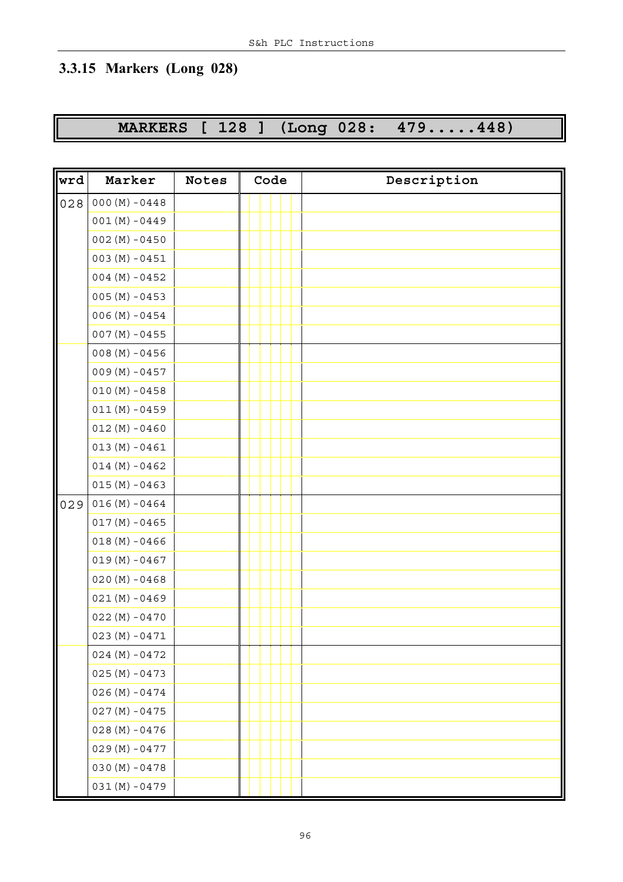### 3.3.15 Markers (Long 028)

| MARKERS [ 128 ] (Long 028: 479.....448) |
|---|

| wrd | Marker | Notes | Code | Description |
|---|---|---|---|---|
| 028 | 000(M)-0448 | | | |
| | 001(M)-0449 | | | |
| | 002(M)-0450 | | | |
| | 003(M)-0451 | | | |
| | 004(M)-0452 | | | |
| | 005(M)-0453 | | | |
| | 006(M)-0454 | | | |
| | 007(M)-0455 | | | |
| | 008(M)-0456 | | | |
| | 009(M)-0457 | | | |
| | 010(M)-0458 | | | |
| | 011(M)-0459 | | | |
| | 012(M)-0460 | | | |
| | 013(M)-0461 | | | |
| | 014(M)-0462 | | | |
| | 015(M)-0463 | | | |
| 029 | 016(M)-0464 | | | |
| | 017(M)-0465 | | | |
| | 018(M)-0466 | | | |
| | 019(M)-0467 | | | |
| | 020(M)-0468 | | | |
| | 021(M)-0469 | | | |
| | 022(M)-0470 | | | |
| | 023(M)-0471 | | | |
| | 024(M)-0472 | | | |
| | 025(M)-0473 | | | |
| | 026(M)-0474 | | | |
| | 027(M)-0475 | | | |
| | 028(M)-0476 | | | |
| | 029(M)-0477 | | | |
| | 030(M)-0478 | | | |
| | 031(M)-0479 | | | |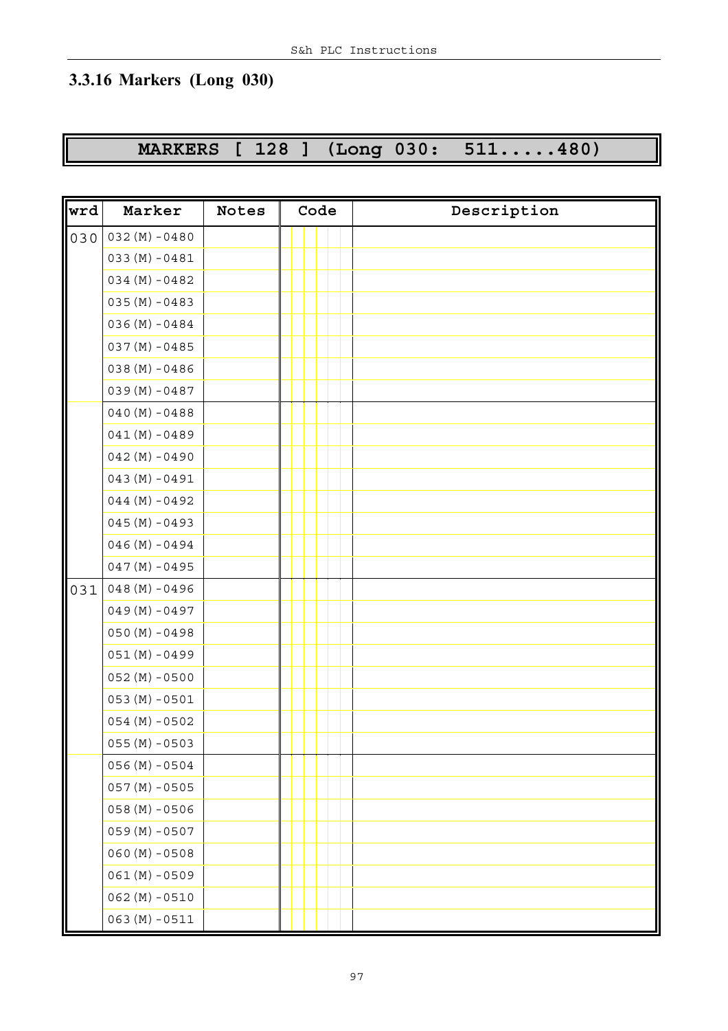### 3.3.16 Markers (Long 030)

**MARKERS [ 128 ] (Long 030: 511.....480)**

| wrd | Marker | Notes | Code | Description |
|---|---|---|---|---|
| 030 | 032(M)-0480 | | | |
| | 033(M)-0481 | | | |
| | 034(M)-0482 | | | |
| | 035(M)-0483 | | | |
| | 036(M)-0484 | | | |
| | 037(M)-0485 | | | |
| | 038(M)-0486 | | | |
| | 039(M)-0487 | | | |
| | 040(M)-0488 | | | |
| | 041(M)-0489 | | | |
| | 042(M)-0490 | | | |
| | 043(M)-0491 | | | |
| | 044(M)-0492 | | | |
| | 045(M)-0493 | | | |
| | 046(M)-0494 | | | |
| | 047(M)-0495 | | | |
| 031 | 048(M)-0496 | | | |
| | 049(M)-0497 | | | |
| | 050(M)-0498 | | | |
| | 051(M)-0499 | | | |
| | 052(M)-0500 | | | |
| | 053(M)-0501 | | | |
| | 054(M)-0502 | | | |
| | 055(M)-0503 | | | |
| | 056(M)-0504 | | | |
| | 057(M)-0505 | | | |
| | 058(M)-0506 | | | |
| | 059(M)-0507 | | | |
| | 060(M)-0508 | | | |
| | 061(M)-0509 | | | |
| | 062(M)-0510 | | | |
| | 063(M)-0511 | | | |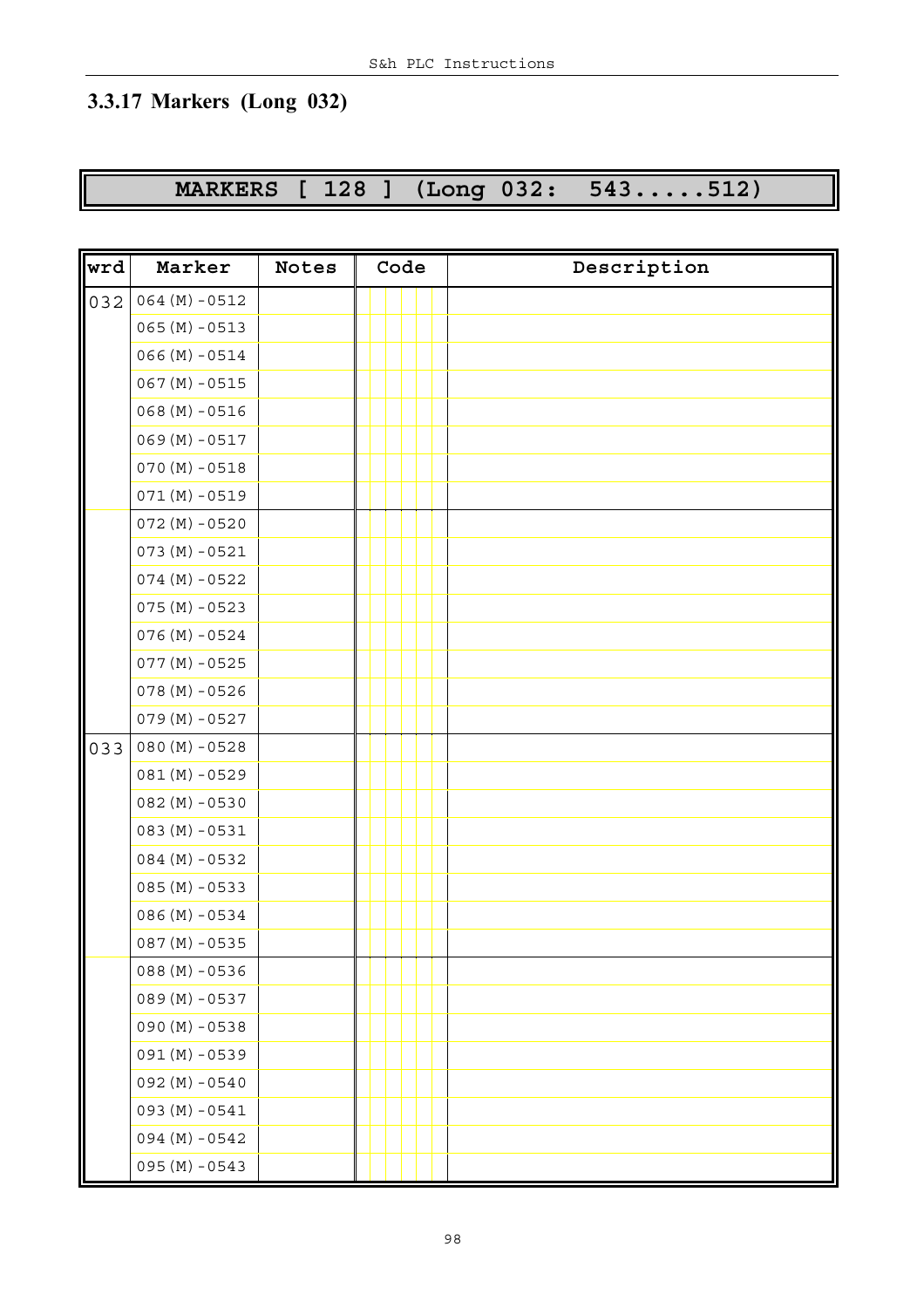### 3.3.17 Markers (Long 032)

**MARKERS [ 128 ] (Long 032: 543.....512)**

| wrd | Marker | Notes | Code | Description |
|---|---|---|---|---|
| 032 | 064(M)-0512 | | | |
| | 065(M)-0513 | | | |
| | 066(M)-0514 | | | |
| | 067(M)-0515 | | | |
| | 068(M)-0516 | | | |
| | 069(M)-0517 | | | |
| | 070(M)-0518 | | | |
| | 071(M)-0519 | | | |
| | 072(M)-0520 | | | |
| | 073(M)-0521 | | | |
| | 074(M)-0522 | | | |
| | 075(M)-0523 | | | |
| | 076(M)-0524 | | | |
| | 077(M)-0525 | | | |
| | 078(M)-0526 | | | |
| | 079(M)-0527 | | | |
| 033 | 080(M)-0528 | | | |
| | 081(M)-0529 | | | |
| | 082(M)-0530 | | | |
| | 083(M)-0531 | | | |
| | 084(M)-0532 | | | |
| | 085(M)-0533 | | | |
| | 086(M)-0534 | | | |
| | 087(M)-0535 | | | |
| | 088(M)-0536 | | | |
| | 089(M)-0537 | | | |
| | 090(M)-0538 | | | |
| | 091(M)-0539 | | | |
| | 092(M)-0540 | | | |
| | 093(M)-0541 | | | |
| | 094(M)-0542 | | | |
| | 095(M)-0543 | | | |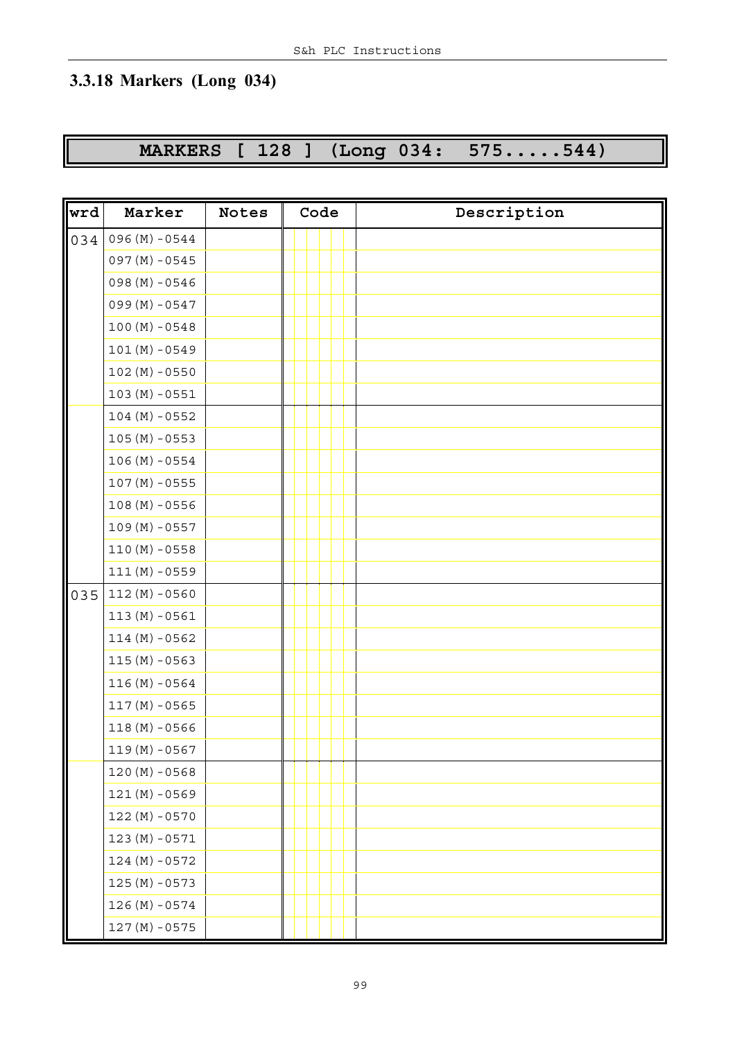## 3.3.18 Markers (Long 034)

**MARKERS [ 128 ] (Long 034: 575.....544)**

| wrd | Marker | Notes | Code | Description |
|---|---|---|---|---|
| 034 | 096(M)-0544 | | | |
| | 097(M)-0545 | | | |
| | 098(M)-0546 | | | |
| | 099(M)-0547 | | | |
| | 100(M)-0548 | | | |
| | 101(M)-0549 | | | |
| | 102(M)-0550 | | | |
| | 103(M)-0551 | | | |
| | 104(M)-0552 | | | |
| | 105(M)-0553 | | | |
| | 106(M)-0554 | | | |
| | 107(M)-0555 | | | |
| | 108(M)-0556 | | | |
| | 109(M)-0557 | | | |
| | 110(M)-0558 | | | |
| | 111(M)-0559 | | | |
| 035 | 112(M)-0560 | | | |
| | 113(M)-0561 | | | |
| | 114(M)-0562 | | | |
| | 115(M)-0563 | | | |
| | 116(M)-0564 | | | |
| | 117(M)-0565 | | | |
| | 118(M)-0566 | | | |
| | 119(M)-0567 | | | |
| | 120(M)-0568 | | | |
| | 121(M)-0569 | | | |
| | 122(M)-0570 | | | |
| | 123(M)-0571 | | | |
| | 124(M)-0572 | | | |
| | 125(M)-0573 | | | |
| | 126(M)-0574 | | | |
| | 127(M)-0575 | | | |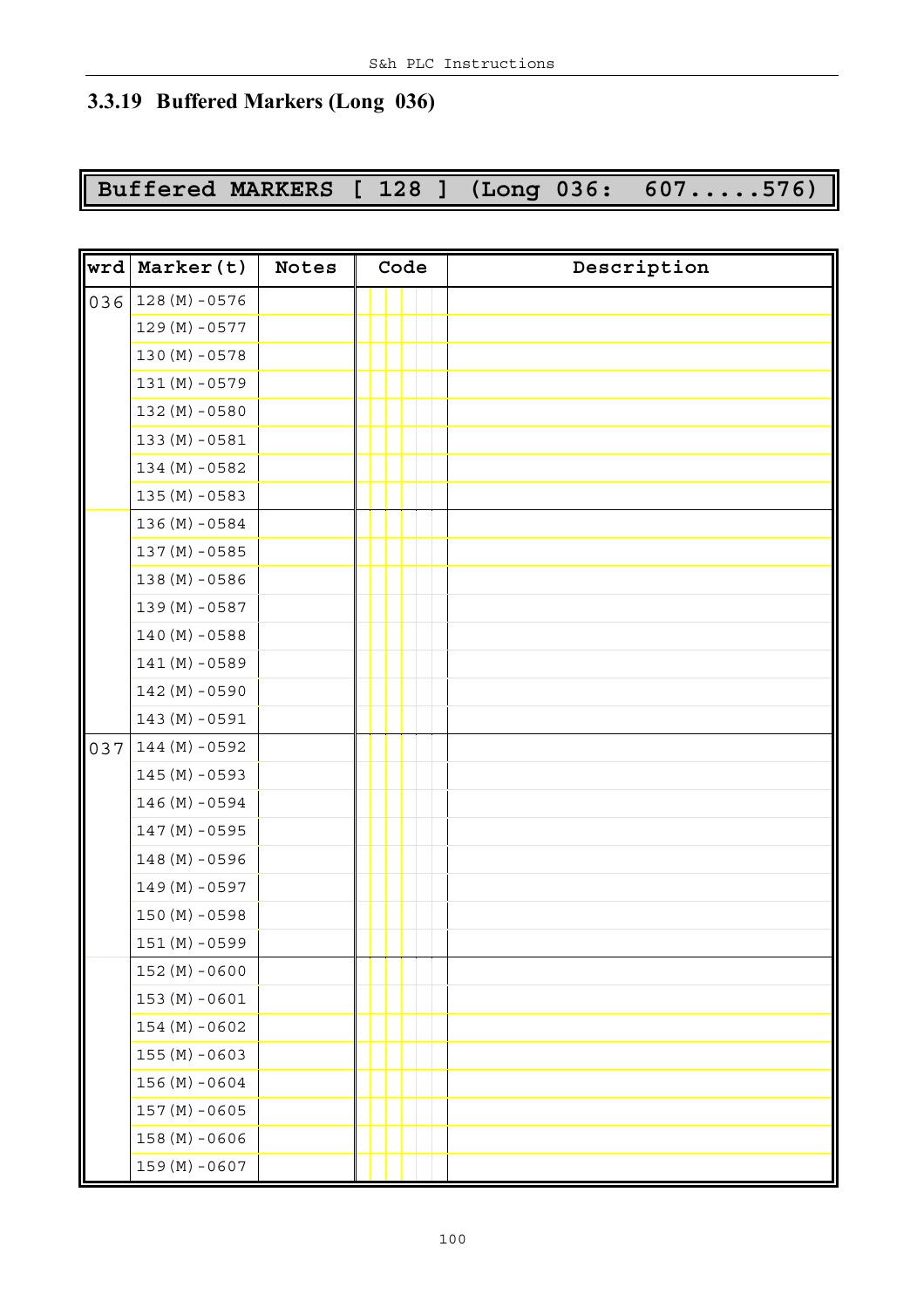### 3.3.19 Buffered Markers (Long 036)

**Buffered MARKERS [ 128 ] (Long 036: 607.....576)**

| wrd | Marker(t) | Notes | Code | Description |
|---|---|---|---|---|
| 036 | 128(M)-0576 | | | |
| | 129(M)-0577 | | | |
| | 130(M)-0578 | | | |
| | 131(M)-0579 | | | |
| | 132(M)-0580 | | | |
| | 133(M)-0581 | | | |
| | 134(M)-0582 | | | |
| | 135(M)-0583 | | | |
| | 136(M)-0584 | | | |
| | 137(M)-0585 | | | |
| | 138(M)-0586 | | | |
| | 139(M)-0587 | | | |
| | 140(M)-0588 | | | |
| | 141(M)-0589 | | | |
| | 142(M)-0590 | | | |
| | 143(M)-0591 | | | |
| 037 | 144(M)-0592 | | | |
| | 145(M)-0593 | | | |
| | 146(M)-0594 | | | |
| | 147(M)-0595 | | | |
| | 148(M)-0596 | | | |
| | 149(M)-0597 | | | |
| | 150(M)-0598 | | | |
| | 151(M)-0599 | | | |
| | 152(M)-0600 | | | |
| | 153(M)-0601 | | | |
| | 154(M)-0602 | | | |
| | 155(M)-0603 | | | |
| | 156(M)-0604 | | | |
| | 157(M)-0605 | | | |
| | 158(M)-0606 | | | |
| | 159(M)-0607 | | | |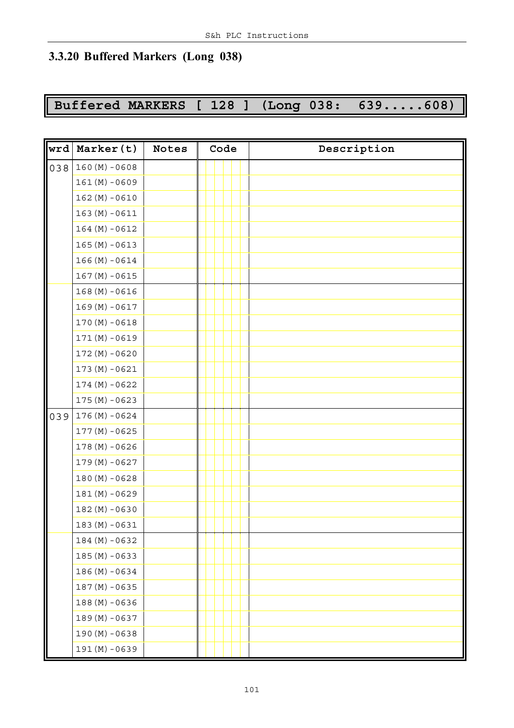## 3.3.20 Buffered Markers (Long 038)

**Buffered MARKERS [ 128 ] (Long 038: 639.....608)**

| wrd | Marker(t) | Notes | Code | Description |
|---|---|---|---|---|
| 038 | 160(M)-0608 | | | |
| | 161(M)-0609 | | | |
| | 162(M)-0610 | | | |
| | 163(M)-0611 | | | |
| | 164(M)-0612 | | | |
| | 165(M)-0613 | | | |
| | 166(M)-0614 | | | |
| | 167(M)-0615 | | | |
| | 168(M)-0616 | | | |
| | 169(M)-0617 | | | |
| | 170(M)-0618 | | | |
| | 171(M)-0619 | | | |
| | 172(M)-0620 | | | |
| | 173(M)-0621 | | | |
| | 174(M)-0622 | | | |
| | 175(M)-0623 | | | |
| 039 | 176(M)-0624 | | | |
| | 177(M)-0625 | | | |
| | 178(M)-0626 | | | |
| | 179(M)-0627 | | | |
| | 180(M)-0628 | | | |
| | 181(M)-0629 | | | |
| | 182(M)-0630 | | | |
| | 183(M)-0631 | | | |
| | 184(M)-0632 | | | |
| | 185(M)-0633 | | | |
| | 186(M)-0634 | | | |
| | 187(M)-0635 | | | |
| | 188(M)-0636 | | | |
| | 189(M)-0637 | | | |
| | 190(M)-0638 | | | |
| | 191(M)-0639 | | | |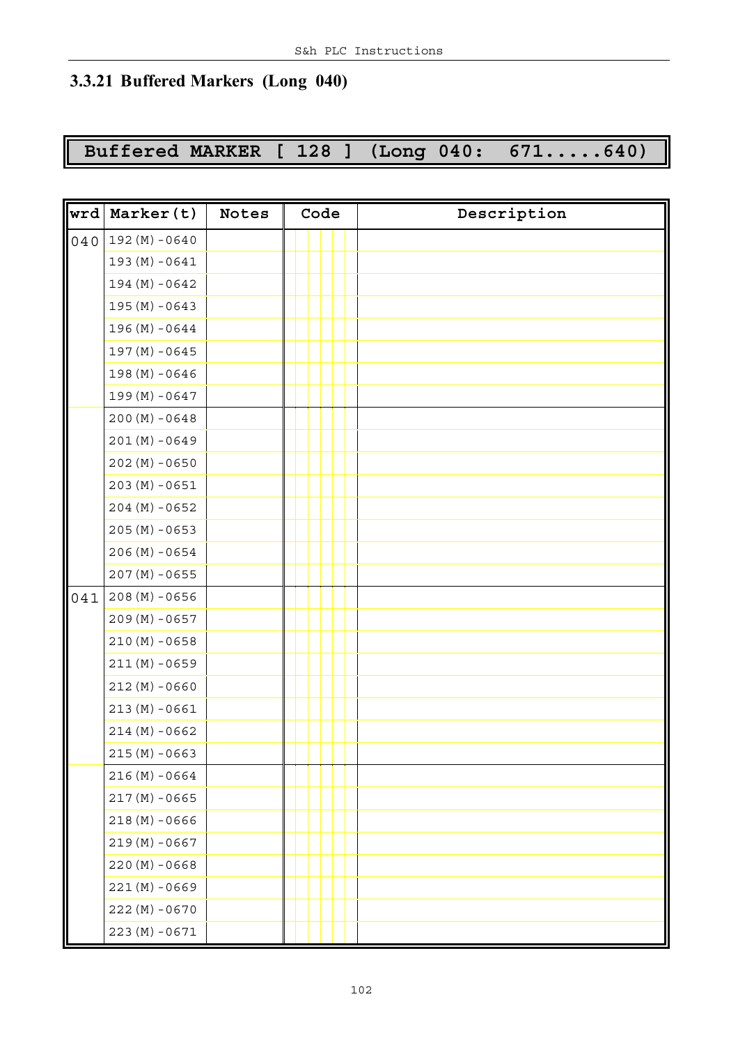### 3.3.21 Buffered Markers (Long 040)

**Buffered MARKER [ 128 ] (Long 040: 671.....640)**

| wrd | Marker(t) | Notes | Code | Description |
|---|---|---|---|---|
| 040 | 192(M)-0640 | | | |
| | 193(M)-0641 | | | |
| | 194(M)-0642 | | | |
| | 195(M)-0643 | | | |
| | 196(M)-0644 | | | |
| | 197(M)-0645 | | | |
| | 198(M)-0646 | | | |
| | 199(M)-0647 | | | |
| | 200(M)-0648 | | | |
| | 201(M)-0649 | | | |
| | 202(M)-0650 | | | |
| | 203(M)-0651 | | | |
| | 204(M)-0652 | | | |
| | 205(M)-0653 | | | |
| | 206(M)-0654 | | | |
| | 207(M)-0655 | | | |
| 041 | 208(M)-0656 | | | |
| | 209(M)-0657 | | | |
| | 210(M)-0658 | | | |
| | 211(M)-0659 | | | |
| | 212(M)-0660 | | | |
| | 213(M)-0661 | | | |
| | 214(M)-0662 | | | |
| | 215(M)-0663 | | | |
| | 216(M)-0664 | | | |
| | 217(M)-0665 | | | |
| | 218(M)-0666 | | | |
| | 219(M)-0667 | | | |
| | 220(M)-0668 | | | |
| | 221(M)-0669 | | | |
| | 222(M)-0670 | | | |
| | 223(M)-0671 | | | |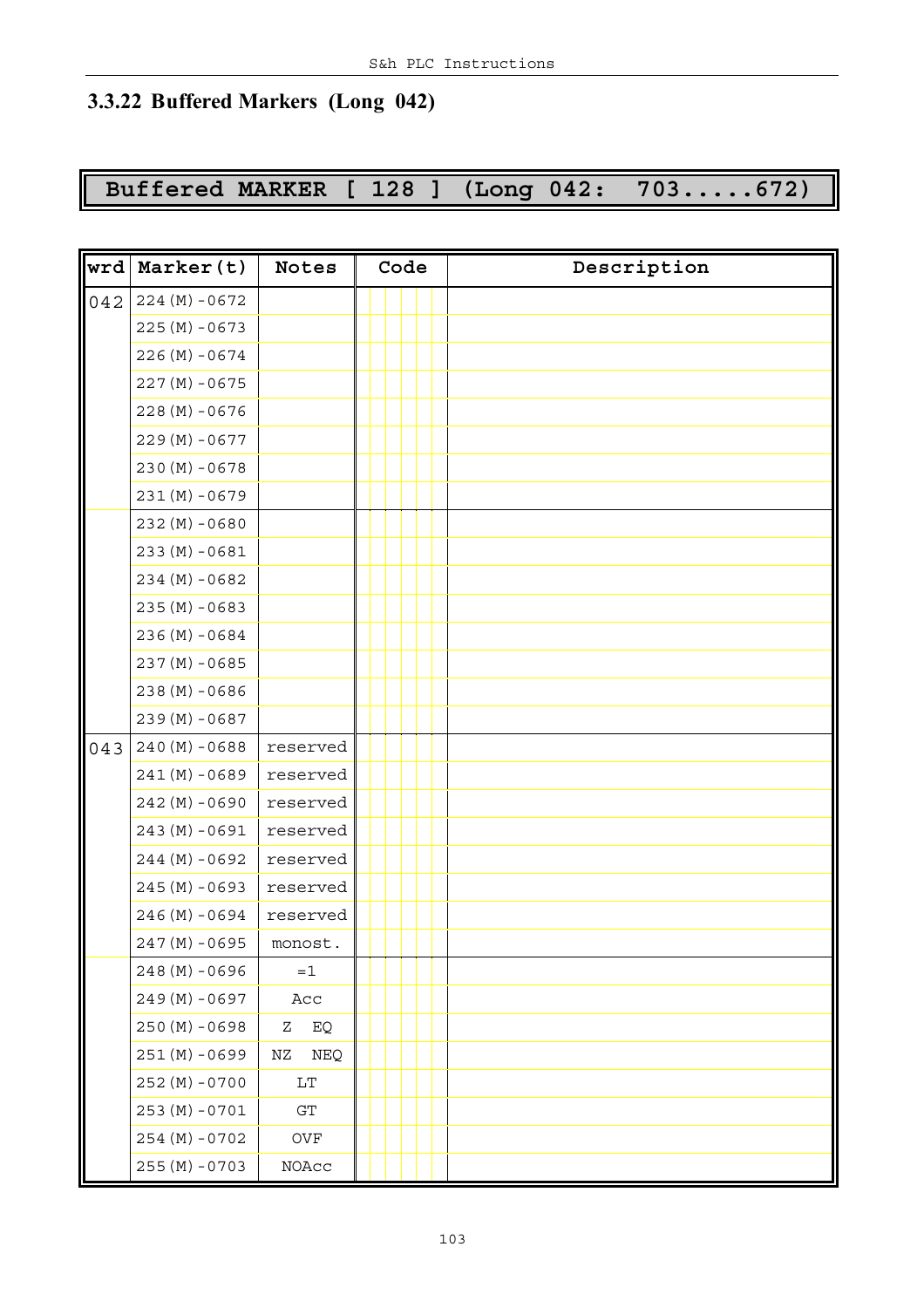## 3.3.22 Buffered Markers (Long 042)

**Buffered MARKER [ 128 ] (Long 042: 703.....672)**

| wrd | Marker(t) | Notes | Code | Description |
|---|---|---|---|---|
| 042 | 224(M)-0672 | | | |
| | 225(M)-0673 | | | |
| | 226(M)-0674 | | | |
| | 227(M)-0675 | | | |
| | 228(M)-0676 | | | |
| | 229(M)-0677 | | | |
| | 230(M)-0678 | | | |
| | 231(M)-0679 | | | |
| | 232(M)-0680 | | | |
| | 233(M)-0681 | | | |
| | 234(M)-0682 | | | |
| | 235(M)-0683 | | | |
| | 236(M)-0684 | | | |
| | 237(M)-0685 | | | |
| | 238(M)-0686 | | | |
| | 239(M)-0687 | | | |
| 043 | 240(M)-0688 | reserved | | |
| | 241(M)-0689 | reserved | | |
| | 242(M)-0690 | reserved | | |
| | 243(M)-0691 | reserved | | |
| | 244(M)-0692 | reserved | | |
| | 245(M)-0693 | reserved | | |
| | 246(M)-0694 | reserved | | |
| | 247(M)-0695 | monost. | | |
| | 248(M)-0696 | =1 | | |
| | 249(M)-0697 | Acc | | |
| | 250(M)-0698 | Z EQ | | |
| | 251(M)-0699 | NZ NEQ | | |
| | 252(M)-0700 | LT | | |
| | 253(M)-0701 | GT | | |
| | 254(M)-0702 | OVF | | |
| | 255(M)-0703 | NOAcc | | |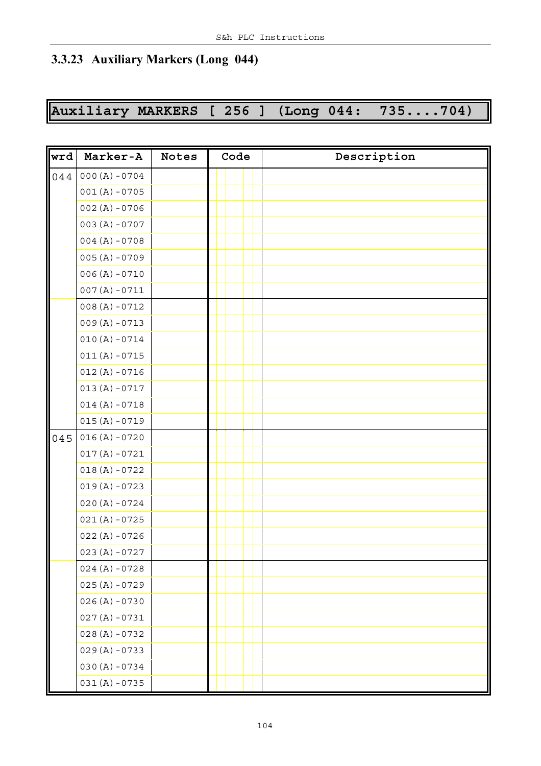### 3.3.23 Auxiliary Markers (Long 044)

**Auxiliary MARKERS [ 256 ] (Long 044: 735....704)**

| wrd | Marker-A | Notes | Code | Description |
|---|---|---|---|---|
| 044 | 000(A)-0704 | | | |
| | 001(A)-0705 | | | |
| | 002(A)-0706 | | | |
| | 003(A)-0707 | | | |
| | 004(A)-0708 | | | |
| | 005(A)-0709 | | | |
| | 006(A)-0710 | | | |
| | 007(A)-0711 | | | |
| | 008(A)-0712 | | | |
| | 009(A)-0713 | | | |
| | 010(A)-0714 | | | |
| | 011(A)-0715 | | | |
| | 012(A)-0716 | | | |
| | 013(A)-0717 | | | |
| | 014(A)-0718 | | | |
| | 015(A)-0719 | | | |
| 045 | 016(A)-0720 | | | |
| | 017(A)-0721 | | | |
| | 018(A)-0722 | | | |
| | 019(A)-0723 | | | |
| | 020(A)-0724 | | | |
| | 021(A)-0725 | | | |
| | 022(A)-0726 | | | |
| | 023(A)-0727 | | | |
| | 024(A)-0728 | | | |
| | 025(A)-0729 | | | |
| | 026(A)-0730 | | | |
| | 027(A)-0731 | | | |
| | 028(A)-0732 | | | |
| | 029(A)-0733 | | | |
| | 030(A)-0734 | | | |
| | 031(A)-0735 | | | |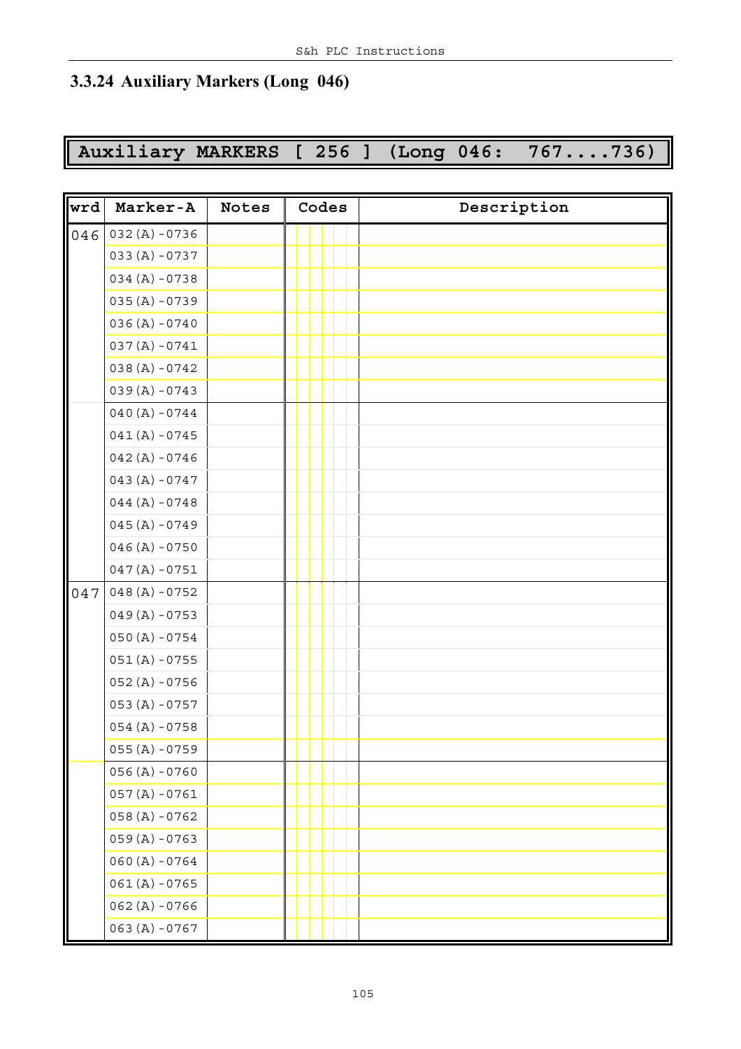### 3.3.24 Auxiliary Markers (Long 046)

**Auxiliary MARKERS [ 256 ] (Long 046: 767....736)**

| wrd | Marker-A | Notes | Codes | Description |
|---|---|---|---|---|
| 046 | 032(A)-0736 | | | |
| | 033(A)-0737 | | | |
| | 034(A)-0738 | | | |
| | 035(A)-0739 | | | |
| | 036(A)-0740 | | | |
| | 037(A)-0741 | | | |
| | 038(A)-0742 | | | |
| | 039(A)-0743 | | | |
| | 040(A)-0744 | | | |
| | 041(A)-0745 | | | |
| | 042(A)-0746 | | | |
| | 043(A)-0747 | | | |
| | 044(A)-0748 | | | |
| | 045(A)-0749 | | | |
| | 046(A)-0750 | | | |
| | 047(A)-0751 | | | |
| 047 | 048(A)-0752 | | | |
| | 049(A)-0753 | | | |
| | 050(A)-0754 | | | |
| | 051(A)-0755 | | | |
| | 052(A)-0756 | | | |
| | 053(A)-0757 | | | |
| | 054(A)-0758 | | | |
| | 055(A)-0759 | | | |
| | 056(A)-0760 | | | |
| | 057(A)-0761 | | | |
| | 058(A)-0762 | | | |
| | 059(A)-0763 | | | |
| | 060(A)-0764 | | | |
| | 061(A)-0765 | | | |
| | 062(A)-0766 | | | |
| | 063(A)-0767 | | | |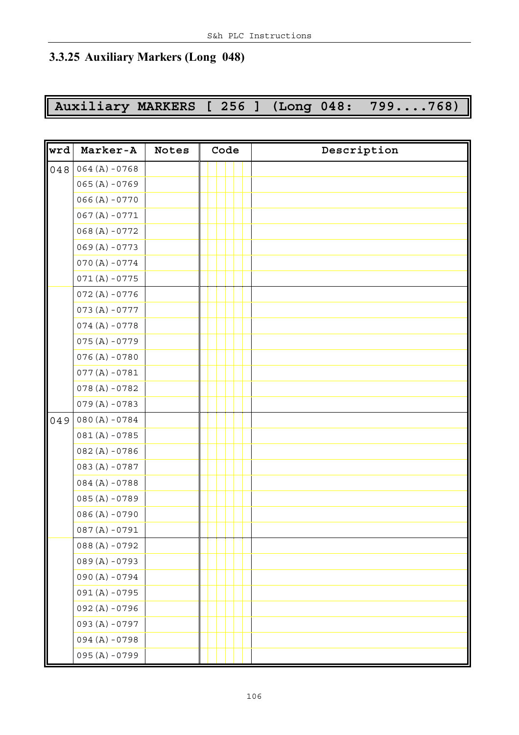### 3.3.25 Auxiliary Markers (Long 048)

**Auxiliary MARKERS [ 256 ] (Long 048: 799....768)**

| wrd | Marker-A | Notes | Code | Description |
|---|---|---|---|---|
| 048 | 064(A)-0768 | | | |
| | 065(A)-0769 | | | |
| | 066(A)-0770 | | | |
| | 067(A)-0771 | | | |
| | 068(A)-0772 | | | |
| | 069(A)-0773 | | | |
| | 070(A)-0774 | | | |
| | 071(A)-0775 | | | |
| | 072(A)-0776 | | | |
| | 073(A)-0777 | | | |
| | 074(A)-0778 | | | |
| | 075(A)-0779 | | | |
| | 076(A)-0780 | | | |
| | 077(A)-0781 | | | |
| | 078(A)-0782 | | | |
| | 079(A)-0783 | | | |
| 049 | 080(A)-0784 | | | |
| | 081(A)-0785 | | | |
| | 082(A)-0786 | | | |
| | 083(A)-0787 | | | |
| | 084(A)-0788 | | | |
| | 085(A)-0789 | | | |
| | 086(A)-0790 | | | |
| | 087(A)-0791 | | | |
| | 088(A)-0792 | | | |
| | 089(A)-0793 | | | |
| | 090(A)-0794 | | | |
| | 091(A)-0795 | | | |
| | 092(A)-0796 | | | |
| | 093(A)-0797 | | | |
| | 094(A)-0798 | | | |
| | 095(A)-0799 | | | |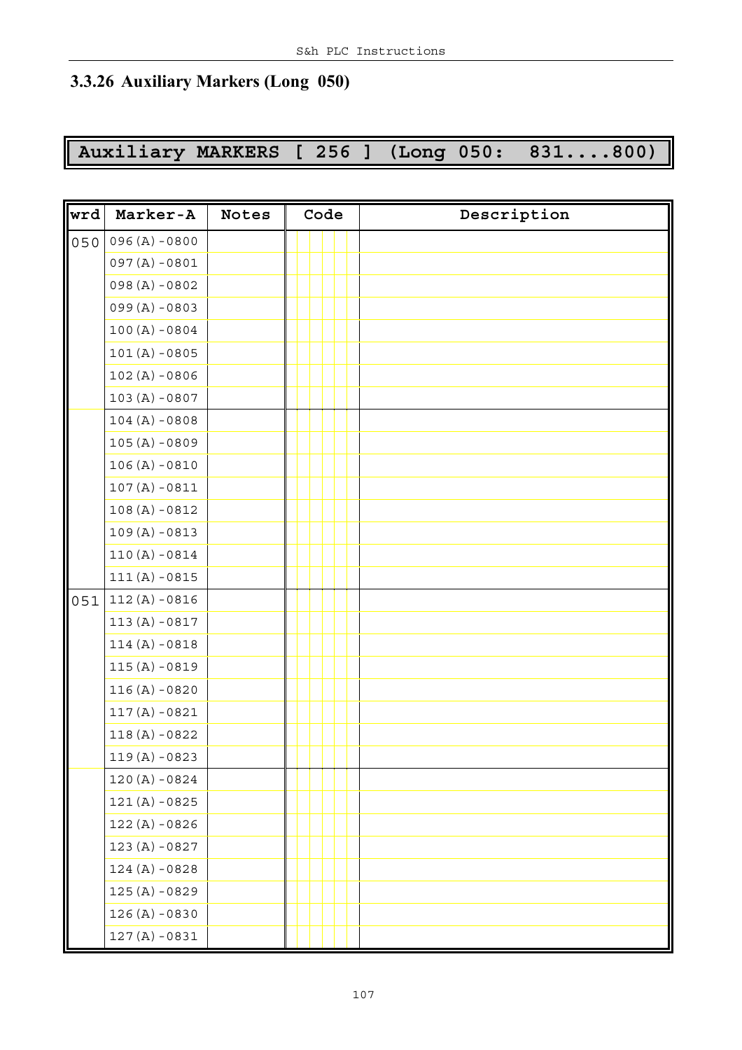## 3.3.26 Auxiliary Markers (Long 050)

**Auxiliary MARKERS [ 256 ] (Long 050: 831....800)**

| wrd | Marker-A | Notes | Code | Description |
|---|---|---|---|---|
| 050 | 096(A)-0800 | | | |
| | 097(A)-0801 | | | |
| | 098(A)-0802 | | | |
| | 099(A)-0803 | | | |
| | 100(A)-0804 | | | |
| | 101(A)-0805 | | | |
| | 102(A)-0806 | | | |
| | 103(A)-0807 | | | |
| | 104(A)-0808 | | | |
| | 105(A)-0809 | | | |
| | 106(A)-0810 | | | |
| | 107(A)-0811 | | | |
| | 108(A)-0812 | | | |
| | 109(A)-0813 | | | |
| | 110(A)-0814 | | | |
| | 111(A)-0815 | | | |
| 051 | 112(A)-0816 | | | |
| | 113(A)-0817 | | | |
| | 114(A)-0818 | | | |
| | 115(A)-0819 | | | |
| | 116(A)-0820 | | | |
| | 117(A)-0821 | | | |
| | 118(A)-0822 | | | |
| | 119(A)-0823 | | | |
| | 120(A)-0824 | | | |
| | 121(A)-0825 | | | |
| | 122(A)-0826 | | | |
| | 123(A)-0827 | | | |
| | 124(A)-0828 | | | |
| | 125(A)-0829 | | | |
| | 126(A)-0830 | | | |
| | 127(A)-0831 | | | |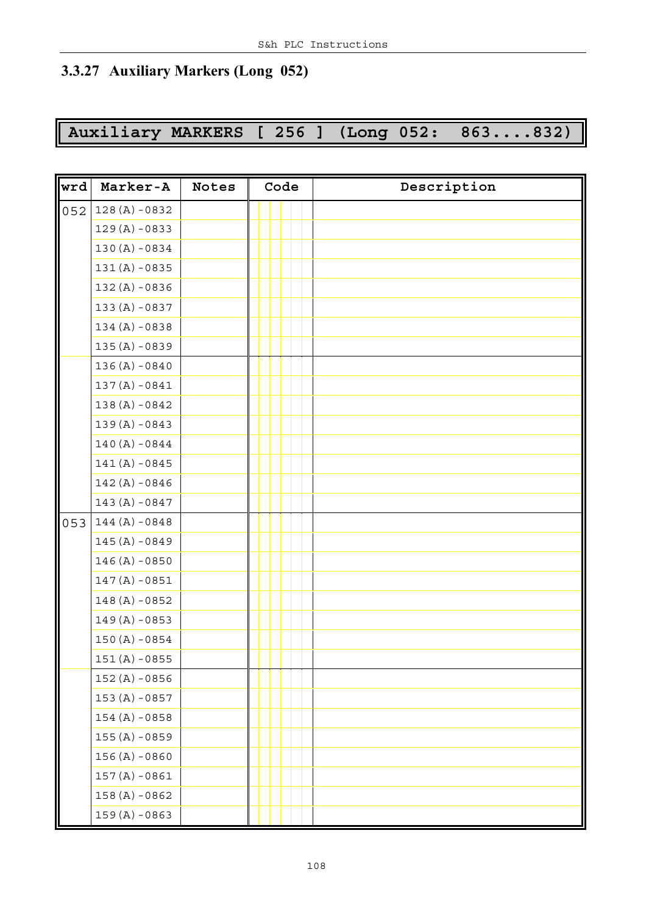### 3.3.27 Auxiliary Markers (Long 052)

**Auxiliary MARKERS [ 256 ] (Long 052: 863....832)**

| wrd | Marker-A | Notes | Code | Description |
|---|---|---|---|---|
| 052 | 128(A)-0832 | | | |
| | 129(A)-0833 | | | |
| | 130(A)-0834 | | | |
| | 131(A)-0835 | | | |
| | 132(A)-0836 | | | |
| | 133(A)-0837 | | | |
| | 134(A)-0838 | | | |
| | 135(A)-0839 | | | |
| | 136(A)-0840 | | | |
| | 137(A)-0841 | | | |
| | 138(A)-0842 | | | |
| | 139(A)-0843 | | | |
| | 140(A)-0844 | | | |
| | 141(A)-0845 | | | |
| | 142(A)-0846 | | | |
| | 143(A)-0847 | | | |
| 053 | 144(A)-0848 | | | |
| | 145(A)-0849 | | | |
| | 146(A)-0850 | | | |
| | 147(A)-0851 | | | |
| | 148(A)-0852 | | | |
| | 149(A)-0853 | | | |
| | 150(A)-0854 | | | |
| | 151(A)-0855 | | | |
| | 152(A)-0856 | | | |
| | 153(A)-0857 | | | |
| | 154(A)-0858 | | | |
| | 155(A)-0859 | | | |
| | 156(A)-0860 | | | |
| | 157(A)-0861 | | | |
| | 158(A)-0862 | | | |
| | 159(A)-0863 | | | |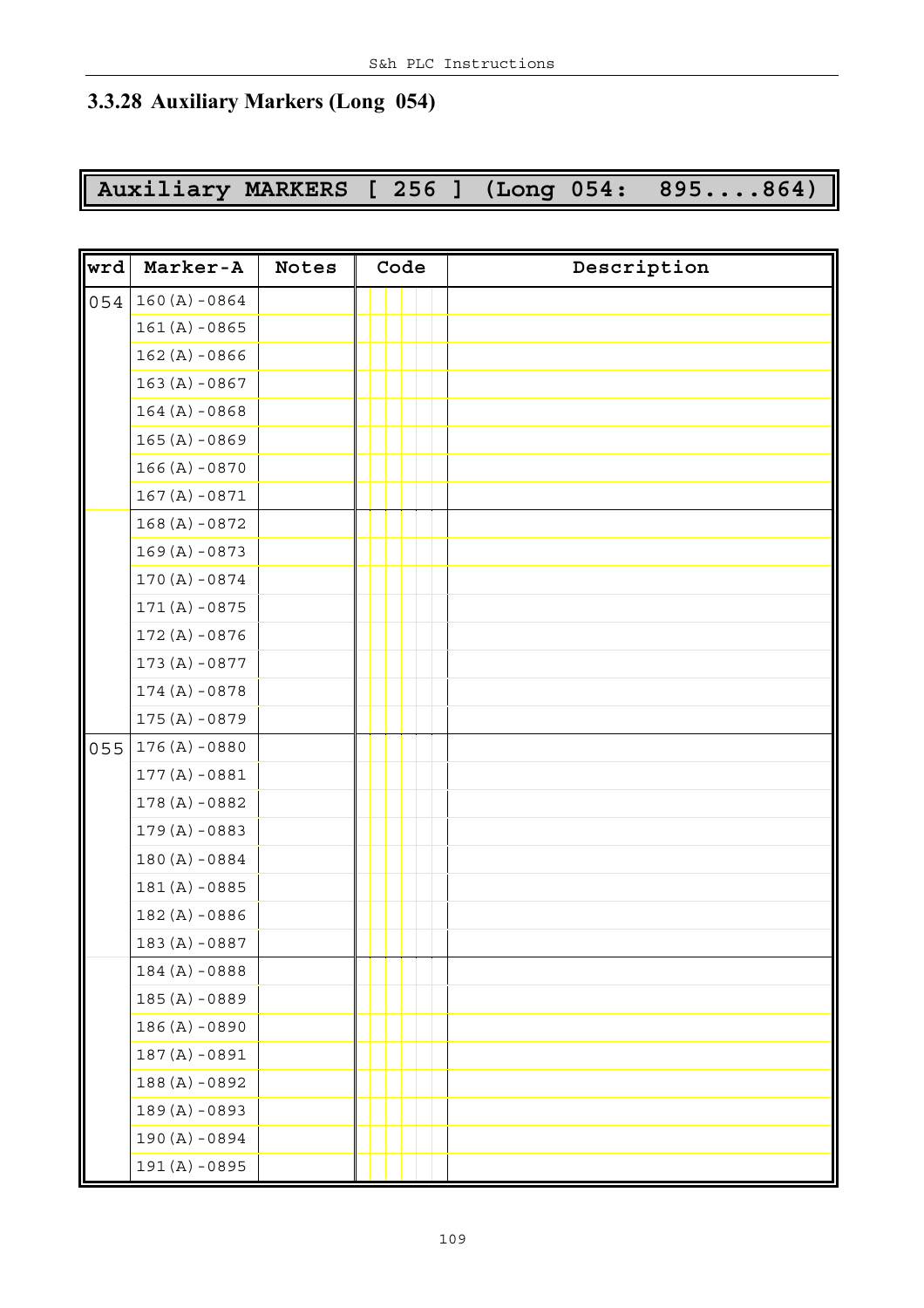### 3.3.28 Auxiliary Markers (Long 054)

**Auxiliary MARKERS [ 256 ] (Long 054: 895....864)**

| wrd | Marker-A | Notes | Code | Description |
|---|---|---|---|---|
| 054 | 160(A)-0864 | | | |
| | 161(A)-0865 | | | |
| | 162(A)-0866 | | | |
| | 163(A)-0867 | | | |
| | 164(A)-0868 | | | |
| | 165(A)-0869 | | | |
| | 166(A)-0870 | | | |
| | 167(A)-0871 | | | |
| | 168(A)-0872 | | | |
| | 169(A)-0873 | | | |
| | 170(A)-0874 | | | |
| | 171(A)-0875 | | | |
| | 172(A)-0876 | | | |
| | 173(A)-0877 | | | |
| | 174(A)-0878 | | | |
| | 175(A)-0879 | | | |
| 055 | 176(A)-0880 | | | |
| | 177(A)-0881 | | | |
| | 178(A)-0882 | | | |
| | 179(A)-0883 | | | |
| | 180(A)-0884 | | | |
| | 181(A)-0885 | | | |
| | 182(A)-0886 | | | |
| | 183(A)-0887 | | | |
| | 184(A)-0888 | | | |
| | 185(A)-0889 | | | |
| | 186(A)-0890 | | | |
| | 187(A)-0891 | | | |
| | 188(A)-0892 | | | |
| | 189(A)-0893 | | | |
| | 190(A)-0894 | | | |
| | 191(A)-0895 | | | |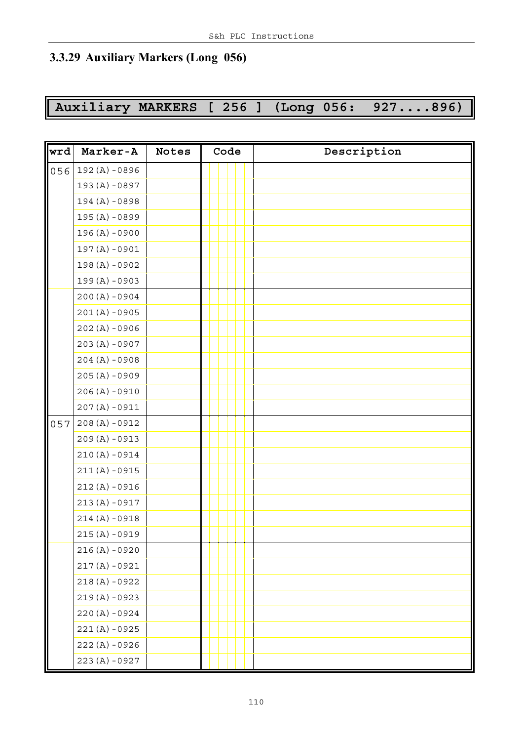### 3.3.29 Auxiliary Markers (Long 056)

**Auxiliary MARKERS [ 256 ] (Long 056: 927....896)**

| wrd | Marker-A | Notes | Code | Description |
|---|---|---|---|---|
| 056 | 192(A)-0896 | | | |
| | 193(A)-0897 | | | |
| | 194(A)-0898 | | | |
| | 195(A)-0899 | | | |
| | 196(A)-0900 | | | |
| | 197(A)-0901 | | | |
| | 198(A)-0902 | | | |
| | 199(A)-0903 | | | |
| | 200(A)-0904 | | | |
| | 201(A)-0905 | | | |
| | 202(A)-0906 | | | |
| | 203(A)-0907 | | | |
| | 204(A)-0908 | | | |
| | 205(A)-0909 | | | |
| | 206(A)-0910 | | | |
| | 207(A)-0911 | | | |
| 057 | 208(A)-0912 | | | |
| | 209(A)-0913 | | | |
| | 210(A)-0914 | | | |
| | 211(A)-0915 | | | |
| | 212(A)-0916 | | | |
| | 213(A)-0917 | | | |
| | 214(A)-0918 | | | |
| | 215(A)-0919 | | | |
| | 216(A)-0920 | | | |
| | 217(A)-0921 | | | |
| | 218(A)-0922 | | | |
| | 219(A)-0923 | | | |
| | 220(A)-0924 | | | |
| | 221(A)-0925 | | | |
| | 222(A)-0926 | | | |
| | 223(A)-0927 | | | |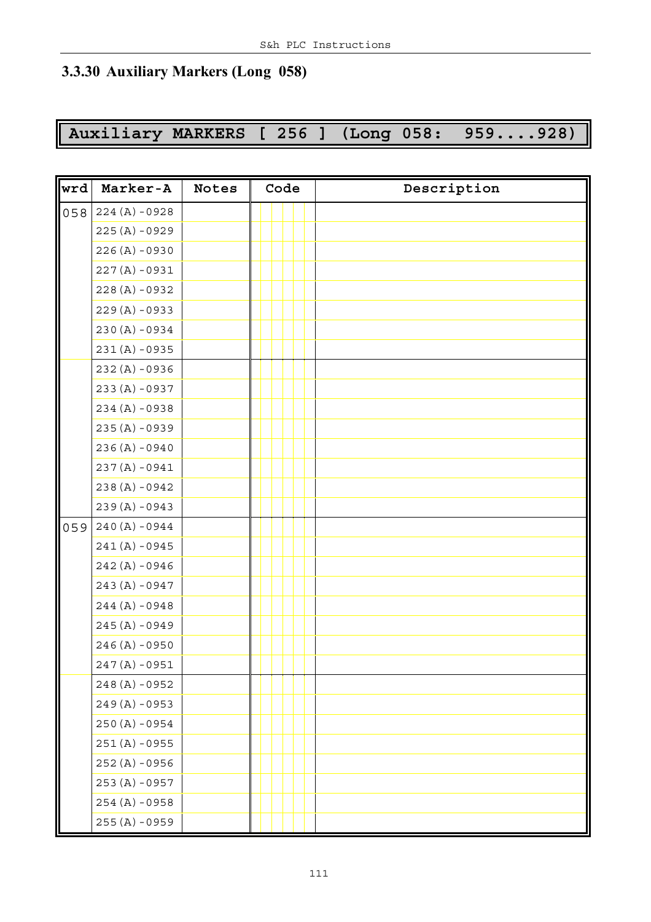### 3.3.30 Auxiliary Markers (Long 058)

**Auxiliary MARKERS [ 256 ] (Long 058: 959....928)**

| wrd | Marker-A | Notes | Code | Description |
|---|---|---|---|---|
| 058 | 224(A)-0928 | | | |
| | 225(A)-0929 | | | |
| | 226(A)-0930 | | | |
| | 227(A)-0931 | | | |
| | 228(A)-0932 | | | |
| | 229(A)-0933 | | | |
| | 230(A)-0934 | | | |
| | 231(A)-0935 | | | |
| | 232(A)-0936 | | | |
| | 233(A)-0937 | | | |
| | 234(A)-0938 | | | |
| | 235(A)-0939 | | | |
| | 236(A)-0940 | | | |
| | 237(A)-0941 | | | |
| | 238(A)-0942 | | | |
| | 239(A)-0943 | | | |
| 059 | 240(A)-0944 | | | |
| | 241(A)-0945 | | | |
| | 242(A)-0946 | | | |
| | 243(A)-0947 | | | |
| | 244(A)-0948 | | | |
| | 245(A)-0949 | | | |
| | 246(A)-0950 | | | |
| | 247(A)-0951 | | | |
| | 248(A)-0952 | | | |
| | 249(A)-0953 | | | |
| | 250(A)-0954 | | | |
| | 251(A)-0955 | | | |
| | 252(A)-0956 | | | |
| | 253(A)-0957 | | | |
| | 254(A)-0958 | | | |
| | 255(A)-0959 | | | |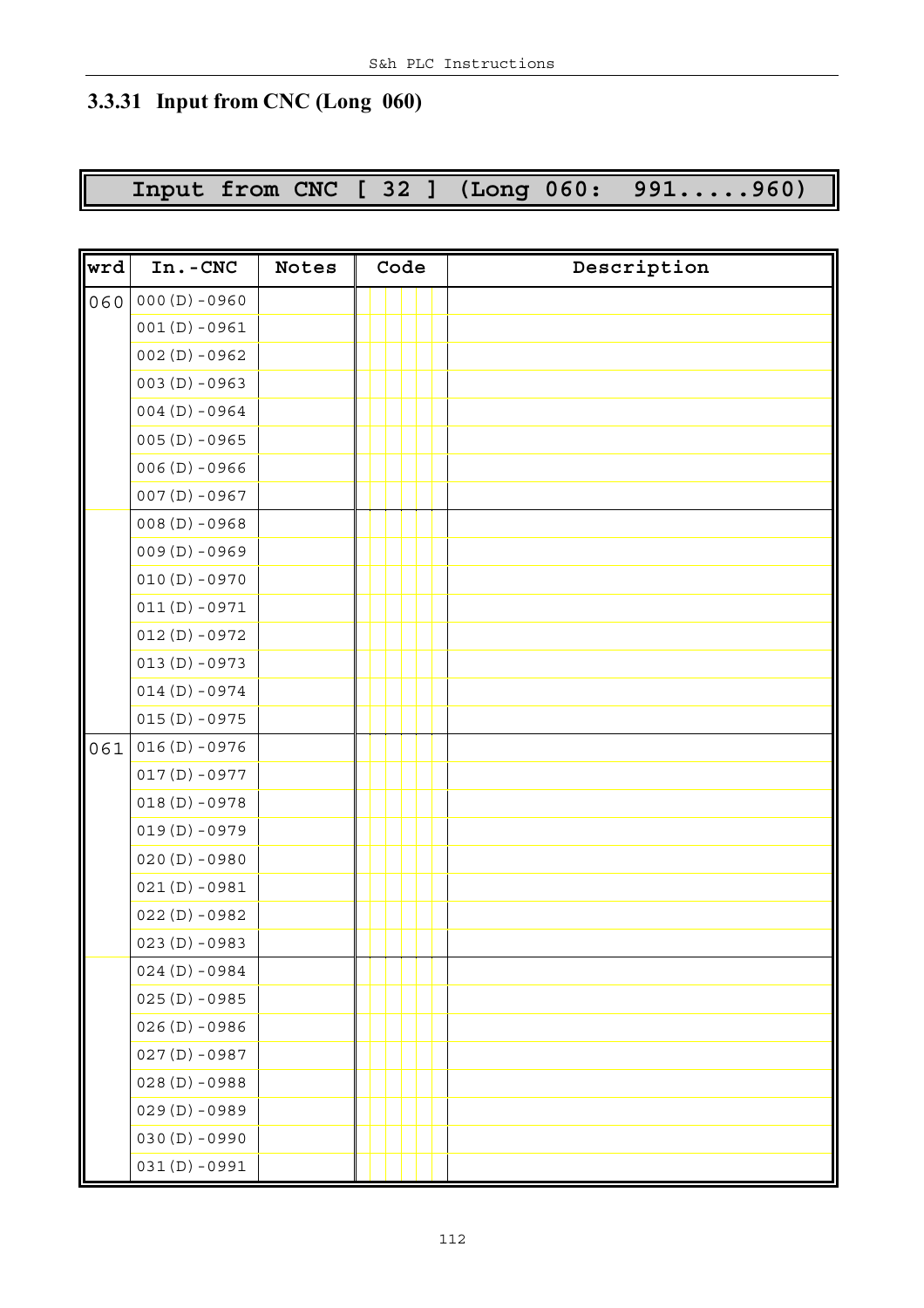### 3.3.31 Input from CNC (Long 060)

**Input from CNC [ 32 ] (Long 060: 991.....960)**

| wrd | In.-CNC | Notes | Code | Description |
|---|---|---|---|---|
| 060 | 000(D)-0960 | | | |
| | 001(D)-0961 | | | |
| | 002(D)-0962 | | | |
| | 003(D)-0963 | | | |
| | 004(D)-0964 | | | |
| | 005(D)-0965 | | | |
| | 006(D)-0966 | | | |
| | 007(D)-0967 | | | |
| | 008(D)-0968 | | | |
| | 009(D)-0969 | | | |
| | 010(D)-0970 | | | |
| | 011(D)-0971 | | | |
| | 012(D)-0972 | | | |
| | 013(D)-0973 | | | |
| | 014(D)-0974 | | | |
| | 015(D)-0975 | | | |
| 061 | 016(D)-0976 | | | |
| | 017(D)-0977 | | | |
| | 018(D)-0978 | | | |
| | 019(D)-0979 | | | |
| | 020(D)-0980 | | | |
| | 021(D)-0981 | | | |
| | 022(D)-0982 | | | |
| | 023(D)-0983 | | | |
| | 024(D)-0984 | | | |
| | 025(D)-0985 | | | |
| | 026(D)-0986 | | | |
| | 027(D)-0987 | | | |
| | 028(D)-0988 | | | |
| | 029(D)-0989 | | | |
| | 030(D)-0990 | | | |
| | 031(D)-0991 | | | |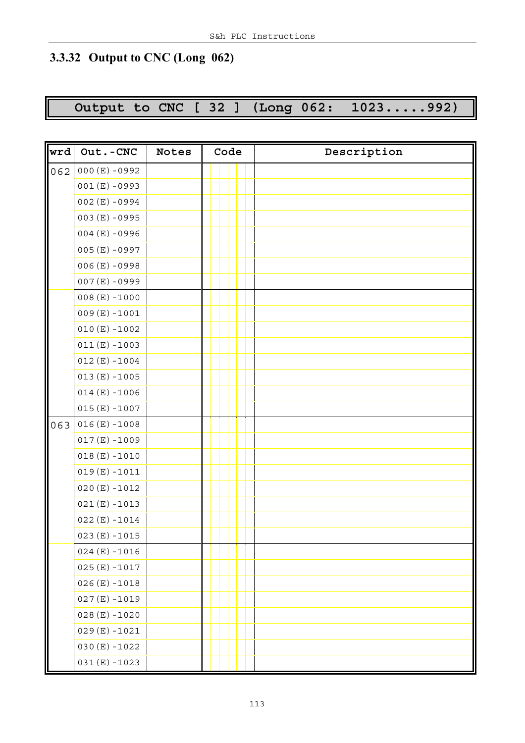### 3.3.32 Output to CNC (Long 062)

**Output to CNC [ 32 ] (Long 062: 1023.....992)**

| wrd | Out.-CNC | Notes | Code | Description |
|---|---|---|---|---|
| 062 | 000(E)-0992 | | | |
| | 001(E)-0993 | | | |
| | 002(E)-0994 | | | |
| | 003(E)-0995 | | | |
| | 004(E)-0996 | | | |
| | 005(E)-0997 | | | |
| | 006(E)-0998 | | | |
| | 007(E)-0999 | | | |
| | 008(E)-1000 | | | |
| | 009(E)-1001 | | | |
| | 010(E)-1002 | | | |
| | 011(E)-1003 | | | |
| | 012(E)-1004 | | | |
| | 013(E)-1005 | | | |
| | 014(E)-1006 | | | |
| | 015(E)-1007 | | | |
| 063 | 016(E)-1008 | | | |
| | 017(E)-1009 | | | |
| | 018(E)-1010 | | | |
| | 019(E)-1011 | | | |
| | 020(E)-1012 | | | |
| | 021(E)-1013 | | | |
| | 022(E)-1014 | | | |
| | 023(E)-1015 | | | |
| | 024(E)-1016 | | | |
| | 025(E)-1017 | | | |
| | 026(E)-1018 | | | |
| | 027(E)-1019 | | | |
| | 028(E)-1020 | | | |
| | 029(E)-1021 | | | |
| | 030(E)-1022 | | | |
| | 031(E)-1023 | | | |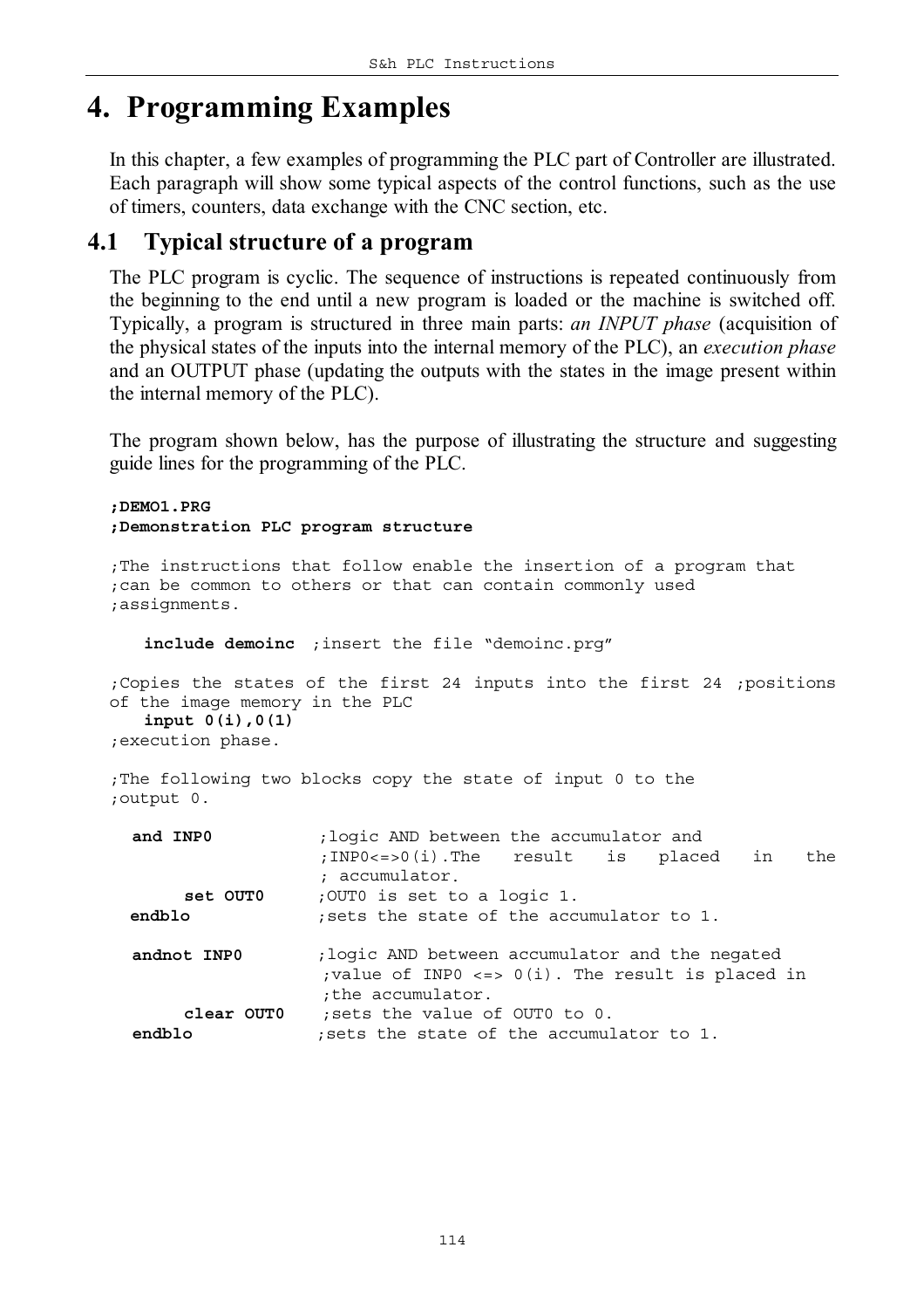# 4. Programming Examples

In this chapter, a few examples of programming the PLC part of Controller are illustrated. Each paragraph will show some typical aspects of the control functions, such as the use of timers, counters, data exchange with the CNC section, etc.

## 4.1 Typical structure of a program

The PLC program is cyclic. The sequence of instructions is repeated continuously from the beginning to the end until a new program is loaded or the machine is switched off. Typically, a program is structured in three main parts: *an INPUT phase* (acquisition of the physical states of the inputs into the internal memory of the PLC), an *execution phase* and an OUTPUT phase (updating the outputs with the states in the image present within the internal memory of the PLC).

The program shown below, has the purpose of illustrating the structure and suggesting guide lines for the programming of the PLC.

```
;DEMO1.PRG
;Demonstration PLC program structure

;The instructions that follow enable the insertion of a program that
;can be common to others or that can contain commonly used
;assignments.

   include demoinc  ;insert the file "demoinc.prg"

;Copies the states of the first 24 inputs into the first 24 ;positions
of the image memory in the PLC
   input 0(i),0(1)
;execution phase.

;The following two blocks copy the state of input 0 to the
;output 0.

  and INP0          ;logic AND between the accumulator and
                    ;INP0<=>0(i).The   result   is   placed   in   the
                    ; accumulator.
      set OUT0      ;OUT0 is set to a logic 1.
  endblo            ;sets the state of the accumulator to 1.

  andnot INP0       ;logic AND between accumulator and the negated
                    ;value of INP0 <=> 0(i). The result is placed in
                    ;the accumulator.
      clear OUT0    ;sets the value of OUT0 to 0.
  endblo            ;sets the state of the accumulator to 1.
```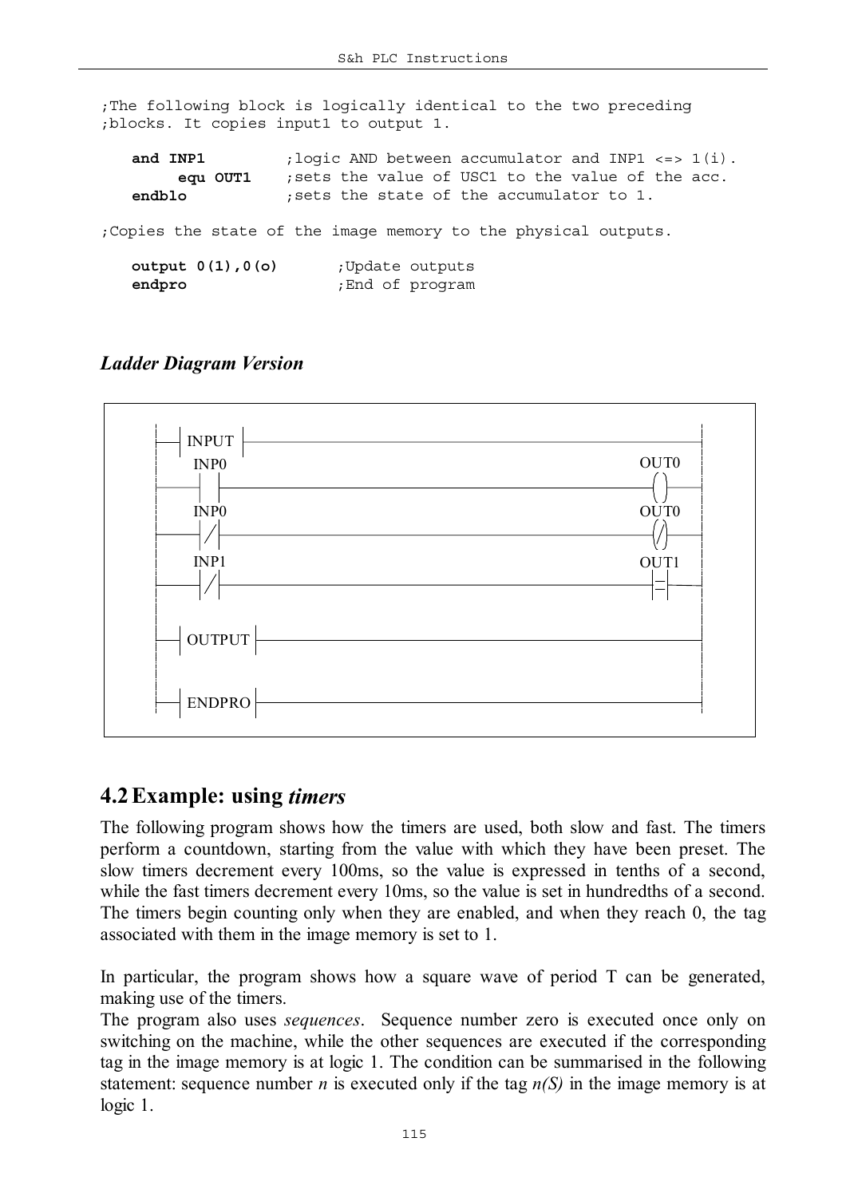```
;The following block is logically identical to the two preceding
;blocks. It copies input1 to output 1.

   and INP1         ;logic AND between accumulator and INP1 <=> 1(i).
        equ OUT1    ;sets the value of USC1 to the value of the acc.
   endblo           ;sets the state of the accumulator to 1.

;Copies the state of the image memory to the physical outputs.

   output 0(1),0(o)       ;Update outputs
   endpro                 ;End of program
```

*Ladder Diagram Version*

```
 |--| INPUT |-------------------------------------------|
 |   INP0                                        OUT0   |
 |---| |-----------------------------------------( )----|
 |   INP0                                        OUT0   |
 |---|/|-----------------------------------------(/)----|
 |   INP1                                        OUT1   |
 |---|/|-----------------------------------------|=|----|
 |                                                      |
 |--| OUTPUT |------------------------------------------|
 |                                                      |
 |--| ENDPRO |------------------------------------------|
```

## 4.2 Example: using *timers*

The following program shows how the timers are used, both slow and fast. The timers perform a countdown, starting from the value with which they have been preset. The slow timers decrement every 100ms, so the value is expressed in tenths of a second, while the fast timers decrement every 10ms, so the value is set in hundredths of a second. The timers begin counting only when they are enabled, and when they reach 0, the tag associated with them in the image memory is set to 1.

In particular, the program shows how a square wave of period T can be generated, making use of the timers.
The program also uses *sequences*. Sequence number zero is executed once only on switching on the machine, while the other sequences are executed if the corresponding tag in the image memory is at logic 1. The condition can be summarised in the following statement: sequence number *n* is executed only if the tag *n(S)* in the image memory is at logic 1.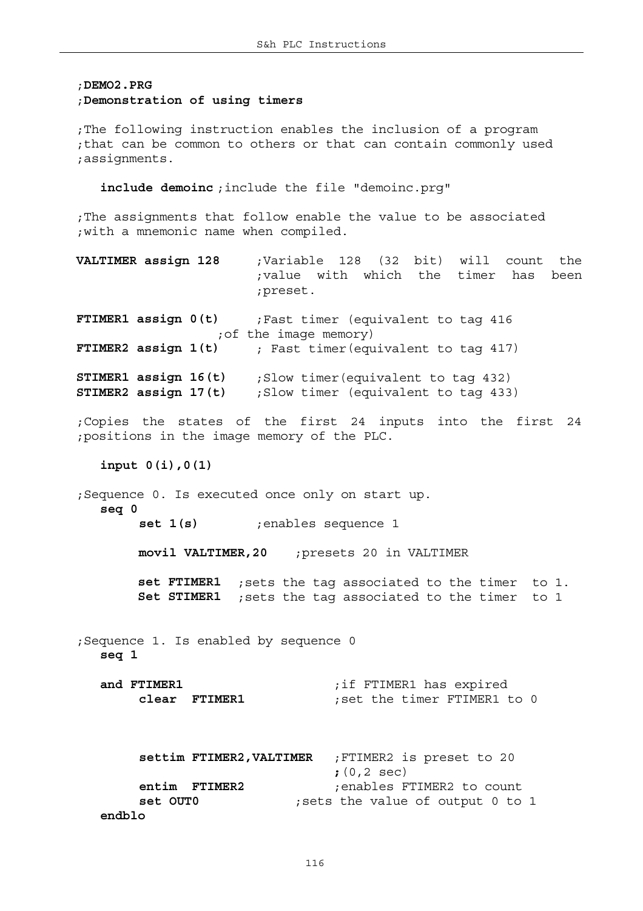```
;DEMO2.PRG
;Demonstration of using timers

;The following instruction enables the inclusion of a program
;that can be common to others or that can contain commonly used
;assignments.

   include demoinc ;include the file "demoinc.prg"

;The assignments that follow enable the value to be associated
;with a mnemonic name when compiled.

VALTIMER assign 128     ;Variable 128 (32 bit) will count the
                        ;value with which the timer has been
                        ;preset.

FTIMER1 assign 0(t)     ;Fast timer (equivalent to tag 416
                  ;of the image memory)
FTIMER2 assign 1(t)     ; Fast timer(equivalent to tag 417)

STIMER1 assign 16(t)    ;Slow timer(equivalent to tag 432)
STIMER2 assign 17(t)    ;Slow timer (equivalent to tag 433)

;Copies the states of the first 24 inputs into the first 24
;positions in the image memory of the PLC.

   input 0(i),0(1)

;Sequence 0. Is executed once only on start up.
   seq 0
       set 1(s)        ;enables sequence 1

       movil VALTIMER,20    ;presets 20 in VALTIMER

       set FTIMER1  ;sets the tag associated to the timer  to 1.
       Set STIMER1  ;sets the tag associated to the timer  to 1


;Sequence 1. Is enabled by sequence 0
   seq 1

   and FTIMER1                  ;if FTIMER1 has expired
       clear  FTIMER1           ;set the timer FTIMER1 to 0



       settim FTIMER2,VALTIMER  ;FTIMER2 is preset to 20
                                ;(0,2 sec)
       entim  FTIMER2           ;enables FTIMER2 to count
       set OUT0             ;sets the value of output 0 to 1
   endblo
```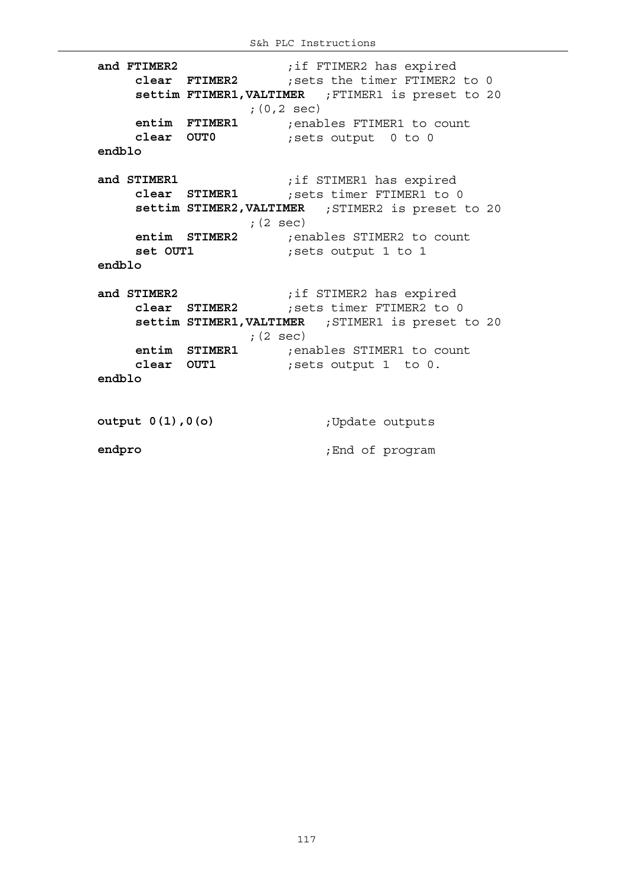```
and FTIMER2                 ;if FTIMER2 has expired
     clear  FTIMER2         ;sets the timer FTIMER2 to 0
     settim FTIMER1,VALTIMER   ;FTIMER1 is preset to 20
                    ;(0,2 sec)
     entim  FTIMER1         ;enables FTIMER1 to count
     clear  OUT0            ;sets output  0 to 0
endblo

and STIMER1                 ;if STIMER1 has expired
     clear  STIMER1         ;sets timer FTIMER1 to 0
     settim STIMER2,VALTIMER   ;STIMER2 is preset to 20
                    ;(2 sec)
     entim  STIMER2         ;enables STIMER2 to count
     set OUT1               ;sets output 1 to 1
endblo

and STIMER2                 ;if STIMER2 has expired
     clear  STIMER2         ;sets timer FTIMER2 to 0
     settim STIMER1,VALTIMER   ;STIMER1 is preset to 20
                    ;(2 sec)
     entim  STIMER1         ;enables STIMER1 to count
     clear  OUT1            ;sets output 1  to 0.
endblo


output 0(1),0(o)                 ;Update outputs

endpro                           ;End of program
```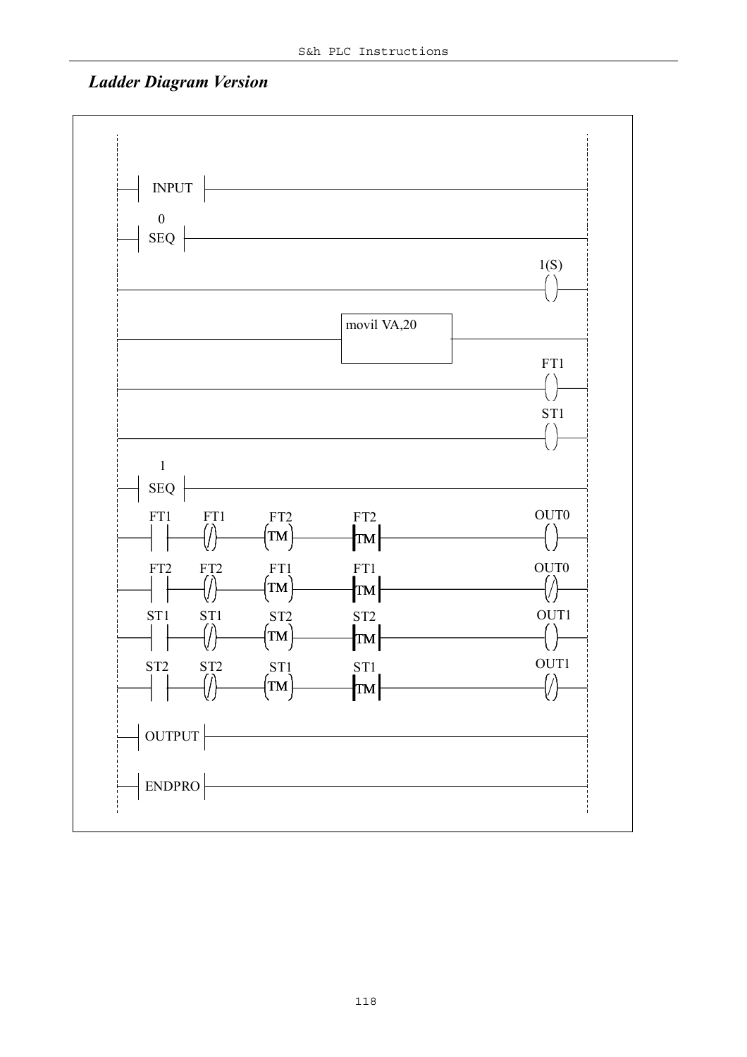## *Ladder Diagram Version*

```
|--| INPUT |------------------------------------------------------|
|   0                                                             |
|--| SEQ |--------------------------------------------------------|
|                                                         1(S)    |
|---------------------------------------------------------( )-----|
|                                                                 |
|---------------------------[ movil VA,20 ]-----------------------|
|                                                          FT1    |
|---------------------------------------------------------( )-----|
|                                                          ST1    |
|---------------------------------------------------------( )-----|
|   1                                                             |
|--| SEQ |--------------------------------------------------------|
|  FT1     FT1      FT2       FT2                         OUT0    |
|--| |----(/)-----(TM)-------|TM|-------------------------( )-----|
|  FT2     FT2      FT1       FT1                         OUT0    |
|--| |----(/)-----(TM)-------|TM|-------------------------(/)-----|
|  ST1     ST1      ST2       ST2                         OUT1    |
|--| |----(/)-----(TM)-------|TM|-------------------------( )-----|
|  ST2     ST2      ST1       ST1                         OUT1    |
|--| |----(/)-----(TM)-------|TM|-------------------------(/)-----|
|                                                                 |
|--| OUTPUT |-----------------------------------------------------|
|                                                                 |
|--| ENDPRO |-----------------------------------------------------|
```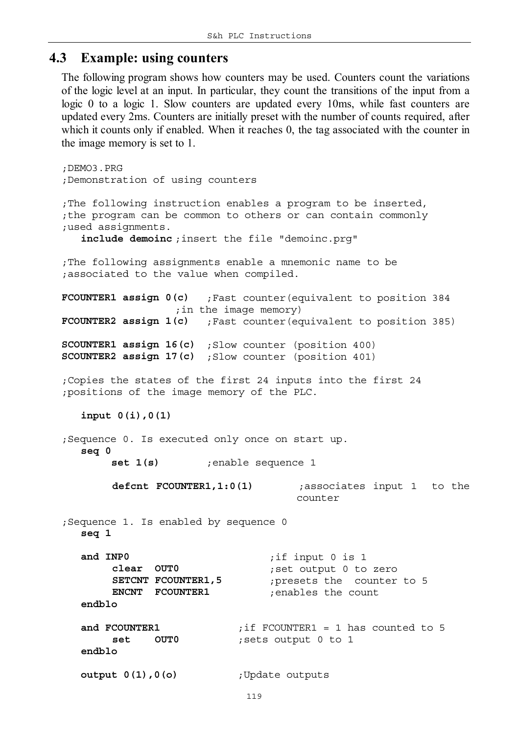## 4.3 Example: using counters

The following program shows how counters may be used. Counters count the variations of the logic level at an input. In particular, they count the transitions of the input from a logic 0 to a logic 1. Slow counters are updated every 10ms, while fast counters are updated every 2ms. Counters are initially preset with the number of counts required, after which it counts only if enabled. When it reaches 0, the tag associated with the counter in the image memory is set to 1.

```
;DEMO3.PRG
;Demonstration of using counters

;The following instruction enables a program to be inserted,
;the program can be common to others or can contain commonly
;used assignments.
   include demoinc ;insert the file "demoinc.prg"

;The following assignments enable a mnemonic name to be
;associated to the value when compiled.

FCOUNTER1 assign 0(c)   ;Fast counter(equivalent to position 384
                 ;in the image memory)
FCOUNTER2 assign 1(c)   ;Fast counter(equivalent to position 385)

SCOUNTER1 assign 16(c)  ;Slow counter (position 400)
SCOUNTER2 assign 17(c)  ;Slow counter (position 401)

;Copies the states of the first 24 inputs into the first 24
;positions of the image memory of the PLC.

   input 0(i),0(1)

;Sequence 0. Is executed only once on start up.
   seq 0
      set 1(s)        ;enable sequence 1

      defcnt FCOUNTER1,1:0(1)        ;associates input 1  to the
                                     counter

;Sequence 1. Is enabled by sequence 0
   seq 1

   and INP0                     ;if input 0 is 1
      clear  OUT0               ;set output 0 to zero
      SETCNT FCOUNTER1,5        ;presets the  counter to 5
      ENCNT  FCOUNTER1          ;enables the count
   endblo

   and FCOUNTER1             ;if FCOUNTER1 = 1 has counted to 5
      set    OUT0            ;sets output 0 to 1
   endblo

   output 0(1),0(o)          ;Update outputs
```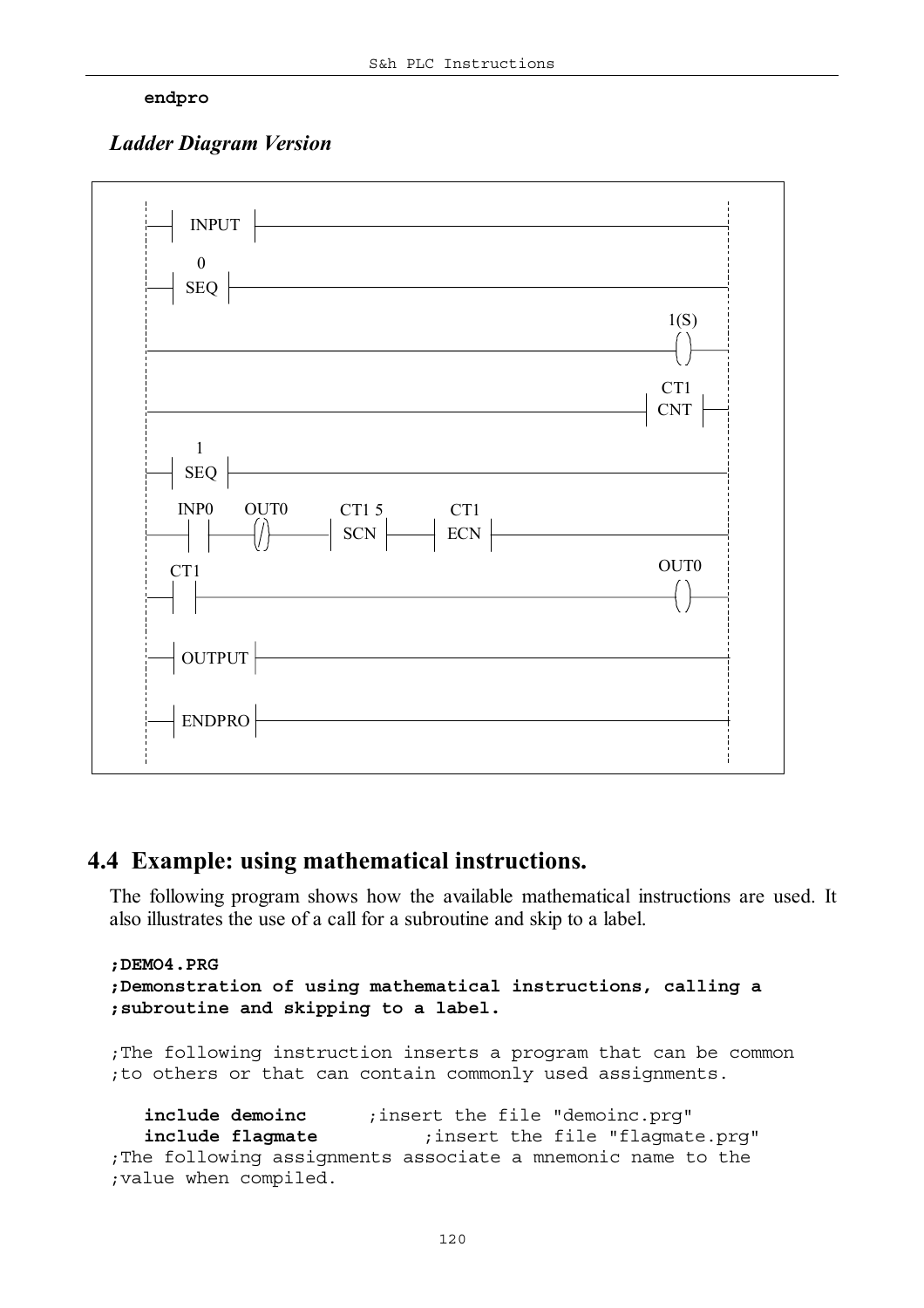```
   endpro
```

*Ladder Diagram Version*

```
--| INPUT |------------------------------------------------------

     0
--| SEQ |--------------------------------------------------------

                                                          1(S)
----------------------------------------------------------( )----

                                                          CT1
-------------------------------------------------------| CNT |---

     1
--| SEQ |--------------------------------------------------------

  INP0     OUT0      CT1 5     CT1
--| |------(/)------| SCN |---| ECN |----------------------------

  CT1                                                     OUT0
--| |-----------------------------------------------------( )----

--| OUTPUT |-----------------------------------------------------

--| ENDPRO |-----------------------------------------------------
```

## 4.4 Example: using mathematical instructions.

The following program shows how the available mathematical instructions are used. It also illustrates the use of a call for a subroutine and skip to a label.

```
;DEMO4.PRG
;Demonstration of using mathematical instructions, calling a
;subroutine and skipping to a label.

;The following instruction inserts a program that can be common
;to others or that can contain commonly used assignments.

   include demoinc      ;insert the file "demoinc.prg"
   include flagmate          ;insert the file "flagmate.prg"
;The following assignments associate a mnemonic name to the
;value when compiled.
```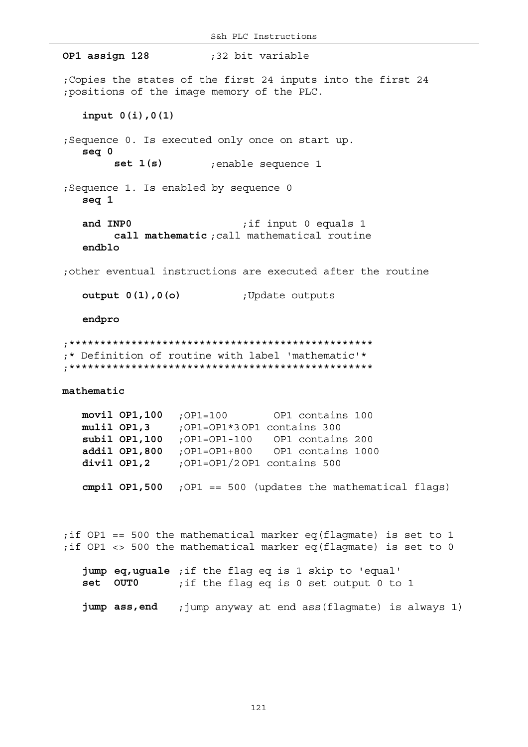```
OP1 assign 128          ;32 bit variable

;Copies the states of the first 24 inputs into the first 24
;positions of the image memory of the PLC.

   input 0(i),0(1)

;Sequence 0. Is executed only once on start up.
   seq 0
        set 1(s)        ;enable sequence 1

;Sequence 1. Is enabled by sequence 0
   seq 1

   and INP0                  ;if input 0 equals 1
        call mathematic ;call mathematical routine
   endblo

;other eventual instructions are executed after the routine

   output 0(1),0(o)          ;Update outputs

   endpro

;************************************************
;* Definition of routine with label 'mathematic'*
;************************************************

mathematic

   movil OP1,100  ;OP1=100       OP1 contains 100
   mulil OP1,3    ;OP1=OP1*3 OP1 contains 300
   subil OP1,100  ;OP1=OP1-100   OP1 contains 200
   addil OP1,800  ;OP1=OP1+800   OP1 contains 1000
   divil OP1,2    ;OP1=OP1/2 OP1 contains 500

   cmpil OP1,500  ;OP1 == 500 (updates the mathematical flags)


;if OP1 == 500 the mathematical marker eq(flagmate) is set to 1
;if OP1 <> 500 the mathematical marker eq(flagmate) is set to 0

   jump eq,uguale ;if the flag eq is 1 skip to 'equal'
   set  OUT0      ;if the flag eq is 0 set output 0 to 1

   jump ass,end   ;jump anyway at end ass(flagmate) is always 1)
```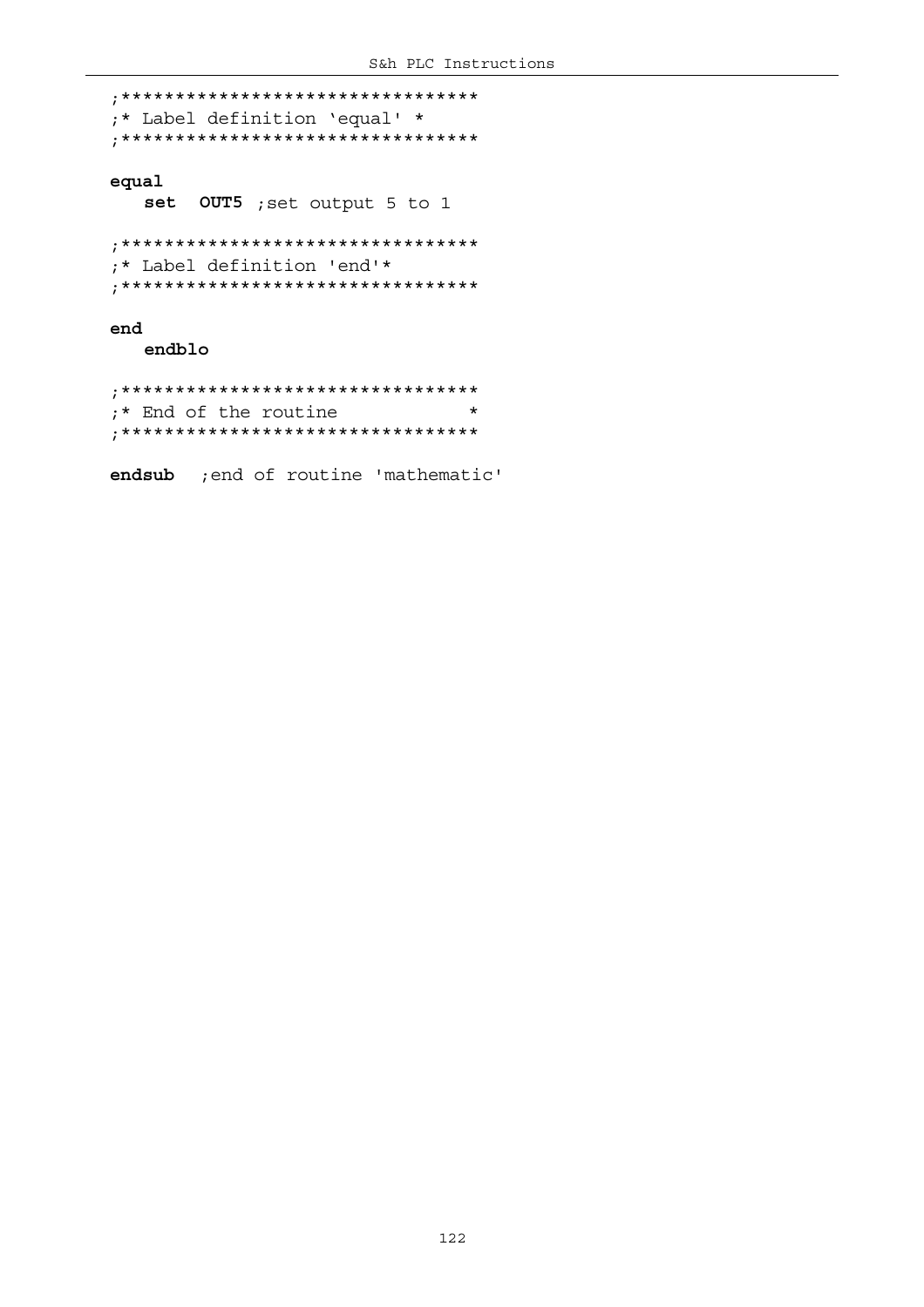```
;*********************************
;* Label definition ‘equal' *
;*********************************

equal
   set  OUT5 ;set output 5 to 1

;*********************************
;* Label definition 'end'*
;*********************************

end
   endblo

;*********************************
;* End of the routine            *
;*********************************

endsub  ;end of routine 'mathematic'
```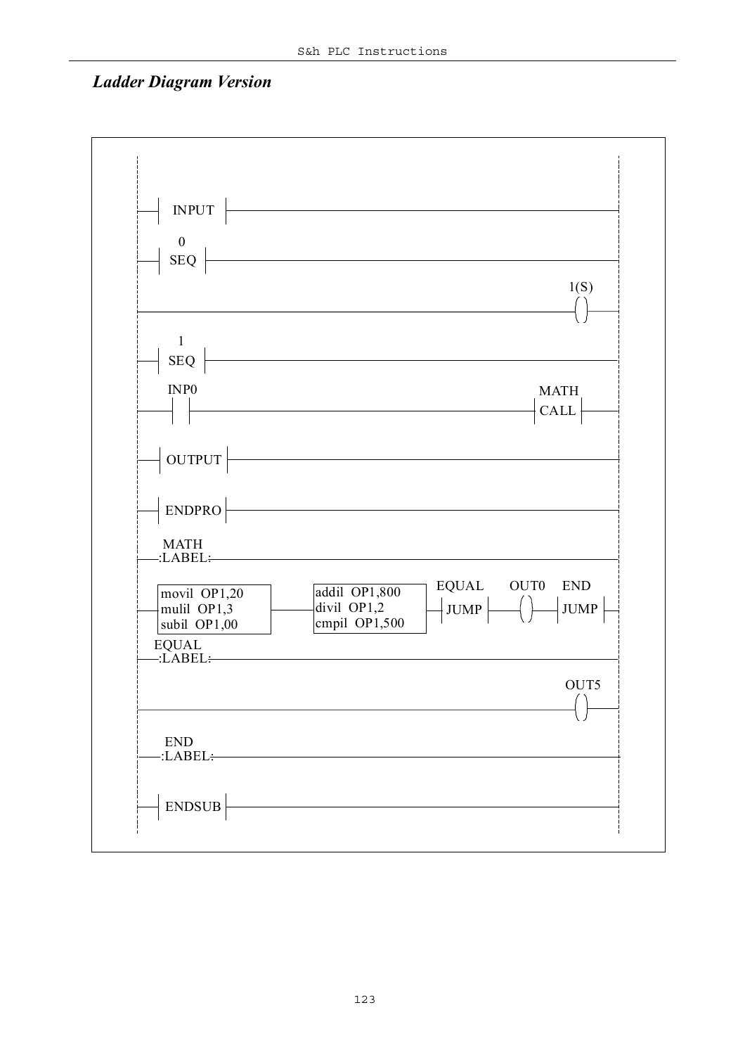## *Ladder Diagram Version*

```
|--| INPUT |--------------------------------------------------------|
|
|     0
|--| SEQ |----------------------------------------------------------|
|
|                                                               1(S)
|-----------------------------------------------------------------( )--|
|
|     1
|--| SEQ |----------------------------------------------------------|
|
|   INP0                                                    MATH
|---| |---------------------------------------------------| CALL |--|
|
|--| OUTPUT |-------------------------------------------------------|
|
|--| ENDPRO |-------------------------------------------------------|
|
|   MATH
|--:LABEL:-----------------------------------------------------------|
|
|   +------------------+     +------------------+   EQUAL    OUT0   END
|---| movil  OP1,20    |-----| addil  OP1,800   |--| JUMP |---( )---| JUMP |--|
|   | mulil  OP1,3     |     | divil  OP1,2     |
|   | subil  OP1,00    |     | cmpil  OP1,500   |
|   +------------------+     +------------------+
|  EQUAL
|--:LABEL:-----------------------------------------------------------|
|
|                                                               OUT5
|-----------------------------------------------------------------( )--|
|
|   END
|--:LABEL:-----------------------------------------------------------|
|
|--| ENDSUB |-------------------------------------------------------|
```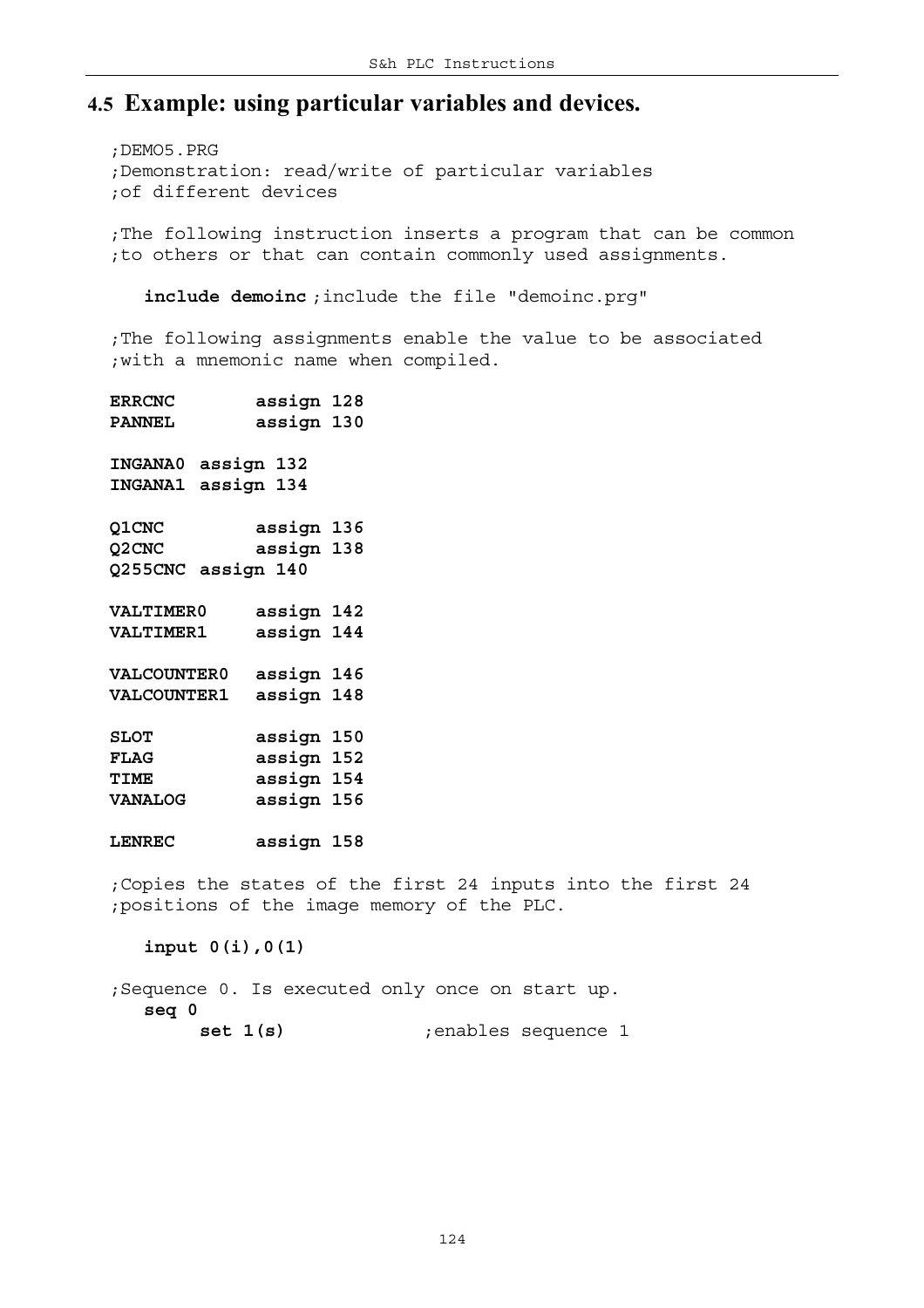## 4.5 Example: using particular variables and devices.

```
;DEMO5.PRG
;Demonstration: read/write of particular variables
;of different devices

;The following instruction inserts a program that can be common
;to others or that can contain commonly used assignments.

   include demoinc ;include the file "demoinc.prg"

;The following assignments enable the value to be associated
;with a mnemonic name when compiled.

ERRCNC        assign 128
PANNEL        assign 130

INGANA0  assign 132
INGANA1  assign 134

Q1CNC         assign 136
Q2CNC         assign 138
Q255CNC  assign 140

VALTIMER0     assign 142
VALTIMER1     assign 144

VALCOUNTER0   assign 146
VALCOUNTER1   assign 148

SLOT          assign 150
FLAG          assign 152
TIME          assign 154
VANALOG       assign 156

LENREC        assign 158

;Copies the states of the first 24 inputs into the first 24
;positions of the image memory of the PLC.

   input 0(i),0(1)

;Sequence 0. Is executed only once on start up.
   seq 0
        set 1(s)            ;enables sequence 1
```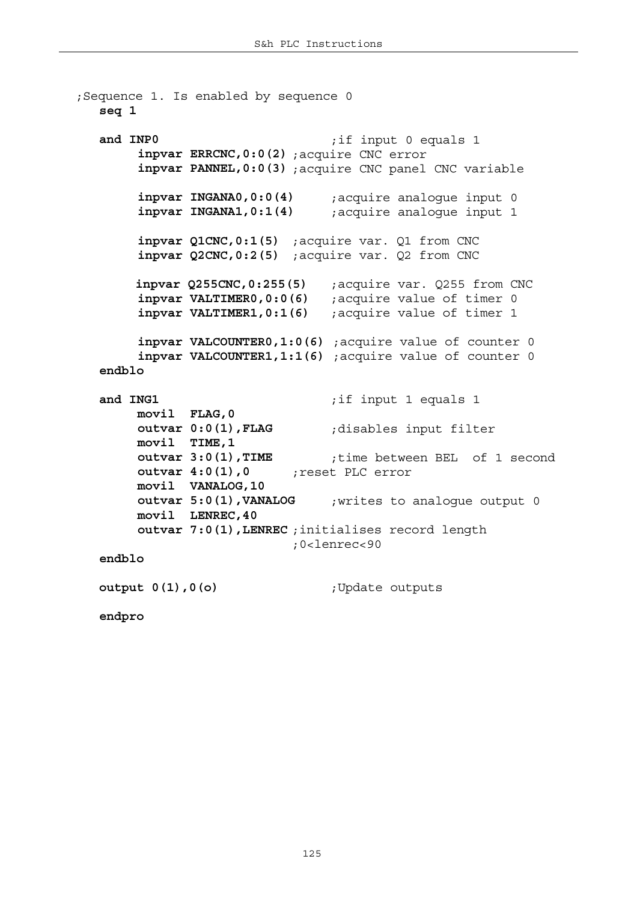```
;Sequence 1. Is enabled by sequence 0
   seq 1

   and INP0                        ;if input 0 equals 1
        inpvar ERRCNC,0:0(2) ;acquire CNC error
        inpvar PANNEL,0:0(3) ;acquire CNC panel CNC variable

        inpvar INGANA0,0:0(4)      ;acquire analogue input 0
        inpvar INGANA1,0:1(4)      ;acquire analogue input 1

        inpvar Q1CNC,0:1(5)  ;acquire var. Q1 from CNC
        inpvar Q2CNC,0:2(5)  ;acquire var. Q2 from CNC

        inpvar Q255CNC,0:255(5)    ;acquire var. Q255 from CNC
        inpvar VALTIMER0,0:0(6)    ;acquire value of timer 0
        inpvar VALTIMER1,0:1(6)    ;acquire value of timer 1

        inpvar VALCOUNTER0,1:0(6) ;acquire value of counter 0
        inpvar VALCOUNTER1,1:1(6) ;acquire value of counter 0
   endblo

   and ING1                        ;if input 1 equals 1
        movil  FLAG,0
        outvar 0:0(1),FLAG         ;disables input filter
        movil  TIME,1
        outvar 3:0(1),TIME         ;time between BEL  of 1 second
        outvar 4:0(1),0      ;reset PLC error
        movil  VANALOG,10
        outvar 5:0(1),VANALOG      ;writes to analogue output 0
        movil  LENREC,40
        outvar 7:0(1),LENREC ;initialises record length
                             ;0<lenrec<90
   endblo

   output 0(1),0(o)                ;Update outputs

   endpro
```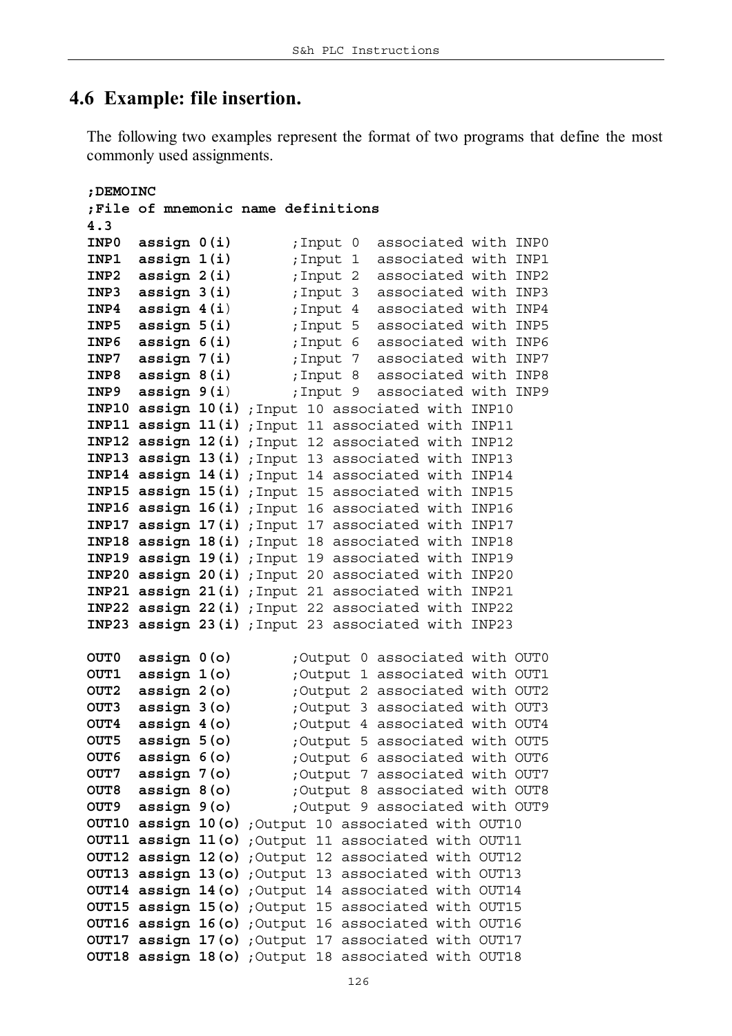## 4.6 Example: file insertion.

The following two examples represent the format of two programs that define the most commonly used assignments.

```
;DEMOINC
;File of mnemonic name definitions
4.3
INP0  assign 0(i)       ;Input 0  associated with INP0
INP1  assign 1(i)       ;Input 1  associated with INP1
INP2  assign 2(i)       ;Input 2  associated with INP2
INP3  assign 3(i)       ;Input 3  associated with INP3
INP4  assign 4(i)       ;Input 4  associated with INP4
INP5  assign 5(i)       ;Input 5  associated with INP5
INP6  assign 6(i)       ;Input 6  associated with INP6
INP7  assign 7(i)       ;Input 7  associated with INP7
INP8  assign 8(i)       ;Input 8  associated with INP8
INP9  assign 9(i)       ;Input 9  associated with INP9
INP10 assign 10(i) ;Input 10 associated with INP10
INP11 assign 11(i) ;Input 11 associated with INP11
INP12 assign 12(i) ;Input 12 associated with INP12
INP13 assign 13(i) ;Input 13 associated with INP13
INP14 assign 14(i) ;Input 14 associated with INP14
INP15 assign 15(i) ;Input 15 associated with INP15
INP16 assign 16(i) ;Input 16 associated with INP16
INP17 assign 17(i) ;Input 17 associated with INP17
INP18 assign 18(i) ;Input 18 associated with INP18
INP19 assign 19(i) ;Input 19 associated with INP19
INP20 assign 20(i) ;Input 20 associated with INP20
INP21 assign 21(i) ;Input 21 associated with INP21
INP22 assign 22(i) ;Input 22 associated with INP22
INP23 assign 23(i) ;Input 23 associated with INP23

OUT0  assign 0(o)       ;Output 0 associated with OUT0
OUT1  assign 1(o)       ;Output 1 associated with OUT1
OUT2  assign 2(o)       ;Output 2 associated with OUT2
OUT3  assign 3(o)       ;Output 3 associated with OUT3
OUT4  assign 4(o)       ;Output 4 associated with OUT4
OUT5  assign 5(o)       ;Output 5 associated with OUT5
OUT6  assign 6(o)       ;Output 6 associated with OUT6
OUT7  assign 7(o)       ;Output 7 associated with OUT7
OUT8  assign 8(o)       ;Output 8 associated with OUT8
OUT9  assign 9(o)       ;Output 9 associated with OUT9
OUT10 assign 10(o) ;Output 10 associated with OUT10
OUT11 assign 11(o) ;Output 11 associated with OUT11
OUT12 assign 12(o) ;Output 12 associated with OUT12
OUT13 assign 13(o) ;Output 13 associated with OUT13
OUT14 assign 14(o) ;Output 14 associated with OUT14
OUT15 assign 15(o) ;Output 15 associated with OUT15
OUT16 assign 16(o) ;Output 16 associated with OUT16
OUT17 assign 17(o) ;Output 17 associated with OUT17
OUT18 assign 18(o) ;Output 18 associated with OUT18
```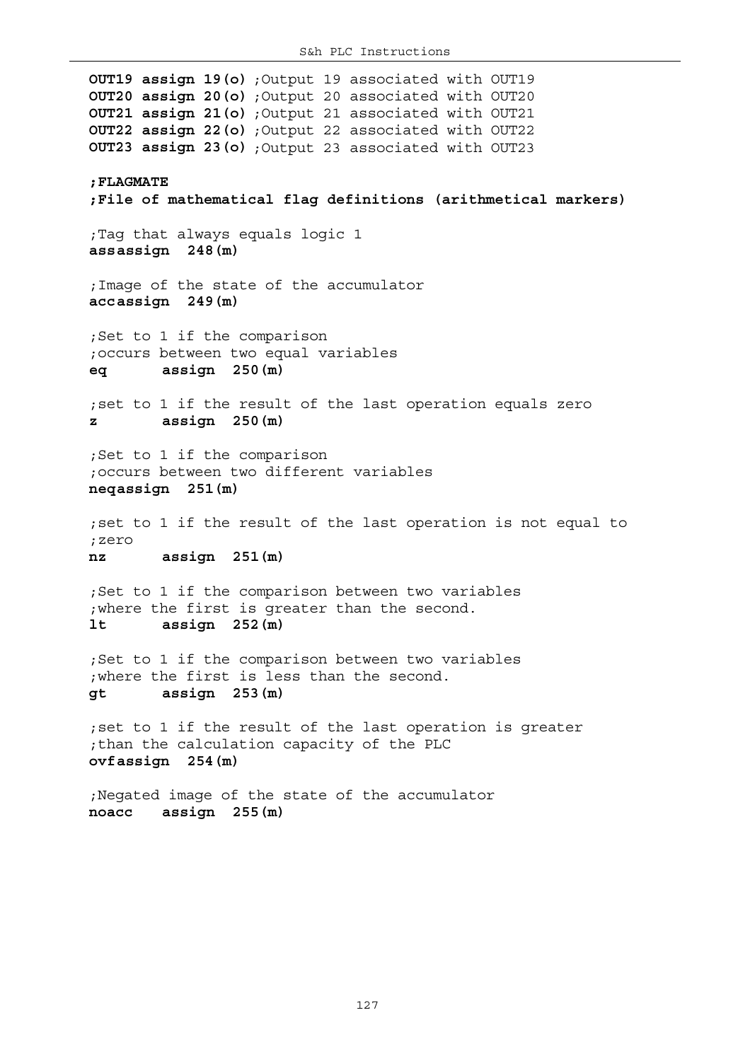```
OUT19 assign 19(o) ;Output 19 associated with OUT19
OUT20 assign 20(o) ;Output 20 associated with OUT20
OUT21 assign 21(o) ;Output 21 associated with OUT21
OUT22 assign 22(o) ;Output 22 associated with OUT22
OUT23 assign 23(o) ;Output 23 associated with OUT23

;FLAGMATE
;File of mathematical flag definitions (arithmetical markers)

;Tag that always equals logic 1
assassign  248(m)

;Image of the state of the accumulator
accassign  249(m)

;Set to 1 if the comparison
;occurs between two equal variables
eq      assign  250(m)

;set to 1 if the result of the last operation equals zero
z       assign  250(m)

;Set to 1 if the comparison
;occurs between two different variables
neqassign  251(m)

;set to 1 if the result of the last operation is not equal to
;zero
nz      assign  251(m)

;Set to 1 if the comparison between two variables
;where the first is greater than the second.
lt      assign  252(m)

;Set to 1 if the comparison between two variables
;where the first is less than the second.
gt      assign  253(m)

;set to 1 if the result of the last operation is greater
;than the calculation capacity of the PLC
ovfassign  254(m)

;Negated image of the state of the accumulator
noacc   assign  255(m)
```